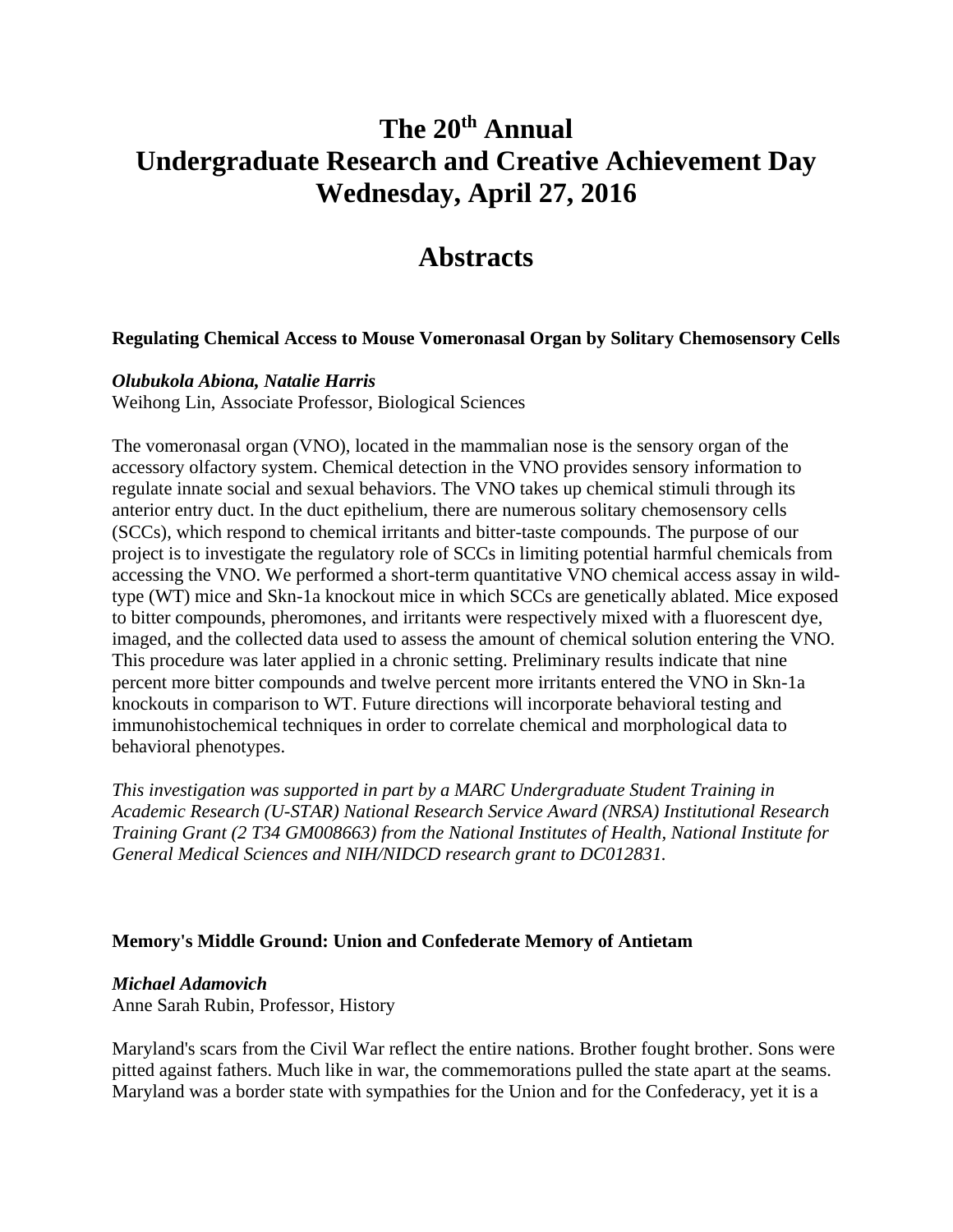# The 20th Annual Undergraduate Research and Creative Achievement Day Wednesday, April 27, 2016

# Abstracts

### Regulating Chemical Access to Mouse Vomeronasal Organ by Solitary Chemosensory Cells

***Olubukola Abiona, Natalie Harris***
Weihong Lin, Associate Professor, Biological Sciences

The vomeronasal organ (VNO), located in the mammalian nose is the sensory organ of the accessory olfactory system. Chemical detection in the VNO provides sensory information to regulate innate social and sexual behaviors. The VNO takes up chemical stimuli through its anterior entry duct. In the duct epithelium, there are numerous solitary chemosensory cells (SCCs), which respond to chemical irritants and bitter-taste compounds. The purpose of our project is to investigate the regulatory role of SCCs in limiting potential harmful chemicals from accessing the VNO. We performed a short-term quantitative VNO chemical access assay in wild-type (WT) mice and Skn-1a knockout mice in which SCCs are genetically ablated. Mice exposed to bitter compounds, pheromones, and irritants were respectively mixed with a fluorescent dye, imaged, and the collected data used to assess the amount of chemical solution entering the VNO. This procedure was later applied in a chronic setting. Preliminary results indicate that nine percent more bitter compounds and twelve percent more irritants entered the VNO in Skn-1a knockouts in comparison to WT. Future directions will incorporate behavioral testing and immunohistochemical techniques in order to correlate chemical and morphological data to behavioral phenotypes.

*This investigation was supported in part by a MARC Undergraduate Student Training in Academic Research (U-STAR) National Research Service Award (NRSA) Institutional Research Training Grant (2 T34 GM008663) from the National Institutes of Health, National Institute for General Medical Sciences and NIH/NIDCD research grant to DC012831.*

### Memory's Middle Ground: Union and Confederate Memory of Antietam

***Michael Adamovich***
Anne Sarah Rubin, Professor, History

Maryland's scars from the Civil War reflect the entire nations. Brother fought brother. Sons were pitted against fathers. Much like in war, the commemorations pulled the state apart at the seams. Maryland was a border state with sympathies for the Union and for the Confederacy, yet it is a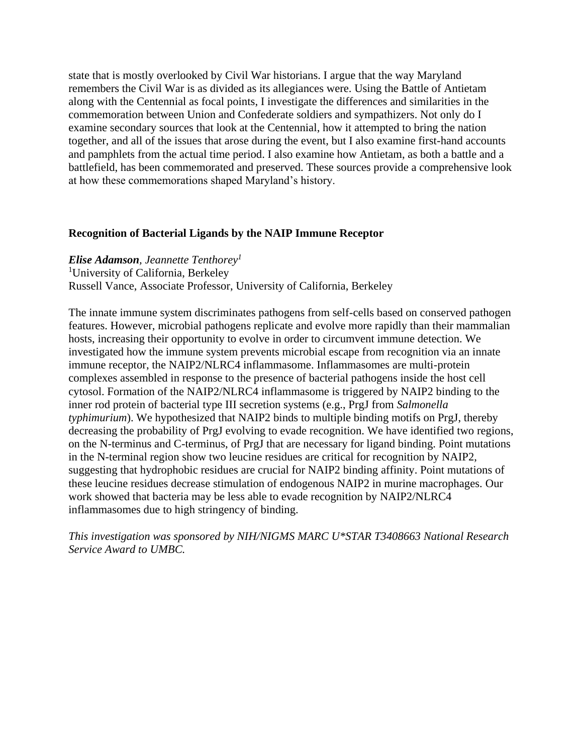state that is mostly overlooked by Civil War historians. I argue that the way Maryland remembers the Civil War is as divided as its allegiances were. Using the Battle of Antietam along with the Centennial as focal points, I investigate the differences and similarities in the commemoration between Union and Confederate soldiers and sympathizers. Not only do I examine secondary sources that look at the Centennial, how it attempted to bring the nation together, and all of the issues that arose during the event, but I also examine first-hand accounts and pamphlets from the actual time period. I also examine how Antietam, as both a battle and a battlefield, has been commemorated and preserved. These sources provide a comprehensive look at how these commemorations shaped Maryland's history.

### Recognition of Bacterial Ligands by the NAIP Immune Receptor

***Elise Adamson***, *Jeannette Tenthorey*[1]
[1]University of California, Berkeley
Russell Vance, Associate Professor, University of California, Berkeley

The innate immune system discriminates pathogens from self-cells based on conserved pathogen features. However, microbial pathogens replicate and evolve more rapidly than their mammalian hosts, increasing their opportunity to evolve in order to circumvent immune detection. We investigated how the immune system prevents microbial escape from recognition via an innate immune receptor, the NAIP2/NLRC4 inflammasome. Inflammasomes are multi-protein complexes assembled in response to the presence of bacterial pathogens inside the host cell cytosol. Formation of the NAIP2/NLRC4 inflammasome is triggered by NAIP2 binding to the inner rod protein of bacterial type III secretion systems (e.g., PrgJ from *Salmonella typhimurium*). We hypothesized that NAIP2 binds to multiple binding motifs on PrgJ, thereby decreasing the probability of PrgJ evolving to evade recognition. We have identified two regions, on the N-terminus and C-terminus, of PrgJ that are necessary for ligand binding. Point mutations in the N-terminal region show two leucine residues are critical for recognition by NAIP2, suggesting that hydrophobic residues are crucial for NAIP2 binding affinity. Point mutations of these leucine residues decrease stimulation of endogenous NAIP2 in murine macrophages. Our work showed that bacteria may be less able to evade recognition by NAIP2/NLRC4 inflammasomes due to high stringency of binding.

*This investigation was sponsored by NIH/NIGMS MARC U*STAR T3408663 National Research Service Award to UMBC.*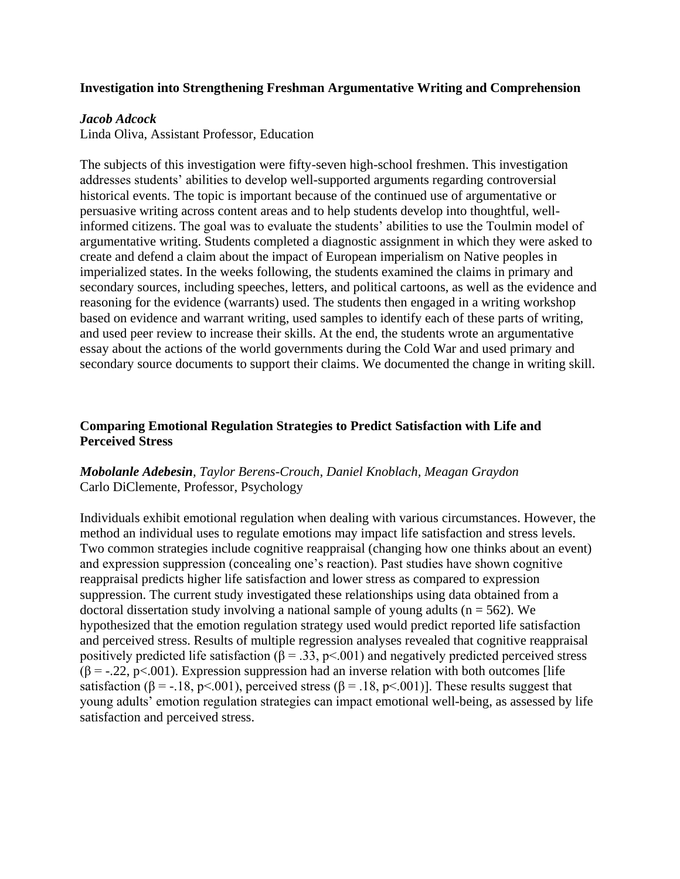### Investigation into Strengthening Freshman Argumentative Writing and Comprehension

***Jacob Adcock***
Linda Oliva, Assistant Professor, Education

The subjects of this investigation were fifty-seven high-school freshmen. This investigation addresses students' abilities to develop well-supported arguments regarding controversial historical events. The topic is important because of the continued use of argumentative or persuasive writing across content areas and to help students develop into thoughtful, well-informed citizens. The goal was to evaluate the students' abilities to use the Toulmin model of argumentative writing. Students completed a diagnostic assignment in which they were asked to create and defend a claim about the impact of European imperialism on Native peoples in imperialized states. In the weeks following, the students examined the claims in primary and secondary sources, including speeches, letters, and political cartoons, as well as the evidence and reasoning for the evidence (warrants) used. The students then engaged in a writing workshop based on evidence and warrant writing, used samples to identify each of these parts of writing, and used peer review to increase their skills. At the end, the students wrote an argumentative essay about the actions of the world governments during the Cold War and used primary and secondary source documents to support their claims. We documented the change in writing skill.

### Comparing Emotional Regulation Strategies to Predict Satisfaction with Life and Perceived Stress

***Mobolanle Adebesin****, Taylor Berens-Crouch, Daniel Knoblach, Meagan Graydon*
Carlo DiClemente, Professor, Psychology

Individuals exhibit emotional regulation when dealing with various circumstances. However, the method an individual uses to regulate emotions may impact life satisfaction and stress levels. Two common strategies include cognitive reappraisal (changing how one thinks about an event) and expression suppression (concealing one's reaction). Past studies have shown cognitive reappraisal predicts higher life satisfaction and lower stress as compared to expression suppression. The current study investigated these relationships using data obtained from a doctoral dissertation study involving a national sample of young adults ($n = 562$). We hypothesized that the emotion regulation strategy used would predict reported life satisfaction and perceived stress. Results of multiple regression analyses revealed that cognitive reappraisal positively predicted life satisfaction ($\beta = .33$, $p<.001$) and negatively predicted perceived stress ($\beta = -.22$, $p<.001$). Expression suppression had an inverse relation with both outcomes [life satisfaction ($\beta = -.18$, $p<.001$), perceived stress ($\beta = .18$, $p<.001$)]. These results suggest that young adults' emotion regulation strategies can impact emotional well-being, as assessed by life satisfaction and perceived stress.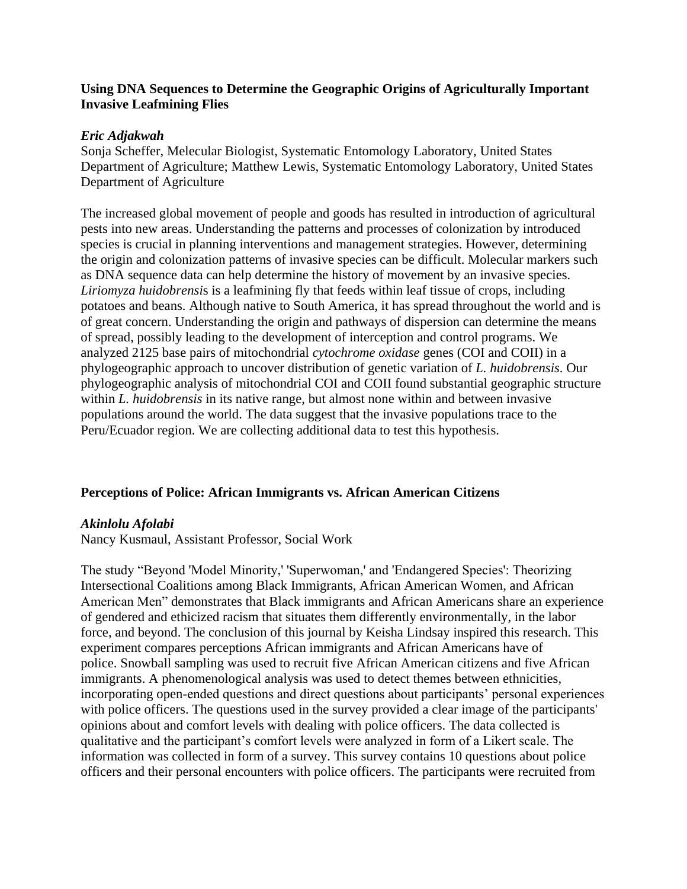### Using DNA Sequences to Determine the Geographic Origins of Agriculturally Important Invasive Leafmining Flies

***Eric Adjakwah***

Sonja Scheffer, Melecular Biologist, Systematic Entomology Laboratory, United States Department of Agriculture; Matthew Lewis, Systematic Entomology Laboratory, United States Department of Agriculture

The increased global movement of people and goods has resulted in introduction of agricultural pests into new areas. Understanding the patterns and processes of colonization by introduced species is crucial in planning interventions and management strategies. However, determining the origin and colonization patterns of invasive species can be difficult. Molecular markers such as DNA sequence data can help determine the history of movement by an invasive species. *Liriomyza huidobrensi*s is a leafmining fly that feeds within leaf tissue of crops, including potatoes and beans. Although native to South America, it has spread throughout the world and is of great concern. Understanding the origin and pathways of dispersion can determine the means of spread, possibly leading to the development of interception and control programs. We analyzed 2125 base pairs of mitochondrial *cytochrome oxidase* genes (COI and COII) in a phylogeographic approach to uncover distribution of genetic variation of *L. huidobrensis*. Our phylogeographic analysis of mitochondrial COI and COII found substantial geographic structure within *L. huidobrensis* in its native range, but almost none within and between invasive populations around the world. The data suggest that the invasive populations trace to the Peru/Ecuador region. We are collecting additional data to test this hypothesis.

### Perceptions of Police: African Immigrants vs. African American Citizens

***Akinlolu Afolabi***

Nancy Kusmaul, Assistant Professor, Social Work

The study "Beyond 'Model Minority,' 'Superwoman,' and 'Endangered Species': Theorizing Intersectional Coalitions among Black Immigrants, African American Women, and African American Men" demonstrates that Black immigrants and African Americans share an experience of gendered and ethicized racism that situates them differently environmentally, in the labor force, and beyond. The conclusion of this journal by Keisha Lindsay inspired this research. This experiment compares perceptions African immigrants and African Americans have of police. Snowball sampling was used to recruit five African American citizens and five African immigrants. A phenomenological analysis was used to detect themes between ethnicities, incorporating open-ended questions and direct questions about participants' personal experiences with police officers. The questions used in the survey provided a clear image of the participants' opinions about and comfort levels with dealing with police officers. The data collected is qualitative and the participant's comfort levels were analyzed in form of a Likert scale. The information was collected in form of a survey. This survey contains 10 questions about police officers and their personal encounters with police officers. The participants were recruited from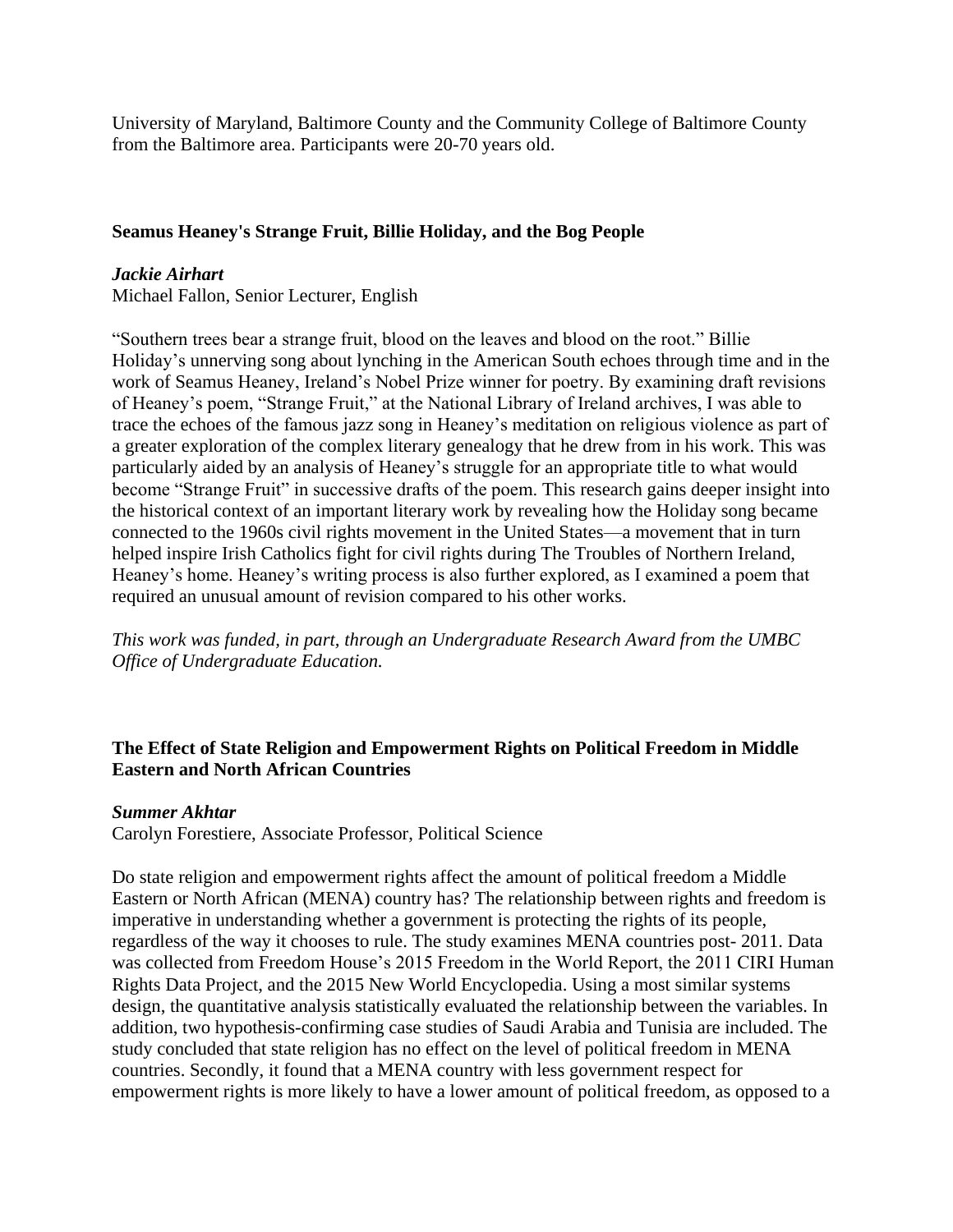University of Maryland, Baltimore County and the Community College of Baltimore County from the Baltimore area. Participants were 20-70 years old.

## Seamus Heaney's Strange Fruit, Billie Holiday, and the Bog People

***Jackie Airhart***
Michael Fallon, Senior Lecturer, English

"Southern trees bear a strange fruit, blood on the leaves and blood on the root." Billie Holiday's unnerving song about lynching in the American South echoes through time and in the work of Seamus Heaney, Ireland's Nobel Prize winner for poetry. By examining draft revisions of Heaney's poem, "Strange Fruit," at the National Library of Ireland archives, I was able to trace the echoes of the famous jazz song in Heaney's meditation on religious violence as part of a greater exploration of the complex literary genealogy that he drew from in his work. This was particularly aided by an analysis of Heaney's struggle for an appropriate title to what would become "Strange Fruit" in successive drafts of the poem. This research gains deeper insight into the historical context of an important literary work by revealing how the Holiday song became connected to the 1960s civil rights movement in the United States—a movement that in turn helped inspire Irish Catholics fight for civil rights during The Troubles of Northern Ireland, Heaney's home. Heaney's writing process is also further explored, as I examined a poem that required an unusual amount of revision compared to his other works.

*This work was funded, in part, through an Undergraduate Research Award from the UMBC Office of Undergraduate Education.*

## The Effect of State Religion and Empowerment Rights on Political Freedom in Middle Eastern and North African Countries

***Summer Akhtar***
Carolyn Forestiere, Associate Professor, Political Science

Do state religion and empowerment rights affect the amount of political freedom a Middle Eastern or North African (MENA) country has? The relationship between rights and freedom is imperative in understanding whether a government is protecting the rights of its people, regardless of the way it chooses to rule. The study examines MENA countries post- 2011. Data was collected from Freedom House's 2015 Freedom in the World Report, the 2011 CIRI Human Rights Data Project, and the 2015 New World Encyclopedia. Using a most similar systems design, the quantitative analysis statistically evaluated the relationship between the variables. In addition, two hypothesis-confirming case studies of Saudi Arabia and Tunisia are included. The study concluded that state religion has no effect on the level of political freedom in MENA countries. Secondly, it found that a MENA country with less government respect for empowerment rights is more likely to have a lower amount of political freedom, as opposed to a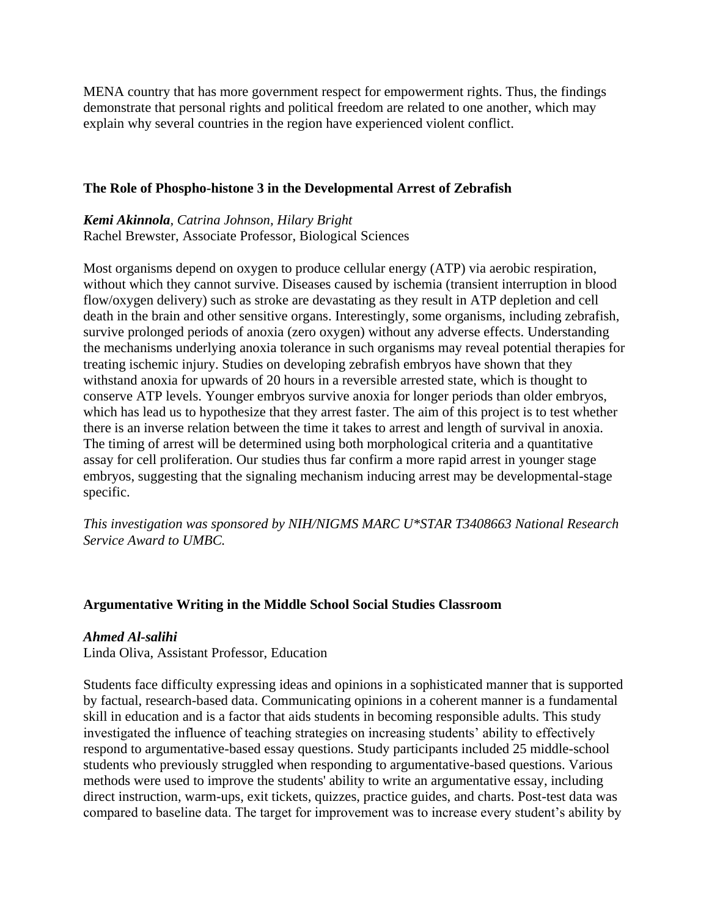MENA country that has more government respect for empowerment rights. Thus, the findings demonstrate that personal rights and political freedom are related to one another, which may explain why several countries in the region have experienced violent conflict.

### The Role of Phospho-histone 3 in the Developmental Arrest of Zebrafish

***Kemi Akinnola****, Catrina Johnson, Hilary Bright*
Rachel Brewster, Associate Professor, Biological Sciences

Most organisms depend on oxygen to produce cellular energy (ATP) via aerobic respiration, without which they cannot survive. Diseases caused by ischemia (transient interruption in blood flow/oxygen delivery) such as stroke are devastating as they result in ATP depletion and cell death in the brain and other sensitive organs. Interestingly, some organisms, including zebrafish, survive prolonged periods of anoxia (zero oxygen) without any adverse effects. Understanding the mechanisms underlying anoxia tolerance in such organisms may reveal potential therapies for treating ischemic injury. Studies on developing zebrafish embryos have shown that they withstand anoxia for upwards of 20 hours in a reversible arrested state, which is thought to conserve ATP levels. Younger embryos survive anoxia for longer periods than older embryos, which has lead us to hypothesize that they arrest faster. The aim of this project is to test whether there is an inverse relation between the time it takes to arrest and length of survival in anoxia. The timing of arrest will be determined using both morphological criteria and a quantitative assay for cell proliferation. Our studies thus far confirm a more rapid arrest in younger stage embryos, suggesting that the signaling mechanism inducing arrest may be developmental-stage specific.

*This investigation was sponsored by NIH/NIGMS MARC U*STAR T3408663 National Research Service Award to UMBC.*

### Argumentative Writing in the Middle School Social Studies Classroom

***Ahmed Al-salihi***
Linda Oliva, Assistant Professor, Education

Students face difficulty expressing ideas and opinions in a sophisticated manner that is supported by factual, research-based data. Communicating opinions in a coherent manner is a fundamental skill in education and is a factor that aids students in becoming responsible adults. This study investigated the influence of teaching strategies on increasing students' ability to effectively respond to argumentative-based essay questions. Study participants included 25 middle-school students who previously struggled when responding to argumentative-based questions. Various methods were used to improve the students' ability to write an argumentative essay, including direct instruction, warm-ups, exit tickets, quizzes, practice guides, and charts. Post-test data was compared to baseline data. The target for improvement was to increase every student's ability by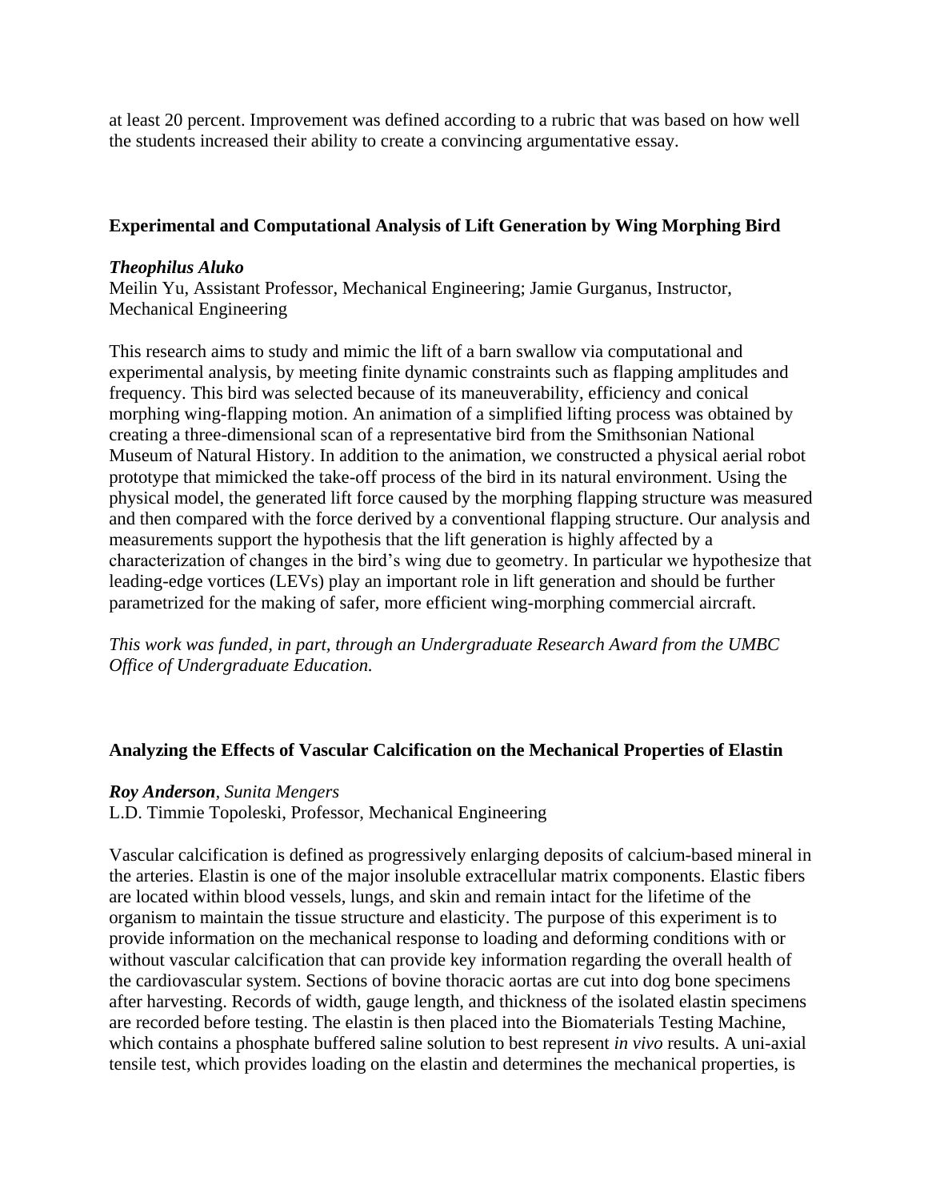at least 20 percent. Improvement was defined according to a rubric that was based on how well the students increased their ability to create a convincing argumentative essay.

### Experimental and Computational Analysis of Lift Generation by Wing Morphing Bird

***Theophilus Aluko***
Meilin Yu, Assistant Professor, Mechanical Engineering; Jamie Gurganus, Instructor, Mechanical Engineering

This research aims to study and mimic the lift of a barn swallow via computational and experimental analysis, by meeting finite dynamic constraints such as flapping amplitudes and frequency. This bird was selected because of its maneuverability, efficiency and conical morphing wing-flapping motion. An animation of a simplified lifting process was obtained by creating a three-dimensional scan of a representative bird from the Smithsonian National Museum of Natural History. In addition to the animation, we constructed a physical aerial robot prototype that mimicked the take-off process of the bird in its natural environment. Using the physical model, the generated lift force caused by the morphing flapping structure was measured and then compared with the force derived by a conventional flapping structure. Our analysis and measurements support the hypothesis that the lift generation is highly affected by a characterization of changes in the bird's wing due to geometry. In particular we hypothesize that leading-edge vortices (LEVs) play an important role in lift generation and should be further parametrized for the making of safer, more efficient wing-morphing commercial aircraft.

*This work was funded, in part, through an Undergraduate Research Award from the UMBC Office of Undergraduate Education.*

### Analyzing the Effects of Vascular Calcification on the Mechanical Properties of Elastin

***Roy Anderson**, Sunita Mengers*
L.D. Timmie Topoleski, Professor, Mechanical Engineering

Vascular calcification is defined as progressively enlarging deposits of calcium-based mineral in the arteries. Elastin is one of the major insoluble extracellular matrix components. Elastic fibers are located within blood vessels, lungs, and skin and remain intact for the lifetime of the organism to maintain the tissue structure and elasticity. The purpose of this experiment is to provide information on the mechanical response to loading and deforming conditions with or without vascular calcification that can provide key information regarding the overall health of the cardiovascular system. Sections of bovine thoracic aortas are cut into dog bone specimens after harvesting. Records of width, gauge length, and thickness of the isolated elastin specimens are recorded before testing. The elastin is then placed into the Biomaterials Testing Machine, which contains a phosphate buffered saline solution to best represent *in vivo* results. A uni-axial tensile test, which provides loading on the elastin and determines the mechanical properties, is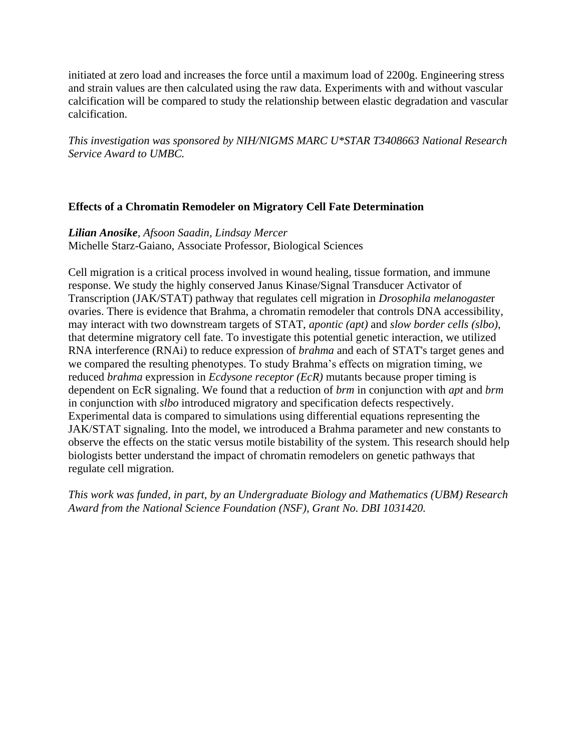initiated at zero load and increases the force until a maximum load of 2200g. Engineering stress and strain values are then calculated using the raw data. Experiments with and without vascular calcification will be compared to study the relationship between elastic degradation and vascular calcification.

*This investigation was sponsored by NIH/NIGMS MARC U*STAR T3408663 National Research Service Award to UMBC.*

### Effects of a Chromatin Remodeler on Migratory Cell Fate Determination

***Lilian Anosike***, *Afsoon Saadin, Lindsay Mercer*
Michelle Starz-Gaiano, Associate Professor, Biological Sciences

Cell migration is a critical process involved in wound healing, tissue formation, and immune response. We study the highly conserved Janus Kinase/Signal Transducer Activator of Transcription (JAK/STAT) pathway that regulates cell migration in *Drosophila melanogaste*r ovaries. There is evidence that Brahma, a chromatin remodeler that controls DNA accessibility, may interact with two downstream targets of STAT, *apontic (apt)* and *slow border cells (slbo)*, that determine migratory cell fate. To investigate this potential genetic interaction, we utilized RNA interference (RNAi) to reduce expression of *brahma* and each of STAT's target genes and we compared the resulting phenotypes. To study Brahma's effects on migration timing, we reduced *brahma* expression in *Ecdysone receptor (EcR)* mutants because proper timing is dependent on EcR signaling. We found that a reduction of *brm* in conjunction with *apt* and *brm* in conjunction with *slbo* introduced migratory and specification defects respectively. Experimental data is compared to simulations using differential equations representing the JAK/STAT signaling. Into the model, we introduced a Brahma parameter and new constants to observe the effects on the static versus motile bistability of the system. This research should help biologists better understand the impact of chromatin remodelers on genetic pathways that regulate cell migration.

*This work was funded, in part, by an Undergraduate Biology and Mathematics (UBM) Research Award from the National Science Foundation (NSF), Grant No. DBI 1031420.*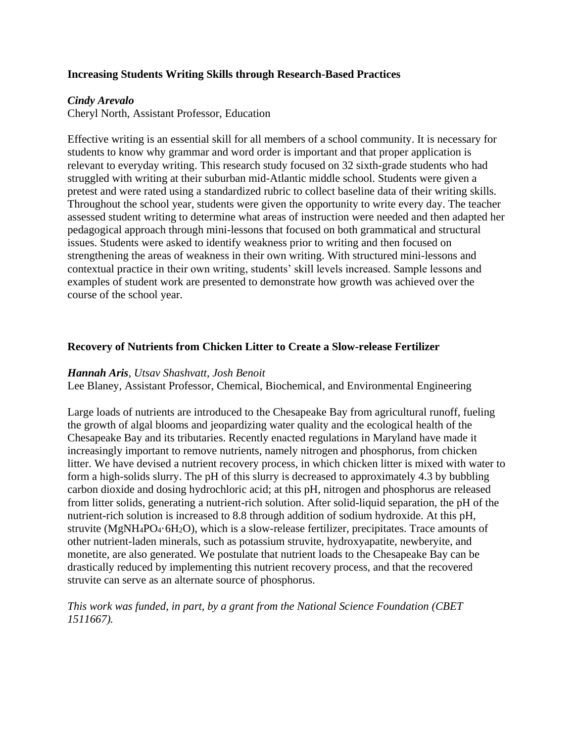**Increasing Students Writing Skills through Research-Based Practices**

***Cindy Arevalo***
Cheryl North, Assistant Professor, Education

Effective writing is an essential skill for all members of a school community. It is necessary for students to know why grammar and word order is important and that proper application is relevant to everyday writing. This research study focused on 32 sixth-grade students who had struggled with writing at their suburban mid-Atlantic middle school. Students were given a pretest and were rated using a standardized rubric to collect baseline data of their writing skills. Throughout the school year, students were given the opportunity to write every day. The teacher assessed student writing to determine what areas of instruction were needed and then adapted her pedagogical approach through mini-lessons that focused on both grammatical and structural issues. Students were asked to identify weakness prior to writing and then focused on strengthening the areas of weakness in their own writing. With structured mini-lessons and contextual practice in their own writing, students' skill levels increased. Sample lessons and examples of student work are presented to demonstrate how growth was achieved over the course of the school year.

**Recovery of Nutrients from Chicken Litter to Create a Slow-release Fertilizer**

***Hannah Aris****, Utsav Shashvatt, Josh Benoit*
Lee Blaney, Assistant Professor, Chemical, Biochemical, and Environmental Engineering

Large loads of nutrients are introduced to the Chesapeake Bay from agricultural runoff, fueling the growth of algal blooms and jeopardizing water quality and the ecological health of the Chesapeake Bay and its tributaries. Recently enacted regulations in Maryland have made it increasingly important to remove nutrients, namely nitrogen and phosphorus, from chicken litter. We have devised a nutrient recovery process, in which chicken litter is mixed with water to form a high-solids slurry. The pH of this slurry is decreased to approximately 4.3 by bubbling carbon dioxide and dosing hydrochloric acid; at this pH, nitrogen and phosphorus are released from litter solids, generating a nutrient-rich solution. After solid-liquid separation, the pH of the nutrient-rich solution is increased to 8.8 through addition of sodium hydroxide. At this pH, struvite ($MgNH_4PO_4 \cdot 6H_2O$), which is a slow-release fertilizer, precipitates. Trace amounts of other nutrient-laden minerals, such as potassium struvite, hydroxyapatite, newberyite, and monetite, are also generated. We postulate that nutrient loads to the Chesapeake Bay can be drastically reduced by implementing this nutrient recovery process, and that the recovered struvite can serve as an alternate source of phosphorus.

*This work was funded, in part, by a grant from the National Science Foundation (CBET 1511667).*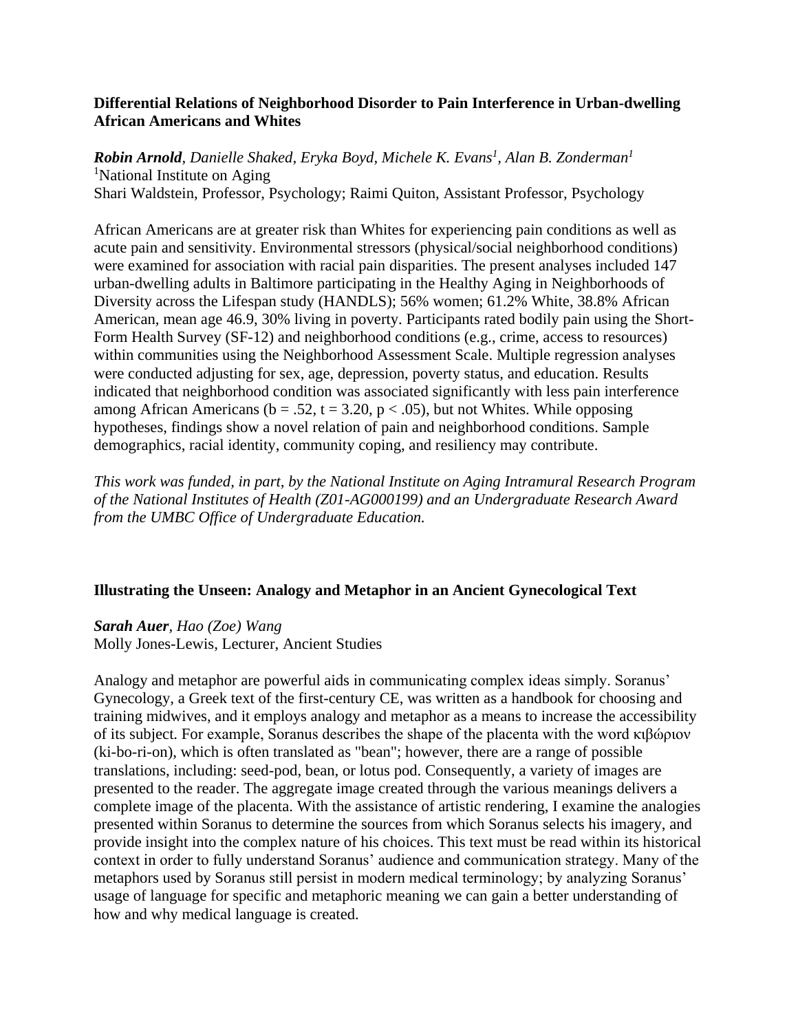### Differential Relations of Neighborhood Disorder to Pain Interference in Urban-dwelling African Americans and Whites

***Robin Arnold***, *Danielle Shaked, Eryka Boyd, Michele K. Evans*[1], *Alan B. Zonderman*[1]
[1]National Institute on Aging
Shari Waldstein, Professor, Psychology; Raimi Quiton, Assistant Professor, Psychology

African Americans are at greater risk than Whites for experiencing pain conditions as well as acute pain and sensitivity. Environmental stressors (physical/social neighborhood conditions) were examined for association with racial pain disparities. The present analyses included 147 urban-dwelling adults in Baltimore participating in the Healthy Aging in Neighborhoods of Diversity across the Lifespan study (HANDLS); 56% women; 61.2% White, 38.8% African American, mean age 46.9, 30% living in poverty. Participants rated bodily pain using the Short-Form Health Survey (SF-12) and neighborhood conditions (e.g., crime, access to resources) within communities using the Neighborhood Assessment Scale. Multiple regression analyses were conducted adjusting for sex, age, depression, poverty status, and education. Results indicated that neighborhood condition was associated significantly with less pain interference among African Americans ($b = .52$, $t = 3.20$, $p < .05$), but not Whites. While opposing hypotheses, findings show a novel relation of pain and neighborhood conditions. Sample demographics, racial identity, community coping, and resiliency may contribute.

*This work was funded, in part, by the National Institute on Aging Intramural Research Program of the National Institutes of Health (Z01-AG000199) and an Undergraduate Research Award from the UMBC Office of Undergraduate Education.*

### Illustrating the Unseen: Analogy and Metaphor in an Ancient Gynecological Text

***Sarah Auer***, *Hao (Zoe) Wang*
Molly Jones-Lewis, Lecturer, Ancient Studies

Analogy and metaphor are powerful aids in communicating complex ideas simply. Soranus' Gynecology, a Greek text of the first-century CE, was written as a handbook for choosing and training midwives, and it employs analogy and metaphor as a means to increase the accessibility of its subject. For example, Soranus describes the shape of the placenta with the word κιβώριον (ki-bo-ri-on), which is often translated as "bean"; however, there are a range of possible translations, including: seed-pod, bean, or lotus pod. Consequently, a variety of images are presented to the reader. The aggregate image created through the various meanings delivers a complete image of the placenta. With the assistance of artistic rendering, I examine the analogies presented within Soranus to determine the sources from which Soranus selects his imagery, and provide insight into the complex nature of his choices. This text must be read within its historical context in order to fully understand Soranus' audience and communication strategy. Many of the metaphors used by Soranus still persist in modern medical terminology; by analyzing Soranus' usage of language for specific and metaphoric meaning we can gain a better understanding of how and why medical language is created.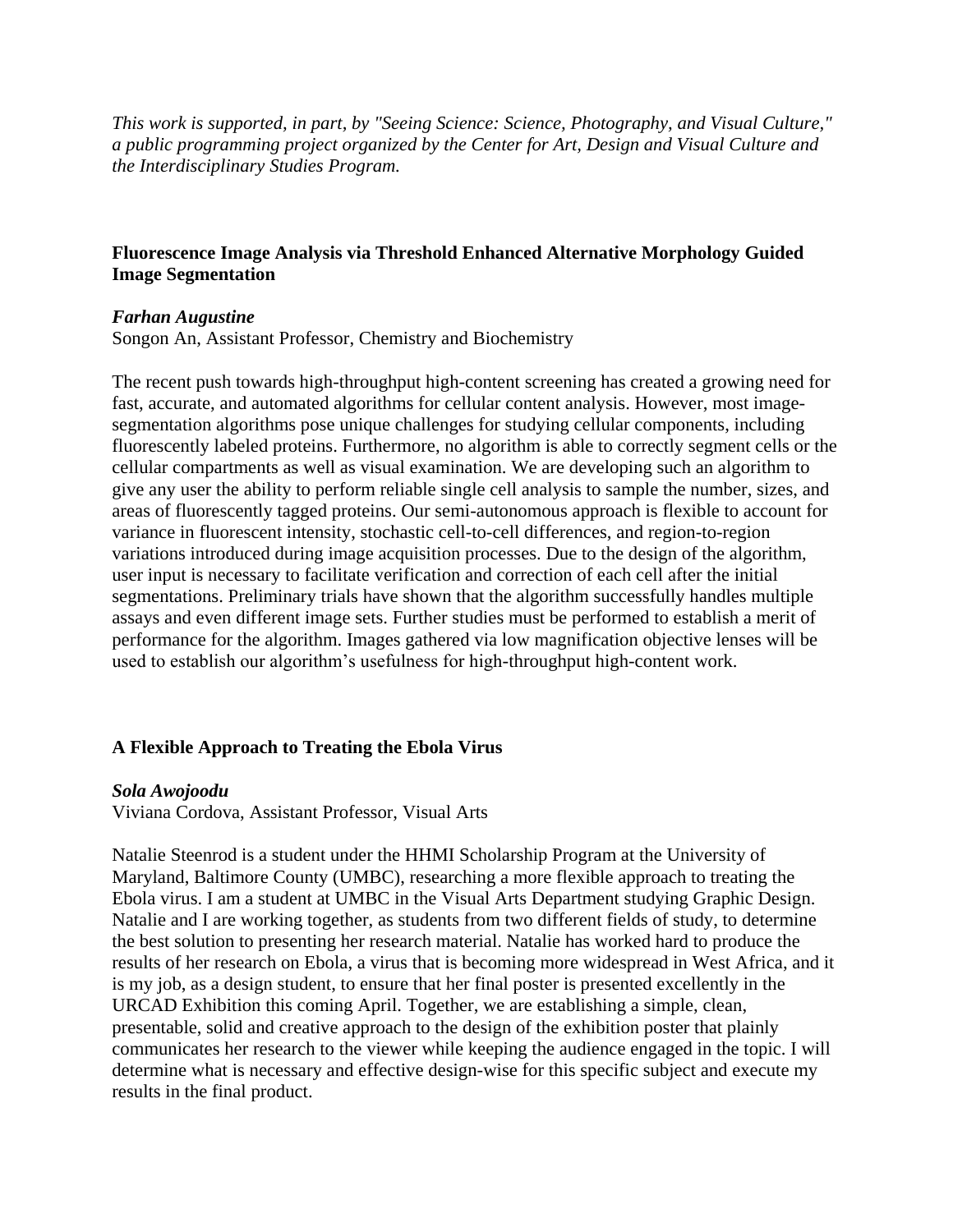*This work is supported, in part, by "Seeing Science: Science, Photography, and Visual Culture," a public programming project organized by the Center for Art, Design and Visual Culture and the Interdisciplinary Studies Program.*

**Fluorescence Image Analysis via Threshold Enhanced Alternative Morphology Guided Image Segmentation**

***Farhan Augustine***
Songon An, Assistant Professor, Chemistry and Biochemistry

The recent push towards high-throughput high-content screening has created a growing need for fast, accurate, and automated algorithms for cellular content analysis. However, most image-segmentation algorithms pose unique challenges for studying cellular components, including fluorescently labeled proteins. Furthermore, no algorithm is able to correctly segment cells or the cellular compartments as well as visual examination. We are developing such an algorithm to give any user the ability to perform reliable single cell analysis to sample the number, sizes, and areas of fluorescently tagged proteins. Our semi-autonomous approach is flexible to account for variance in fluorescent intensity, stochastic cell-to-cell differences, and region-to-region variations introduced during image acquisition processes. Due to the design of the algorithm, user input is necessary to facilitate verification and correction of each cell after the initial segmentations. Preliminary trials have shown that the algorithm successfully handles multiple assays and even different image sets. Further studies must be performed to establish a merit of performance for the algorithm. Images gathered via low magnification objective lenses will be used to establish our algorithm's usefulness for high-throughput high-content work.

**A Flexible Approach to Treating the Ebola Virus**

***Sola Awojoodu***
Viviana Cordova, Assistant Professor, Visual Arts

Natalie Steenrod is a student under the HHMI Scholarship Program at the University of Maryland, Baltimore County (UMBC), researching a more flexible approach to treating the Ebola virus. I am a student at UMBC in the Visual Arts Department studying Graphic Design. Natalie and I are working together, as students from two different fields of study, to determine the best solution to presenting her research material. Natalie has worked hard to produce the results of her research on Ebola, a virus that is becoming more widespread in West Africa, and it is my job, as a design student, to ensure that her final poster is presented excellently in the URCAD Exhibition this coming April. Together, we are establishing a simple, clean, presentable, solid and creative approach to the design of the exhibition poster that plainly communicates her research to the viewer while keeping the audience engaged in the topic. I will determine what is necessary and effective design-wise for this specific subject and execute my results in the final product.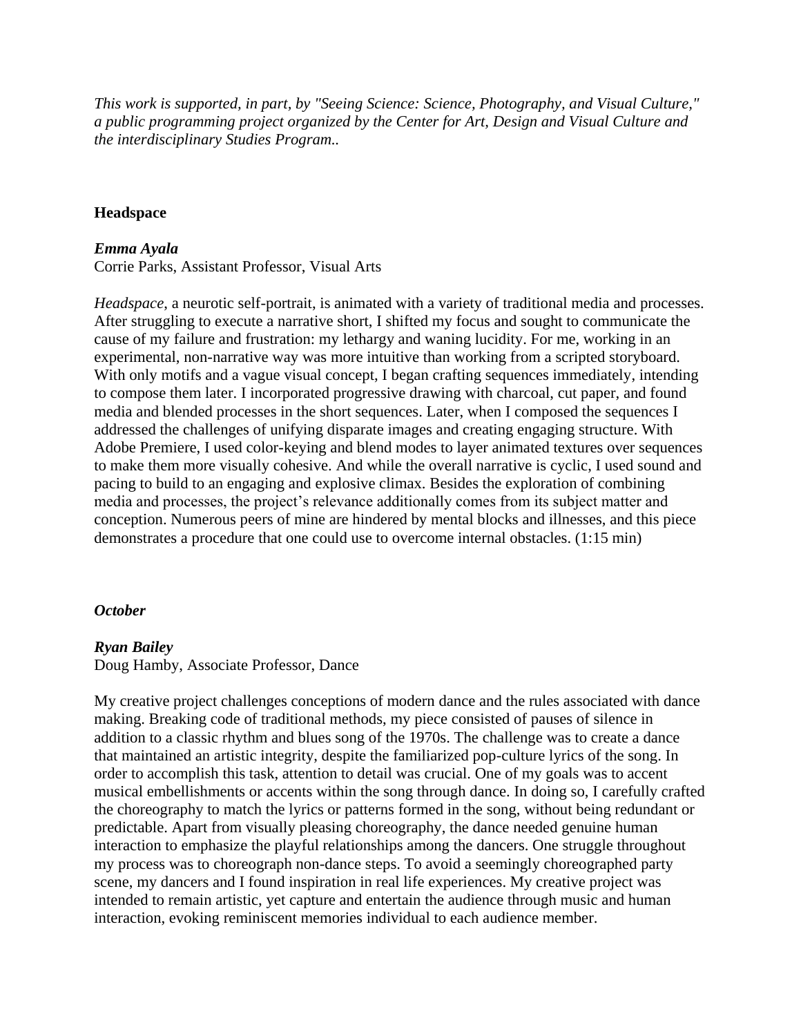*This work is supported, in part, by "Seeing Science: Science, Photography, and Visual Culture," a public programming project organized by the Center for Art, Design and Visual Culture and the interdisciplinary Studies Program..*

**Headspace**

***Emma Ayala***
Corrie Parks, Assistant Professor, Visual Arts

*Headspace,* a neurotic self-portrait, is animated with a variety of traditional media and processes. After struggling to execute a narrative short, I shifted my focus and sought to communicate the cause of my failure and frustration: my lethargy and waning lucidity. For me, working in an experimental, non-narrative way was more intuitive than working from a scripted storyboard. With only motifs and a vague visual concept, I began crafting sequences immediately, intending to compose them later. I incorporated progressive drawing with charcoal, cut paper, and found media and blended processes in the short sequences. Later, when I composed the sequences I addressed the challenges of unifying disparate images and creating engaging structure. With Adobe Premiere, I used color-keying and blend modes to layer animated textures over sequences to make them more visually cohesive. And while the overall narrative is cyclic, I used sound and pacing to build to an engaging and explosive climax. Besides the exploration of combining media and processes, the project's relevance additionally comes from its subject matter and conception. Numerous peers of mine are hindered by mental blocks and illnesses, and this piece demonstrates a procedure that one could use to overcome internal obstacles. (1:15 min)

***October***

***Ryan Bailey***
Doug Hamby, Associate Professor, Dance

My creative project challenges conceptions of modern dance and the rules associated with dance making. Breaking code of traditional methods, my piece consisted of pauses of silence in addition to a classic rhythm and blues song of the 1970s. The challenge was to create a dance that maintained an artistic integrity, despite the familiarized pop-culture lyrics of the song. In order to accomplish this task, attention to detail was crucial. One of my goals was to accent musical embellishments or accents within the song through dance. In doing so, I carefully crafted the choreography to match the lyrics or patterns formed in the song, without being redundant or predictable. Apart from visually pleasing choreography, the dance needed genuine human interaction to emphasize the playful relationships among the dancers. One struggle throughout my process was to choreograph non-dance steps. To avoid a seemingly choreographed party scene, my dancers and I found inspiration in real life experiences. My creative project was intended to remain artistic, yet capture and entertain the audience through music and human interaction, evoking reminiscent memories individual to each audience member.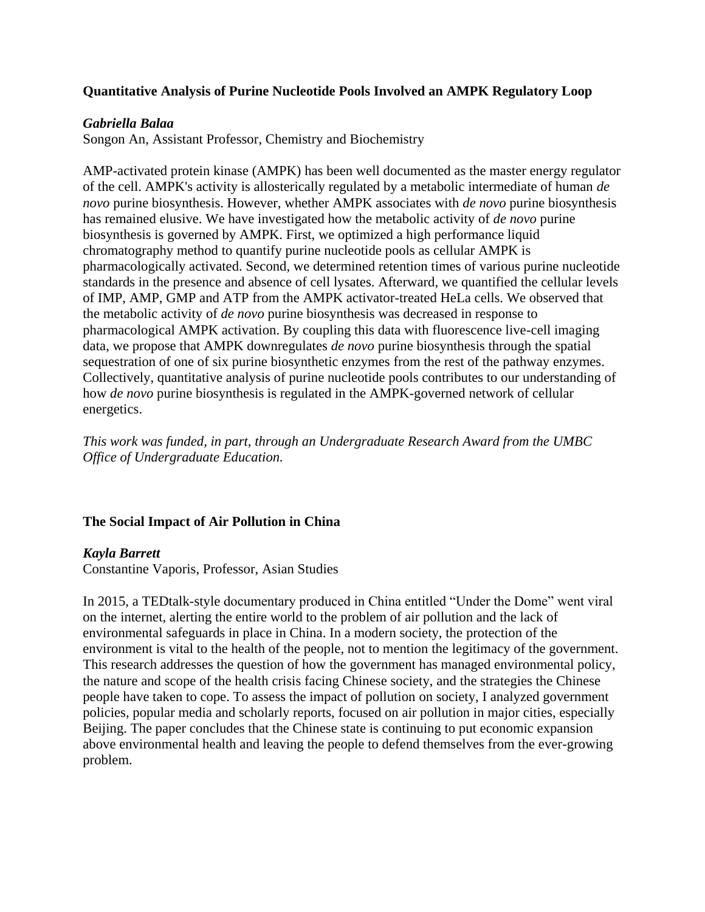### Quantitative Analysis of Purine Nucleotide Pools Involved an AMPK Regulatory Loop

***Gabriella Balaa***
Songon An, Assistant Professor, Chemistry and Biochemistry

AMP-activated protein kinase (AMPK) has been well documented as the master energy regulator of the cell. AMPK's activity is allosterically regulated by a metabolic intermediate of human *de novo* purine biosynthesis. However, whether AMPK associates with *de novo* purine biosynthesis has remained elusive. We have investigated how the metabolic activity of *de novo* purine biosynthesis is governed by AMPK. First, we optimized a high performance liquid chromatography method to quantify purine nucleotide pools as cellular AMPK is pharmacologically activated. Second, we determined retention times of various purine nucleotide standards in the presence and absence of cell lysates. Afterward, we quantified the cellular levels of IMP, AMP, GMP and ATP from the AMPK activator-treated HeLa cells. We observed that the metabolic activity of *de novo* purine biosynthesis was decreased in response to pharmacological AMPK activation. By coupling this data with fluorescence live-cell imaging data, we propose that AMPK downregulates *de novo* purine biosynthesis through the spatial sequestration of one of six purine biosynthetic enzymes from the rest of the pathway enzymes. Collectively, quantitative analysis of purine nucleotide pools contributes to our understanding of how *de novo* purine biosynthesis is regulated in the AMPK-governed network of cellular energetics.

*This work was funded, in part, through an Undergraduate Research Award from the UMBC Office of Undergraduate Education.*

### The Social Impact of Air Pollution in China

***Kayla Barrett***
Constantine Vaporis, Professor, Asian Studies

In 2015, a TEDtalk-style documentary produced in China entitled "Under the Dome" went viral on the internet, alerting the entire world to the problem of air pollution and the lack of environmental safeguards in place in China. In a modern society, the protection of the environment is vital to the health of the people, not to mention the legitimacy of the government. This research addresses the question of how the government has managed environmental policy, the nature and scope of the health crisis facing Chinese society, and the strategies the Chinese people have taken to cope. To assess the impact of pollution on society, I analyzed government policies, popular media and scholarly reports, focused on air pollution in major cities, especially Beijing. The paper concludes that the Chinese state is continuing to put economic expansion above environmental health and leaving the people to defend themselves from the ever-growing problem.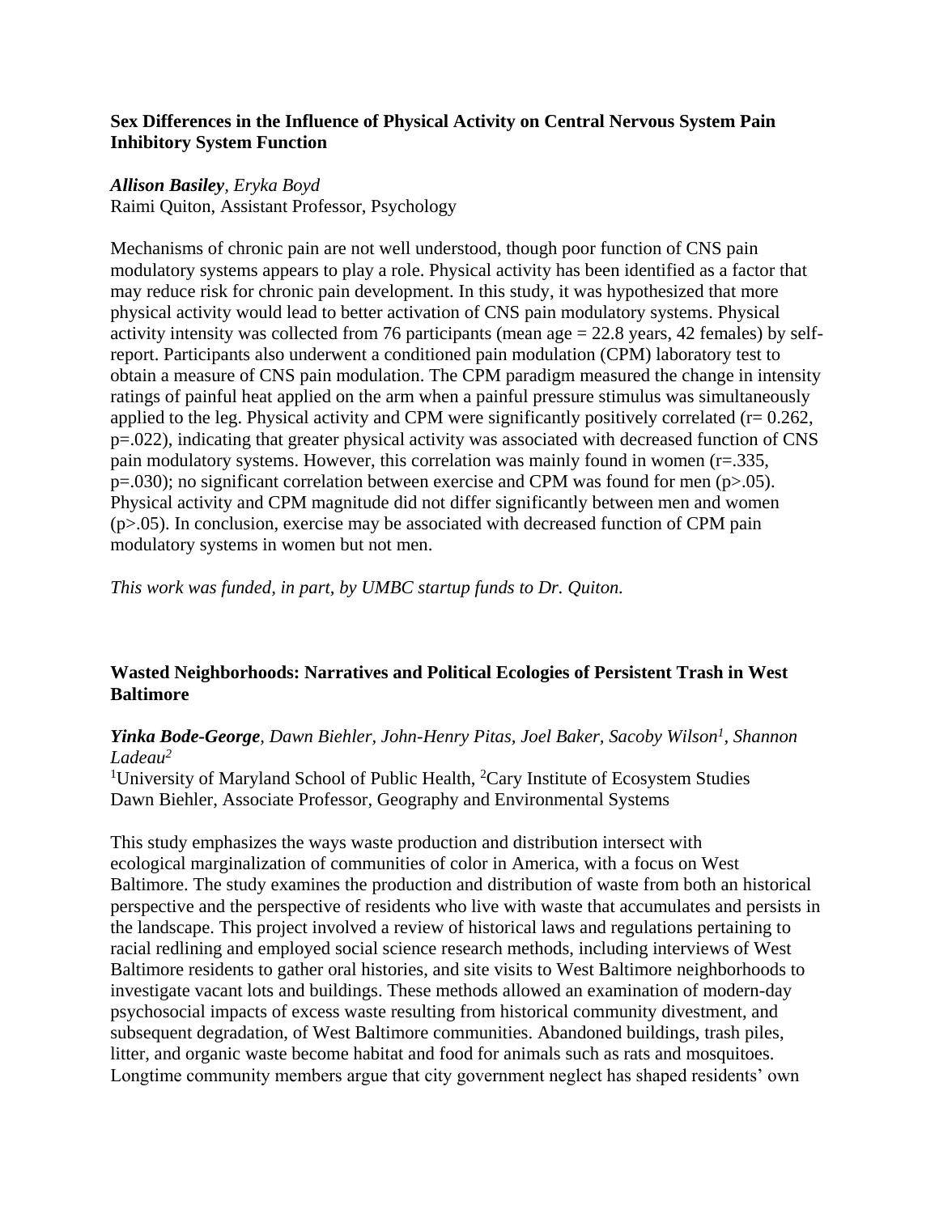### Sex Differences in the Influence of Physical Activity on Central Nervous System Pain Inhibitory System Function

***Allison Basiley***, *Eryka Boyd*
Raimi Quiton, Assistant Professor, Psychology

Mechanisms of chronic pain are not well understood, though poor function of CNS pain modulatory systems appears to play a role. Physical activity has been identified as a factor that may reduce risk for chronic pain development. In this study, it was hypothesized that more physical activity would lead to better activation of CNS pain modulatory systems. Physical activity intensity was collected from 76 participants (mean age = 22.8 years, 42 females) by self-report. Participants also underwent a conditioned pain modulation (CPM) laboratory test to obtain a measure of CNS pain modulation. The CPM paradigm measured the change in intensity ratings of painful heat applied on the arm when a painful pressure stimulus was simultaneously applied to the leg. Physical activity and CPM were significantly positively correlated ($r = 0.262$, $p = .022$), indicating that greater physical activity was associated with decreased function of CNS pain modulatory systems. However, this correlation was mainly found in women ($r = .335$, $p = .030$); no significant correlation between exercise and CPM was found for men ($p > .05$). Physical activity and CPM magnitude did not differ significantly between men and women ($p > .05$). In conclusion, exercise may be associated with decreased function of CPM pain modulatory systems in women but not men.

*This work was funded, in part, by UMBC startup funds to Dr. Quiton.*

### Wasted Neighborhoods: Narratives and Political Ecologies of Persistent Trash in West Baltimore

***Yinka Bode-George***, *Dawn Biehler, John-Henry Pitas, Joel Baker, Sacoby Wilson[1], Shannon Ladeau[2]*
[1]University of Maryland School of Public Health, [2]Cary Institute of Ecosystem Studies
Dawn Biehler, Associate Professor, Geography and Environmental Systems

This study emphasizes the ways waste production and distribution intersect with ecological marginalization of communities of color in America, with a focus on West Baltimore. The study examines the production and distribution of waste from both an historical perspective and the perspective of residents who live with waste that accumulates and persists in the landscape. This project involved a review of historical laws and regulations pertaining to racial redlining and employed social science research methods, including interviews of West Baltimore residents to gather oral histories, and site visits to West Baltimore neighborhoods to investigate vacant lots and buildings. These methods allowed an examination of modern-day psychosocial impacts of excess waste resulting from historical community divestment, and subsequent degradation, of West Baltimore communities. Abandoned buildings, trash piles, litter, and organic waste become habitat and food for animals such as rats and mosquitoes. Longtime community members argue that city government neglect has shaped residents' own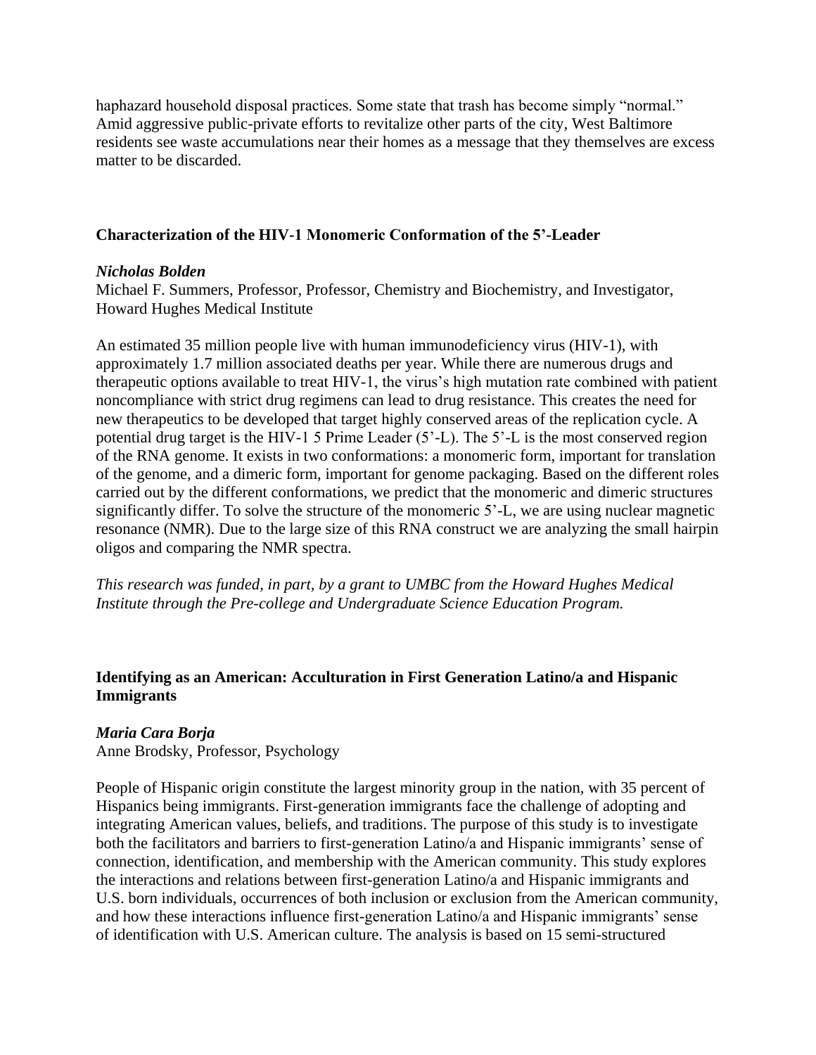haphazard household disposal practices. Some state that trash has become simply "normal." Amid aggressive public-private efforts to revitalize other parts of the city, West Baltimore residents see waste accumulations near their homes as a message that they themselves are excess matter to be discarded.

### Characterization of the HIV-1 Monomeric Conformation of the 5'-Leader

***Nicholas Bolden***
Michael F. Summers, Professor, Professor, Chemistry and Biochemistry, and Investigator, Howard Hughes Medical Institute

An estimated 35 million people live with human immunodeficiency virus (HIV-1), with approximately 1.7 million associated deaths per year. While there are numerous drugs and therapeutic options available to treat HIV-1, the virus's high mutation rate combined with patient noncompliance with strict drug regimens can lead to drug resistance. This creates the need for new therapeutics to be developed that target highly conserved areas of the replication cycle. A potential drug target is the HIV-1 5 Prime Leader (5'-L). The 5'-L is the most conserved region of the RNA genome. It exists in two conformations: a monomeric form, important for translation of the genome, and a dimeric form, important for genome packaging. Based on the different roles carried out by the different conformations, we predict that the monomeric and dimeric structures significantly differ. To solve the structure of the monomeric 5'-L, we are using nuclear magnetic resonance (NMR). Due to the large size of this RNA construct we are analyzing the small hairpin oligos and comparing the NMR spectra.

*This research was funded, in part, by a grant to UMBC from the Howard Hughes Medical Institute through the Pre-college and Undergraduate Science Education Program.*

### Identifying as an American: Acculturation in First Generation Latino/a and Hispanic Immigrants

***Maria Cara Borja***
Anne Brodsky, Professor, Psychology

People of Hispanic origin constitute the largest minority group in the nation, with 35 percent of Hispanics being immigrants. First-generation immigrants face the challenge of adopting and integrating American values, beliefs, and traditions. The purpose of this study is to investigate both the facilitators and barriers to first-generation Latino/a and Hispanic immigrants' sense of connection, identification, and membership with the American community. This study explores the interactions and relations between first-generation Latino/a and Hispanic immigrants and U.S. born individuals, occurrences of both inclusion or exclusion from the American community, and how these interactions influence first-generation Latino/a and Hispanic immigrants' sense of identification with U.S. American culture. The analysis is based on 15 semi-structured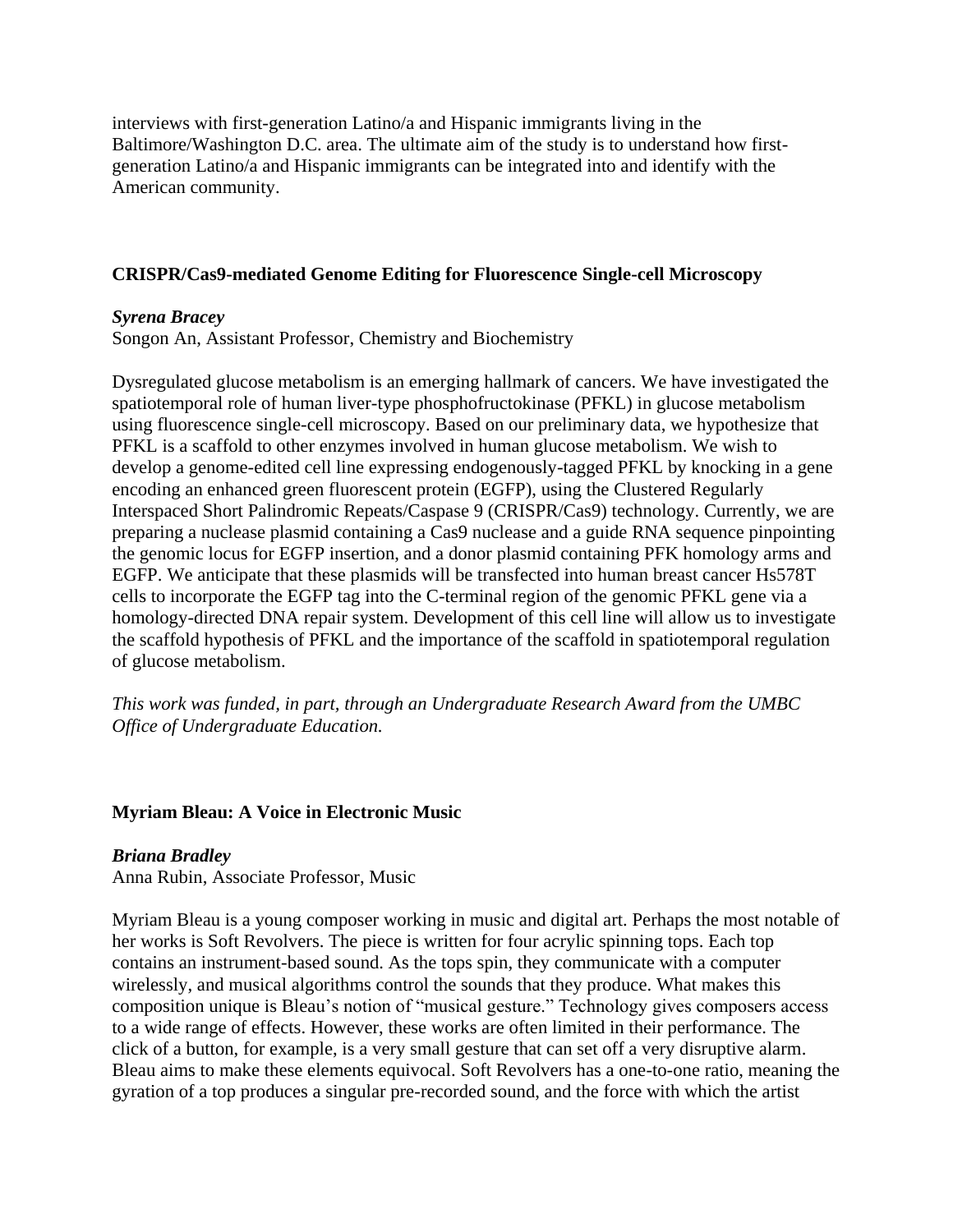interviews with first-generation Latino/a and Hispanic immigrants living in the Baltimore/Washington D.C. area. The ultimate aim of the study is to understand how first-generation Latino/a and Hispanic immigrants can be integrated into and identify with the American community.

### CRISPR/Cas9-mediated Genome Editing for Fluorescence Single-cell Microscopy

***Syrena Bracey***
Songon An, Assistant Professor, Chemistry and Biochemistry

Dysregulated glucose metabolism is an emerging hallmark of cancers. We have investigated the spatiotemporal role of human liver-type phosphofructokinase (PFKL) in glucose metabolism using fluorescence single-cell microscopy. Based on our preliminary data, we hypothesize that PFKL is a scaffold to other enzymes involved in human glucose metabolism. We wish to develop a genome-edited cell line expressing endogenously-tagged PFKL by knocking in a gene encoding an enhanced green fluorescent protein (EGFP), using the Clustered Regularly Interspaced Short Palindromic Repeats/Caspase 9 (CRISPR/Cas9) technology. Currently, we are preparing a nuclease plasmid containing a Cas9 nuclease and a guide RNA sequence pinpointing the genomic locus for EGFP insertion, and a donor plasmid containing PFK homology arms and EGFP. We anticipate that these plasmids will be transfected into human breast cancer Hs578T cells to incorporate the EGFP tag into the C-terminal region of the genomic PFKL gene via a homology-directed DNA repair system. Development of this cell line will allow us to investigate the scaffold hypothesis of PFKL and the importance of the scaffold in spatiotemporal regulation of glucose metabolism.

*This work was funded, in part, through an Undergraduate Research Award from the UMBC Office of Undergraduate Education.*

### Myriam Bleau: A Voice in Electronic Music

***Briana Bradley***
Anna Rubin, Associate Professor, Music

Myriam Bleau is a young composer working in music and digital art. Perhaps the most notable of her works is Soft Revolvers. The piece is written for four acrylic spinning tops. Each top contains an instrument-based sound. As the tops spin, they communicate with a computer wirelessly, and musical algorithms control the sounds that they produce. What makes this composition unique is Bleau's notion of "musical gesture." Technology gives composers access to a wide range of effects. However, these works are often limited in their performance. The click of a button, for example, is a very small gesture that can set off a very disruptive alarm. Bleau aims to make these elements equivocal. Soft Revolvers has a one-to-one ratio, meaning the gyration of a top produces a singular pre-recorded sound, and the force with which the artist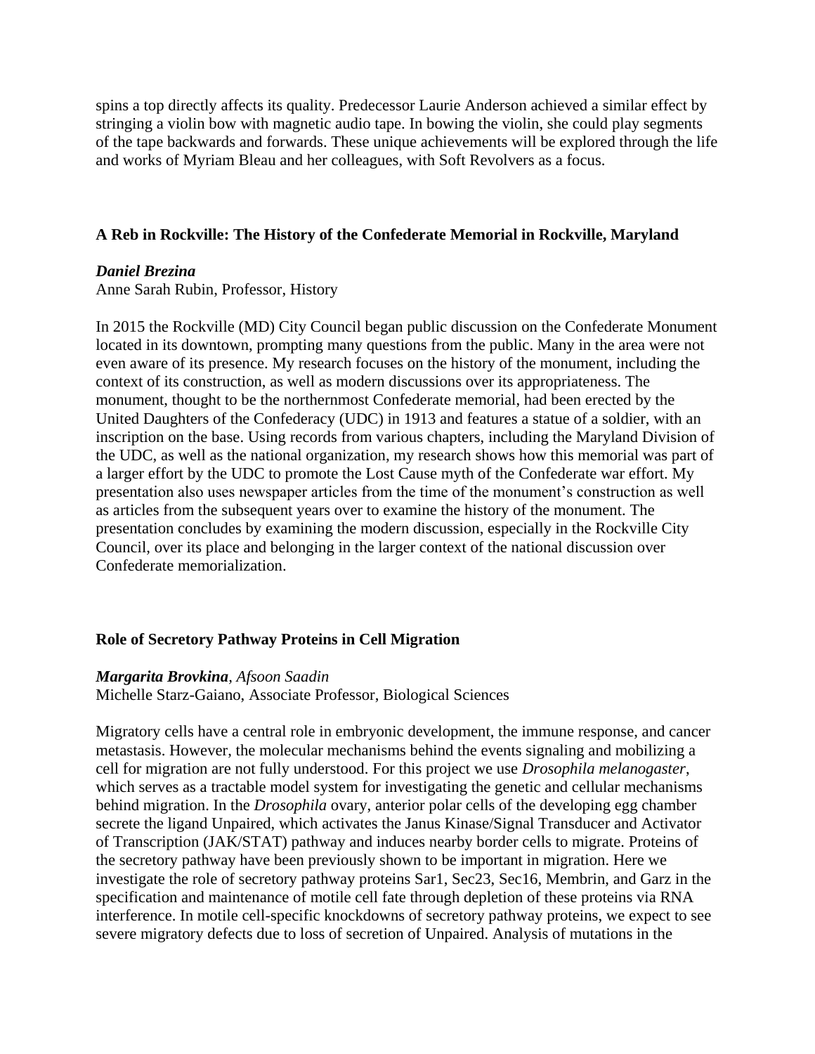spins a top directly affects its quality. Predecessor Laurie Anderson achieved a similar effect by stringing a violin bow with magnetic audio tape. In bowing the violin, she could play segments of the tape backwards and forwards. These unique achievements will be explored through the life and works of Myriam Bleau and her colleagues, with Soft Revolvers as a focus.

### A Reb in Rockville: The History of the Confederate Memorial in Rockville, Maryland

***Daniel Brezina***
Anne Sarah Rubin, Professor, History

In 2015 the Rockville (MD) City Council began public discussion on the Confederate Monument located in its downtown, prompting many questions from the public. Many in the area were not even aware of its presence. My research focuses on the history of the monument, including the context of its construction, as well as modern discussions over its appropriateness. The monument, thought to be the northernmost Confederate memorial, had been erected by the United Daughters of the Confederacy (UDC) in 1913 and features a statue of a soldier, with an inscription on the base. Using records from various chapters, including the Maryland Division of the UDC, as well as the national organization, my research shows how this memorial was part of a larger effort by the UDC to promote the Lost Cause myth of the Confederate war effort. My presentation also uses newspaper articles from the time of the monument's construction as well as articles from the subsequent years over to examine the history of the monument. The presentation concludes by examining the modern discussion, especially in the Rockville City Council, over its place and belonging in the larger context of the national discussion over Confederate memorialization.

### Role of Secretory Pathway Proteins in Cell Migration

***Margarita Brovkina***, *Afsoon Saadin*
Michelle Starz-Gaiano, Associate Professor, Biological Sciences

Migratory cells have a central role in embryonic development, the immune response, and cancer metastasis. However, the molecular mechanisms behind the events signaling and mobilizing a cell for migration are not fully understood. For this project we use *Drosophila melanogaster*, which serves as a tractable model system for investigating the genetic and cellular mechanisms behind migration. In the *Drosophila* ovary, anterior polar cells of the developing egg chamber secrete the ligand Unpaired, which activates the Janus Kinase/Signal Transducer and Activator of Transcription (JAK/STAT) pathway and induces nearby border cells to migrate. Proteins of the secretory pathway have been previously shown to be important in migration. Here we investigate the role of secretory pathway proteins Sar1, Sec23, Sec16, Membrin, and Garz in the specification and maintenance of motile cell fate through depletion of these proteins via RNA interference. In motile cell-specific knockdowns of secretory pathway proteins, we expect to see severe migratory defects due to loss of secretion of Unpaired. Analysis of mutations in the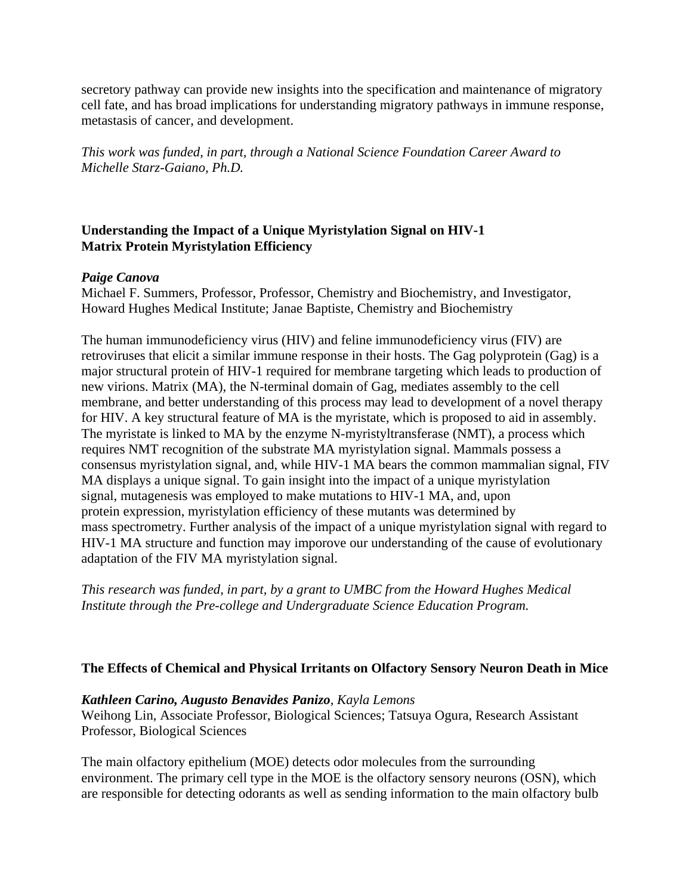secretory pathway can provide new insights into the specification and maintenance of migratory cell fate, and has broad implications for understanding migratory pathways in immune response, metastasis of cancer, and development.

*This work was funded, in part, through a National Science Foundation Career Award to Michelle Starz-Gaiano, Ph.D.*

**Understanding the Impact of a Unique Myristylation Signal on HIV-1 Matrix Protein Myristylation Efficiency**

***Paige Canova***
Michael F. Summers, Professor, Professor, Chemistry and Biochemistry, and Investigator, Howard Hughes Medical Institute; Janae Baptiste, Chemistry and Biochemistry

The human immunodeficiency virus (HIV) and feline immunodeficiency virus (FIV) are retroviruses that elicit a similar immune response in their hosts. The Gag polyprotein (Gag) is a major structural protein of HIV-1 required for membrane targeting which leads to production of new virions. Matrix (MA), the N-terminal domain of Gag, mediates assembly to the cell membrane, and better understanding of this process may lead to development of a novel therapy for HIV. A key structural feature of MA is the myristate, which is proposed to aid in assembly. The myristate is linked to MA by the enzyme N-myristyltransferase (NMT), a process which requires NMT recognition of the substrate MA myristylation signal. Mammals possess a consensus myristylation signal, and, while HIV-1 MA bears the common mammalian signal, FIV MA displays a unique signal. To gain insight into the impact of a unique myristylation signal, mutagenesis was employed to make mutations to HIV-1 MA, and, upon protein expression, myristylation efficiency of these mutants was determined by mass spectrometry. Further analysis of the impact of a unique myristylation signal with regard to HIV-1 MA structure and function may imporove our understanding of the cause of evolutionary adaptation of the FIV MA myristylation signal.

*This research was funded, in part, by a grant to UMBC from the Howard Hughes Medical Institute through the Pre-college and Undergraduate Science Education Program.*

**The Effects of Chemical and Physical Irritants on Olfactory Sensory Neuron Death in Mice**

***Kathleen Carino, Augusto Benavides Panizo****, Kayla Lemons*
Weihong Lin, Associate Professor, Biological Sciences; Tatsuya Ogura, Research Assistant Professor, Biological Sciences

The main olfactory epithelium (MOE) detects odor molecules from the surrounding environment. The primary cell type in the MOE is the olfactory sensory neurons (OSN), which are responsible for detecting odorants as well as sending information to the main olfactory bulb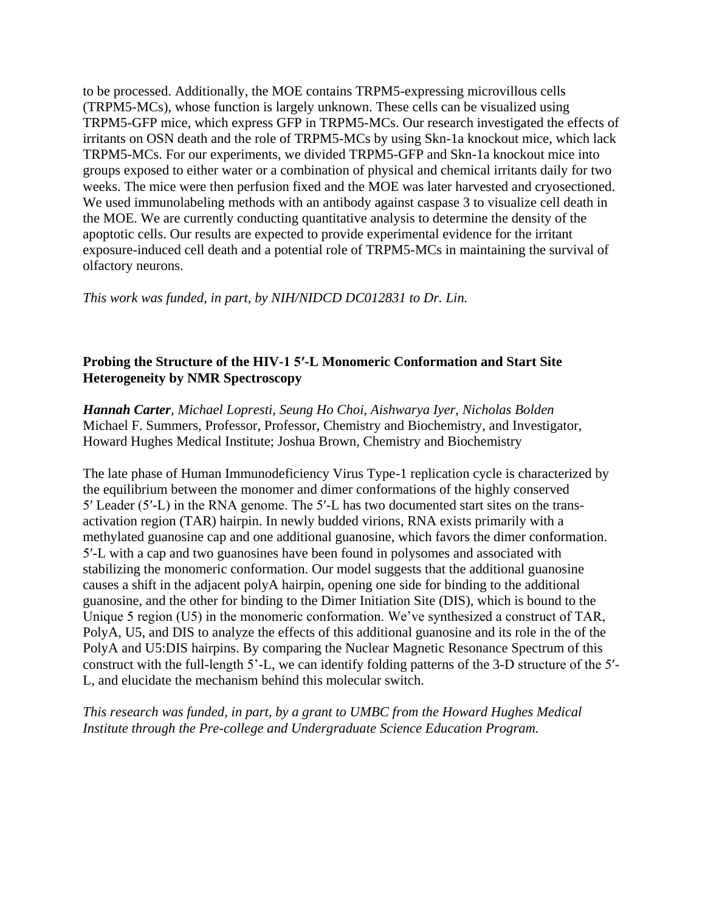to be processed. Additionally, the MOE contains TRPM5-expressing microvillous cells (TRPM5-MCs), whose function is largely unknown. These cells can be visualized using TRPM5-GFP mice, which express GFP in TRPM5-MCs. Our research investigated the effects of irritants on OSN death and the role of TRPM5-MCs by using Skn-1a knockout mice, which lack TRPM5-MCs. For our experiments, we divided TRPM5-GFP and Skn-1a knockout mice into groups exposed to either water or a combination of physical and chemical irritants daily for two weeks. The mice were then perfusion fixed and the MOE was later harvested and cryosectioned. We used immunolabeling methods with an antibody against caspase 3 to visualize cell death in the MOE. We are currently conducting quantitative analysis to determine the density of the apoptotic cells. Our results are expected to provide experimental evidence for the irritant exposure-induced cell death and a potential role of TRPM5-MCs in maintaining the survival of olfactory neurons.

*This work was funded, in part, by NIH/NIDCD DC012831 to Dr. Lin.*

### Probing the Structure of the HIV-1 5′-L Monomeric Conformation and Start Site Heterogeneity by NMR Spectroscopy

***Hannah Carter****, Michael Lopresti, Seung Ho Choi, Aishwarya Iyer, Nicholas Bolden*
Michael F. Summers, Professor, Professor, Chemistry and Biochemistry, and Investigator, Howard Hughes Medical Institute; Joshua Brown, Chemistry and Biochemistry

The late phase of Human Immunodeficiency Virus Type-1 replication cycle is characterized by the equilibrium between the monomer and dimer conformations of the highly conserved 5′ Leader (5′-L) in the RNA genome. The 5′-L has two documented start sites on the trans-activation region (TAR) hairpin. In newly budded virions, RNA exists primarily with a methylated guanosine cap and one additional guanosine, which favors the dimer conformation. 5′-L with a cap and two guanosines have been found in polysomes and associated with stabilizing the monomeric conformation. Our model suggests that the additional guanosine causes a shift in the adjacent polyA hairpin, opening one side for binding to the additional guanosine, and the other for binding to the Dimer Initiation Site (DIS), which is bound to the Unique 5 region (U5) in the monomeric conformation. We've synthesized a construct of TAR, PolyA, U5, and DIS to analyze the effects of this additional guanosine and its role in the of the PolyA and U5:DIS hairpins. By comparing the Nuclear Magnetic Resonance Spectrum of this construct with the full-length 5'-L, we can identify folding patterns of the 3-D structure of the 5′-L, and elucidate the mechanism behind this molecular switch.

*This research was funded, in part, by a grant to UMBC from the Howard Hughes Medical Institute through the Pre-college and Undergraduate Science Education Program.*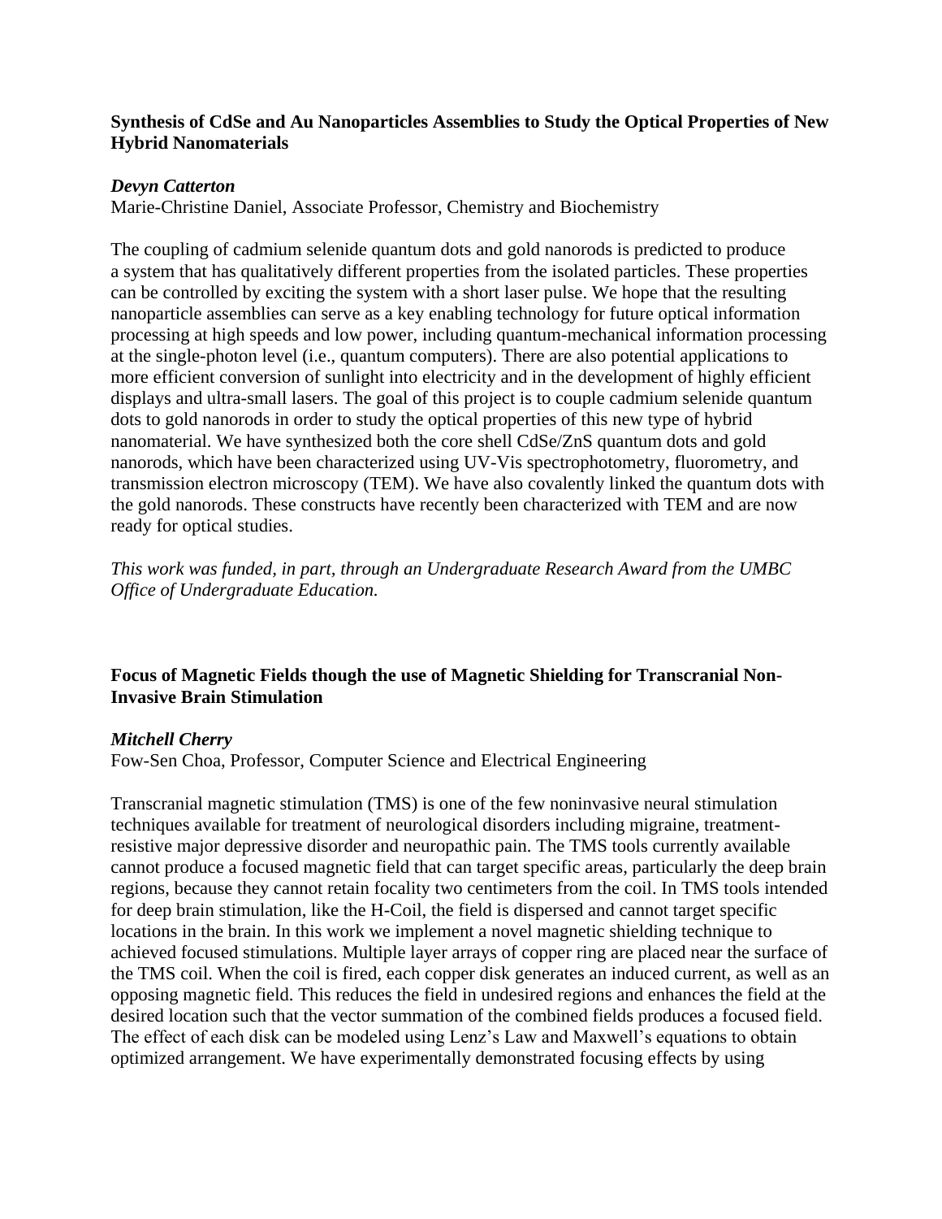**Synthesis of CdSe and Au Nanoparticles Assemblies to Study the Optical Properties of New Hybrid Nanomaterials**

***Devyn Catterton***
Marie-Christine Daniel, Associate Professor, Chemistry and Biochemistry

The coupling of cadmium selenide quantum dots and gold nanorods is predicted to produce a system that has qualitatively different properties from the isolated particles. These properties can be controlled by exciting the system with a short laser pulse. We hope that the resulting nanoparticle assemblies can serve as a key enabling technology for future optical information processing at high speeds and low power, including quantum-mechanical information processing at the single-photon level (i.e., quantum computers). There are also potential applications to more efficient conversion of sunlight into electricity and in the development of highly efficient displays and ultra-small lasers. The goal of this project is to couple cadmium selenide quantum dots to gold nanorods in order to study the optical properties of this new type of hybrid nanomaterial. We have synthesized both the core shell CdSe/ZnS quantum dots and gold nanorods, which have been characterized using UV-Vis spectrophotometry, fluorometry, and transmission electron microscopy (TEM). We have also covalently linked the quantum dots with the gold nanorods. These constructs have recently been characterized with TEM and are now ready for optical studies.

*This work was funded, in part, through an Undergraduate Research Award from the UMBC Office of Undergraduate Education.*

**Focus of Magnetic Fields though the use of Magnetic Shielding for Transcranial Non-Invasive Brain Stimulation**

***Mitchell Cherry***
Fow-Sen Choa, Professor, Computer Science and Electrical Engineering

Transcranial magnetic stimulation (TMS) is one of the few noninvasive neural stimulation techniques available for treatment of neurological disorders including migraine, treatment-resistive major depressive disorder and neuropathic pain. The TMS tools currently available cannot produce a focused magnetic field that can target specific areas, particularly the deep brain regions, because they cannot retain focality two centimeters from the coil. In TMS tools intended for deep brain stimulation, like the H-Coil, the field is dispersed and cannot target specific locations in the brain. In this work we implement a novel magnetic shielding technique to achieved focused stimulations. Multiple layer arrays of copper ring are placed near the surface of the TMS coil. When the coil is fired, each copper disk generates an induced current, as well as an opposing magnetic field. This reduces the field in undesired regions and enhances the field at the desired location such that the vector summation of the combined fields produces a focused field. The effect of each disk can be modeled using Lenz's Law and Maxwell's equations to obtain optimized arrangement. We have experimentally demonstrated focusing effects by using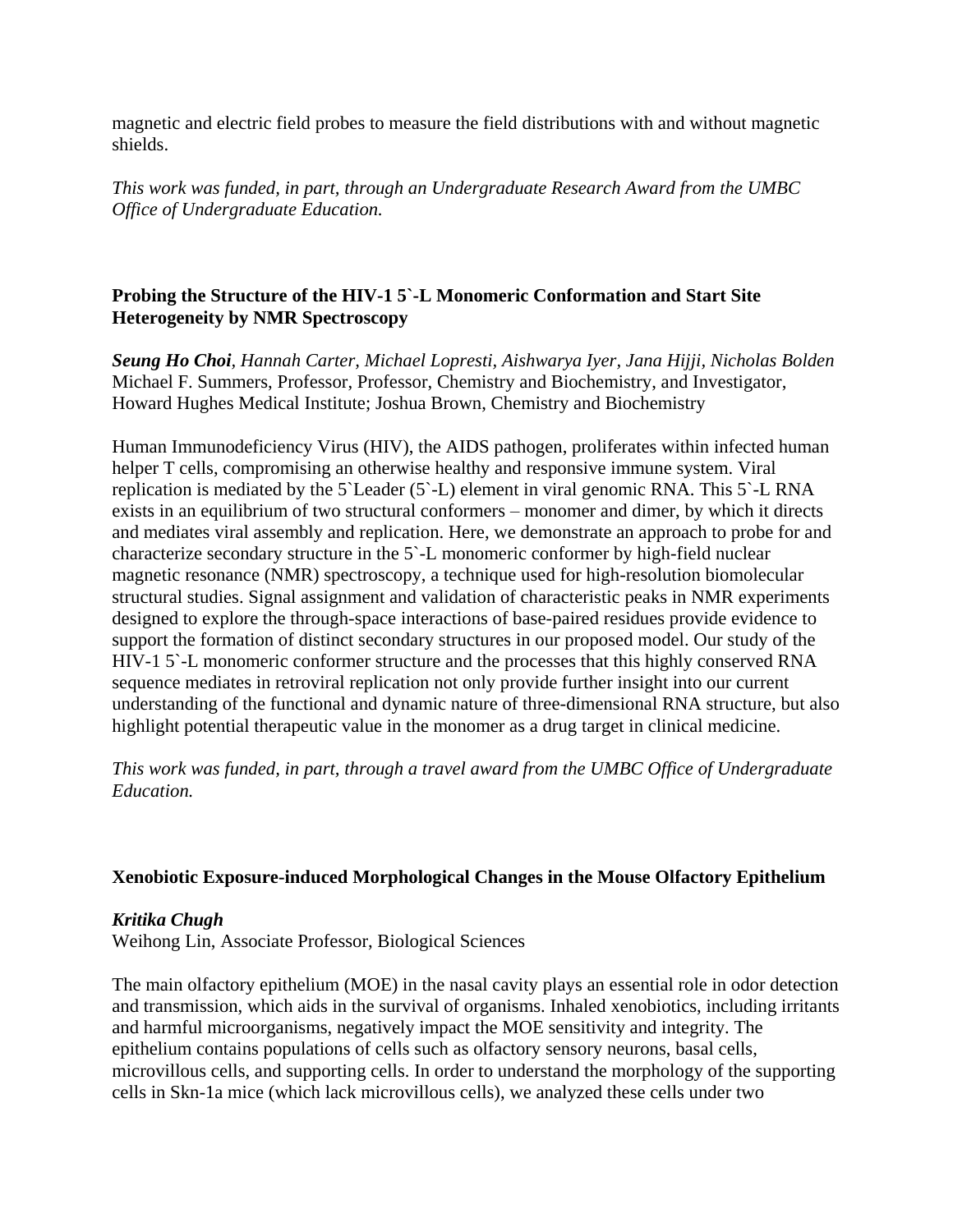magnetic and electric field probes to measure the field distributions with and without magnetic shields.

*This work was funded, in part, through an Undergraduate Research Award from the UMBC Office of Undergraduate Education.*

### Probing the Structure of the HIV-1 5`-L Monomeric Conformation and Start Site Heterogeneity by NMR Spectroscopy

***Seung Ho Choi**, Hannah Carter, Michael Lopresti, Aishwarya Iyer, Jana Hijji, Nicholas Bolden*
Michael F. Summers, Professor, Professor, Chemistry and Biochemistry, and Investigator, Howard Hughes Medical Institute; Joshua Brown, Chemistry and Biochemistry

Human Immunodeficiency Virus (HIV), the AIDS pathogen, proliferates within infected human helper T cells, compromising an otherwise healthy and responsive immune system. Viral replication is mediated by the 5`Leader (5`-L) element in viral genomic RNA. This 5`-L RNA exists in an equilibrium of two structural conformers – monomer and dimer, by which it directs and mediates viral assembly and replication. Here, we demonstrate an approach to probe for and characterize secondary structure in the 5`-L monomeric conformer by high-field nuclear magnetic resonance (NMR) spectroscopy, a technique used for high-resolution biomolecular structural studies. Signal assignment and validation of characteristic peaks in NMR experiments designed to explore the through-space interactions of base-paired residues provide evidence to support the formation of distinct secondary structures in our proposed model. Our study of the HIV-1 5`-L monomeric conformer structure and the processes that this highly conserved RNA sequence mediates in retroviral replication not only provide further insight into our current understanding of the functional and dynamic nature of three-dimensional RNA structure, but also highlight potential therapeutic value in the monomer as a drug target in clinical medicine.

*This work was funded, in part, through a travel award from the UMBC Office of Undergraduate Education.*

### Xenobiotic Exposure-induced Morphological Changes in the Mouse Olfactory Epithelium

***Kritika Chugh***
Weihong Lin, Associate Professor, Biological Sciences

The main olfactory epithelium (MOE) in the nasal cavity plays an essential role in odor detection and transmission, which aids in the survival of organisms. Inhaled xenobiotics, including irritants and harmful microorganisms, negatively impact the MOE sensitivity and integrity. The epithelium contains populations of cells such as olfactory sensory neurons, basal cells, microvillous cells, and supporting cells. In order to understand the morphology of the supporting cells in Skn-1a mice (which lack microvillous cells), we analyzed these cells under two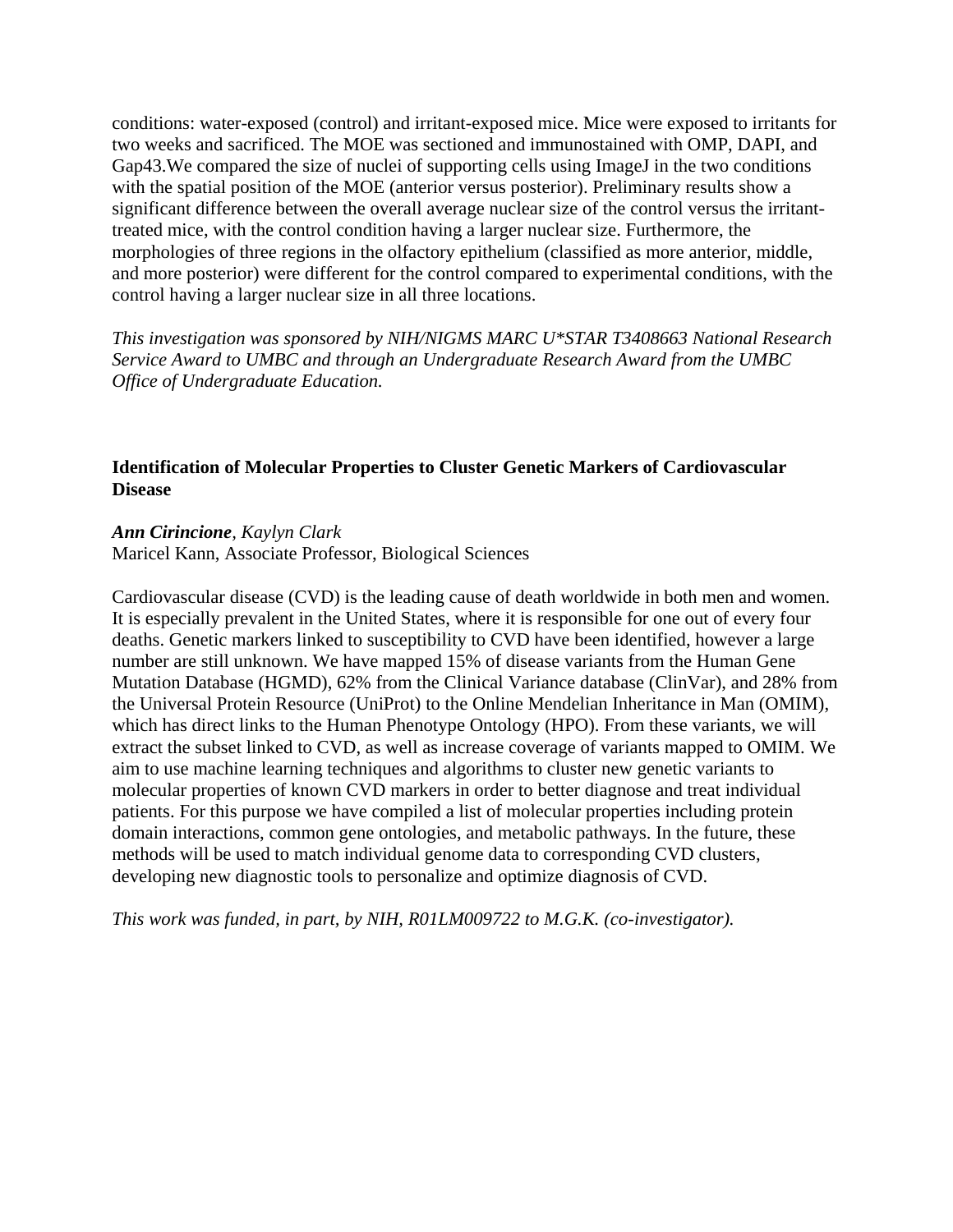conditions: water-exposed (control) and irritant-exposed mice. Mice were exposed to irritants for two weeks and sacrificed. The MOE was sectioned and immunostained with OMP, DAPI, and Gap43.We compared the size of nuclei of supporting cells using ImageJ in the two conditions with the spatial position of the MOE (anterior versus posterior). Preliminary results show a significant difference between the overall average nuclear size of the control versus the irritant-treated mice, with the control condition having a larger nuclear size. Furthermore, the morphologies of three regions in the olfactory epithelium (classified as more anterior, middle, and more posterior) were different for the control compared to experimental conditions, with the control having a larger nuclear size in all three locations.

*This investigation was sponsored by NIH/NIGMS MARC U*STAR T3408663 National Research Service Award to UMBC and through an Undergraduate Research Award from the UMBC Office of Undergraduate Education.*

**Identification of Molecular Properties to Cluster Genetic Markers of Cardiovascular Disease**

***Ann Cirincione**, Kaylyn Clark*
Maricel Kann, Associate Professor, Biological Sciences

Cardiovascular disease (CVD) is the leading cause of death worldwide in both men and women. It is especially prevalent in the United States, where it is responsible for one out of every four deaths. Genetic markers linked to susceptibility to CVD have been identified, however a large number are still unknown. We have mapped 15% of disease variants from the Human Gene Mutation Database (HGMD), 62% from the Clinical Variance database (ClinVar), and 28% from the Universal Protein Resource (UniProt) to the Online Mendelian Inheritance in Man (OMIM), which has direct links to the Human Phenotype Ontology (HPO). From these variants, we will extract the subset linked to CVD, as well as increase coverage of variants mapped to OMIM. We aim to use machine learning techniques and algorithms to cluster new genetic variants to molecular properties of known CVD markers in order to better diagnose and treat individual patients. For this purpose we have compiled a list of molecular properties including protein domain interactions, common gene ontologies, and metabolic pathways. In the future, these methods will be used to match individual genome data to corresponding CVD clusters, developing new diagnostic tools to personalize and optimize diagnosis of CVD.

*This work was funded, in part, by NIH, R01LM009722 to M.G.K. (co-investigator).*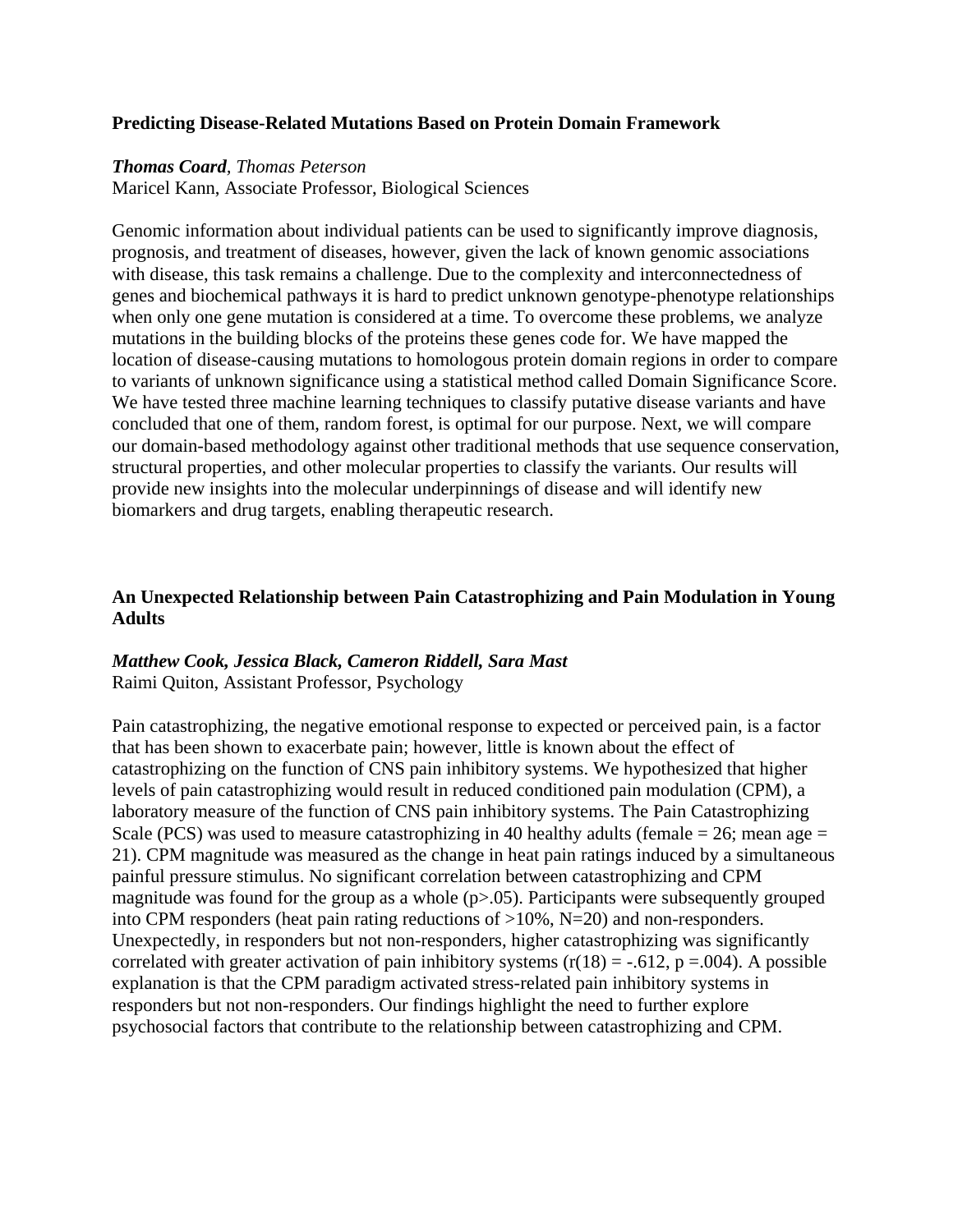### Predicting Disease-Related Mutations Based on Protein Domain Framework

***Thomas Coard***, *Thomas Peterson*
Maricel Kann, Associate Professor, Biological Sciences

Genomic information about individual patients can be used to significantly improve diagnosis, prognosis, and treatment of diseases, however, given the lack of known genomic associations with disease, this task remains a challenge. Due to the complexity and interconnectedness of genes and biochemical pathways it is hard to predict unknown genotype-phenotype relationships when only one gene mutation is considered at a time. To overcome these problems, we analyze mutations in the building blocks of the proteins these genes code for. We have mapped the location of disease-causing mutations to homologous protein domain regions in order to compare to variants of unknown significance using a statistical method called Domain Significance Score. We have tested three machine learning techniques to classify putative disease variants and have concluded that one of them, random forest, is optimal for our purpose. Next, we will compare our domain-based methodology against other traditional methods that use sequence conservation, structural properties, and other molecular properties to classify the variants. Our results will provide new insights into the molecular underpinnings of disease and will identify new biomarkers and drug targets, enabling therapeutic research.

### An Unexpected Relationship between Pain Catastrophizing and Pain Modulation in Young Adults

***Matthew Cook, Jessica Black, Cameron Riddell, Sara Mast***
Raimi Quiton, Assistant Professor, Psychology

Pain catastrophizing, the negative emotional response to expected or perceived pain, is a factor that has been shown to exacerbate pain; however, little is known about the effect of catastrophizing on the function of CNS pain inhibitory systems. We hypothesized that higher levels of pain catastrophizing would result in reduced conditioned pain modulation (CPM), a laboratory measure of the function of CNS pain inhibitory systems. The Pain Catastrophizing Scale (PCS) was used to measure catastrophizing in 40 healthy adults (female = 26; mean age = 21). CPM magnitude was measured as the change in heat pain ratings induced by a simultaneous painful pressure stimulus. No significant correlation between catastrophizing and CPM magnitude was found for the group as a whole ($p>.05$). Participants were subsequently grouped into CPM responders (heat pain rating reductions of >10%, N=20) and non-responders. Unexpectedly, in responders but not non-responders, higher catastrophizing was significantly correlated with greater activation of pain inhibitory systems ($r(18) = -.612$, $p = .004$). A possible explanation is that the CPM paradigm activated stress-related pain inhibitory systems in responders but not non-responders. Our findings highlight the need to further explore psychosocial factors that contribute to the relationship between catastrophizing and CPM.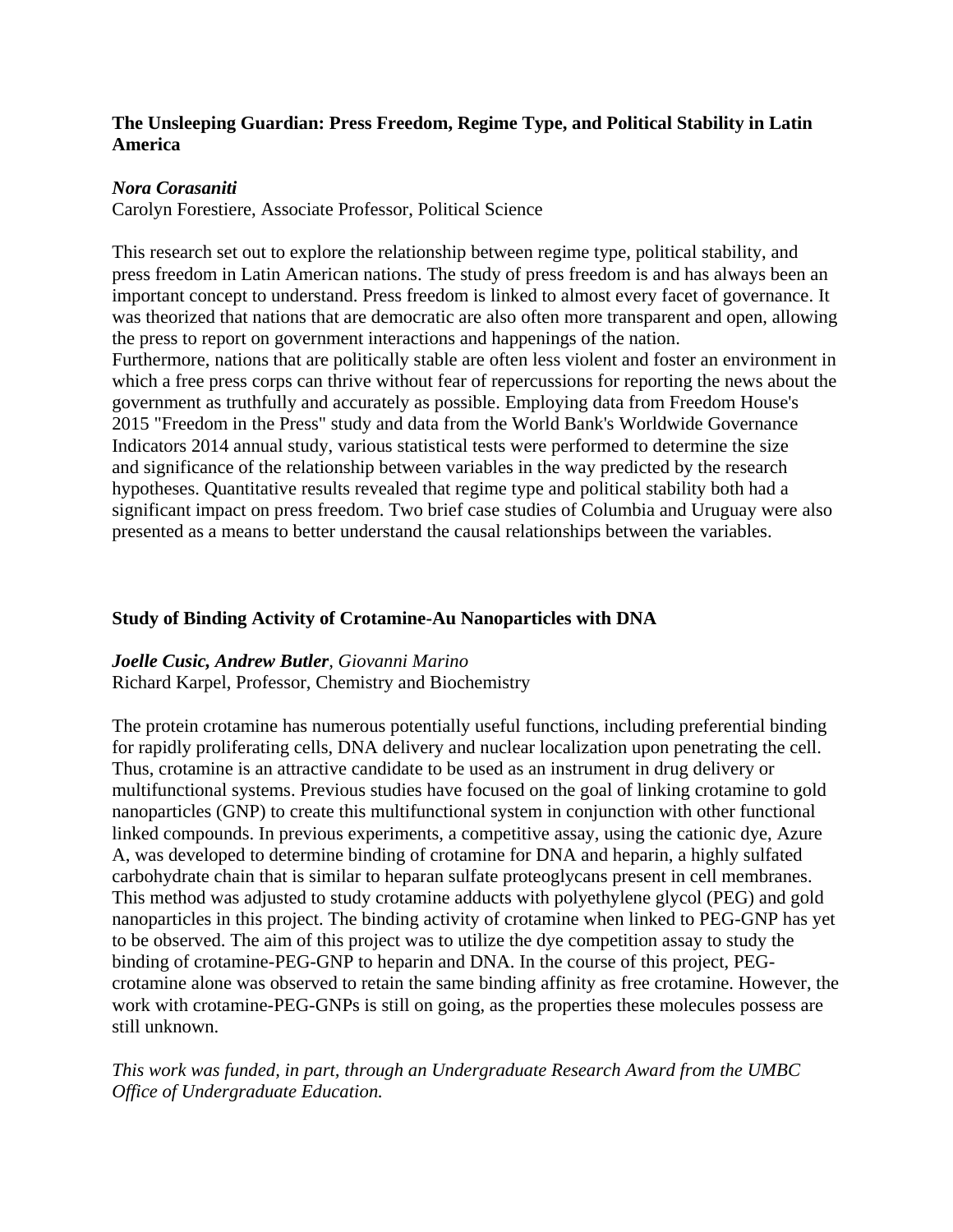### The Unsleeping Guardian: Press Freedom, Regime Type, and Political Stability in Latin America

***Nora Corasaniti***
Carolyn Forestiere, Associate Professor, Political Science

This research set out to explore the relationship between regime type, political stability, and press freedom in Latin American nations. The study of press freedom is and has always been an important concept to understand. Press freedom is linked to almost every facet of governance. It was theorized that nations that are democratic are also often more transparent and open, allowing the press to report on government interactions and happenings of the nation. Furthermore, nations that are politically stable are often less violent and foster an environment in which a free press corps can thrive without fear of repercussions for reporting the news about the government as truthfully and accurately as possible. Employing data from Freedom House's 2015 "Freedom in the Press" study and data from the World Bank's Worldwide Governance Indicators 2014 annual study, various statistical tests were performed to determine the size and significance of the relationship between variables in the way predicted by the research hypotheses. Quantitative results revealed that regime type and political stability both had a significant impact on press freedom. Two brief case studies of Columbia and Uruguay were also presented as a means to better understand the causal relationships between the variables.

### Study of Binding Activity of Crotamine-Au Nanoparticles with DNA

***Joelle Cusic, Andrew Butler***, *Giovanni Marino*
Richard Karpel, Professor, Chemistry and Biochemistry

The protein crotamine has numerous potentially useful functions, including preferential binding for rapidly proliferating cells, DNA delivery and nuclear localization upon penetrating the cell. Thus, crotamine is an attractive candidate to be used as an instrument in drug delivery or multifunctional systems. Previous studies have focused on the goal of linking crotamine to gold nanoparticles (GNP) to create this multifunctional system in conjunction with other functional linked compounds. In previous experiments, a competitive assay, using the cationic dye, Azure A, was developed to determine binding of crotamine for DNA and heparin, a highly sulfated carbohydrate chain that is similar to heparan sulfate proteoglycans present in cell membranes. This method was adjusted to study crotamine adducts with polyethylene glycol (PEG) and gold nanoparticles in this project. The binding activity of crotamine when linked to PEG-GNP has yet to be observed. The aim of this project was to utilize the dye competition assay to study the binding of crotamine-PEG-GNP to heparin and DNA. In the course of this project, PEG-crotamine alone was observed to retain the same binding affinity as free crotamine. However, the work with crotamine-PEG-GNPs is still on going, as the properties these molecules possess are still unknown.

*This work was funded, in part, through an Undergraduate Research Award from the UMBC Office of Undergraduate Education.*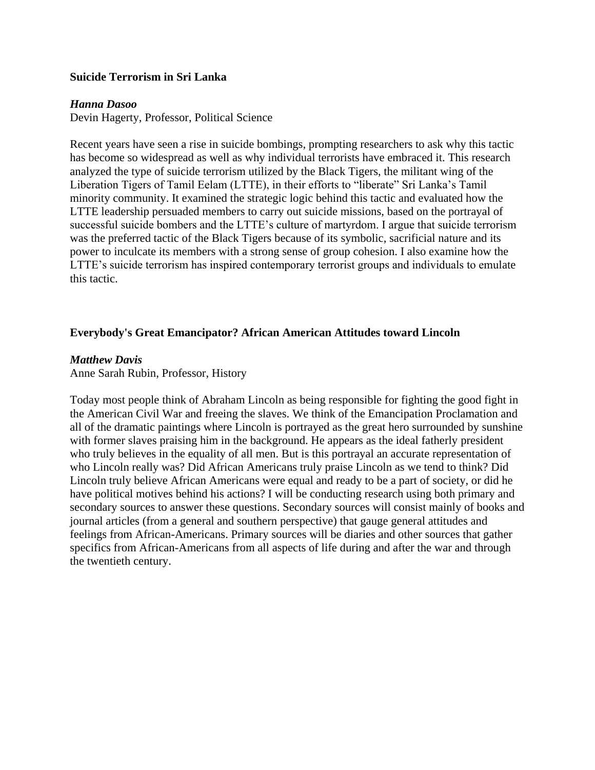**Suicide Terrorism in Sri Lanka**

***Hanna Dasoo***
Devin Hagerty, Professor, Political Science

Recent years have seen a rise in suicide bombings, prompting researchers to ask why this tactic has become so widespread as well as why individual terrorists have embraced it. This research analyzed the type of suicide terrorism utilized by the Black Tigers, the militant wing of the Liberation Tigers of Tamil Eelam (LTTE), in their efforts to "liberate" Sri Lanka's Tamil minority community. It examined the strategic logic behind this tactic and evaluated how the LTTE leadership persuaded members to carry out suicide missions, based on the portrayal of successful suicide bombers and the LTTE's culture of martyrdom. I argue that suicide terrorism was the preferred tactic of the Black Tigers because of its symbolic, sacrificial nature and its power to inculcate its members with a strong sense of group cohesion. I also examine how the LTTE's suicide terrorism has inspired contemporary terrorist groups and individuals to emulate this tactic.

**Everybody's Great Emancipator? African American Attitudes toward Lincoln**

***Matthew Davis***
Anne Sarah Rubin, Professor, History

Today most people think of Abraham Lincoln as being responsible for fighting the good fight in the American Civil War and freeing the slaves. We think of the Emancipation Proclamation and all of the dramatic paintings where Lincoln is portrayed as the great hero surrounded by sunshine with former slaves praising him in the background. He appears as the ideal fatherly president who truly believes in the equality of all men. But is this portrayal an accurate representation of who Lincoln really was? Did African Americans truly praise Lincoln as we tend to think? Did Lincoln truly believe African Americans were equal and ready to be a part of society, or did he have political motives behind his actions? I will be conducting research using both primary and secondary sources to answer these questions. Secondary sources will consist mainly of books and journal articles (from a general and southern perspective) that gauge general attitudes and feelings from African-Americans. Primary sources will be diaries and other sources that gather specifics from African-Americans from all aspects of life during and after the war and through the twentieth century.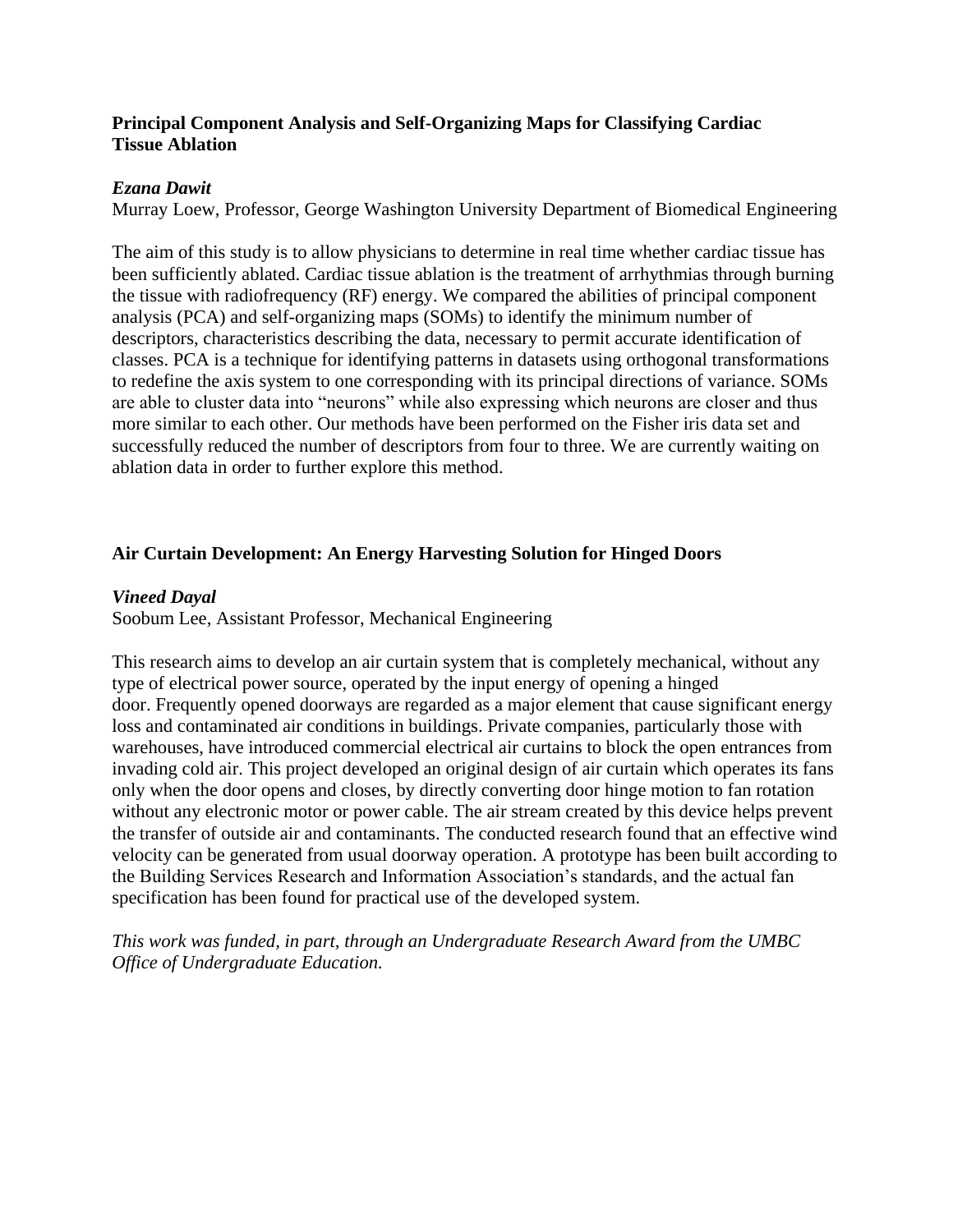### Principal Component Analysis and Self-Organizing Maps for Classifying Cardiac Tissue Ablation

***Ezana Dawit***

Murray Loew, Professor, George Washington University Department of Biomedical Engineering

The aim of this study is to allow physicians to determine in real time whether cardiac tissue has been sufficiently ablated. Cardiac tissue ablation is the treatment of arrhythmias through burning the tissue with radiofrequency (RF) energy. We compared the abilities of principal component analysis (PCA) and self-organizing maps (SOMs) to identify the minimum number of descriptors, characteristics describing the data, necessary to permit accurate identification of classes. PCA is a technique for identifying patterns in datasets using orthogonal transformations to redefine the axis system to one corresponding with its principal directions of variance. SOMs are able to cluster data into "neurons" while also expressing which neurons are closer and thus more similar to each other. Our methods have been performed on the Fisher iris data set and successfully reduced the number of descriptors from four to three. We are currently waiting on ablation data in order to further explore this method.

### Air Curtain Development: An Energy Harvesting Solution for Hinged Doors

***Vineed Dayal***

Soobum Lee, Assistant Professor, Mechanical Engineering

This research aims to develop an air curtain system that is completely mechanical, without any type of electrical power source, operated by the input energy of opening a hinged door. Frequently opened doorways are regarded as a major element that cause significant energy loss and contaminated air conditions in buildings. Private companies, particularly those with warehouses, have introduced commercial electrical air curtains to block the open entrances from invading cold air. This project developed an original design of air curtain which operates its fans only when the door opens and closes, by directly converting door hinge motion to fan rotation without any electronic motor or power cable. The air stream created by this device helps prevent the transfer of outside air and contaminants. The conducted research found that an effective wind velocity can be generated from usual doorway operation. A prototype has been built according to the Building Services Research and Information Association's standards, and the actual fan specification has been found for practical use of the developed system.

*This work was funded, in part, through an Undergraduate Research Award from the UMBC Office of Undergraduate Education.*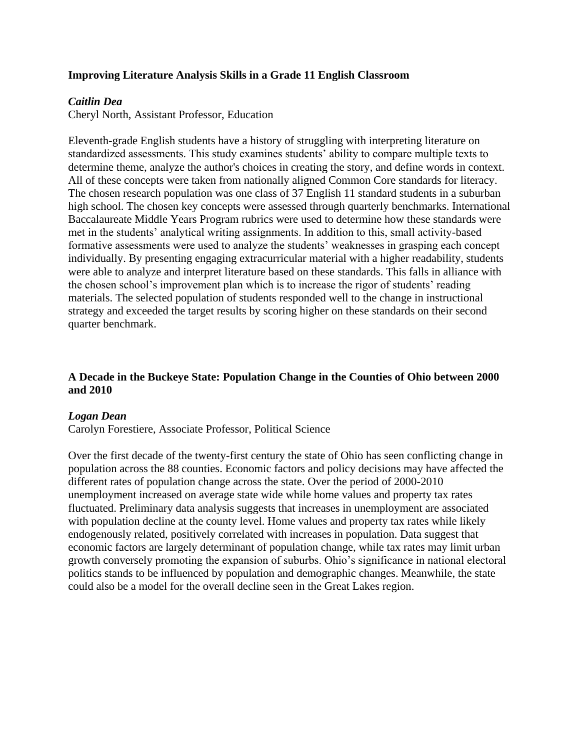### Improving Literature Analysis Skills in a Grade 11 English Classroom

***Caitlin Dea***
Cheryl North, Assistant Professor, Education

Eleventh-grade English students have a history of struggling with interpreting literature on standardized assessments. This study examines students' ability to compare multiple texts to determine theme, analyze the author's choices in creating the story, and define words in context. All of these concepts were taken from nationally aligned Common Core standards for literacy. The chosen research population was one class of 37 English 11 standard students in a suburban high school. The chosen key concepts were assessed through quarterly benchmarks. International Baccalaureate Middle Years Program rubrics were used to determine how these standards were met in the students' analytical writing assignments. In addition to this, small activity-based formative assessments were used to analyze the students' weaknesses in grasping each concept individually. By presenting engaging extracurricular material with a higher readability, students were able to analyze and interpret literature based on these standards. This falls in alliance with the chosen school's improvement plan which is to increase the rigor of students' reading materials. The selected population of students responded well to the change in instructional strategy and exceeded the target results by scoring higher on these standards on their second quarter benchmark.

### A Decade in the Buckeye State: Population Change in the Counties of Ohio between 2000 and 2010

***Logan Dean***
Carolyn Forestiere, Associate Professor, Political Science

Over the first decade of the twenty-first century the state of Ohio has seen conflicting change in population across the 88 counties. Economic factors and policy decisions may have affected the different rates of population change across the state. Over the period of 2000-2010 unemployment increased on average state wide while home values and property tax rates fluctuated. Preliminary data analysis suggests that increases in unemployment are associated with population decline at the county level. Home values and property tax rates while likely endogenously related, positively correlated with increases in population. Data suggest that economic factors are largely determinant of population change, while tax rates may limit urban growth conversely promoting the expansion of suburbs. Ohio's significance in national electoral politics stands to be influenced by population and demographic changes. Meanwhile, the state could also be a model for the overall decline seen in the Great Lakes region.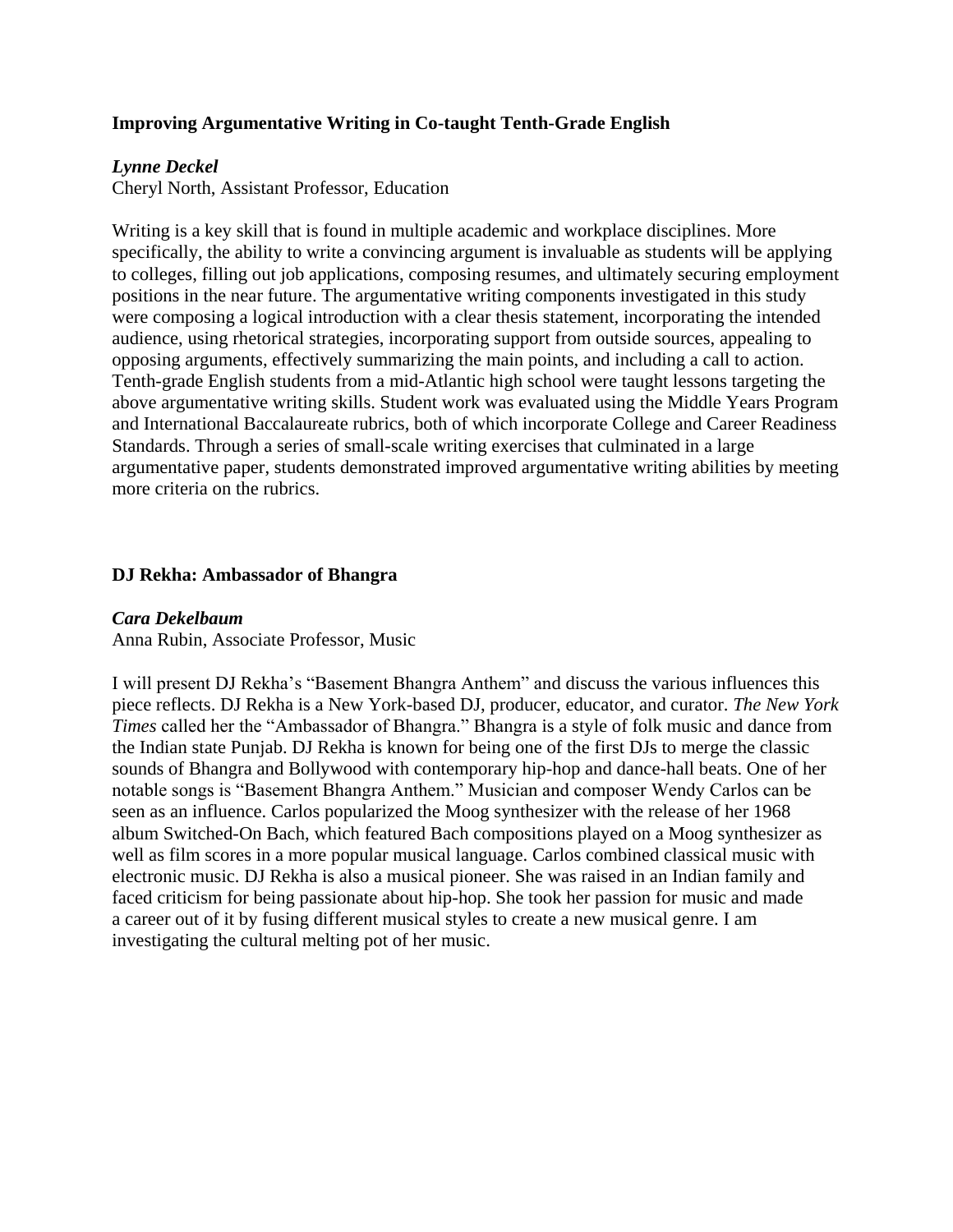### Improving Argumentative Writing in Co-taught Tenth-Grade English

***Lynne Deckel***
Cheryl North, Assistant Professor, Education

Writing is a key skill that is found in multiple academic and workplace disciplines. More specifically, the ability to write a convincing argument is invaluable as students will be applying to colleges, filling out job applications, composing resumes, and ultimately securing employment positions in the near future. The argumentative writing components investigated in this study were composing a logical introduction with a clear thesis statement, incorporating the intended audience, using rhetorical strategies, incorporating support from outside sources, appealing to opposing arguments, effectively summarizing the main points, and including a call to action. Tenth-grade English students from a mid-Atlantic high school were taught lessons targeting the above argumentative writing skills. Student work was evaluated using the Middle Years Program and International Baccalaureate rubrics, both of which incorporate College and Career Readiness Standards. Through a series of small-scale writing exercises that culminated in a large argumentative paper, students demonstrated improved argumentative writing abilities by meeting more criteria on the rubrics.

### DJ Rekha: Ambassador of Bhangra

***Cara Dekelbaum***
Anna Rubin, Associate Professor, Music

I will present DJ Rekha's "Basement Bhangra Anthem" and discuss the various influences this piece reflects. DJ Rekha is a New York-based DJ, producer, educator, and curator. *The New York Times* called her the "Ambassador of Bhangra." Bhangra is a style of folk music and dance from the Indian state Punjab. DJ Rekha is known for being one of the first DJs to merge the classic sounds of Bhangra and Bollywood with contemporary hip-hop and dance-hall beats. One of her notable songs is "Basement Bhangra Anthem." Musician and composer Wendy Carlos can be seen as an influence. Carlos popularized the Moog synthesizer with the release of her 1968 album Switched-On Bach, which featured Bach compositions played on a Moog synthesizer as well as film scores in a more popular musical language. Carlos combined classical music with electronic music. DJ Rekha is also a musical pioneer. She was raised in an Indian family and faced criticism for being passionate about hip-hop. She took her passion for music and made a career out of it by fusing different musical styles to create a new musical genre. I am investigating the cultural melting pot of her music.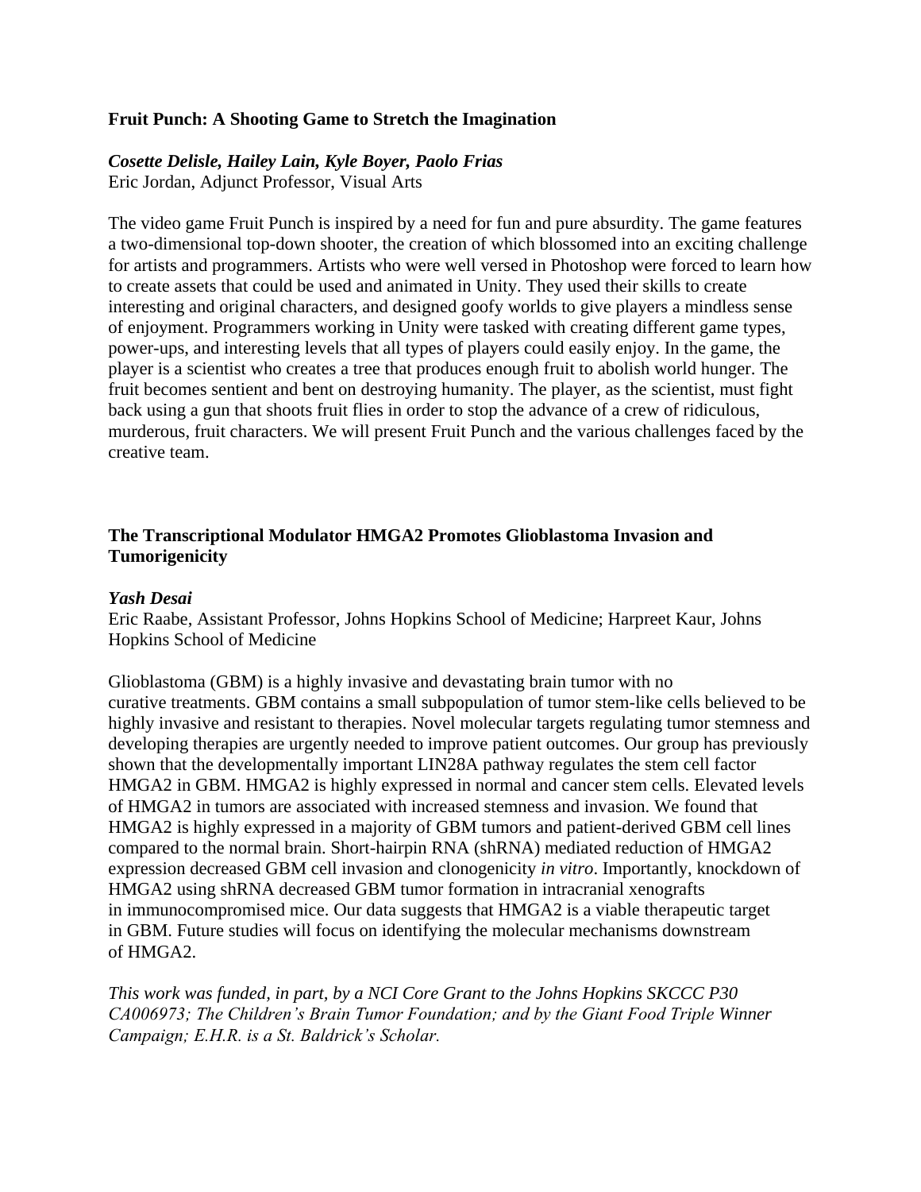**Fruit Punch: A Shooting Game to Stretch the Imagination**

***Cosette Delisle, Hailey Lain, Kyle Boyer, Paolo Frias***
Eric Jordan, Adjunct Professor, Visual Arts

The video game Fruit Punch is inspired by a need for fun and pure absurdity. The game features a two-dimensional top-down shooter, the creation of which blossomed into an exciting challenge for artists and programmers. Artists who were well versed in Photoshop were forced to learn how to create assets that could be used and animated in Unity. They used their skills to create interesting and original characters, and designed goofy worlds to give players a mindless sense of enjoyment. Programmers working in Unity were tasked with creating different game types, power-ups, and interesting levels that all types of players could easily enjoy. In the game, the player is a scientist who creates a tree that produces enough fruit to abolish world hunger. The fruit becomes sentient and bent on destroying humanity. The player, as the scientist, must fight back using a gun that shoots fruit flies in order to stop the advance of a crew of ridiculous, murderous, fruit characters. We will present Fruit Punch and the various challenges faced by the creative team.

**The Transcriptional Modulator HMGA2 Promotes Glioblastoma Invasion and Tumorigenicity**

***Yash Desai***
Eric Raabe, Assistant Professor, Johns Hopkins School of Medicine; Harpreet Kaur, Johns Hopkins School of Medicine

Glioblastoma (GBM) is a highly invasive and devastating brain tumor with no curative treatments. GBM contains a small subpopulation of tumor stem-like cells believed to be highly invasive and resistant to therapies. Novel molecular targets regulating tumor stemness and developing therapies are urgently needed to improve patient outcomes. Our group has previously shown that the developmentally important LIN28A pathway regulates the stem cell factor HMGA2 in GBM. HMGA2 is highly expressed in normal and cancer stem cells. Elevated levels of HMGA2 in tumors are associated with increased stemness and invasion. We found that HMGA2 is highly expressed in a majority of GBM tumors and patient-derived GBM cell lines compared to the normal brain. Short-hairpin RNA (shRNA) mediated reduction of HMGA2 expression decreased GBM cell invasion and clonogenicity *in vitro*. Importantly, knockdown of HMGA2 using shRNA decreased GBM tumor formation in intracranial xenografts in immunocompromised mice. Our data suggests that HMGA2 is a viable therapeutic target in GBM. Future studies will focus on identifying the molecular mechanisms downstream of HMGA2.

*This work was funded, in part, by a NCI Core Grant to the Johns Hopkins SKCCC P30 CA006973; The Children's Brain Tumor Foundation; and by the Giant Food Triple Winner Campaign; E.H.R. is a St. Baldrick's Scholar.*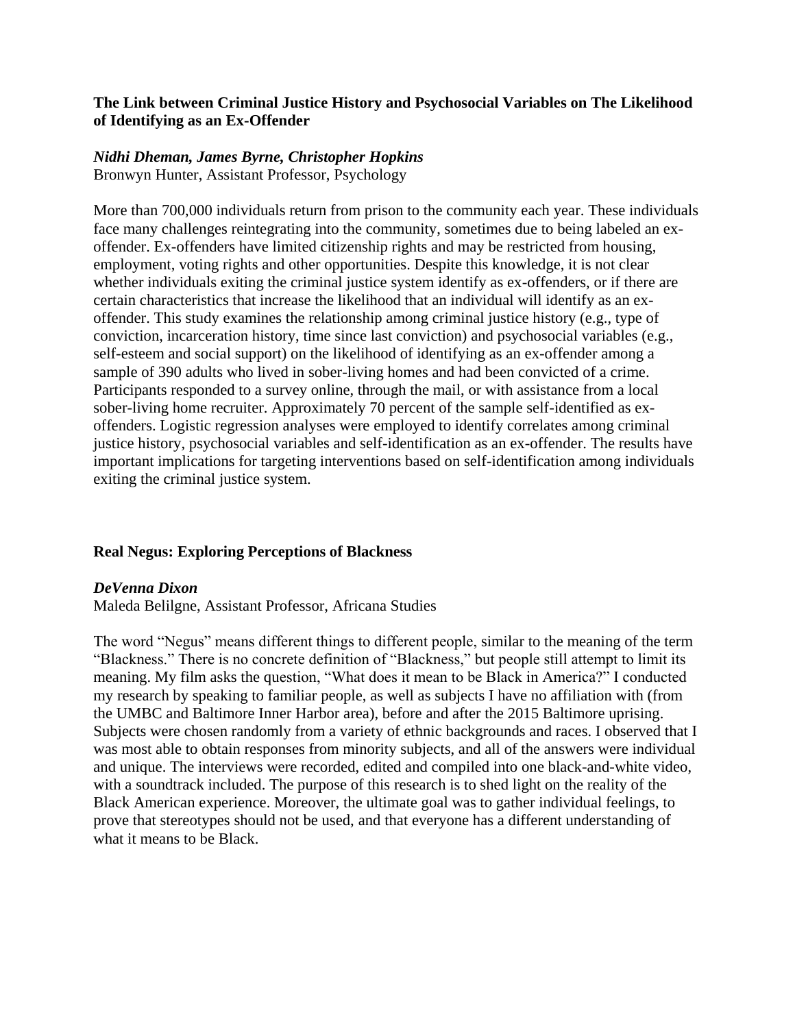**The Link between Criminal Justice History and Psychosocial Variables on The Likelihood of Identifying as an Ex-Offender**

***Nidhi Dheman, James Byrne, Christopher Hopkins***
Bronwyn Hunter, Assistant Professor, Psychology

More than 700,000 individuals return from prison to the community each year. These individuals face many challenges reintegrating into the community, sometimes due to being labeled an ex-offender. Ex-offenders have limited citizenship rights and may be restricted from housing, employment, voting rights and other opportunities. Despite this knowledge, it is not clear whether individuals exiting the criminal justice system identify as ex-offenders, or if there are certain characteristics that increase the likelihood that an individual will identify as an ex-offender. This study examines the relationship among criminal justice history (e.g., type of conviction, incarceration history, time since last conviction) and psychosocial variables (e.g., self-esteem and social support) on the likelihood of identifying as an ex-offender among a sample of 390 adults who lived in sober-living homes and had been convicted of a crime. Participants responded to a survey online, through the mail, or with assistance from a local sober-living home recruiter. Approximately 70 percent of the sample self-identified as ex-offenders. Logistic regression analyses were employed to identify correlates among criminal justice history, psychosocial variables and self-identification as an ex-offender. The results have important implications for targeting interventions based on self-identification among individuals exiting the criminal justice system.

**Real Negus: Exploring Perceptions of Blackness**

***DeVenna Dixon***
Maleda Belilgne, Assistant Professor, Africana Studies

The word "Negus" means different things to different people, similar to the meaning of the term "Blackness." There is no concrete definition of "Blackness," but people still attempt to limit its meaning. My film asks the question, "What does it mean to be Black in America?" I conducted my research by speaking to familiar people, as well as subjects I have no affiliation with (from the UMBC and Baltimore Inner Harbor area), before and after the 2015 Baltimore uprising. Subjects were chosen randomly from a variety of ethnic backgrounds and races. I observed that I was most able to obtain responses from minority subjects, and all of the answers were individual and unique. The interviews were recorded, edited and compiled into one black-and-white video, with a soundtrack included. The purpose of this research is to shed light on the reality of the Black American experience. Moreover, the ultimate goal was to gather individual feelings, to prove that stereotypes should not be used, and that everyone has a different understanding of what it means to be Black.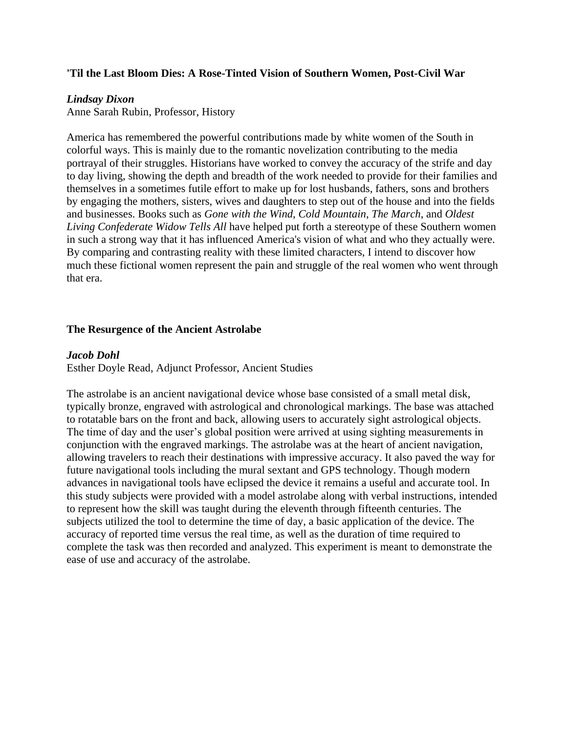**'Til the Last Bloom Dies: A Rose-Tinted Vision of Southern Women, Post-Civil War**

***Lindsay Dixon***
Anne Sarah Rubin, Professor, History

America has remembered the powerful contributions made by white women of the South in colorful ways. This is mainly due to the romantic novelization contributing to the media portrayal of their struggles. Historians have worked to convey the accuracy of the strife and day to day living, showing the depth and breadth of the work needed to provide for their families and themselves in a sometimes futile effort to make up for lost husbands, fathers, sons and brothers by engaging the mothers, sisters, wives and daughters to step out of the house and into the fields and businesses. Books such as *Gone with the Wind*, *Cold Mountain*, *The March*, and *Oldest Living Confederate Widow Tells All* have helped put forth a stereotype of these Southern women in such a strong way that it has influenced America's vision of what and who they actually were. By comparing and contrasting reality with these limited characters, I intend to discover how much these fictional women represent the pain and struggle of the real women who went through that era.

**The Resurgence of the Ancient Astrolabe**

***Jacob Dohl***
Esther Doyle Read, Adjunct Professor, Ancient Studies

The astrolabe is an ancient navigational device whose base consisted of a small metal disk, typically bronze, engraved with astrological and chronological markings. The base was attached to rotatable bars on the front and back, allowing users to accurately sight astrological objects. The time of day and the user's global position were arrived at using sighting measurements in conjunction with the engraved markings. The astrolabe was at the heart of ancient navigation, allowing travelers to reach their destinations with impressive accuracy. It also paved the way for future navigational tools including the mural sextant and GPS technology. Though modern advances in navigational tools have eclipsed the device it remains a useful and accurate tool. In this study subjects were provided with a model astrolabe along with verbal instructions, intended to represent how the skill was taught during the eleventh through fifteenth centuries. The subjects utilized the tool to determine the time of day, a basic application of the device. The accuracy of reported time versus the real time, as well as the duration of time required to complete the task was then recorded and analyzed. This experiment is meant to demonstrate the ease of use and accuracy of the astrolabe.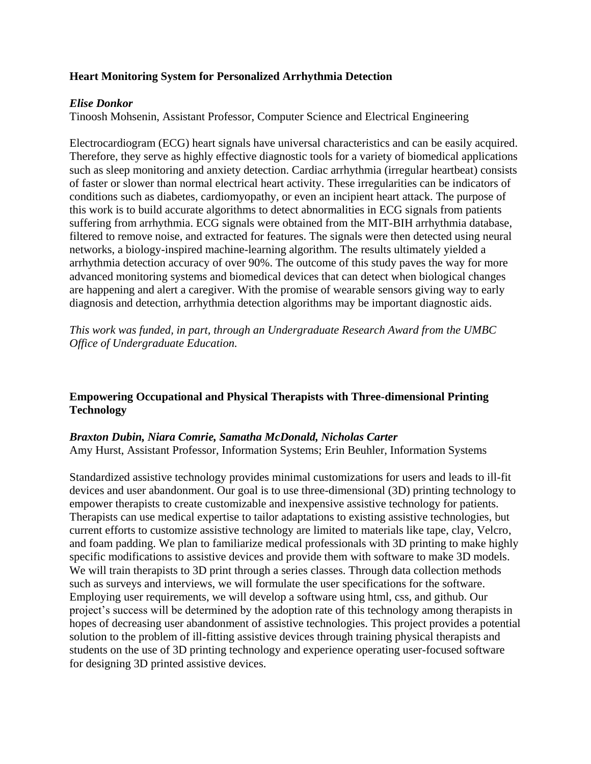### Heart Monitoring System for Personalized Arrhythmia Detection

***Elise Donkor***
Tinoosh Mohsenin, Assistant Professor, Computer Science and Electrical Engineering

Electrocardiogram (ECG) heart signals have universal characteristics and can be easily acquired. Therefore, they serve as highly effective diagnostic tools for a variety of biomedical applications such as sleep monitoring and anxiety detection. Cardiac arrhythmia (irregular heartbeat) consists of faster or slower than normal electrical heart activity. These irregularities can be indicators of conditions such as diabetes, cardiomyopathy, or even an incipient heart attack. The purpose of this work is to build accurate algorithms to detect abnormalities in ECG signals from patients suffering from arrhythmia. ECG signals were obtained from the MIT-BIH arrhythmia database, filtered to remove noise, and extracted for features. The signals were then detected using neural networks, a biology-inspired machine-learning algorithm. The results ultimately yielded a arrhythmia detection accuracy of over 90%. The outcome of this study paves the way for more advanced monitoring systems and biomedical devices that can detect when biological changes are happening and alert a caregiver. With the promise of wearable sensors giving way to early diagnosis and detection, arrhythmia detection algorithms may be important diagnostic aids.

*This work was funded, in part, through an Undergraduate Research Award from the UMBC Office of Undergraduate Education.*

### Empowering Occupational and Physical Therapists with Three-dimensional Printing Technology

***Braxton Dubin, Niara Comrie, Samatha McDonald, Nicholas Carter***
Amy Hurst, Assistant Professor, Information Systems; Erin Beuhler, Information Systems

Standardized assistive technology provides minimal customizations for users and leads to ill-fit devices and user abandonment. Our goal is to use three-dimensional (3D) printing technology to empower therapists to create customizable and inexpensive assistive technology for patients. Therapists can use medical expertise to tailor adaptations to existing assistive technologies, but current efforts to customize assistive technology are limited to materials like tape, clay, Velcro, and foam padding. We plan to familiarize medical professionals with 3D printing to make highly specific modifications to assistive devices and provide them with software to make 3D models. We will train therapists to 3D print through a series classes. Through data collection methods such as surveys and interviews, we will formulate the user specifications for the software. Employing user requirements, we will develop a software using html, css, and github. Our project's success will be determined by the adoption rate of this technology among therapists in hopes of decreasing user abandonment of assistive technologies. This project provides a potential solution to the problem of ill-fitting assistive devices through training physical therapists and students on the use of 3D printing technology and experience operating user-focused software for designing 3D printed assistive devices.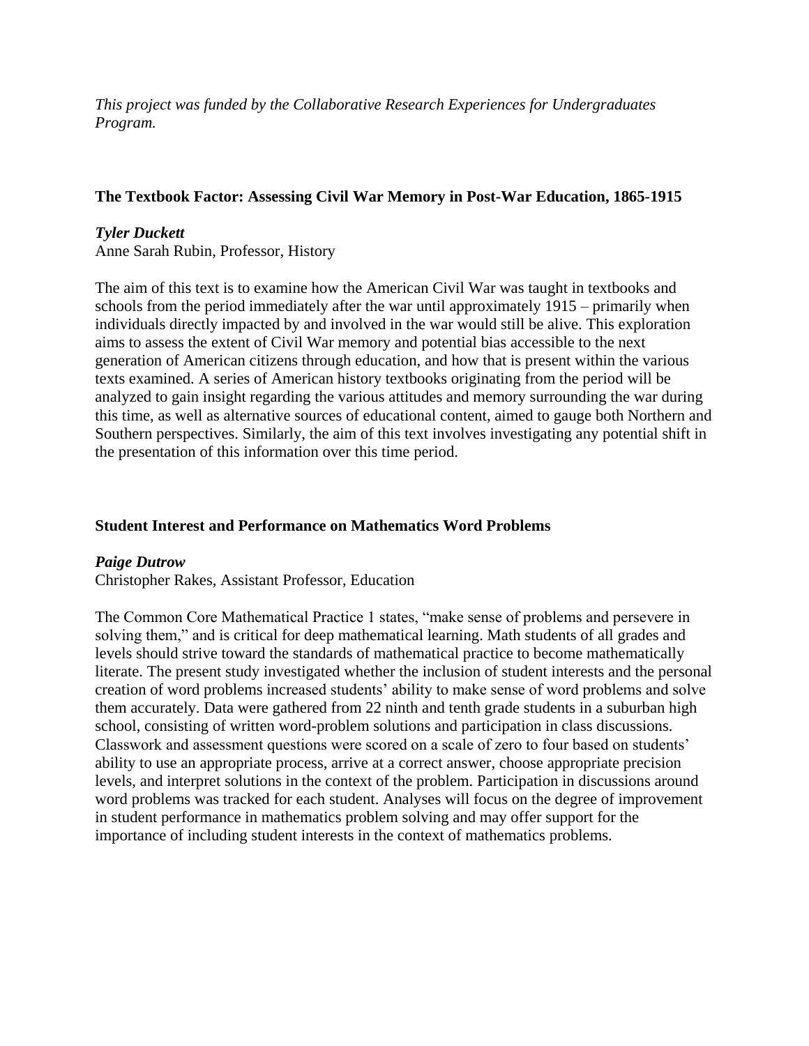*This project was funded by the Collaborative Research Experiences for Undergraduates Program.*

### The Textbook Factor: Assessing Civil War Memory in Post-War Education, 1865-1915

***Tyler Duckett***
Anne Sarah Rubin, Professor, History

The aim of this text is to examine how the American Civil War was taught in textbooks and schools from the period immediately after the war until approximately 1915 – primarily when individuals directly impacted by and involved in the war would still be alive. This exploration aims to assess the extent of Civil War memory and potential bias accessible to the next generation of American citizens through education, and how that is present within the various texts examined. A series of American history textbooks originating from the period will be analyzed to gain insight regarding the various attitudes and memory surrounding the war during this time, as well as alternative sources of educational content, aimed to gauge both Northern and Southern perspectives. Similarly, the aim of this text involves investigating any potential shift in the presentation of this information over this time period.

### Student Interest and Performance on Mathematics Word Problems

***Paige Dutrow***
Christopher Rakes, Assistant Professor, Education

The Common Core Mathematical Practice 1 states, "make sense of problems and persevere in solving them," and is critical for deep mathematical learning. Math students of all grades and levels should strive toward the standards of mathematical practice to become mathematically literate. The present study investigated whether the inclusion of student interests and the personal creation of word problems increased students' ability to make sense of word problems and solve them accurately. Data were gathered from 22 ninth and tenth grade students in a suburban high school, consisting of written word-problem solutions and participation in class discussions. Classwork and assessment questions were scored on a scale of zero to four based on students' ability to use an appropriate process, arrive at a correct answer, choose appropriate precision levels, and interpret solutions in the context of the problem. Participation in discussions around word problems was tracked for each student. Analyses will focus on the degree of improvement in student performance in mathematics problem solving and may offer support for the importance of including student interests in the context of mathematics problems.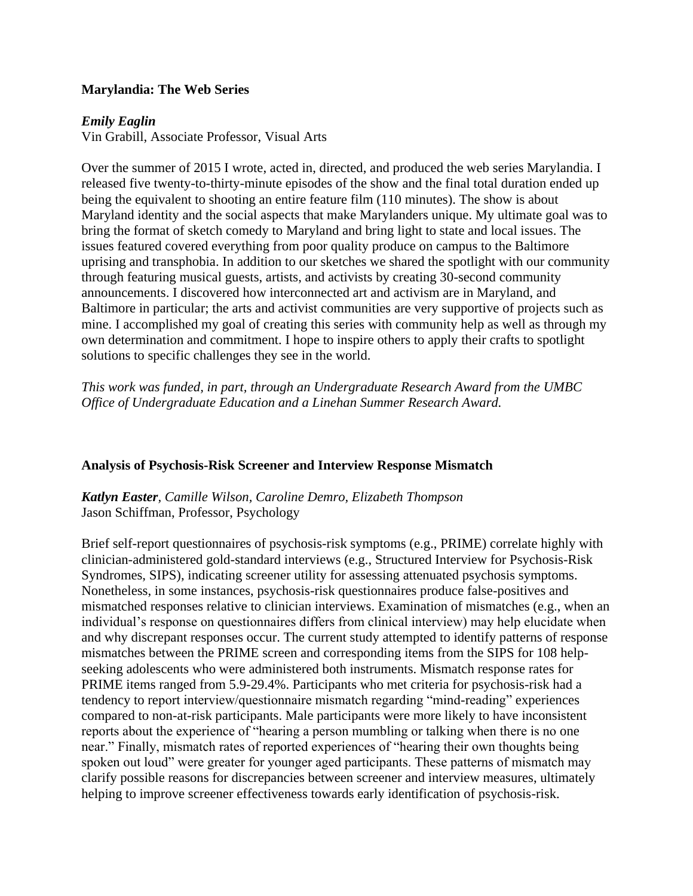### Marylandia: The Web Series

***Emily Eaglin***
Vin Grabill, Associate Professor, Visual Arts

Over the summer of 2015 I wrote, acted in, directed, and produced the web series Marylandia. I released five twenty-to-thirty-minute episodes of the show and the final total duration ended up being the equivalent to shooting an entire feature film (110 minutes). The show is about Maryland identity and the social aspects that make Marylanders unique. My ultimate goal was to bring the format of sketch comedy to Maryland and bring light to state and local issues. The issues featured covered everything from poor quality produce on campus to the Baltimore uprising and transphobia. In addition to our sketches we shared the spotlight with our community through featuring musical guests, artists, and activists by creating 30-second community announcements. I discovered how interconnected art and activism are in Maryland, and Baltimore in particular; the arts and activist communities are very supportive of projects such as mine. I accomplished my goal of creating this series with community help as well as through my own determination and commitment. I hope to inspire others to apply their crafts to spotlight solutions to specific challenges they see in the world.

*This work was funded, in part, through an Undergraduate Research Award from the UMBC Office of Undergraduate Education and a Linehan Summer Research Award.*

### Analysis of Psychosis-Risk Screener and Interview Response Mismatch

***Katlyn Easter***, *Camille Wilson, Caroline Demro, Elizabeth Thompson*
Jason Schiffman, Professor, Psychology

Brief self-report questionnaires of psychosis-risk symptoms (e.g., PRIME) correlate highly with clinician-administered gold-standard interviews (e.g., Structured Interview for Psychosis-Risk Syndromes, SIPS), indicating screener utility for assessing attenuated psychosis symptoms. Nonetheless, in some instances, psychosis-risk questionnaires produce false-positives and mismatched responses relative to clinician interviews. Examination of mismatches (e.g., when an individual's response on questionnaires differs from clinical interview) may help elucidate when and why discrepant responses occur. The current study attempted to identify patterns of response mismatches between the PRIME screen and corresponding items from the SIPS for 108 help-seeking adolescents who were administered both instruments. Mismatch response rates for PRIME items ranged from 5.9-29.4%. Participants who met criteria for psychosis-risk had a tendency to report interview/questionnaire mismatch regarding "mind-reading" experiences compared to non-at-risk participants. Male participants were more likely to have inconsistent reports about the experience of "hearing a person mumbling or talking when there is no one near." Finally, mismatch rates of reported experiences of "hearing their own thoughts being spoken out loud" were greater for younger aged participants. These patterns of mismatch may clarify possible reasons for discrepancies between screener and interview measures, ultimately helping to improve screener effectiveness towards early identification of psychosis-risk.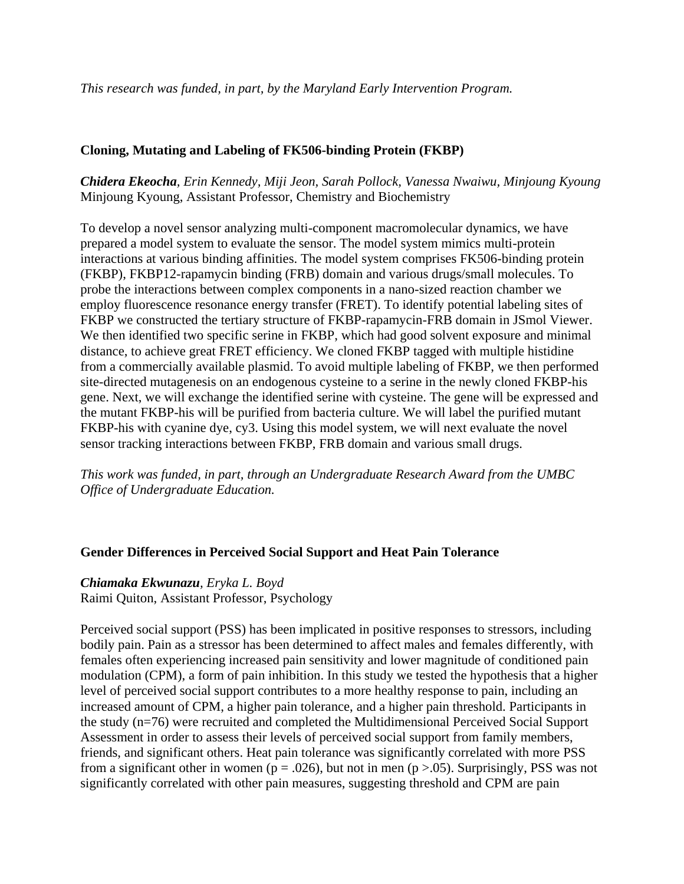*This research was funded, in part, by the Maryland Early Intervention Program.*

**Cloning, Mutating and Labeling of FK506-binding Protein (FKBP)**

***Chidera Ekeocha**, Erin Kennedy, Miji Jeon, Sarah Pollock, Vanessa Nwaiwu, Minjoung Kyoung*
Minjoung Kyoung, Assistant Professor, Chemistry and Biochemistry

To develop a novel sensor analyzing multi-component macromolecular dynamics, we have prepared a model system to evaluate the sensor. The model system mimics multi-protein interactions at various binding affinities. The model system comprises FK506-binding protein (FKBP), FKBP12-rapamycin binding (FRB) domain and various drugs/small molecules. To probe the interactions between complex components in a nano-sized reaction chamber we employ fluorescence resonance energy transfer (FRET). To identify potential labeling sites of FKBP we constructed the tertiary structure of FKBP-rapamycin-FRB domain in JSmol Viewer. We then identified two specific serine in FKBP, which had good solvent exposure and minimal distance, to achieve great FRET efficiency. We cloned FKBP tagged with multiple histidine from a commercially available plasmid. To avoid multiple labeling of FKBP, we then performed site-directed mutagenesis on an endogenous cysteine to a serine in the newly cloned FKBP-his gene. Next, we will exchange the identified serine with cysteine. The gene will be expressed and the mutant FKBP-his will be purified from bacteria culture. We will label the purified mutant FKBP-his with cyanine dye, cy3. Using this model system, we will next evaluate the novel sensor tracking interactions between FKBP, FRB domain and various small drugs.

*This work was funded, in part, through an Undergraduate Research Award from the UMBC Office of Undergraduate Education.*

**Gender Differences in Perceived Social Support and Heat Pain Tolerance**

***Chiamaka Ekwunazu**, Eryka L. Boyd*
Raimi Quiton, Assistant Professor, Psychology

Perceived social support (PSS) has been implicated in positive responses to stressors, including bodily pain. Pain as a stressor has been determined to affect males and females differently, with females often experiencing increased pain sensitivity and lower magnitude of conditioned pain modulation (CPM), a form of pain inhibition. In this study we tested the hypothesis that a higher level of perceived social support contributes to a more healthy response to pain, including an increased amount of CPM, a higher pain tolerance, and a higher pain threshold. Participants in the study ($n=76$) were recruited and completed the Multidimensional Perceived Social Support Assessment in order to assess their levels of perceived social support from family members, friends, and significant others. Heat pain tolerance was significantly correlated with more PSS from a significant other in women ($p = .026$), but not in men ($p > .05$). Surprisingly, PSS was not significantly correlated with other pain measures, suggesting threshold and CPM are pain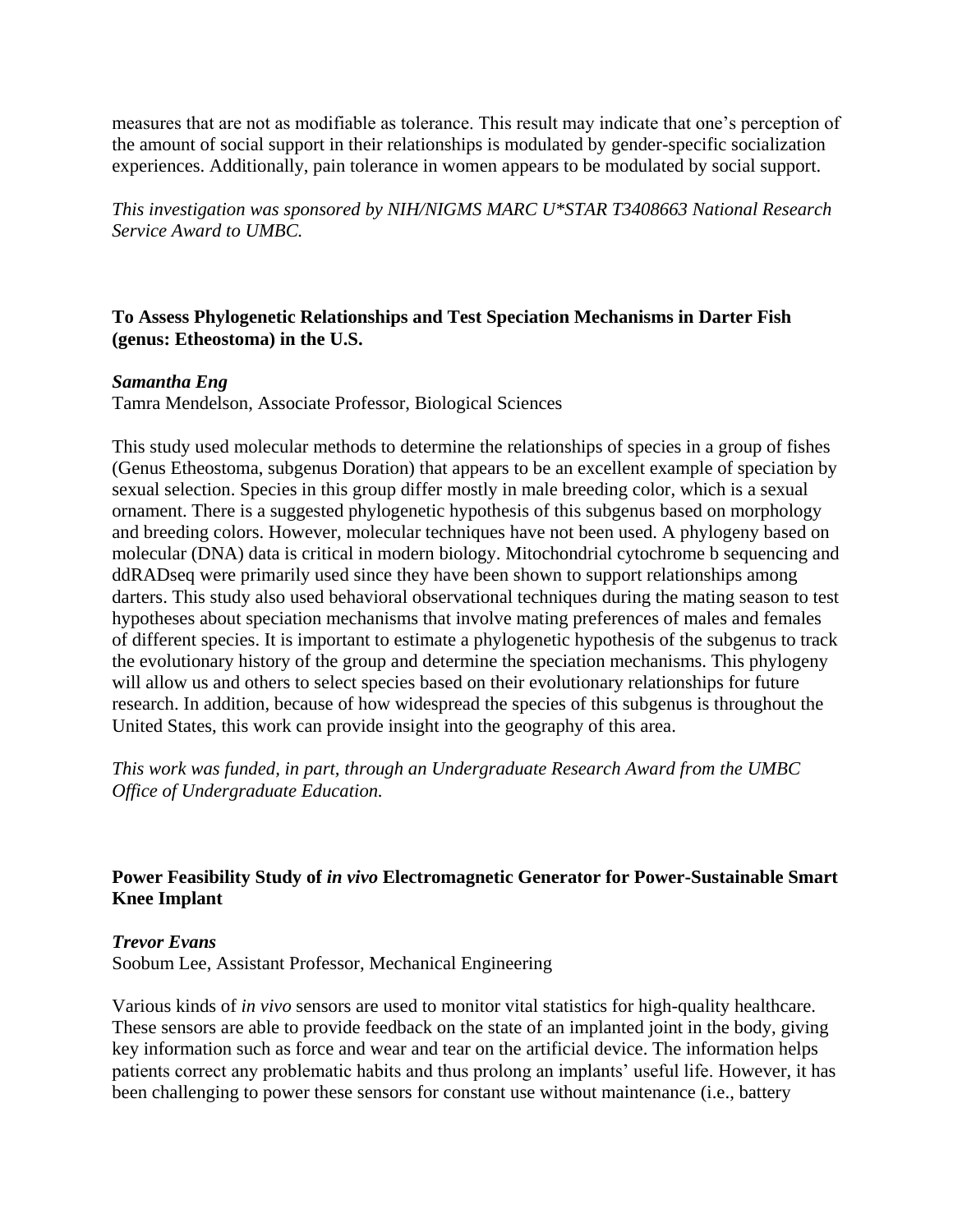measures that are not as modifiable as tolerance. This result may indicate that one's perception of the amount of social support in their relationships is modulated by gender-specific socialization experiences. Additionally, pain tolerance in women appears to be modulated by social support.

*This investigation was sponsored by NIH/NIGMS MARC U*STAR T3408663 National Research Service Award to UMBC.*

**To Assess Phylogenetic Relationships and Test Speciation Mechanisms in Darter Fish (genus: Etheostoma) in the U.S.**

***Samantha Eng***
Tamra Mendelson, Associate Professor, Biological Sciences

This study used molecular methods to determine the relationships of species in a group of fishes (Genus Etheostoma, subgenus Doration) that appears to be an excellent example of speciation by sexual selection. Species in this group differ mostly in male breeding color, which is a sexual ornament. There is a suggested phylogenetic hypothesis of this subgenus based on morphology and breeding colors. However, molecular techniques have not been used. A phylogeny based on molecular (DNA) data is critical in modern biology. Mitochondrial cytochrome b sequencing and ddRADseq were primarily used since they have been shown to support relationships among darters. This study also used behavioral observational techniques during the mating season to test hypotheses about speciation mechanisms that involve mating preferences of males and females of different species. It is important to estimate a phylogenetic hypothesis of the subgenus to track the evolutionary history of the group and determine the speciation mechanisms. This phylogeny will allow us and others to select species based on their evolutionary relationships for future research. In addition, because of how widespread the species of this subgenus is throughout the United States, this work can provide insight into the geography of this area.

*This work was funded, in part, through an Undergraduate Research Award from the UMBC Office of Undergraduate Education.*

**Power Feasibility Study of *in vivo* Electromagnetic Generator for Power-Sustainable Smart Knee Implant**

***Trevor Evans***
Soobum Lee, Assistant Professor, Mechanical Engineering

Various kinds of *in vivo* sensors are used to monitor vital statistics for high-quality healthcare. These sensors are able to provide feedback on the state of an implanted joint in the body, giving key information such as force and wear and tear on the artificial device. The information helps patients correct any problematic habits and thus prolong an implants' useful life. However, it has been challenging to power these sensors for constant use without maintenance (i.e., battery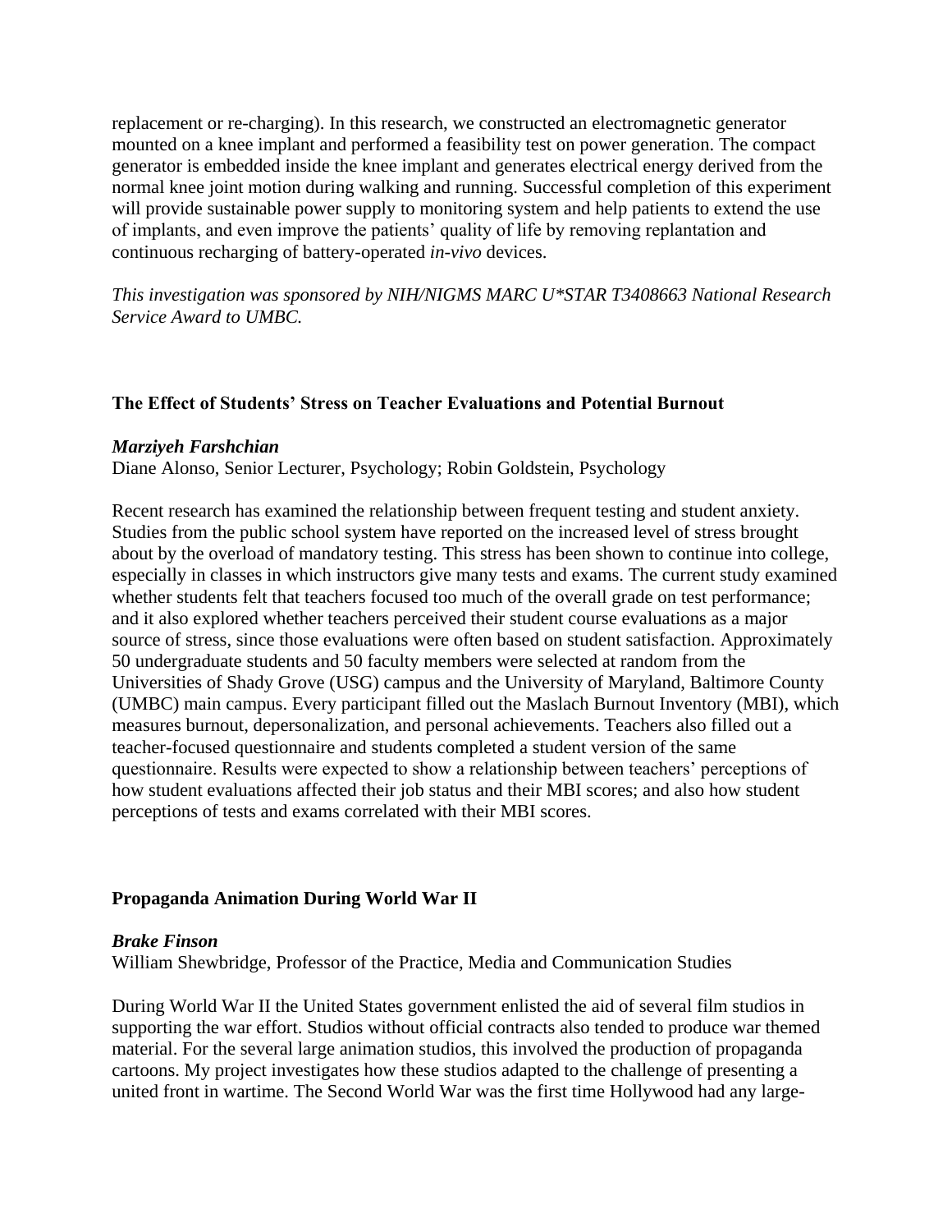replacement or re-charging). In this research, we constructed an electromagnetic generator mounted on a knee implant and performed a feasibility test on power generation. The compact generator is embedded inside the knee implant and generates electrical energy derived from the normal knee joint motion during walking and running. Successful completion of this experiment will provide sustainable power supply to monitoring system and help patients to extend the use of implants, and even improve the patients' quality of life by removing replantation and continuous recharging of battery-operated *in-vivo* devices.

*This investigation was sponsored by NIH/NIGMS MARC U*STAR T3408663 National Research Service Award to UMBC.*

### The Effect of Students' Stress on Teacher Evaluations and Potential Burnout

***Marziyeh Farshchian***
Diane Alonso, Senior Lecturer, Psychology; Robin Goldstein, Psychology

Recent research has examined the relationship between frequent testing and student anxiety. Studies from the public school system have reported on the increased level of stress brought about by the overload of mandatory testing. This stress has been shown to continue into college, especially in classes in which instructors give many tests and exams. The current study examined whether students felt that teachers focused too much of the overall grade on test performance; and it also explored whether teachers perceived their student course evaluations as a major source of stress, since those evaluations were often based on student satisfaction. Approximately 50 undergraduate students and 50 faculty members were selected at random from the Universities of Shady Grove (USG) campus and the University of Maryland, Baltimore County (UMBC) main campus. Every participant filled out the Maslach Burnout Inventory (MBI), which measures burnout, depersonalization, and personal achievements. Teachers also filled out a teacher-focused questionnaire and students completed a student version of the same questionnaire. Results were expected to show a relationship between teachers' perceptions of how student evaluations affected their job status and their MBI scores; and also how student perceptions of tests and exams correlated with their MBI scores.

### Propaganda Animation During World War II

***Brake Finson***
William Shewbridge, Professor of the Practice, Media and Communication Studies

During World War II the United States government enlisted the aid of several film studios in supporting the war effort. Studios without official contracts also tended to produce war themed material. For the several large animation studios, this involved the production of propaganda cartoons. My project investigates how these studios adapted to the challenge of presenting a united front in wartime. The Second World War was the first time Hollywood had any large-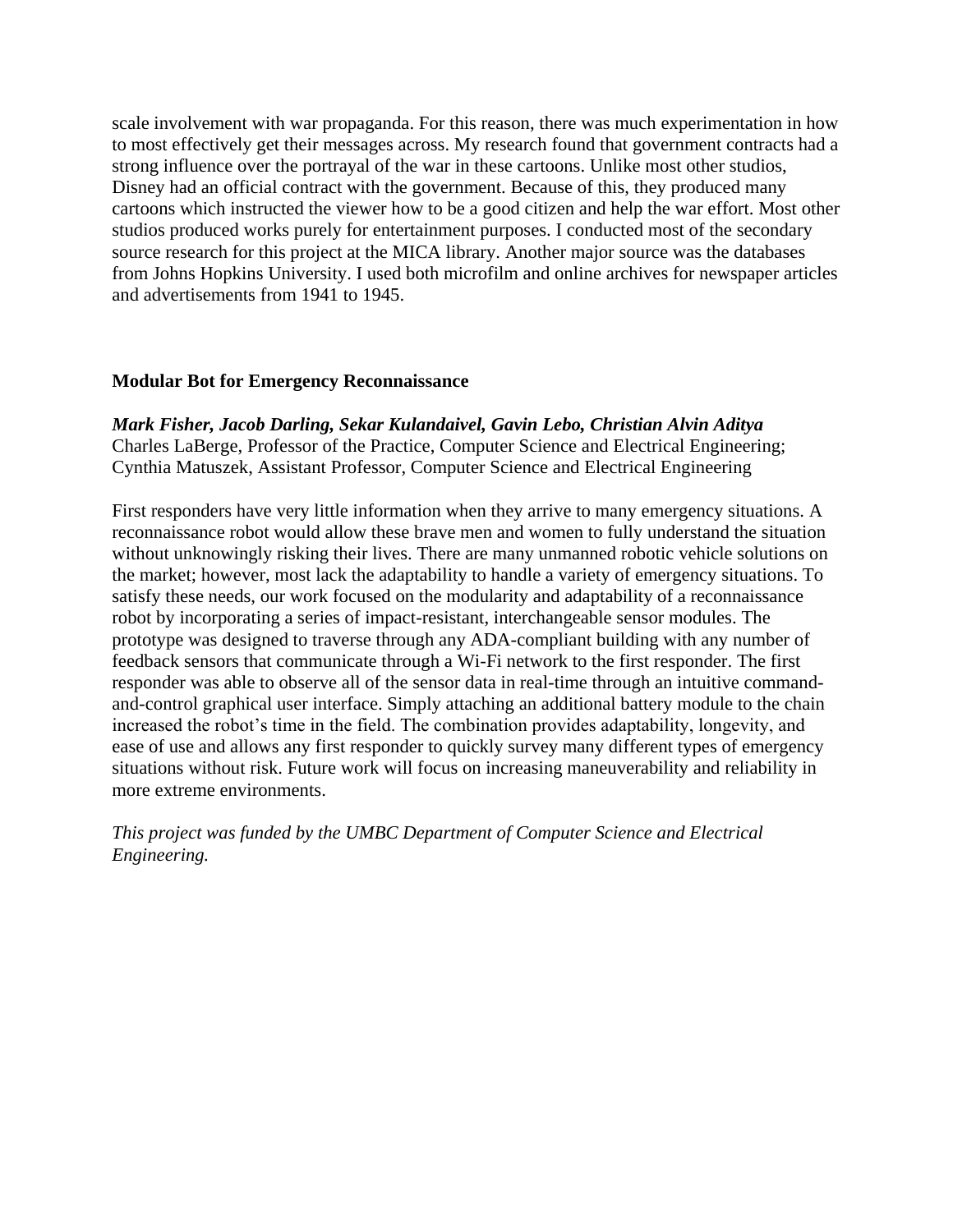scale involvement with war propaganda. For this reason, there was much experimentation in how to most effectively get their messages across. My research found that government contracts had a strong influence over the portrayal of the war in these cartoons. Unlike most other studios, Disney had an official contract with the government. Because of this, they produced many cartoons which instructed the viewer how to be a good citizen and help the war effort. Most other studios produced works purely for entertainment purposes. I conducted most of the secondary source research for this project at the MICA library. Another major source was the databases from Johns Hopkins University. I used both microfilm and online archives for newspaper articles and advertisements from 1941 to 1945.

**Modular Bot for Emergency Reconnaissance**

***Mark Fisher, Jacob Darling, Sekar Kulandaivel, Gavin Lebo, Christian Alvin Aditya***
Charles LaBerge, Professor of the Practice, Computer Science and Electrical Engineering; Cynthia Matuszek, Assistant Professor, Computer Science and Electrical Engineering

First responders have very little information when they arrive to many emergency situations. A reconnaissance robot would allow these brave men and women to fully understand the situation without unknowingly risking their lives. There are many unmanned robotic vehicle solutions on the market; however, most lack the adaptability to handle a variety of emergency situations. To satisfy these needs, our work focused on the modularity and adaptability of a reconnaissance robot by incorporating a series of impact-resistant, interchangeable sensor modules. The prototype was designed to traverse through any ADA-compliant building with any number of feedback sensors that communicate through a Wi-Fi network to the first responder. The first responder was able to observe all of the sensor data in real-time through an intuitive command-and-control graphical user interface. Simply attaching an additional battery module to the chain increased the robot's time in the field. The combination provides adaptability, longevity, and ease of use and allows any first responder to quickly survey many different types of emergency situations without risk. Future work will focus on increasing maneuverability and reliability in more extreme environments.

*This project was funded by the UMBC Department of Computer Science and Electrical Engineering.*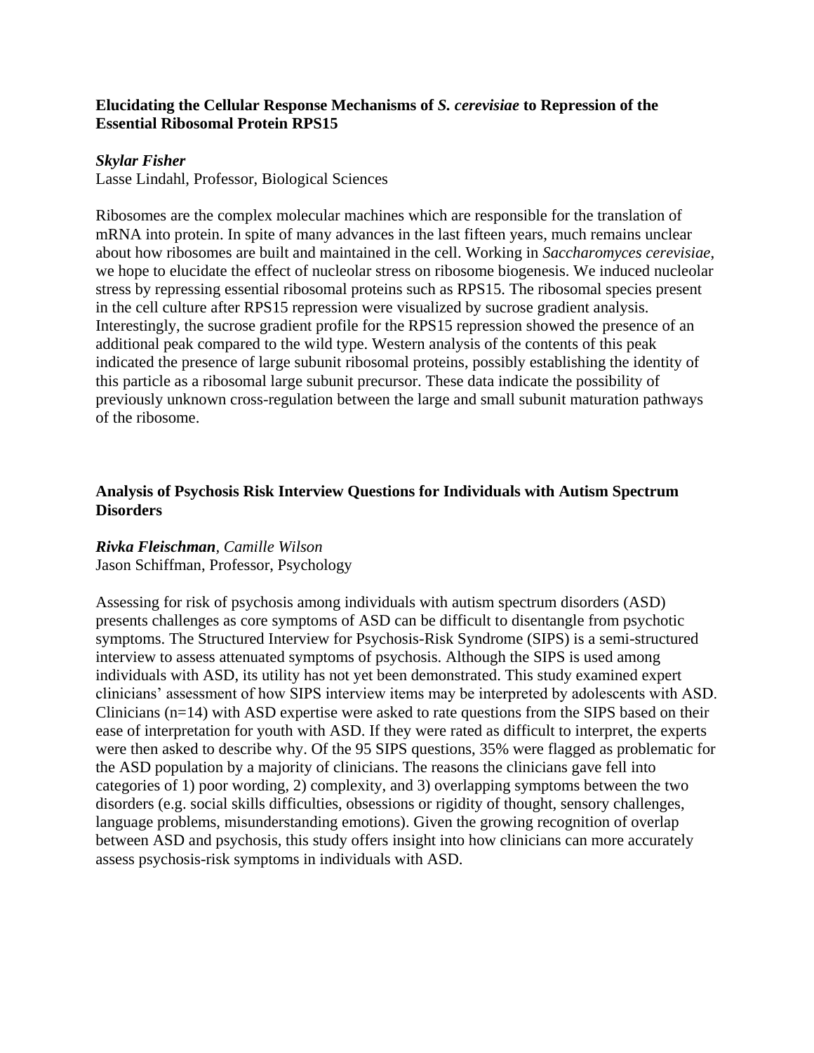### Elucidating the Cellular Response Mechanisms of *S. cerevisiae* to Repression of the Essential Ribosomal Protein RPS15

***Skylar Fisher***
Lasse Lindahl, Professor, Biological Sciences

Ribosomes are the complex molecular machines which are responsible for the translation of mRNA into protein. In spite of many advances in the last fifteen years, much remains unclear about how ribosomes are built and maintained in the cell. Working in *Saccharomyces cerevisiae*, we hope to elucidate the effect of nucleolar stress on ribosome biogenesis. We induced nucleolar stress by repressing essential ribosomal proteins such as RPS15. The ribosomal species present in the cell culture after RPS15 repression were visualized by sucrose gradient analysis. Interestingly, the sucrose gradient profile for the RPS15 repression showed the presence of an additional peak compared to the wild type. Western analysis of the contents of this peak indicated the presence of large subunit ribosomal proteins, possibly establishing the identity of this particle as a ribosomal large subunit precursor. These data indicate the possibility of previously unknown cross-regulation between the large and small subunit maturation pathways of the ribosome.

### Analysis of Psychosis Risk Interview Questions for Individuals with Autism Spectrum Disorders

***Rivka Fleischman***, *Camille Wilson*
Jason Schiffman, Professor, Psychology

Assessing for risk of psychosis among individuals with autism spectrum disorders (ASD) presents challenges as core symptoms of ASD can be difficult to disentangle from psychotic symptoms. The Structured Interview for Psychosis-Risk Syndrome (SIPS) is a semi-structured interview to assess attenuated symptoms of psychosis. Although the SIPS is used among individuals with ASD, its utility has not yet been demonstrated. This study examined expert clinicians' assessment of how SIPS interview items may be interpreted by adolescents with ASD. Clinicians (n=14) with ASD expertise were asked to rate questions from the SIPS based on their ease of interpretation for youth with ASD. If they were rated as difficult to interpret, the experts were then asked to describe why. Of the 95 SIPS questions, 35% were flagged as problematic for the ASD population by a majority of clinicians. The reasons the clinicians gave fell into categories of 1) poor wording, 2) complexity, and 3) overlapping symptoms between the two disorders (e.g. social skills difficulties, obsessions or rigidity of thought, sensory challenges, language problems, misunderstanding emotions). Given the growing recognition of overlap between ASD and psychosis, this study offers insight into how clinicians can more accurately assess psychosis-risk symptoms in individuals with ASD.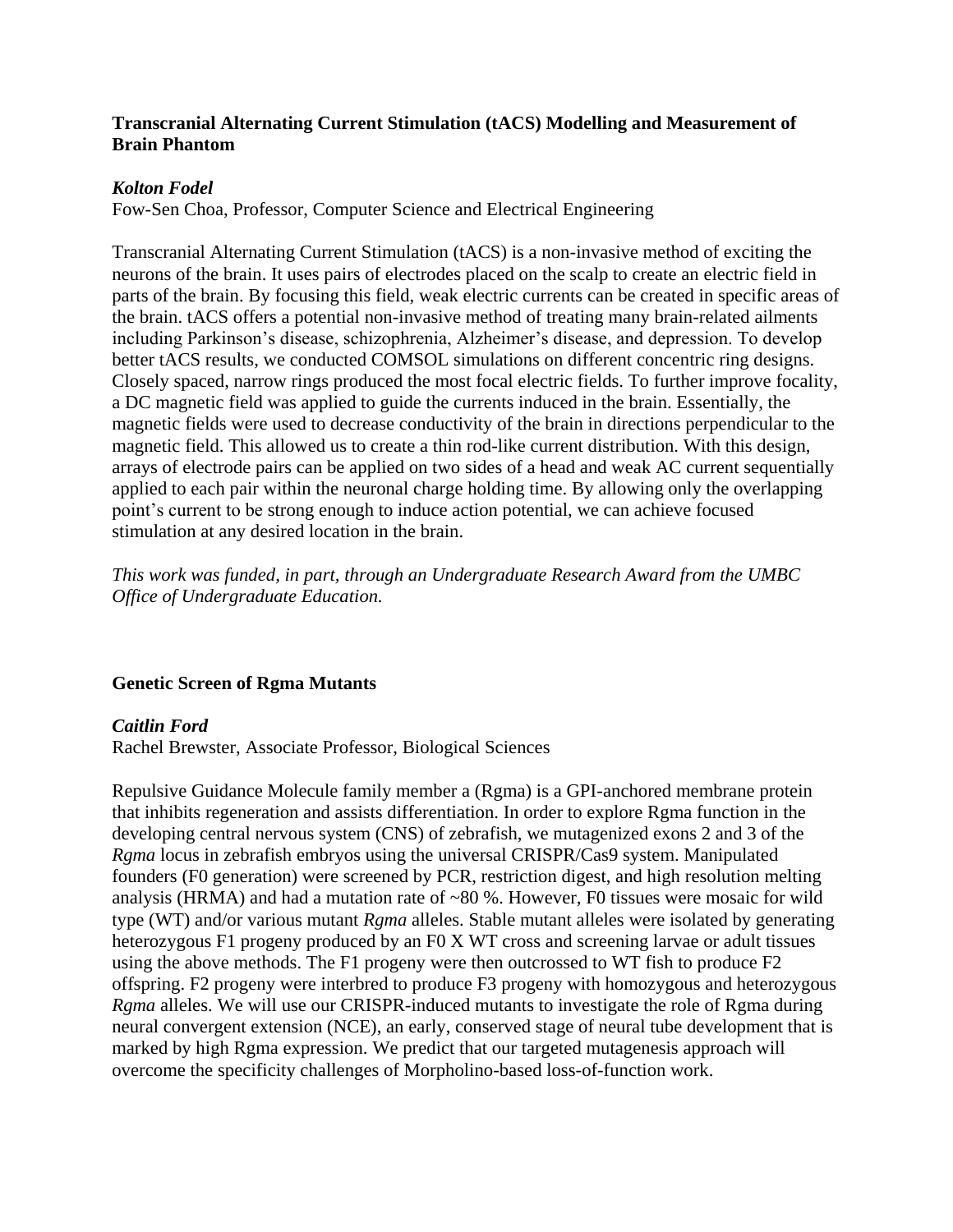### Transcranial Alternating Current Stimulation (tACS) Modelling and Measurement of Brain Phantom

***Kolton Fodel***

Fow-Sen Choa, Professor, Computer Science and Electrical Engineering

Transcranial Alternating Current Stimulation (tACS) is a non-invasive method of exciting the neurons of the brain. It uses pairs of electrodes placed on the scalp to create an electric field in parts of the brain. By focusing this field, weak electric currents can be created in specific areas of the brain. tACS offers a potential non-invasive method of treating many brain-related ailments including Parkinson's disease, schizophrenia, Alzheimer's disease, and depression. To develop better tACS results, we conducted COMSOL simulations on different concentric ring designs. Closely spaced, narrow rings produced the most focal electric fields. To further improve focality, a DC magnetic field was applied to guide the currents induced in the brain. Essentially, the magnetic fields were used to decrease conductivity of the brain in directions perpendicular to the magnetic field. This allowed us to create a thin rod-like current distribution. With this design, arrays of electrode pairs can be applied on two sides of a head and weak AC current sequentially applied to each pair within the neuronal charge holding time. By allowing only the overlapping point's current to be strong enough to induce action potential, we can achieve focused stimulation at any desired location in the brain.

*This work was funded, in part, through an Undergraduate Research Award from the UMBC Office of Undergraduate Education.*

### Genetic Screen of Rgma Mutants

***Caitlin Ford***

Rachel Brewster, Associate Professor, Biological Sciences

Repulsive Guidance Molecule family member a (Rgma) is a GPI-anchored membrane protein that inhibits regeneration and assists differentiation. In order to explore Rgma function in the developing central nervous system (CNS) of zebrafish, we mutagenized exons 2 and 3 of the *Rgma* locus in zebrafish embryos using the universal CRISPR/Cas9 system. Manipulated founders (F0 generation) were screened by PCR, restriction digest, and high resolution melting analysis (HRMA) and had a mutation rate of ~80 %. However, F0 tissues were mosaic for wild type (WT) and/or various mutant *Rgma* alleles. Stable mutant alleles were isolated by generating heterozygous F1 progeny produced by an F0 X WT cross and screening larvae or adult tissues using the above methods. The F1 progeny were then outcrossed to WT fish to produce F2 offspring. F2 progeny were interbred to produce F3 progeny with homozygous and heterozygous *Rgma* alleles. We will use our CRISPR-induced mutants to investigate the role of Rgma during neural convergent extension (NCE), an early, conserved stage of neural tube development that is marked by high Rgma expression. We predict that our targeted mutagenesis approach will overcome the specificity challenges of Morpholino-based loss-of-function work.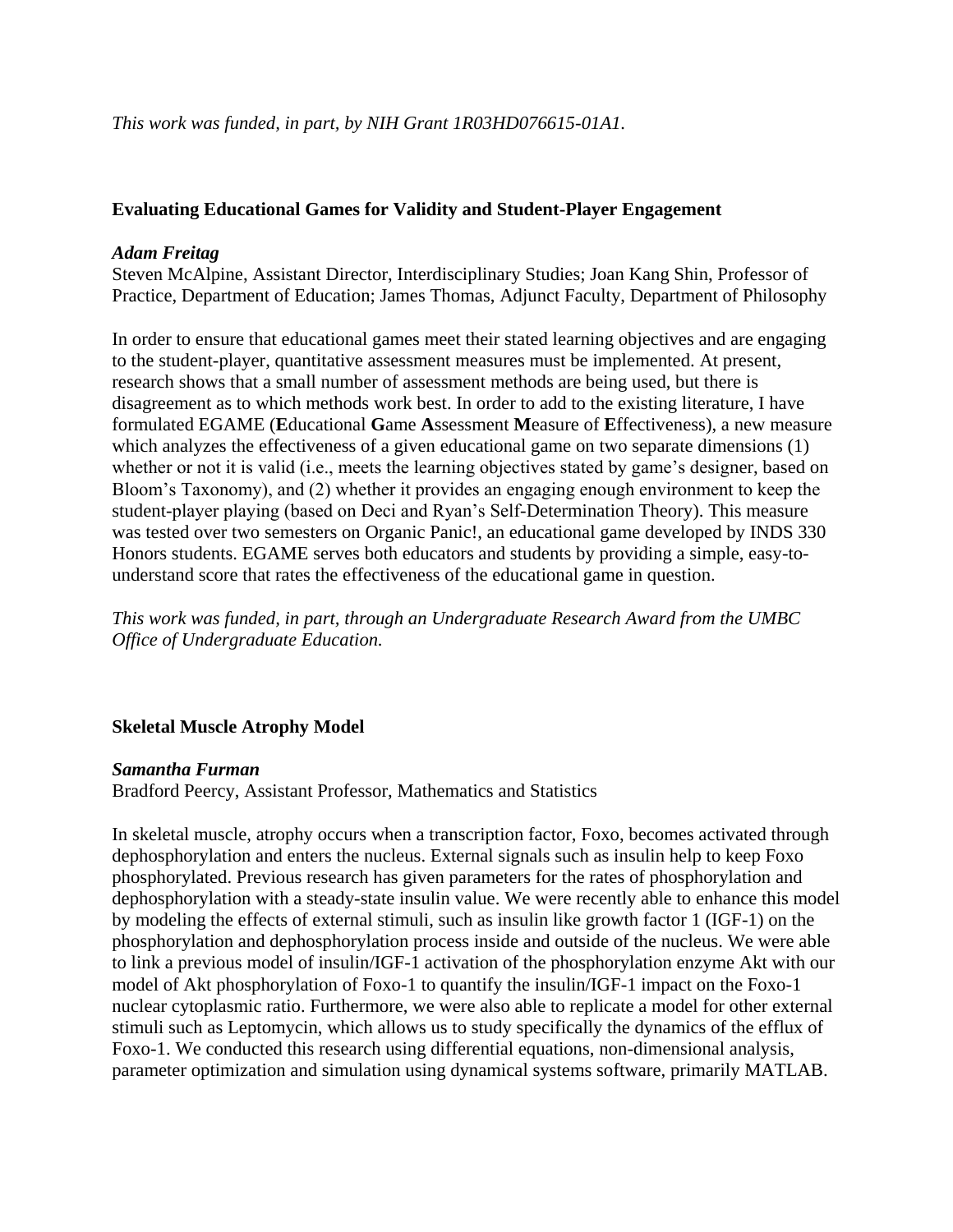*This work was funded, in part, by NIH Grant 1R03HD076615-01A1.*

**Evaluating Educational Games for Validity and Student-Player Engagement**

***Adam Freitag***
Steven McAlpine, Assistant Director, Interdisciplinary Studies; Joan Kang Shin, Professor of Practice, Department of Education; James Thomas, Adjunct Faculty, Department of Philosophy

In order to ensure that educational games meet their stated learning objectives and are engaging to the student-player, quantitative assessment measures must be implemented. At present, research shows that a small number of assessment methods are being used, but there is disagreement as to which methods work best. In order to add to the existing literature, I have formulated EGAME (**E**ducational **G**ame **A**ssessment **M**easure of **E**ffectiveness), a new measure which analyzes the effectiveness of a given educational game on two separate dimensions (1) whether or not it is valid (i.e., meets the learning objectives stated by game's designer, based on Bloom's Taxonomy), and (2) whether it provides an engaging enough environment to keep the student-player playing (based on Deci and Ryan's Self-Determination Theory). This measure was tested over two semesters on Organic Panic!, an educational game developed by INDS 330 Honors students. EGAME serves both educators and students by providing a simple, easy-to-understand score that rates the effectiveness of the educational game in question.

*This work was funded, in part, through an Undergraduate Research Award from the UMBC Office of Undergraduate Education.*

**Skeletal Muscle Atrophy Model**

***Samantha Furman***
Bradford Peercy, Assistant Professor, Mathematics and Statistics

In skeletal muscle, atrophy occurs when a transcription factor, Foxo, becomes activated through dephosphorylation and enters the nucleus. External signals such as insulin help to keep Foxo phosphorylated. Previous research has given parameters for the rates of phosphorylation and dephosphorylation with a steady-state insulin value. We were recently able to enhance this model by modeling the effects of external stimuli, such as insulin like growth factor 1 (IGF-1) on the phosphorylation and dephosphorylation process inside and outside of the nucleus. We were able to link a previous model of insulin/IGF-1 activation of the phosphorylation enzyme Akt with our model of Akt phosphorylation of Foxo-1 to quantify the insulin/IGF-1 impact on the Foxo-1 nuclear cytoplasmic ratio. Furthermore, we were also able to replicate a model for other external stimuli such as Leptomycin, which allows us to study specifically the dynamics of the efflux of Foxo-1. We conducted this research using differential equations, non-dimensional analysis, parameter optimization and simulation using dynamical systems software, primarily MATLAB.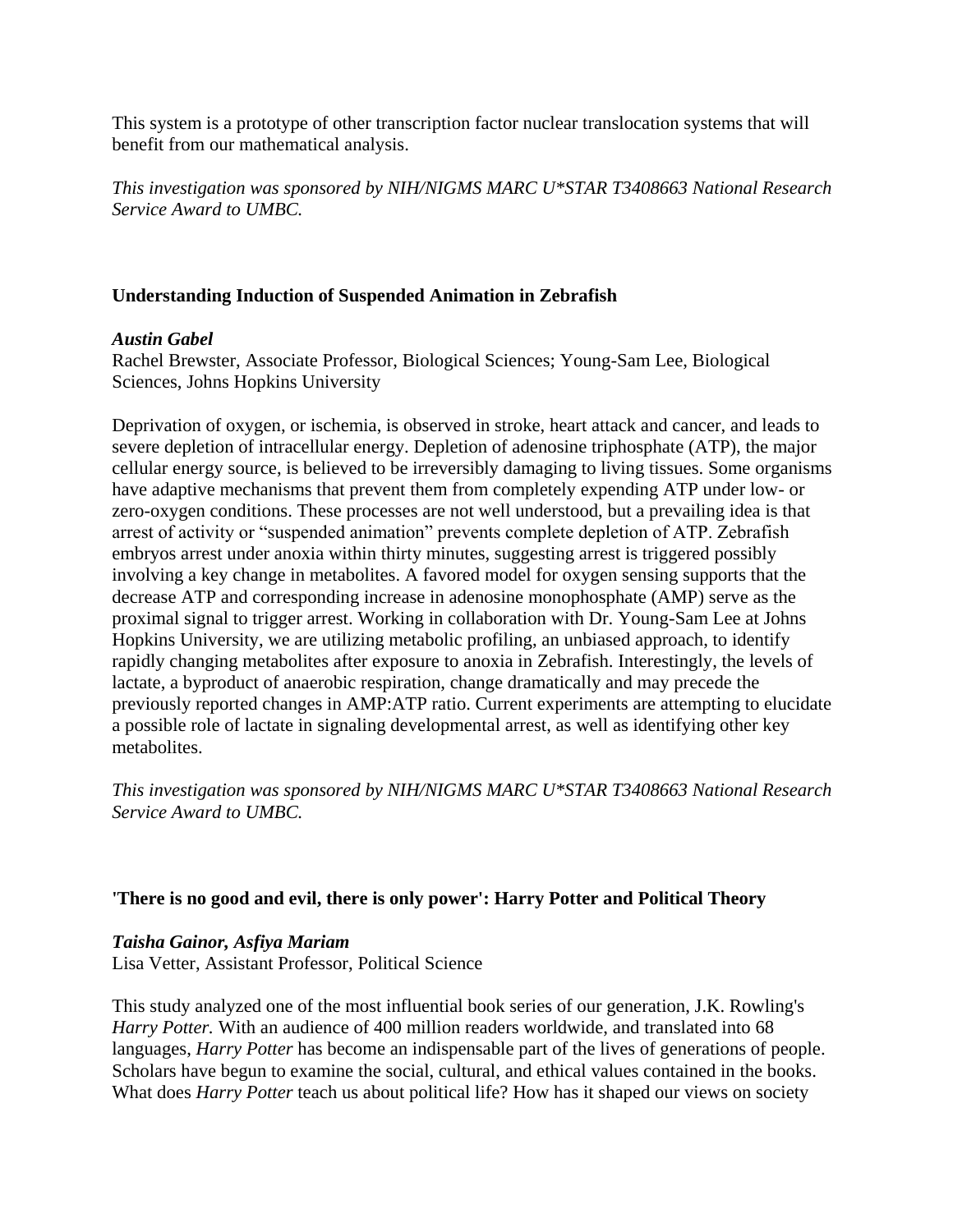This system is a prototype of other transcription factor nuclear translocation systems that will benefit from our mathematical analysis.

*This investigation was sponsored by NIH/NIGMS MARC U*STAR T3408663 National Research Service Award to UMBC.*

### Understanding Induction of Suspended Animation in Zebrafish

***Austin Gabel***
Rachel Brewster, Associate Professor, Biological Sciences; Young-Sam Lee, Biological Sciences, Johns Hopkins University

Deprivation of oxygen, or ischemia, is observed in stroke, heart attack and cancer, and leads to severe depletion of intracellular energy. Depletion of adenosine triphosphate (ATP), the major cellular energy source, is believed to be irreversibly damaging to living tissues. Some organisms have adaptive mechanisms that prevent them from completely expending ATP under low- or zero-oxygen conditions. These processes are not well understood, but a prevailing idea is that arrest of activity or "suspended animation" prevents complete depletion of ATP. Zebrafish embryos arrest under anoxia within thirty minutes, suggesting arrest is triggered possibly involving a key change in metabolites. A favored model for oxygen sensing supports that the decrease ATP and corresponding increase in adenosine monophosphate (AMP) serve as the proximal signal to trigger arrest. Working in collaboration with Dr. Young-Sam Lee at Johns Hopkins University, we are utilizing metabolic profiling, an unbiased approach, to identify rapidly changing metabolites after exposure to anoxia in Zebrafish. Interestingly, the levels of lactate, a byproduct of anaerobic respiration, change dramatically and may precede the previously reported changes in AMP:ATP ratio. Current experiments are attempting to elucidate a possible role of lactate in signaling developmental arrest, as well as identifying other key metabolites.

*This investigation was sponsored by NIH/NIGMS MARC U*STAR T3408663 National Research Service Award to UMBC.*

### 'There is no good and evil, there is only power': Harry Potter and Political Theory

***Taisha Gainor, Asfiya Mariam***
Lisa Vetter, Assistant Professor, Political Science

This study analyzed one of the most influential book series of our generation, J.K. Rowling's *Harry Potter.* With an audience of 400 million readers worldwide, and translated into 68 languages, *Harry Potter* has become an indispensable part of the lives of generations of people. Scholars have begun to examine the social, cultural, and ethical values contained in the books. What does *Harry Potter* teach us about political life? How has it shaped our views on society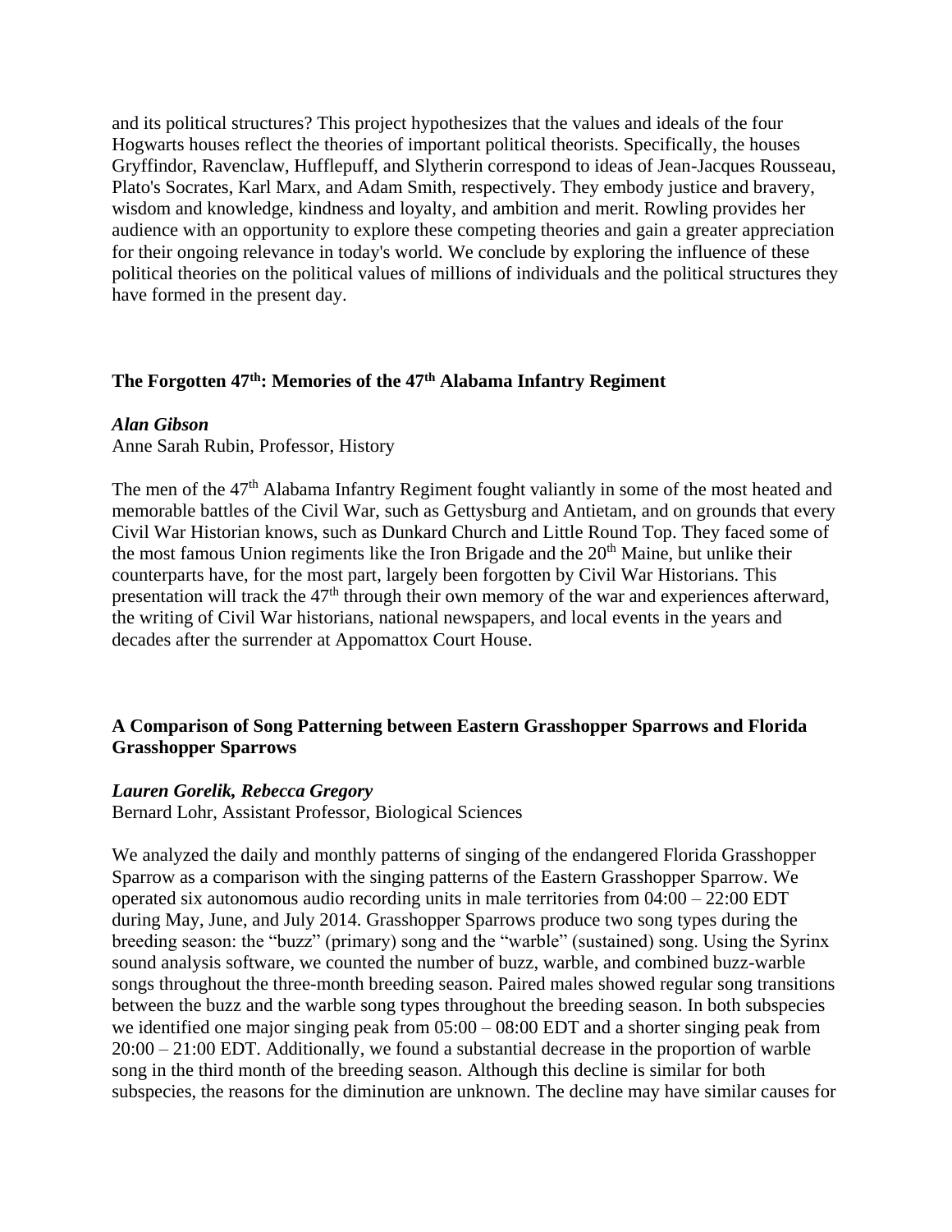and its political structures? This project hypothesizes that the values and ideals of the four Hogwarts houses reflect the theories of important political theorists. Specifically, the houses Gryffindor, Ravenclaw, Hufflepuff, and Slytherin correspond to ideas of Jean-Jacques Rousseau, Plato's Socrates, Karl Marx, and Adam Smith, respectively. They embody justice and bravery, wisdom and knowledge, kindness and loyalty, and ambition and merit. Rowling provides her audience with an opportunity to explore these competing theories and gain a greater appreciation for their ongoing relevance in today's world. We conclude by exploring the influence of these political theories on the political values of millions of individuals and the political structures they have formed in the present day.

### The Forgotten 47th: Memories of the 47th Alabama Infantry Regiment

***Alan Gibson***
Anne Sarah Rubin, Professor, History

The men of the 47th Alabama Infantry Regiment fought valiantly in some of the most heated and memorable battles of the Civil War, such as Gettysburg and Antietam, and on grounds that every Civil War Historian knows, such as Dunkard Church and Little Round Top. They faced some of the most famous Union regiments like the Iron Brigade and the 20th Maine, but unlike their counterparts have, for the most part, largely been forgotten by Civil War Historians. This presentation will track the 47th through their own memory of the war and experiences afterward, the writing of Civil War historians, national newspapers, and local events in the years and decades after the surrender at Appomattox Court House.

### A Comparison of Song Patterning between Eastern Grasshopper Sparrows and Florida Grasshopper Sparrows

***Lauren Gorelik, Rebecca Gregory***
Bernard Lohr, Assistant Professor, Biological Sciences

We analyzed the daily and monthly patterns of singing of the endangered Florida Grasshopper Sparrow as a comparison with the singing patterns of the Eastern Grasshopper Sparrow. We operated six autonomous audio recording units in male territories from 04:00 – 22:00 EDT during May, June, and July 2014. Grasshopper Sparrows produce two song types during the breeding season: the "buzz" (primary) song and the "warble" (sustained) song. Using the Syrinx sound analysis software, we counted the number of buzz, warble, and combined buzz-warble songs throughout the three-month breeding season. Paired males showed regular song transitions between the buzz and the warble song types throughout the breeding season. In both subspecies we identified one major singing peak from 05:00 – 08:00 EDT and a shorter singing peak from 20:00 – 21:00 EDT. Additionally, we found a substantial decrease in the proportion of warble song in the third month of the breeding season. Although this decline is similar for both subspecies, the reasons for the diminution are unknown. The decline may have similar causes for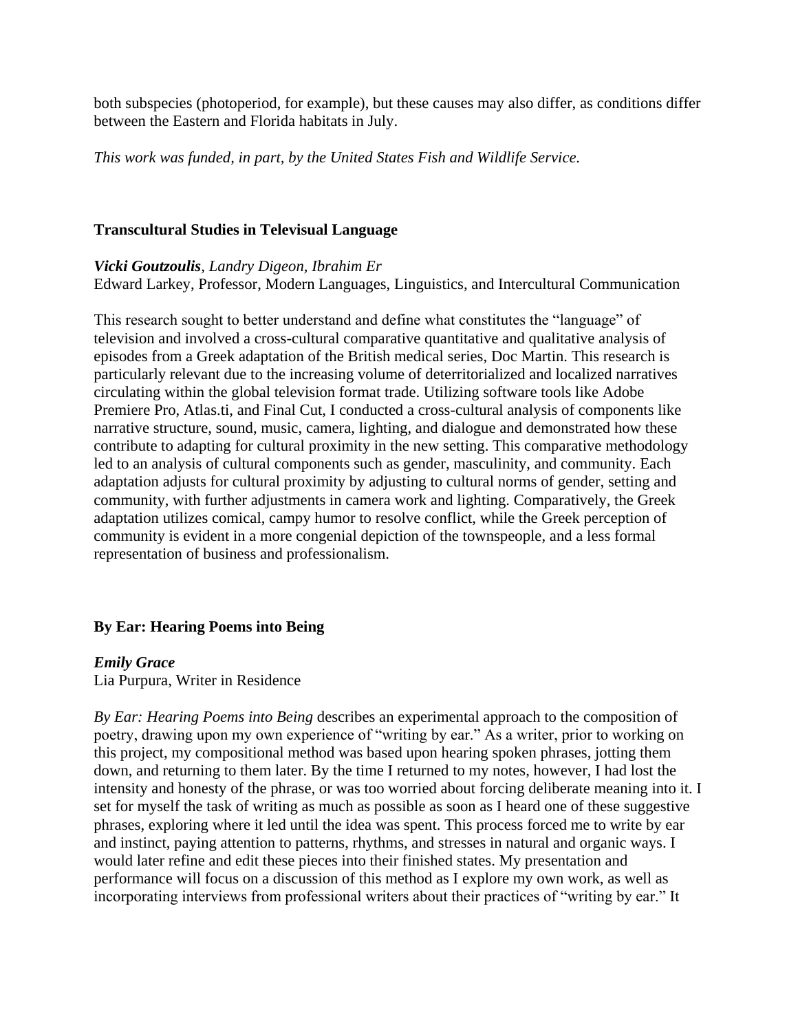both subspecies (photoperiod, for example), but these causes may also differ, as conditions differ between the Eastern and Florida habitats in July.

*This work was funded, in part, by the United States Fish and Wildlife Service.*

### Transcultural Studies in Televisual Language

***Vicki Goutzoulis****, Landry Digeon, Ibrahim Er*
Edward Larkey, Professor, Modern Languages, Linguistics, and Intercultural Communication

This research sought to better understand and define what constitutes the "language" of television and involved a cross-cultural comparative quantitative and qualitative analysis of episodes from a Greek adaptation of the British medical series, Doc Martin. This research is particularly relevant due to the increasing volume of deterritorialized and localized narratives circulating within the global television format trade. Utilizing software tools like Adobe Premiere Pro, Atlas.ti, and Final Cut, I conducted a cross-cultural analysis of components like narrative structure, sound, music, camera, lighting, and dialogue and demonstrated how these contribute to adapting for cultural proximity in the new setting. This comparative methodology led to an analysis of cultural components such as gender, masculinity, and community. Each adaptation adjusts for cultural proximity by adjusting to cultural norms of gender, setting and community, with further adjustments in camera work and lighting. Comparatively, the Greek adaptation utilizes comical, campy humor to resolve conflict, while the Greek perception of community is evident in a more congenial depiction of the townspeople, and a less formal representation of business and professionalism.

### By Ear: Hearing Poems into Being

***Emily Grace***
Lia Purpura, Writer in Residence

*By Ear: Hearing Poems into Being* describes an experimental approach to the composition of poetry, drawing upon my own experience of "writing by ear." As a writer, prior to working on this project, my compositional method was based upon hearing spoken phrases, jotting them down, and returning to them later. By the time I returned to my notes, however, I had lost the intensity and honesty of the phrase, or was too worried about forcing deliberate meaning into it. I set for myself the task of writing as much as possible as soon as I heard one of these suggestive phrases, exploring where it led until the idea was spent. This process forced me to write by ear and instinct, paying attention to patterns, rhythms, and stresses in natural and organic ways. I would later refine and edit these pieces into their finished states. My presentation and performance will focus on a discussion of this method as I explore my own work, as well as incorporating interviews from professional writers about their practices of "writing by ear." It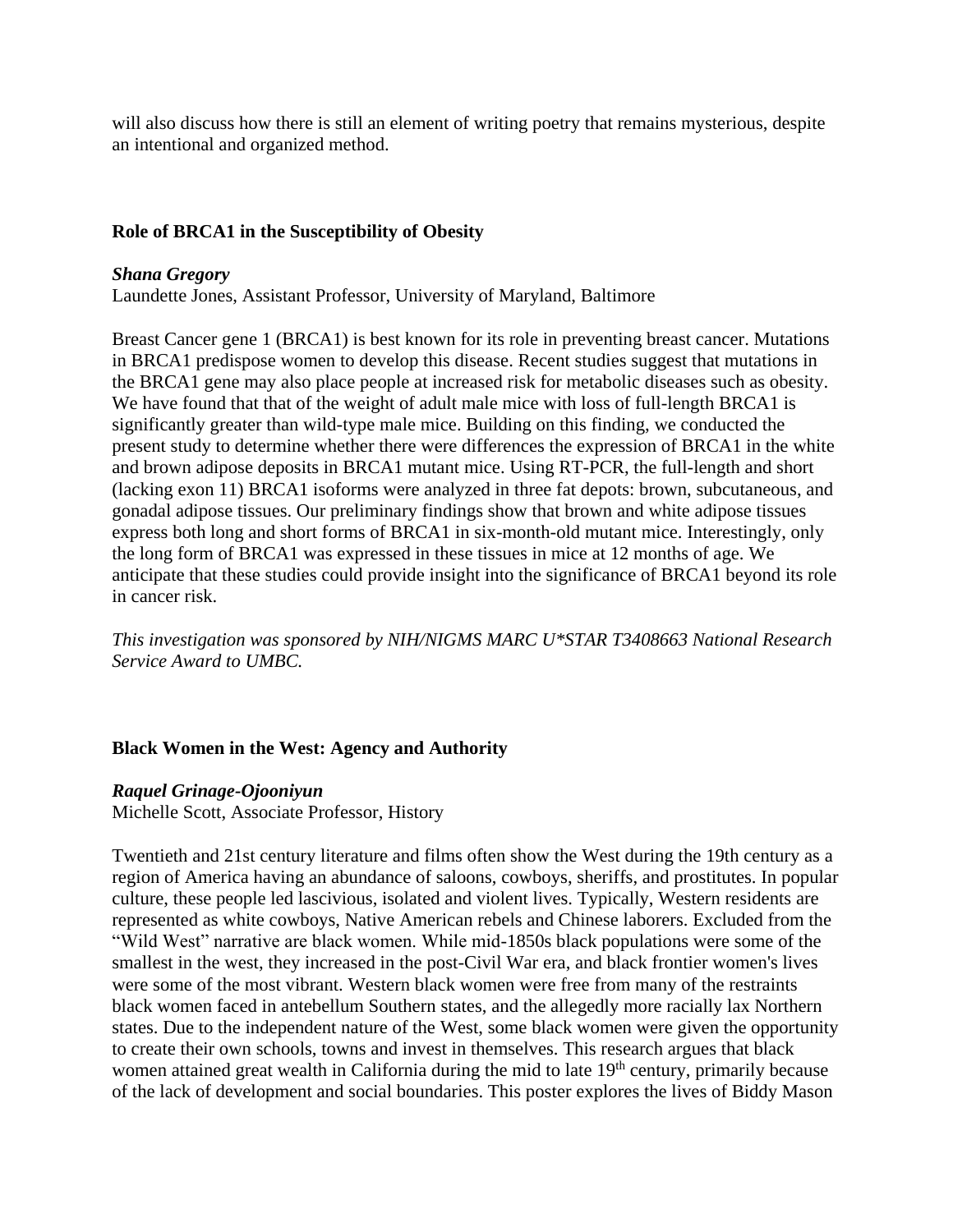will also discuss how there is still an element of writing poetry that remains mysterious, despite an intentional and organized method.

### Role of BRCA1 in the Susceptibility of Obesity

***Shana Gregory***
Laundette Jones, Assistant Professor, University of Maryland, Baltimore

Breast Cancer gene 1 (BRCA1) is best known for its role in preventing breast cancer. Mutations in BRCA1 predispose women to develop this disease. Recent studies suggest that mutations in the BRCA1 gene may also place people at increased risk for metabolic diseases such as obesity. We have found that that of the weight of adult male mice with loss of full-length BRCA1 is significantly greater than wild-type male mice. Building on this finding, we conducted the present study to determine whether there were differences the expression of BRCA1 in the white and brown adipose deposits in BRCA1 mutant mice. Using RT-PCR, the full-length and short (lacking exon 11) BRCA1 isoforms were analyzed in three fat depots: brown, subcutaneous, and gonadal adipose tissues. Our preliminary findings show that brown and white adipose tissues express both long and short forms of BRCA1 in six-month-old mutant mice. Interestingly, only the long form of BRCA1 was expressed in these tissues in mice at 12 months of age. We anticipate that these studies could provide insight into the significance of BRCA1 beyond its role in cancer risk.

*This investigation was sponsored by NIH/NIGMS MARC U*STAR T3408663 National Research Service Award to UMBC.*

### Black Women in the West: Agency and Authority

***Raquel Grinage-Ojooniyun***
Michelle Scott, Associate Professor, History

Twentieth and 21st century literature and films often show the West during the 19th century as a region of America having an abundance of saloons, cowboys, sheriffs, and prostitutes. In popular culture, these people led lascivious, isolated and violent lives. Typically, Western residents are represented as white cowboys, Native American rebels and Chinese laborers. Excluded from the "Wild West" narrative are black women. While mid-1850s black populations were some of the smallest in the west, they increased in the post-Civil War era, and black frontier women's lives were some of the most vibrant. Western black women were free from many of the restraints black women faced in antebellum Southern states, and the allegedly more racially lax Northern states. Due to the independent nature of the West, some black women were given the opportunity to create their own schools, towns and invest in themselves. This research argues that black women attained great wealth in California during the mid to late 19th century, primarily because of the lack of development and social boundaries. This poster explores the lives of Biddy Mason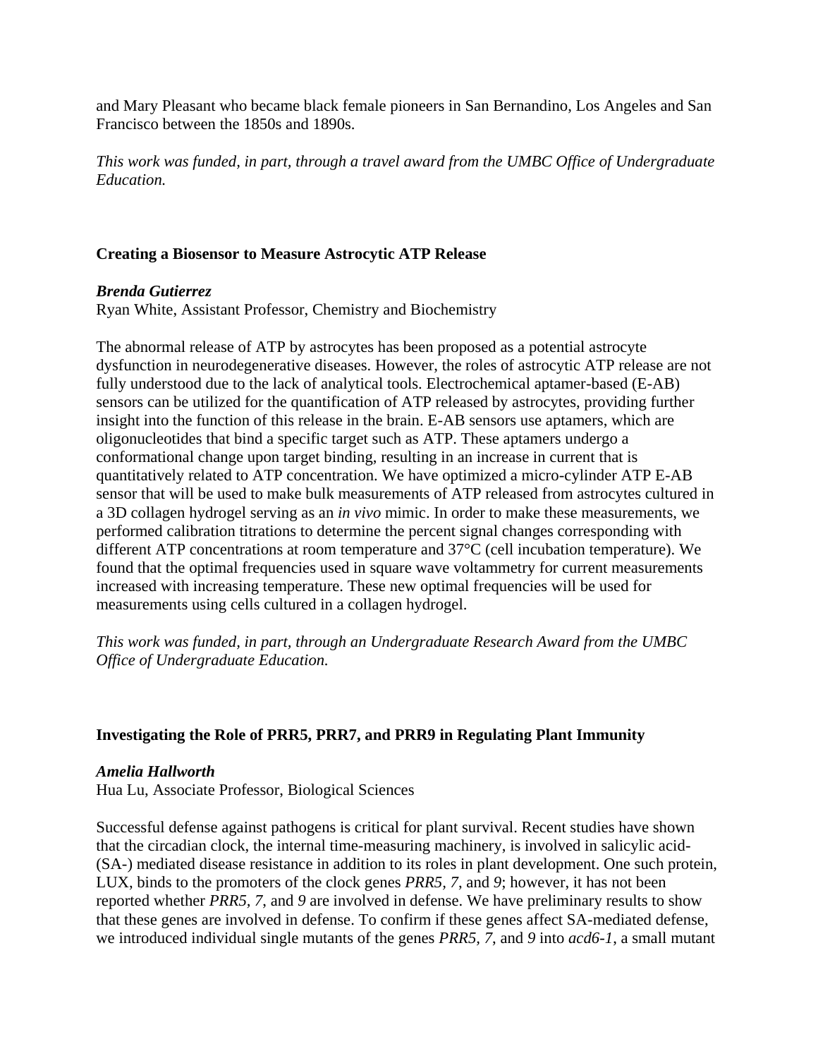and Mary Pleasant who became black female pioneers in San Bernandino, Los Angeles and San Francisco between the 1850s and 1890s.

*This work was funded, in part, through a travel award from the UMBC Office of Undergraduate Education.*

### Creating a Biosensor to Measure Astrocytic ATP Release

***Brenda Gutierrez***
Ryan White, Assistant Professor, Chemistry and Biochemistry

The abnormal release of ATP by astrocytes has been proposed as a potential astrocyte dysfunction in neurodegenerative diseases. However, the roles of astrocytic ATP release are not fully understood due to the lack of analytical tools. Electrochemical aptamer-based (E-AB) sensors can be utilized for the quantification of ATP released by astrocytes, providing further insight into the function of this release in the brain. E-AB sensors use aptamers, which are oligonucleotides that bind a specific target such as ATP. These aptamers undergo a conformational change upon target binding, resulting in an increase in current that is quantitatively related to ATP concentration. We have optimized a micro-cylinder ATP E-AB sensor that will be used to make bulk measurements of ATP released from astrocytes cultured in a 3D collagen hydrogel serving as an *in vivo* mimic. In order to make these measurements, we performed calibration titrations to determine the percent signal changes corresponding with different ATP concentrations at room temperature and 37°C (cell incubation temperature). We found that the optimal frequencies used in square wave voltammetry for current measurements increased with increasing temperature. These new optimal frequencies will be used for measurements using cells cultured in a collagen hydrogel.

*This work was funded, in part, through an Undergraduate Research Award from the UMBC Office of Undergraduate Education.*

### Investigating the Role of PRR5, PRR7, and PRR9 in Regulating Plant Immunity

***Amelia Hallworth***
Hua Lu, Associate Professor, Biological Sciences

Successful defense against pathogens is critical for plant survival. Recent studies have shown that the circadian clock, the internal time-measuring machinery, is involved in salicylic acid-(SA-) mediated disease resistance in addition to its roles in plant development. One such protein, LUX, binds to the promoters of the clock genes *PRR5*, *7*, and *9*; however, it has not been reported whether *PRR5*, *7*, and *9* are involved in defense. We have preliminary results to show that these genes are involved in defense. To confirm if these genes affect SA-mediated defense, we introduced individual single mutants of the genes *PRR5*, *7*, and *9* into *acd6-1*, a small mutant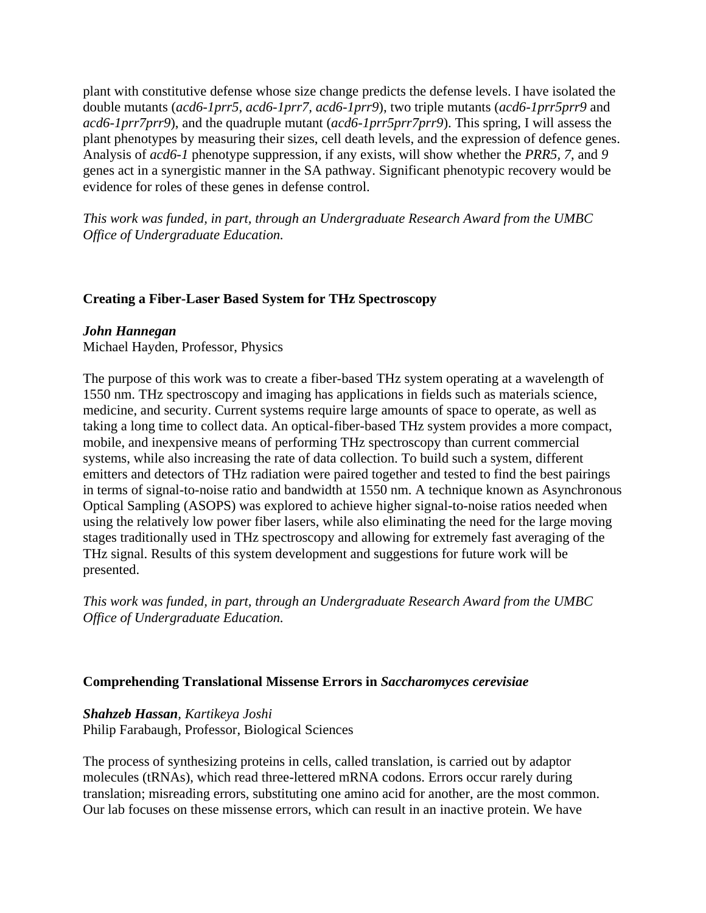plant with constitutive defense whose size change predicts the defense levels. I have isolated the double mutants (*acd6-1prr5, acd6-1prr7, acd6-1prr9*), two triple mutants (*acd6-1prr5prr9* and *acd6-1prr7prr9*), and the quadruple mutant (*acd6-1prr5prr7prr9*). This spring, I will assess the plant phenotypes by measuring their sizes, cell death levels, and the expression of defence genes. Analysis of *acd6-1* phenotype suppression, if any exists, will show whether the *PRR5*, *7*, and *9* genes act in a synergistic manner in the SA pathway. Significant phenotypic recovery would be evidence for roles of these genes in defense control.

*This work was funded, in part, through an Undergraduate Research Award from the UMBC Office of Undergraduate Education.*

### Creating a Fiber-Laser Based System for THz Spectroscopy

***John Hannegan***
Michael Hayden, Professor, Physics

The purpose of this work was to create a fiber-based THz system operating at a wavelength of 1550 nm. THz spectroscopy and imaging has applications in fields such as materials science, medicine, and security. Current systems require large amounts of space to operate, as well as taking a long time to collect data. An optical-fiber-based THz system provides a more compact, mobile, and inexpensive means of performing THz spectroscopy than current commercial systems, while also increasing the rate of data collection. To build such a system, different emitters and detectors of THz radiation were paired together and tested to find the best pairings in terms of signal-to-noise ratio and bandwidth at 1550 nm. A technique known as Asynchronous Optical Sampling (ASOPS) was explored to achieve higher signal-to-noise ratios needed when using the relatively low power fiber lasers, while also eliminating the need for the large moving stages traditionally used in THz spectroscopy and allowing for extremely fast averaging of the THz signal. Results of this system development and suggestions for future work will be presented.

*This work was funded, in part, through an Undergraduate Research Award from the UMBC Office of Undergraduate Education.*

### Comprehending Translational Missense Errors in *Saccharomyces cerevisiae*

***Shahzeb Hassan****, Kartikeya Joshi*
Philip Farabaugh, Professor, Biological Sciences

The process of synthesizing proteins in cells, called translation, is carried out by adaptor molecules (tRNAs), which read three-lettered mRNA codons. Errors occur rarely during translation; misreading errors, substituting one amino acid for another, are the most common. Our lab focuses on these missense errors, which can result in an inactive protein. We have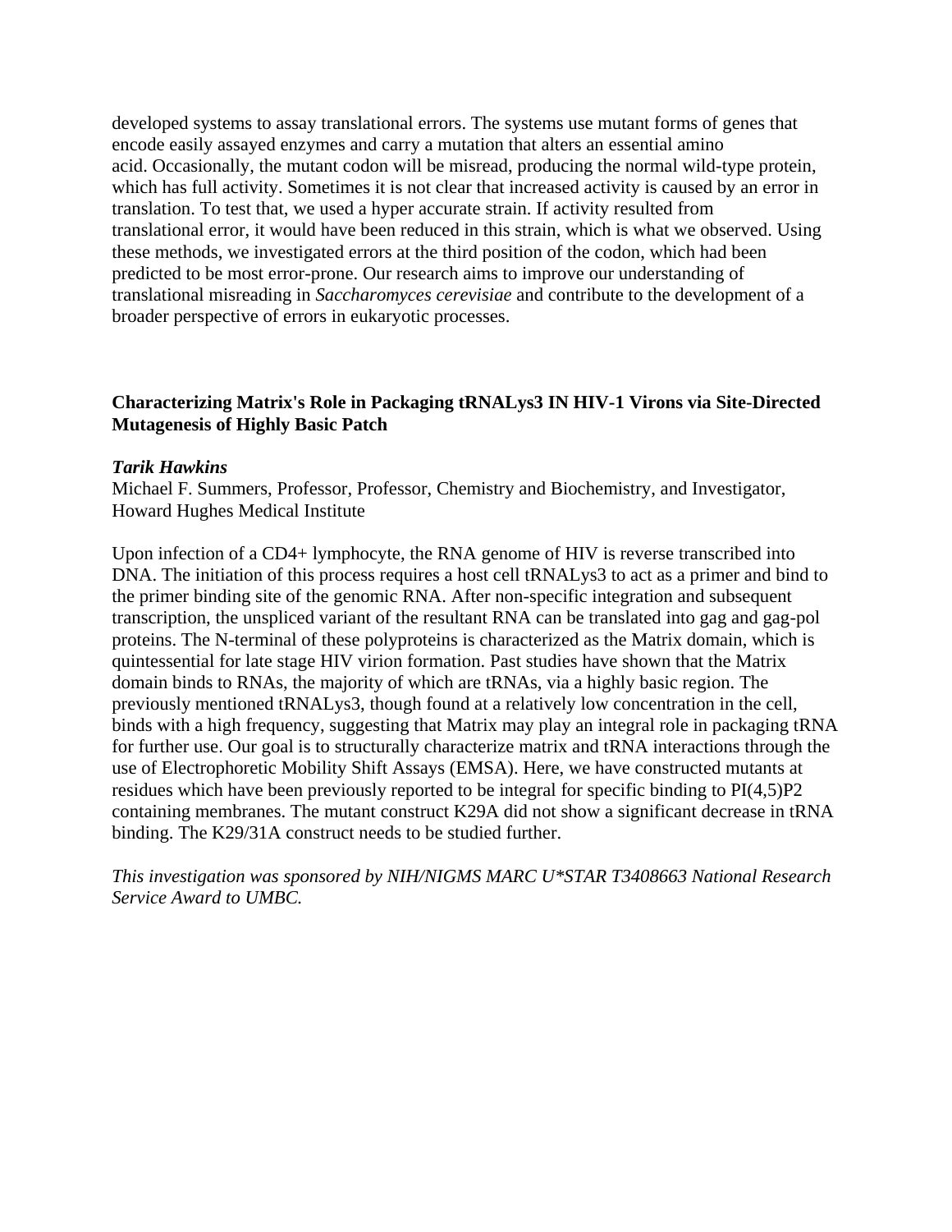developed systems to assay translational errors. The systems use mutant forms of genes that encode easily assayed enzymes and carry a mutation that alters an essential amino acid. Occasionally, the mutant codon will be misread, producing the normal wild-type protein, which has full activity. Sometimes it is not clear that increased activity is caused by an error in translation. To test that, we used a hyper accurate strain. If activity resulted from translational error, it would have been reduced in this strain, which is what we observed. Using these methods, we investigated errors at the third position of the codon, which had been predicted to be most error-prone. Our research aims to improve our understanding of translational misreading in *Saccharomyces cerevisiae* and contribute to the development of a broader perspective of errors in eukaryotic processes.

### Characterizing Matrix's Role in Packaging tRNALys3 IN HIV-1 Virons via Site-Directed Mutagenesis of Highly Basic Patch

***Tarik Hawkins***
Michael F. Summers, Professor, Professor, Chemistry and Biochemistry, and Investigator, Howard Hughes Medical Institute

Upon infection of a CD4+ lymphocyte, the RNA genome of HIV is reverse transcribed into DNA. The initiation of this process requires a host cell tRNALys3 to act as a primer and bind to the primer binding site of the genomic RNA. After non-specific integration and subsequent transcription, the unspliced variant of the resultant RNA can be translated into gag and gag-pol proteins. The N-terminal of these polyproteins is characterized as the Matrix domain, which is quintessential for late stage HIV virion formation. Past studies have shown that the Matrix domain binds to RNAs, the majority of which are tRNAs, via a highly basic region. The previously mentioned tRNALys3, though found at a relatively low concentration in the cell, binds with a high frequency, suggesting that Matrix may play an integral role in packaging tRNA for further use. Our goal is to structurally characterize matrix and tRNA interactions through the use of Electrophoretic Mobility Shift Assays (EMSA). Here, we have constructed mutants at residues which have been previously reported to be integral for specific binding to PI(4,5)P2 containing membranes. The mutant construct K29A did not show a significant decrease in tRNA binding. The K29/31A construct needs to be studied further.

*This investigation was sponsored by NIH/NIGMS MARC U*STAR T3408663 National Research Service Award to UMBC.*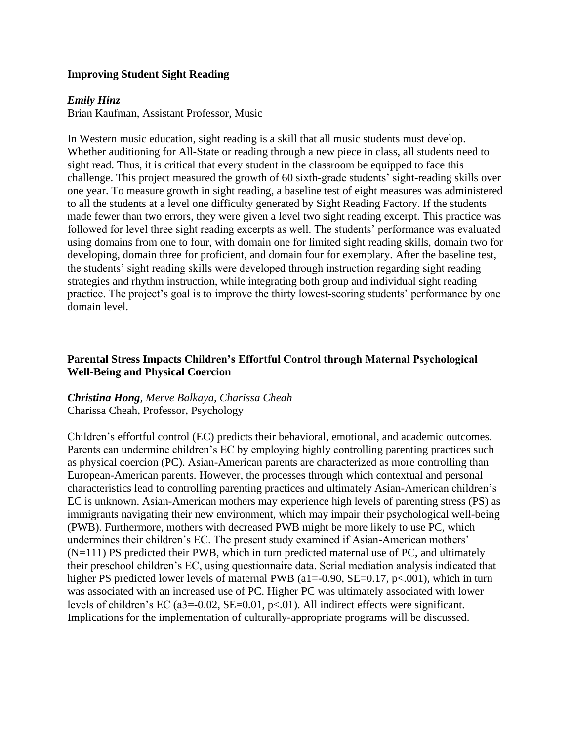### Improving Student Sight Reading

***Emily Hinz***
Brian Kaufman, Assistant Professor, Music

In Western music education, sight reading is a skill that all music students must develop. Whether auditioning for All-State or reading through a new piece in class, all students need to sight read. Thus, it is critical that every student in the classroom be equipped to face this challenge. This project measured the growth of 60 sixth-grade students' sight-reading skills over one year. To measure growth in sight reading, a baseline test of eight measures was administered to all the students at a level one difficulty generated by Sight Reading Factory. If the students made fewer than two errors, they were given a level two sight reading excerpt. This practice was followed for level three sight reading excerpts as well. The students' performance was evaluated using domains from one to four, with domain one for limited sight reading skills, domain two for developing, domain three for proficient, and domain four for exemplary. After the baseline test, the students' sight reading skills were developed through instruction regarding sight reading strategies and rhythm instruction, while integrating both group and individual sight reading practice. The project's goal is to improve the thirty lowest-scoring students' performance by one domain level.

### Parental Stress Impacts Children's Effortful Control through Maternal Psychological Well-Being and Physical Coercion

***Christina Hong**, Merve Balkaya, Charissa Cheah*
Charissa Cheah, Professor, Psychology

Children's effortful control (EC) predicts their behavioral, emotional, and academic outcomes. Parents can undermine children's EC by employing highly controlling parenting practices such as physical coercion (PC). Asian-American parents are characterized as more controlling than European-American parents. However, the processes through which contextual and personal characteristics lead to controlling parenting practices and ultimately Asian-American children's EC is unknown. Asian-American mothers may experience high levels of parenting stress (PS) as immigrants navigating their new environment, which may impair their psychological well-being (PWB). Furthermore, mothers with decreased PWB might be more likely to use PC, which undermines their children's EC. The present study examined if Asian-American mothers' ($N=111$) PS predicted their PWB, which in turn predicted maternal use of PC, and ultimately their preschool children's EC, using questionnaire data. Serial mediation analysis indicated that higher PS predicted lower levels of maternal PWB ($a1=-0.90$, $SE=0.17$, $p<.001$), which in turn was associated with an increased use of PC. Higher PC was ultimately associated with lower levels of children's EC ($a3=-0.02$, $SE=0.01$, $p<.01$). All indirect effects were significant. Implications for the implementation of culturally-appropriate programs will be discussed.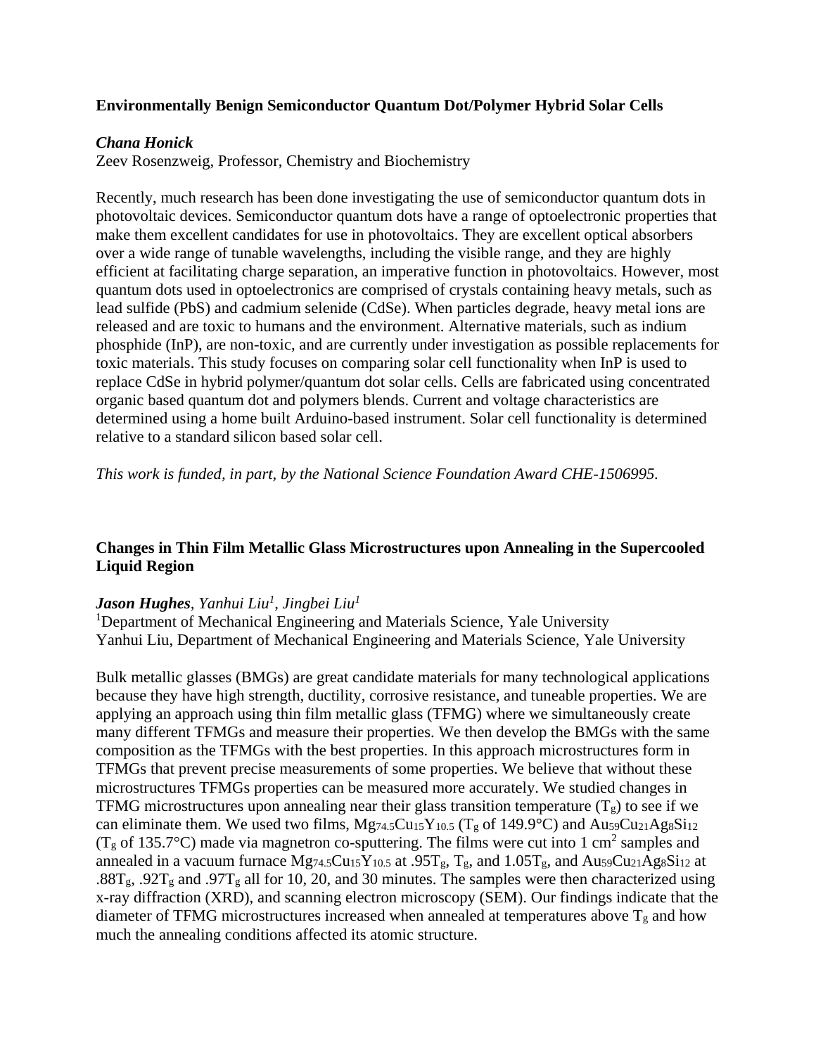### Environmentally Benign Semiconductor Quantum Dot/Polymer Hybrid Solar Cells

***Chana Honick***
Zeev Rosenzweig, Professor, Chemistry and Biochemistry

Recently, much research has been done investigating the use of semiconductor quantum dots in photovoltaic devices. Semiconductor quantum dots have a range of optoelectronic properties that make them excellent candidates for use in photovoltaics. They are excellent optical absorbers over a wide range of tunable wavelengths, including the visible range, and they are highly efficient at facilitating charge separation, an imperative function in photovoltaics. However, most quantum dots used in optoelectronics are comprised of crystals containing heavy metals, such as lead sulfide (PbS) and cadmium selenide (CdSe). When particles degrade, heavy metal ions are released and are toxic to humans and the environment. Alternative materials, such as indium phosphide (InP), are non-toxic, and are currently under investigation as possible replacements for toxic materials. This study focuses on comparing solar cell functionality when InP is used to replace CdSe in hybrid polymer/quantum dot solar cells. Cells are fabricated using concentrated organic based quantum dot and polymers blends. Current and voltage characteristics are determined using a home built Arduino-based instrument. Solar cell functionality is determined relative to a standard silicon based solar cell.

*This work is funded, in part, by the National Science Foundation Award CHE-1506995.*

### Changes in Thin Film Metallic Glass Microstructures upon Annealing in the Supercooled Liquid Region

***Jason Hughes**, Yanhui Liu[1], Jingbei Liu[1]*
[1]Department of Mechanical Engineering and Materials Science, Yale University
Yanhui Liu, Department of Mechanical Engineering and Materials Science, Yale University

Bulk metallic glasses (BMGs) are great candidate materials for many technological applications because they have high strength, ductility, corrosive resistance, and tuneable properties. We are applying an approach using thin film metallic glass (TFMG) where we simultaneously create many different TFMGs and measure their properties. We then develop the BMGs with the same composition as the TFMGs with the best properties. In this approach microstructures form in TFMGs that prevent precise measurements of some properties. We believe that without these microstructures TFMGs properties can be measured more accurately. We studied changes in TFMG microstructures upon annealing near their glass transition temperature ($T_g$) to see if we can eliminate them. We used two films, $Mg_{74.5}Cu_{15}Y_{10.5}$ ($T_g$ of 149.9°C) and $Au_{59}Cu_{21}Ag_8Si_{12}$ ($T_g$ of 135.7°C) made via magnetron co-sputtering. The films were cut into 1 $cm^2$ samples and annealed in a vacuum furnace $Mg_{74.5}Cu_{15}Y_{10.5}$ at .95$T_g$, $T_g$, and 1.05$T_g$, and $Au_{59}Cu_{21}Ag_8Si_{12}$ at .88$T_g$, .92$T_g$ and .97$T_g$ all for 10, 20, and 30 minutes. The samples were then characterized using x-ray diffraction (XRD), and scanning electron microscopy (SEM). Our findings indicate that the diameter of TFMG microstructures increased when annealed at temperatures above $T_g$ and how much the annealing conditions affected its atomic structure.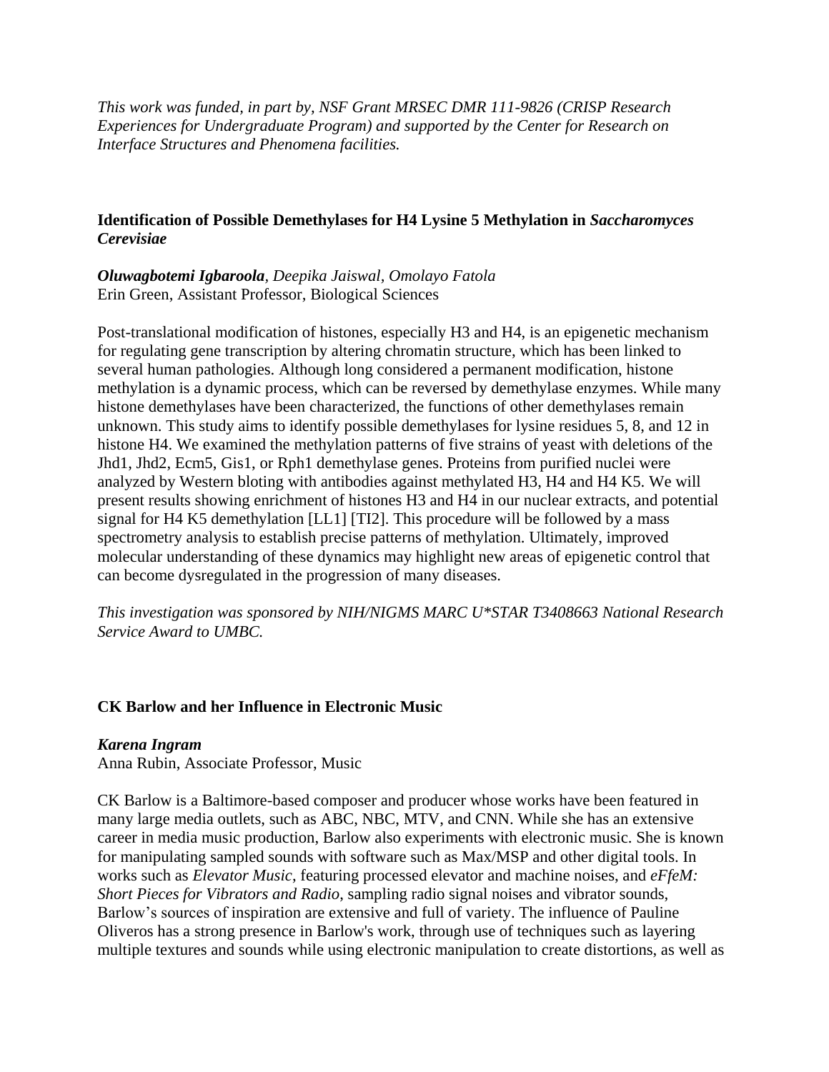*This work was funded, in part by, NSF Grant MRSEC DMR 111-9826 (CRISP Research Experiences for Undergraduate Program) and supported by the Center for Research on Interface Structures and Phenomena facilities.*

### Identification of Possible Demethylases for H4 Lysine 5 Methylation in *Saccharomyces Cerevisiae*

***Oluwagbotemi Igbaroola***, *Deepika Jaiswal, Omolayo Fatola*
Erin Green, Assistant Professor, Biological Sciences

Post-translational modification of histones, especially H3 and H4, is an epigenetic mechanism for regulating gene transcription by altering chromatin structure, which has been linked to several human pathologies. Although long considered a permanent modification, histone methylation is a dynamic process, which can be reversed by demethylase enzymes. While many histone demethylases have been characterized, the functions of other demethylases remain unknown. This study aims to identify possible demethylases for lysine residues 5, 8, and 12 in histone H4. We examined the methylation patterns of five strains of yeast with deletions of the Jhd1, Jhd2, Ecm5, Gis1, or Rph1 demethylase genes. Proteins from purified nuclei were analyzed by Western bloting with antibodies against methylated H3, H4 and H4 K5. We will present results showing enrichment of histones H3 and H4 in our nuclear extracts, and potential signal for H4 K5 demethylation [LL1] [TI2]. This procedure will be followed by a mass spectrometry analysis to establish precise patterns of methylation. Ultimately, improved molecular understanding of these dynamics may highlight new areas of epigenetic control that can become dysregulated in the progression of many diseases.

*This investigation was sponsored by NIH/NIGMS MARC U*STAR T3408663 National Research Service Award to UMBC.*

### CK Barlow and her Influence in Electronic Music

***Karena Ingram***
Anna Rubin, Associate Professor, Music

CK Barlow is a Baltimore-based composer and producer whose works have been featured in many large media outlets, such as ABC, NBC, MTV, and CNN. While she has an extensive career in media music production, Barlow also experiments with electronic music. She is known for manipulating sampled sounds with software such as Max/MSP and other digital tools. In works such as *Elevator Music*, featuring processed elevator and machine noises, and *eFfeM: Short Pieces for Vibrators and Radio*, sampling radio signal noises and vibrator sounds, Barlow's sources of inspiration are extensive and full of variety. The influence of Pauline Oliveros has a strong presence in Barlow's work, through use of techniques such as layering multiple textures and sounds while using electronic manipulation to create distortions, as well as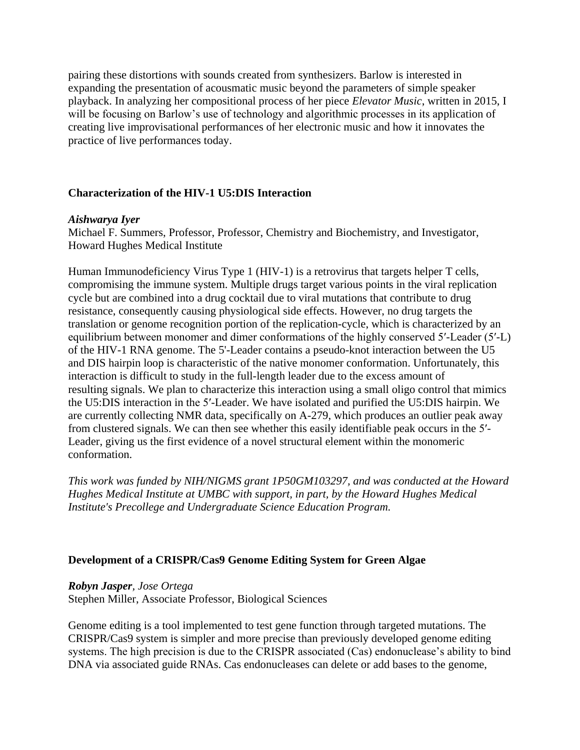pairing these distortions with sounds created from synthesizers. Barlow is interested in expanding the presentation of acousmatic music beyond the parameters of simple speaker playback. In analyzing her compositional process of her piece *Elevator Music*, written in 2015, I will be focusing on Barlow's use of technology and algorithmic processes in its application of creating live improvisational performances of her electronic music and how it innovates the practice of live performances today.

### Characterization of the HIV-1 U5:DIS Interaction

***Aishwarya Iyer***
Michael F. Summers, Professor, Professor, Chemistry and Biochemistry, and Investigator, Howard Hughes Medical Institute

Human Immunodeficiency Virus Type 1 (HIV-1) is a retrovirus that targets helper T cells, compromising the immune system. Multiple drugs target various points in the viral replication cycle but are combined into a drug cocktail due to viral mutations that contribute to drug resistance, consequently causing physiological side effects. However, no drug targets the translation or genome recognition portion of the replication-cycle, which is characterized by an equilibrium between monomer and dimer conformations of the highly conserved 5′-Leader (5′-L) of the HIV-1 RNA genome. The 5'-Leader contains a pseudo-knot interaction between the U5 and DIS hairpin loop is characteristic of the native monomer conformation. Unfortunately, this interaction is difficult to study in the full-length leader due to the excess amount of resulting signals. We plan to characterize this interaction using a small oligo control that mimics the U5:DIS interaction in the 5′-Leader. We have isolated and purified the U5:DIS hairpin. We are currently collecting NMR data, specifically on A-279, which produces an outlier peak away from clustered signals. We can then see whether this easily identifiable peak occurs in the 5′-Leader, giving us the first evidence of a novel structural element within the monomeric conformation.

*This work was funded by NIH/NIGMS grant 1P50GM103297, and was conducted at the Howard Hughes Medical Institute at UMBC with support, in part, by the Howard Hughes Medical Institute's Precollege and Undergraduate Science Education Program.*

### Development of a CRISPR/Cas9 Genome Editing System for Green Algae

***Robyn Jasper***, *Jose Ortega*
Stephen Miller, Associate Professor, Biological Sciences

Genome editing is a tool implemented to test gene function through targeted mutations. The CRISPR/Cas9 system is simpler and more precise than previously developed genome editing systems. The high precision is due to the CRISPR associated (Cas) endonuclease's ability to bind DNA via associated guide RNAs. Cas endonucleases can delete or add bases to the genome,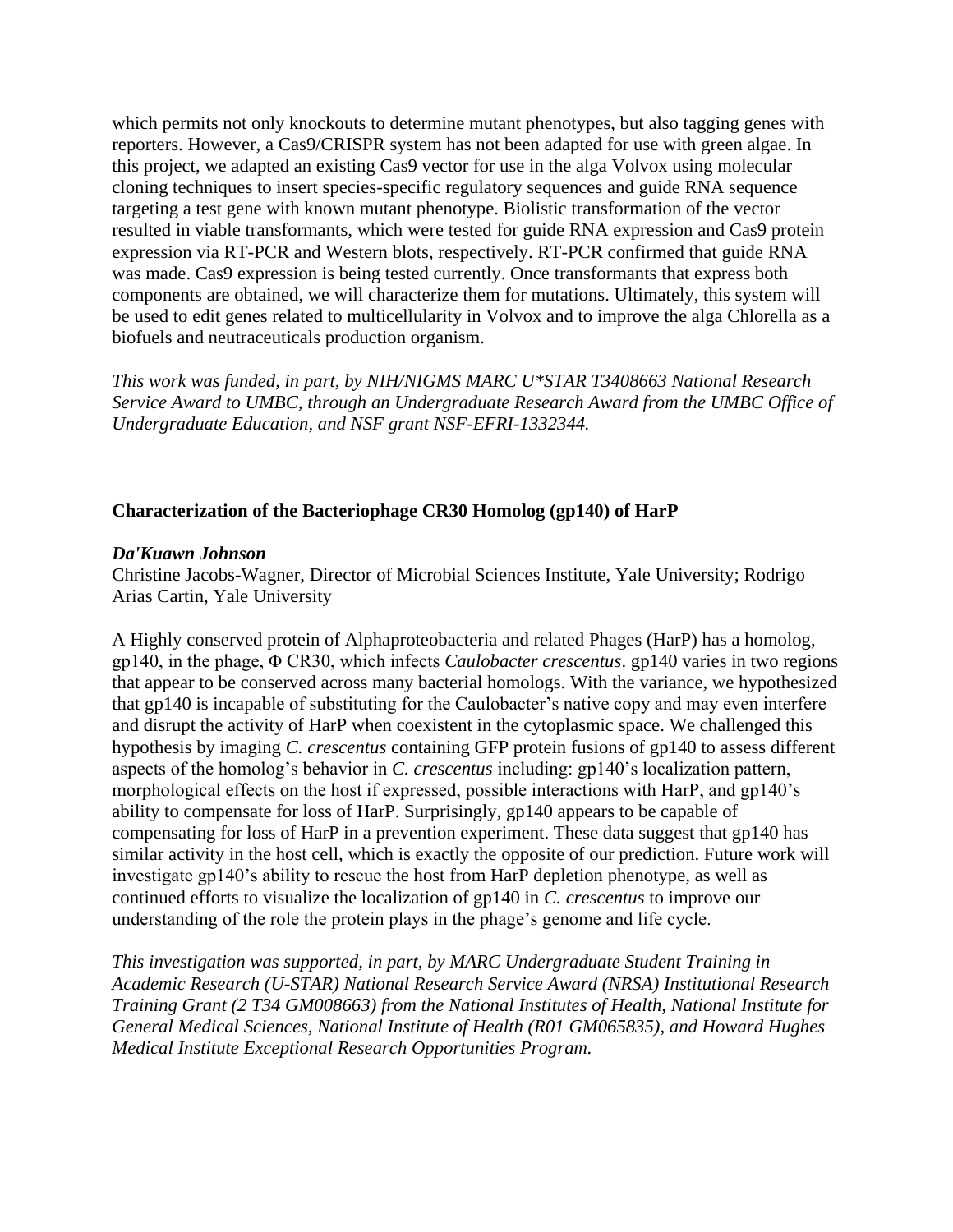which permits not only knockouts to determine mutant phenotypes, but also tagging genes with reporters. However, a Cas9/CRISPR system has not been adapted for use with green algae. In this project, we adapted an existing Cas9 vector for use in the alga Volvox using molecular cloning techniques to insert species-specific regulatory sequences and guide RNA sequence targeting a test gene with known mutant phenotype. Biolistic transformation of the vector resulted in viable transformants, which were tested for guide RNA expression and Cas9 protein expression via RT-PCR and Western blots, respectively. RT-PCR confirmed that guide RNA was made. Cas9 expression is being tested currently. Once transformants that express both components are obtained, we will characterize them for mutations. Ultimately, this system will be used to edit genes related to multicellularity in Volvox and to improve the alga Chlorella as a biofuels and neutraceuticals production organism.

*This work was funded, in part, by NIH/NIGMS MARC U*STAR T3408663 National Research Service Award to UMBC, through an Undergraduate Research Award from the UMBC Office of Undergraduate Education, and NSF grant NSF-EFRI-1332344.*

**Characterization of the Bacteriophage CR30 Homolog (gp140) of HarP**

***Da'Kuawn Johnson***
Christine Jacobs-Wagner, Director of Microbial Sciences Institute, Yale University; Rodrigo Arias Cartin, Yale University

A Highly conserved protein of Alphaproteobacteria and related Phages (HarP) has a homolog, gp140, in the phage, Φ CR30, which infects *Caulobacter crescentus*. gp140 varies in two regions that appear to be conserved across many bacterial homologs. With the variance, we hypothesized that gp140 is incapable of substituting for the Caulobacter's native copy and may even interfere and disrupt the activity of HarP when coexistent in the cytoplasmic space. We challenged this hypothesis by imaging *C. crescentus* containing GFP protein fusions of gp140 to assess different aspects of the homolog's behavior in *C. crescentus* including: gp140's localization pattern, morphological effects on the host if expressed, possible interactions with HarP, and gp140's ability to compensate for loss of HarP. Surprisingly, gp140 appears to be capable of compensating for loss of HarP in a prevention experiment. These data suggest that gp140 has similar activity in the host cell, which is exactly the opposite of our prediction. Future work will investigate gp140's ability to rescue the host from HarP depletion phenotype, as well as continued efforts to visualize the localization of gp140 in *C. crescentus* to improve our understanding of the role the protein plays in the phage's genome and life cycle.

*This investigation was supported, in part, by MARC Undergraduate Student Training in Academic Research (U-STAR) National Research Service Award (NRSA) Institutional Research Training Grant (2 T34 GM008663) from the National Institutes of Health, National Institute for General Medical Sciences, National Institute of Health (R01 GM065835), and Howard Hughes Medical Institute Exceptional Research Opportunities Program.*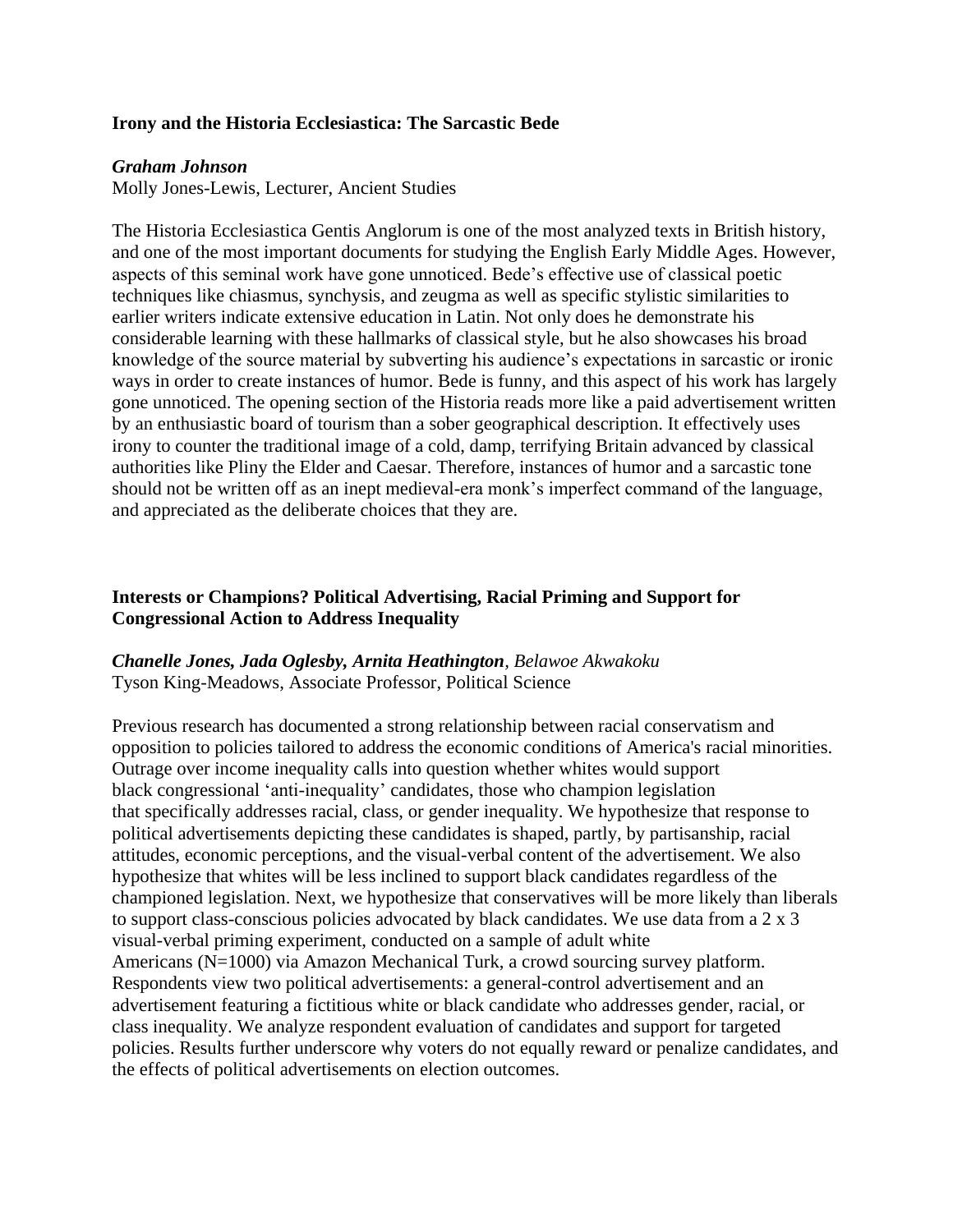**Irony and the Historia Ecclesiastica: The Sarcastic Bede**

***Graham Johnson***
Molly Jones-Lewis, Lecturer, Ancient Studies

The Historia Ecclesiastica Gentis Anglorum is one of the most analyzed texts in British history, and one of the most important documents for studying the English Early Middle Ages. However, aspects of this seminal work have gone unnoticed. Bede's effective use of classical poetic techniques like chiasmus, synchysis, and zeugma as well as specific stylistic similarities to earlier writers indicate extensive education in Latin. Not only does he demonstrate his considerable learning with these hallmarks of classical style, but he also showcases his broad knowledge of the source material by subverting his audience's expectations in sarcastic or ironic ways in order to create instances of humor. Bede is funny, and this aspect of his work has largely gone unnoticed. The opening section of the Historia reads more like a paid advertisement written by an enthusiastic board of tourism than a sober geographical description. It effectively uses irony to counter the traditional image of a cold, damp, terrifying Britain advanced by classical authorities like Pliny the Elder and Caesar. Therefore, instances of humor and a sarcastic tone should not be written off as an inept medieval-era monk's imperfect command of the language, and appreciated as the deliberate choices that they are.

**Interests or Champions? Political Advertising, Racial Priming and Support for Congressional Action to Address Inequality**

***Chanelle Jones, Jada Oglesby, Arnita Heathington****, Belawoe Akwakoku*
Tyson King-Meadows, Associate Professor, Political Science

Previous research has documented a strong relationship between racial conservatism and opposition to policies tailored to address the economic conditions of America's racial minorities. Outrage over income inequality calls into question whether whites would support black congressional 'anti-inequality' candidates, those who champion legislation that specifically addresses racial, class, or gender inequality. We hypothesize that response to political advertisements depicting these candidates is shaped, partly, by partisanship, racial attitudes, economic perceptions, and the visual-verbal content of the advertisement. We also hypothesize that whites will be less inclined to support black candidates regardless of the championed legislation. Next, we hypothesize that conservatives will be more likely than liberals to support class-conscious policies advocated by black candidates. We use data from a 2 x 3 visual-verbal priming experiment, conducted on a sample of adult white Americans (N=1000) via Amazon Mechanical Turk, a crowd sourcing survey platform. Respondents view two political advertisements: a general-control advertisement and an advertisement featuring a fictitious white or black candidate who addresses gender, racial, or class inequality. We analyze respondent evaluation of candidates and support for targeted policies. Results further underscore why voters do not equally reward or penalize candidates, and the effects of political advertisements on election outcomes.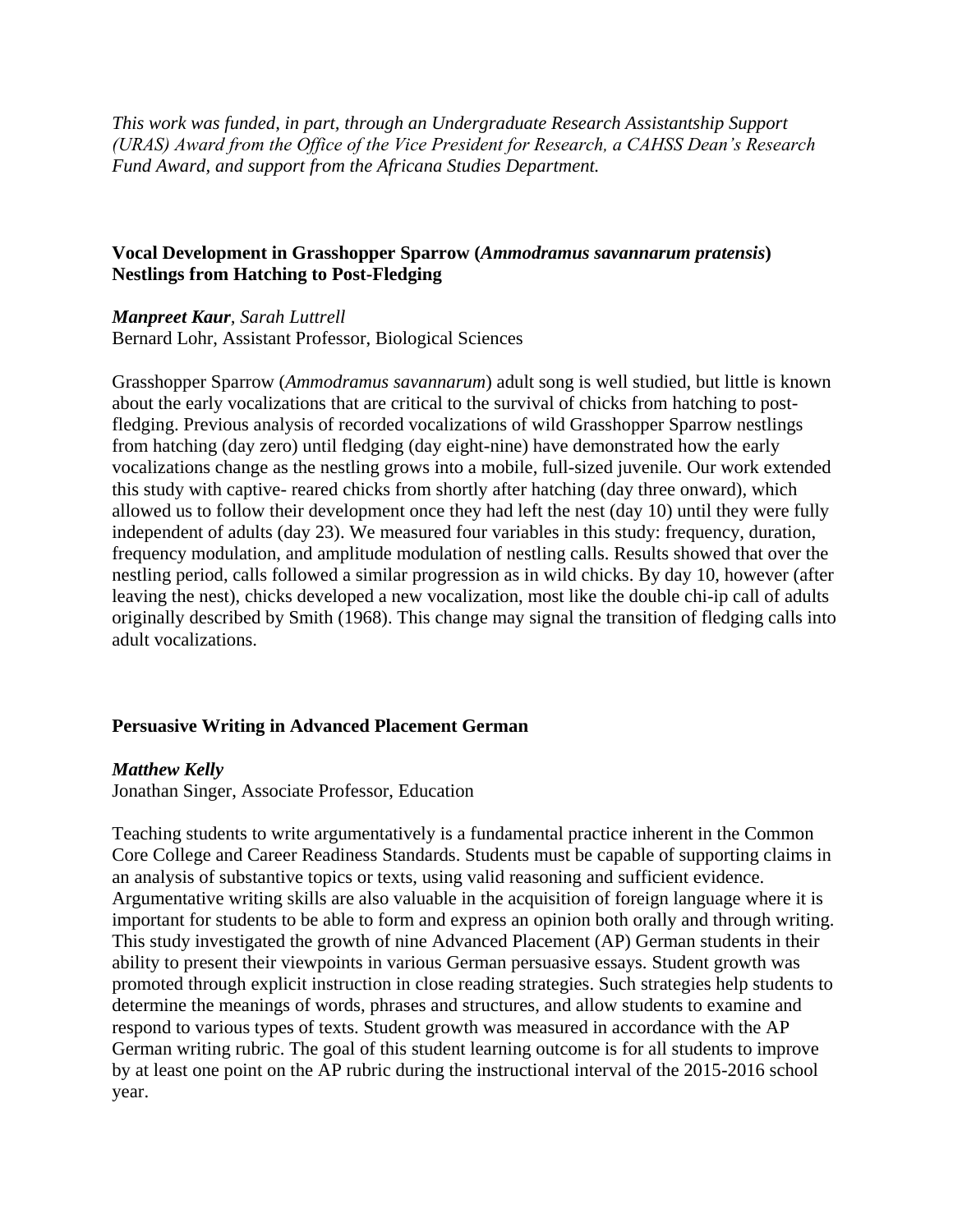*This work was funded, in part, through an Undergraduate Research Assistantship Support (URAS) Award from the Office of the Vice President for Research, a CAHSS Dean's Research Fund Award, and support from the Africana Studies Department.*

### Vocal Development in Grasshopper Sparrow (*Ammodramus savannarum pratensis*) Nestlings from Hatching to Post-Fledging

***Manpreet Kaur***, *Sarah Luttrell*
Bernard Lohr, Assistant Professor, Biological Sciences

Grasshopper Sparrow (*Ammodramus savannarum*) adult song is well studied, but little is known about the early vocalizations that are critical to the survival of chicks from hatching to post-fledging. Previous analysis of recorded vocalizations of wild Grasshopper Sparrow nestlings from hatching (day zero) until fledging (day eight-nine) have demonstrated how the early vocalizations change as the nestling grows into a mobile, full-sized juvenile. Our work extended this study with captive- reared chicks from shortly after hatching (day three onward), which allowed us to follow their development once they had left the nest (day 10) until they were fully independent of adults (day 23). We measured four variables in this study: frequency, duration, frequency modulation, and amplitude modulation of nestling calls. Results showed that over the nestling period, calls followed a similar progression as in wild chicks. By day 10, however (after leaving the nest), chicks developed a new vocalization, most like the double chi-ip call of adults originally described by Smith (1968). This change may signal the transition of fledging calls into adult vocalizations.

### Persuasive Writing in Advanced Placement German

***Matthew Kelly***
Jonathan Singer, Associate Professor, Education

Teaching students to write argumentatively is a fundamental practice inherent in the Common Core College and Career Readiness Standards. Students must be capable of supporting claims in an analysis of substantive topics or texts, using valid reasoning and sufficient evidence. Argumentative writing skills are also valuable in the acquisition of foreign language where it is important for students to be able to form and express an opinion both orally and through writing. This study investigated the growth of nine Advanced Placement (AP) German students in their ability to present their viewpoints in various German persuasive essays. Student growth was promoted through explicit instruction in close reading strategies. Such strategies help students to determine the meanings of words, phrases and structures, and allow students to examine and respond to various types of texts. Student growth was measured in accordance with the AP German writing rubric. The goal of this student learning outcome is for all students to improve by at least one point on the AP rubric during the instructional interval of the 2015-2016 school year.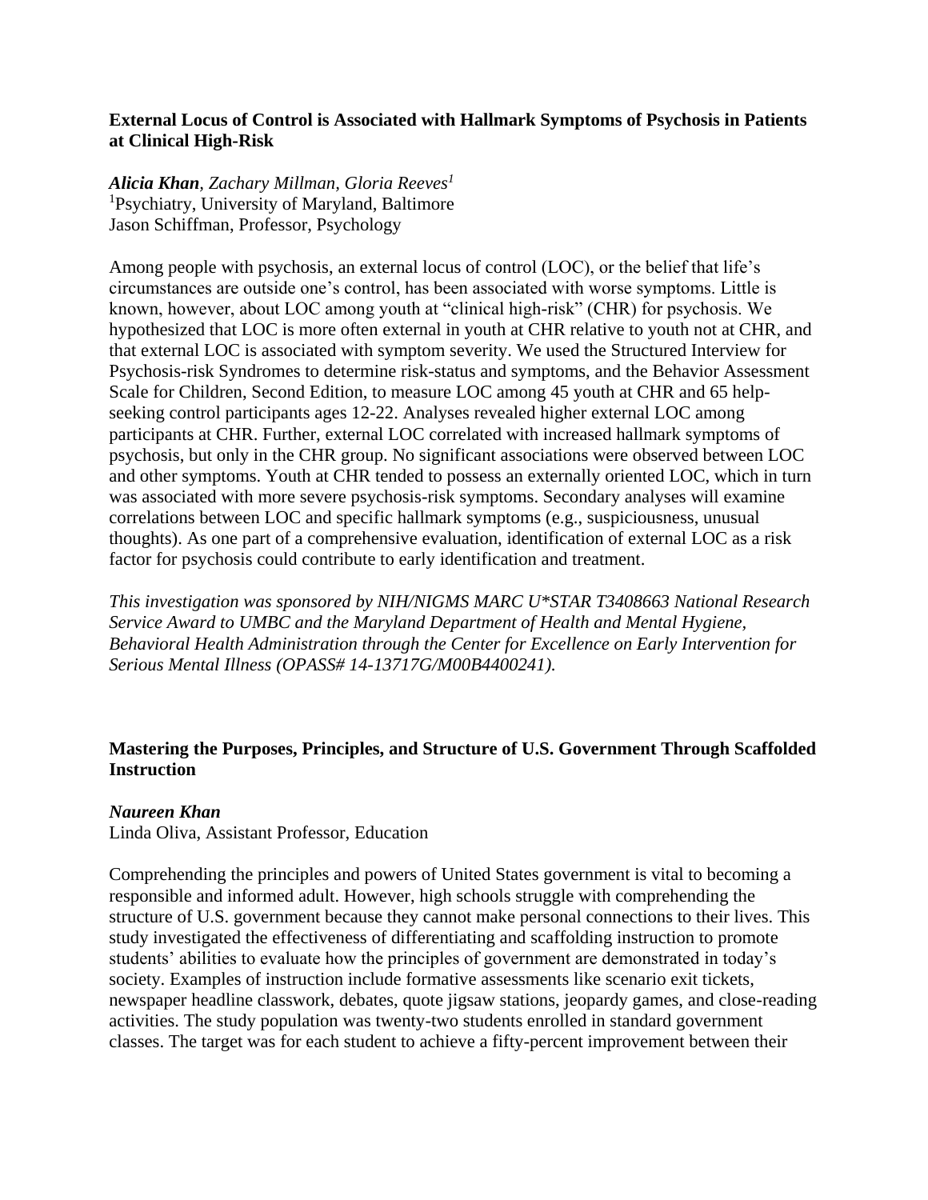**External Locus of Control is Associated with Hallmark Symptoms of Psychosis in Patients at Clinical High-Risk**

***Alicia Khan****, Zachary Millman, Gloria Reeves*[1]
[1]Psychiatry, University of Maryland, Baltimore
Jason Schiffman, Professor, Psychology

Among people with psychosis, an external locus of control (LOC), or the belief that life's circumstances are outside one's control, has been associated with worse symptoms. Little is known, however, about LOC among youth at "clinical high-risk" (CHR) for psychosis. We hypothesized that LOC is more often external in youth at CHR relative to youth not at CHR, and that external LOC is associated with symptom severity. We used the Structured Interview for Psychosis-risk Syndromes to determine risk-status and symptoms, and the Behavior Assessment Scale for Children, Second Edition, to measure LOC among 45 youth at CHR and 65 help-seeking control participants ages 12-22. Analyses revealed higher external LOC among participants at CHR. Further, external LOC correlated with increased hallmark symptoms of psychosis, but only in the CHR group. No significant associations were observed between LOC and other symptoms. Youth at CHR tended to possess an externally oriented LOC, which in turn was associated with more severe psychosis-risk symptoms. Secondary analyses will examine correlations between LOC and specific hallmark symptoms (e.g., suspiciousness, unusual thoughts). As one part of a comprehensive evaluation, identification of external LOC as a risk factor for psychosis could contribute to early identification and treatment.

*This investigation was sponsored by NIH/NIGMS MARC U*STAR T3408663 National Research Service Award to UMBC and the Maryland Department of Health and Mental Hygiene, Behavioral Health Administration through the Center for Excellence on Early Intervention for Serious Mental Illness (OPASS# 14-13717G/M00B4400241).*

**Mastering the Purposes, Principles, and Structure of U.S. Government Through Scaffolded Instruction**

***Naureen Khan***
Linda Oliva, Assistant Professor, Education

Comprehending the principles and powers of United States government is vital to becoming a responsible and informed adult. However, high schools struggle with comprehending the structure of U.S. government because they cannot make personal connections to their lives. This study investigated the effectiveness of differentiating and scaffolding instruction to promote students' abilities to evaluate how the principles of government are demonstrated in today's society. Examples of instruction include formative assessments like scenario exit tickets, newspaper headline classwork, debates, quote jigsaw stations, jeopardy games, and close-reading activities. The study population was twenty-two students enrolled in standard government classes. The target was for each student to achieve a fifty-percent improvement between their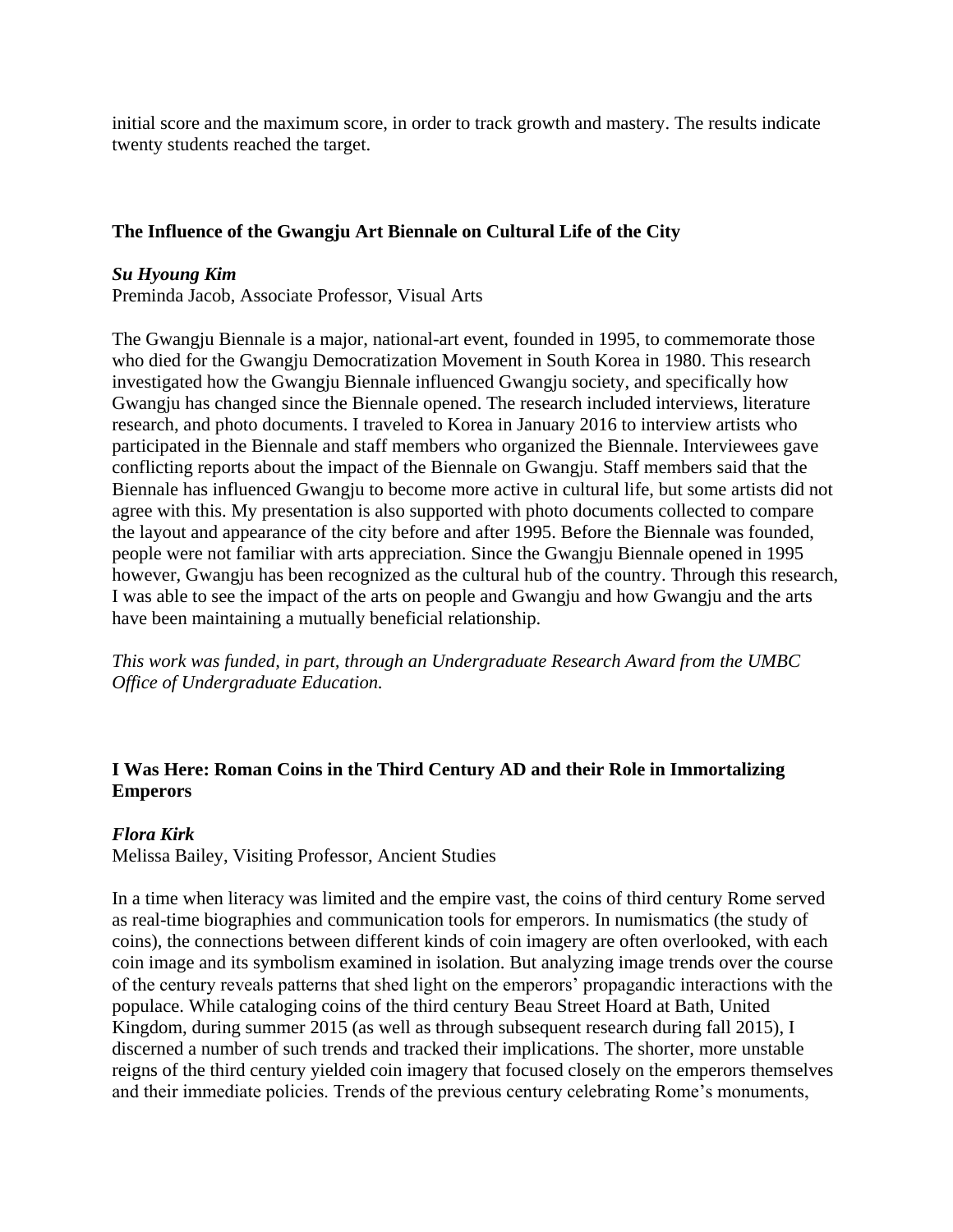initial score and the maximum score, in order to track growth and mastery. The results indicate twenty students reached the target.

### The Influence of the Gwangju Art Biennale on Cultural Life of the City

***Su Hyoung Kim***
Preminda Jacob, Associate Professor, Visual Arts

The Gwangju Biennale is a major, national-art event, founded in 1995, to commemorate those who died for the Gwangju Democratization Movement in South Korea in 1980. This research investigated how the Gwangju Biennale influenced Gwangju society, and specifically how Gwangju has changed since the Biennale opened. The research included interviews, literature research, and photo documents. I traveled to Korea in January 2016 to interview artists who participated in the Biennale and staff members who organized the Biennale. Interviewees gave conflicting reports about the impact of the Biennale on Gwangju. Staff members said that the Biennale has influenced Gwangju to become more active in cultural life, but some artists did not agree with this. My presentation is also supported with photo documents collected to compare the layout and appearance of the city before and after 1995. Before the Biennale was founded, people were not familiar with arts appreciation. Since the Gwangju Biennale opened in 1995 however, Gwangju has been recognized as the cultural hub of the country. Through this research, I was able to see the impact of the arts on people and Gwangju and how Gwangju and the arts have been maintaining a mutually beneficial relationship.

*This work was funded, in part, through an Undergraduate Research Award from the UMBC Office of Undergraduate Education.*

### I Was Here: Roman Coins in the Third Century AD and their Role in Immortalizing Emperors

***Flora Kirk***
Melissa Bailey, Visiting Professor, Ancient Studies

In a time when literacy was limited and the empire vast, the coins of third century Rome served as real-time biographies and communication tools for emperors. In numismatics (the study of coins), the connections between different kinds of coin imagery are often overlooked, with each coin image and its symbolism examined in isolation. But analyzing image trends over the course of the century reveals patterns that shed light on the emperors' propagandic interactions with the populace. While cataloging coins of the third century Beau Street Hoard at Bath, United Kingdom, during summer 2015 (as well as through subsequent research during fall 2015), I discerned a number of such trends and tracked their implications. The shorter, more unstable reigns of the third century yielded coin imagery that focused closely on the emperors themselves and their immediate policies. Trends of the previous century celebrating Rome's monuments,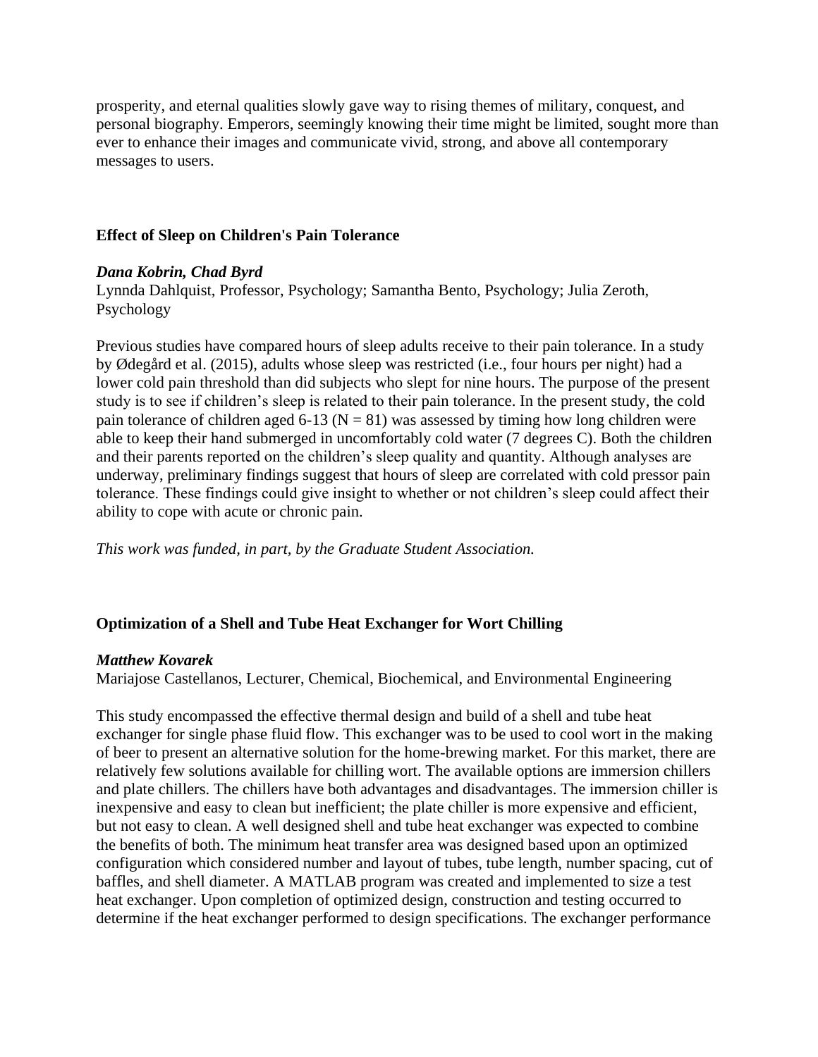prosperity, and eternal qualities slowly gave way to rising themes of military, conquest, and personal biography. Emperors, seemingly knowing their time might be limited, sought more than ever to enhance their images and communicate vivid, strong, and above all contemporary messages to users.

### Effect of Sleep on Children's Pain Tolerance

***Dana Kobrin, Chad Byrd***
Lynnda Dahlquist, Professor, Psychology; Samantha Bento, Psychology; Julia Zeroth, Psychology

Previous studies have compared hours of sleep adults receive to their pain tolerance. In a study by Ødegård et al. (2015), adults whose sleep was restricted (i.e., four hours per night) had a lower cold pain threshold than did subjects who slept for nine hours. The purpose of the present study is to see if children's sleep is related to their pain tolerance. In the present study, the cold pain tolerance of children aged 6-13 ($N = 81$) was assessed by timing how long children were able to keep their hand submerged in uncomfortably cold water (7 degrees C). Both the children and their parents reported on the children's sleep quality and quantity. Although analyses are underway, preliminary findings suggest that hours of sleep are correlated with cold pressor pain tolerance. These findings could give insight to whether or not children's sleep could affect their ability to cope with acute or chronic pain.

*This work was funded, in part, by the Graduate Student Association.*

### Optimization of a Shell and Tube Heat Exchanger for Wort Chilling

***Matthew Kovarek***
Mariajose Castellanos, Lecturer, Chemical, Biochemical, and Environmental Engineering

This study encompassed the effective thermal design and build of a shell and tube heat exchanger for single phase fluid flow. This exchanger was to be used to cool wort in the making of beer to present an alternative solution for the home-brewing market. For this market, there are relatively few solutions available for chilling wort. The available options are immersion chillers and plate chillers. The chillers have both advantages and disadvantages. The immersion chiller is inexpensive and easy to clean but inefficient; the plate chiller is more expensive and efficient, but not easy to clean. A well designed shell and tube heat exchanger was expected to combine the benefits of both. The minimum heat transfer area was designed based upon an optimized configuration which considered number and layout of tubes, tube length, number spacing, cut of baffles, and shell diameter. A MATLAB program was created and implemented to size a test heat exchanger. Upon completion of optimized design, construction and testing occurred to determine if the heat exchanger performed to design specifications. The exchanger performance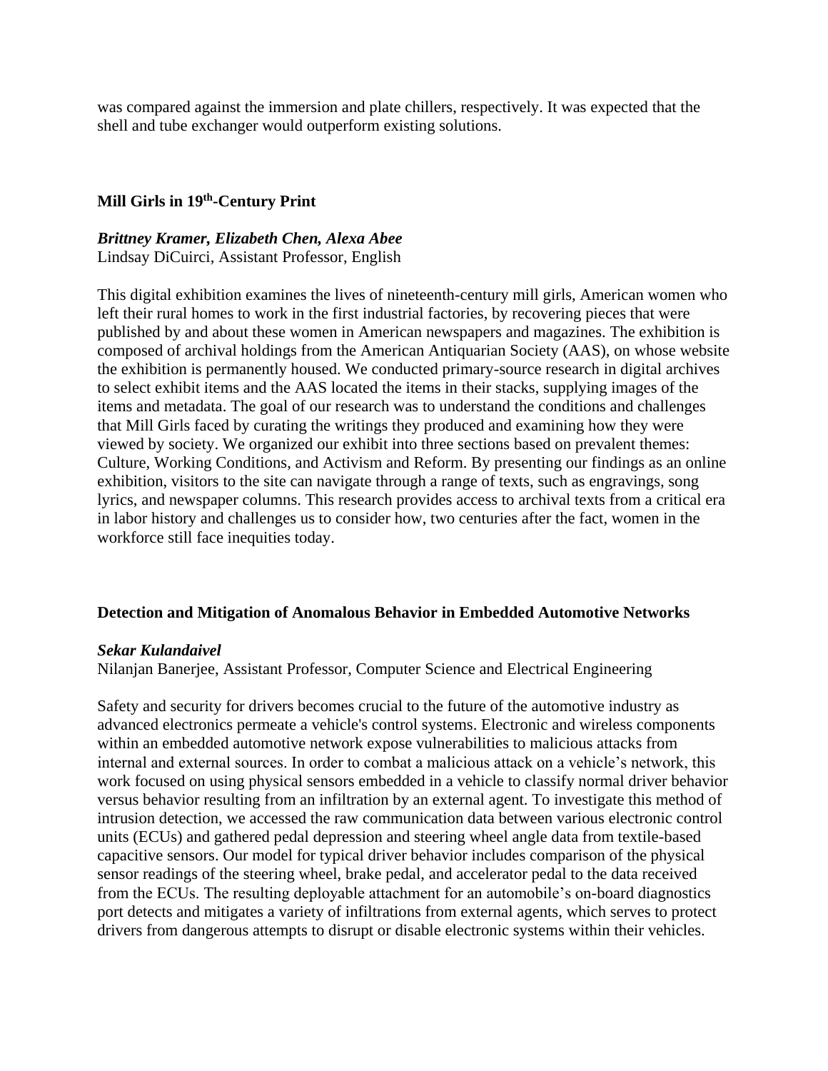was compared against the immersion and plate chillers, respectively. It was expected that the shell and tube exchanger would outperform existing solutions.

### Mill Girls in 19th-Century Print

***Brittney Kramer, Elizabeth Chen, Alexa Abee***
Lindsay DiCuirci, Assistant Professor, English

This digital exhibition examines the lives of nineteenth-century mill girls, American women who left their rural homes to work in the first industrial factories, by recovering pieces that were published by and about these women in American newspapers and magazines. The exhibition is composed of archival holdings from the American Antiquarian Society (AAS), on whose website the exhibition is permanently housed. We conducted primary-source research in digital archives to select exhibit items and the AAS located the items in their stacks, supplying images of the items and metadata. The goal of our research was to understand the conditions and challenges that Mill Girls faced by curating the writings they produced and examining how they were viewed by society. We organized our exhibit into three sections based on prevalent themes: Culture, Working Conditions, and Activism and Reform. By presenting our findings as an online exhibition, visitors to the site can navigate through a range of texts, such as engravings, song lyrics, and newspaper columns. This research provides access to archival texts from a critical era in labor history and challenges us to consider how, two centuries after the fact, women in the workforce still face inequities today.

### Detection and Mitigation of Anomalous Behavior in Embedded Automotive Networks

***Sekar Kulandaivel***
Nilanjan Banerjee, Assistant Professor, Computer Science and Electrical Engineering

Safety and security for drivers becomes crucial to the future of the automotive industry as advanced electronics permeate a vehicle's control systems. Electronic and wireless components within an embedded automotive network expose vulnerabilities to malicious attacks from internal and external sources. In order to combat a malicious attack on a vehicle's network, this work focused on using physical sensors embedded in a vehicle to classify normal driver behavior versus behavior resulting from an infiltration by an external agent. To investigate this method of intrusion detection, we accessed the raw communication data between various electronic control units (ECUs) and gathered pedal depression and steering wheel angle data from textile-based capacitive sensors. Our model for typical driver behavior includes comparison of the physical sensor readings of the steering wheel, brake pedal, and accelerator pedal to the data received from the ECUs. The resulting deployable attachment for an automobile's on-board diagnostics port detects and mitigates a variety of infiltrations from external agents, which serves to protect drivers from dangerous attempts to disrupt or disable electronic systems within their vehicles.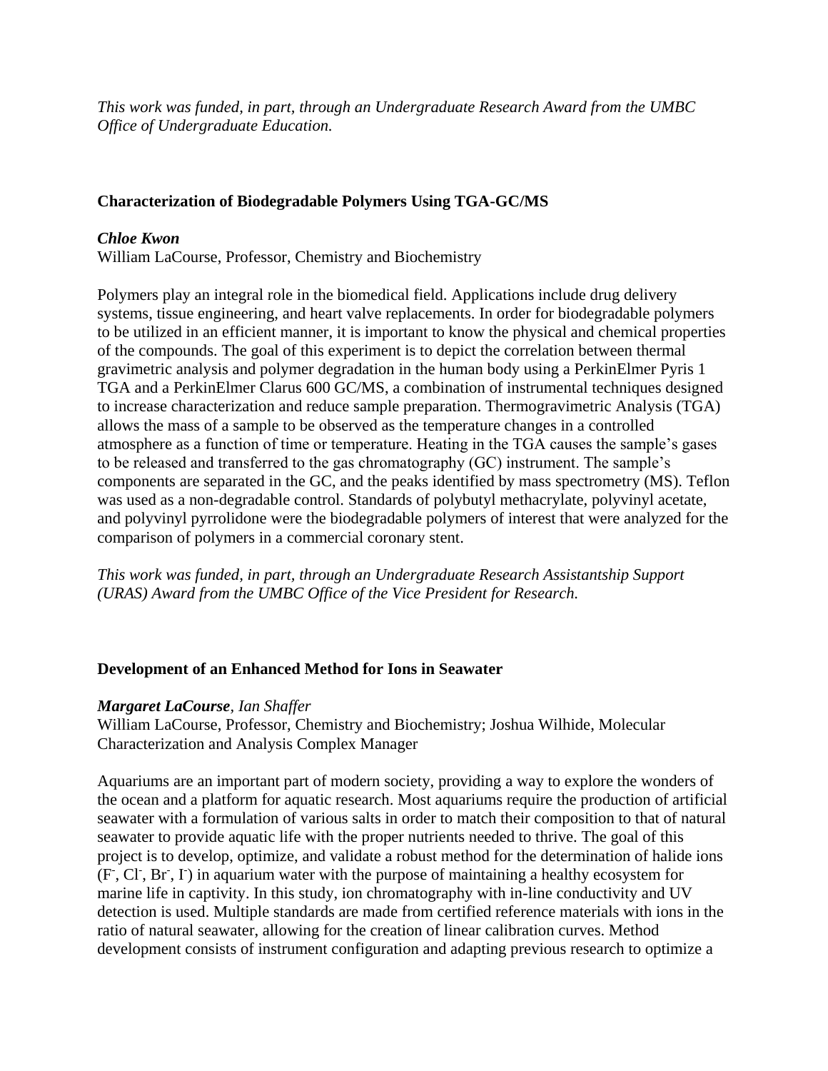*This work was funded, in part, through an Undergraduate Research Award from the UMBC Office of Undergraduate Education.*

### Characterization of Biodegradable Polymers Using TGA-GC/MS

***Chloe Kwon***
William LaCourse, Professor, Chemistry and Biochemistry

Polymers play an integral role in the biomedical field. Applications include drug delivery systems, tissue engineering, and heart valve replacements. In order for biodegradable polymers to be utilized in an efficient manner, it is important to know the physical and chemical properties of the compounds. The goal of this experiment is to depict the correlation between thermal gravimetric analysis and polymer degradation in the human body using a PerkinElmer Pyris 1 TGA and a PerkinElmer Clarus 600 GC/MS, a combination of instrumental techniques designed to increase characterization and reduce sample preparation. Thermogravimetric Analysis (TGA) allows the mass of a sample to be observed as the temperature changes in a controlled atmosphere as a function of time or temperature. Heating in the TGA causes the sample's gases to be released and transferred to the gas chromatography (GC) instrument. The sample's components are separated in the GC, and the peaks identified by mass spectrometry (MS). Teflon was used as a non-degradable control. Standards of polybutyl methacrylate, polyvinyl acetate, and polyvinyl pyrrolidone were the biodegradable polymers of interest that were analyzed for the comparison of polymers in a commercial coronary stent.

*This work was funded, in part, through an Undergraduate Research Assistantship Support (URAS) Award from the UMBC Office of the Vice President for Research.*

### Development of an Enhanced Method for Ions in Seawater

***Margaret LaCourse**, Ian Shaffer*
William LaCourse, Professor, Chemistry and Biochemistry; Joshua Wilhide, Molecular Characterization and Analysis Complex Manager

Aquariums are an important part of modern society, providing a way to explore the wonders of the ocean and a platform for aquatic research. Most aquariums require the production of artificial seawater with a formulation of various salts in order to match their composition to that of natural seawater to provide aquatic life with the proper nutrients needed to thrive. The goal of this project is to develop, optimize, and validate a robust method for the determination of halide ions ($F^-$, $Cl^-$, $Br^-$, $I^-$) in aquarium water with the purpose of maintaining a healthy ecosystem for marine life in captivity. In this study, ion chromatography with in-line conductivity and UV detection is used. Multiple standards are made from certified reference materials with ions in the ratio of natural seawater, allowing for the creation of linear calibration curves. Method development consists of instrument configuration and adapting previous research to optimize a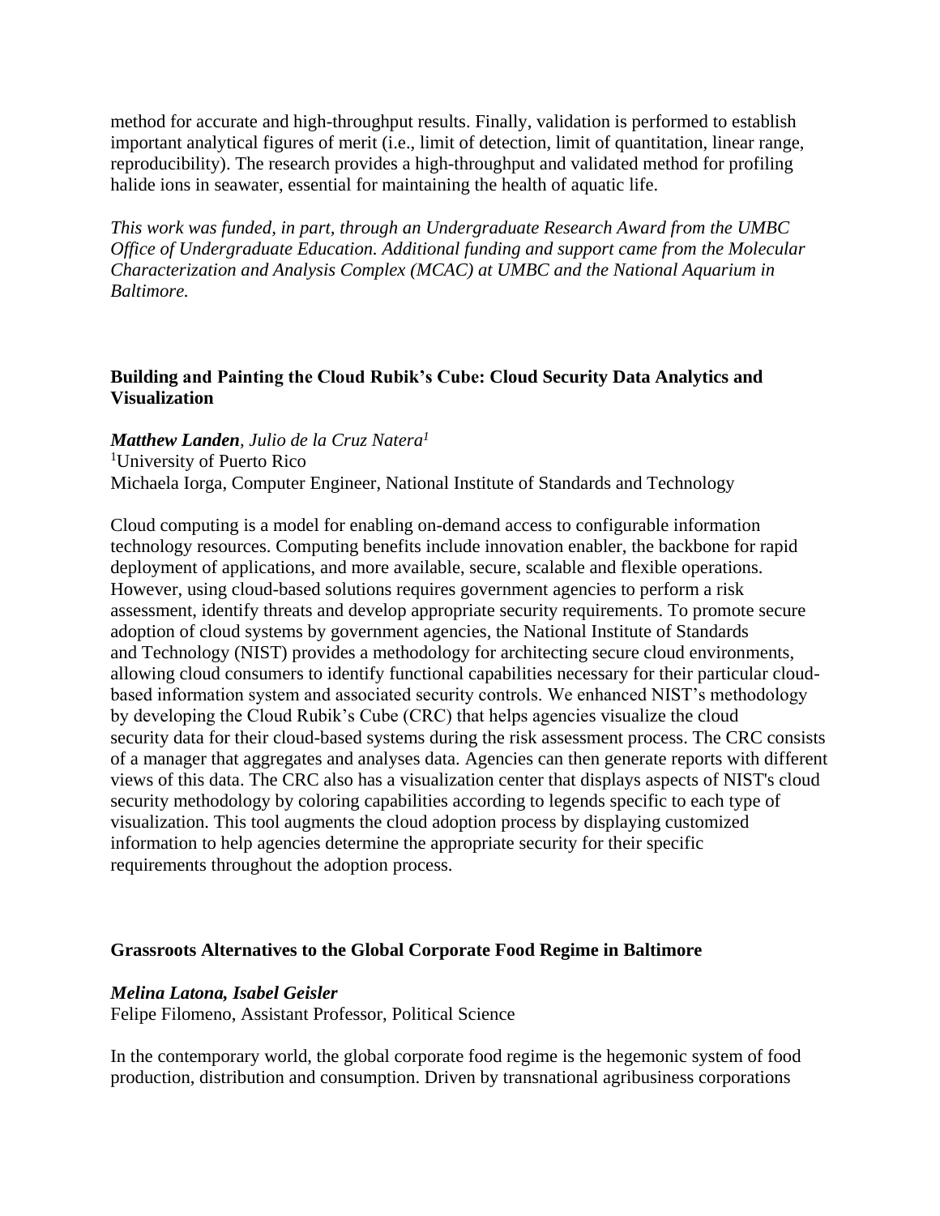method for accurate and high-throughput results. Finally, validation is performed to establish important analytical figures of merit (i.e., limit of detection, limit of quantitation, linear range, reproducibility). The research provides a high-throughput and validated method for profiling halide ions in seawater, essential for maintaining the health of aquatic life.

*This work was funded, in part, through an Undergraduate Research Award from the UMBC Office of Undergraduate Education. Additional funding and support came from the Molecular Characterization and Analysis Complex (MCAC) at UMBC and the National Aquarium in Baltimore.*

### Building and Painting the Cloud Rubik's Cube: Cloud Security Data Analytics and Visualization

***Matthew Landen***, *Julio de la Cruz Natera*[1]
[1]University of Puerto Rico
Michaela Iorga, Computer Engineer, National Institute of Standards and Technology

Cloud computing is a model for enabling on-demand access to configurable information technology resources. Computing benefits include innovation enabler, the backbone for rapid deployment of applications, and more available, secure, scalable and flexible operations. However, using cloud-based solutions requires government agencies to perform a risk assessment, identify threats and develop appropriate security requirements. To promote secure adoption of cloud systems by government agencies, the National Institute of Standards and Technology (NIST) provides a methodology for architecting secure cloud environments, allowing cloud consumers to identify functional capabilities necessary for their particular cloud-based information system and associated security controls. We enhanced NIST's methodology by developing the Cloud Rubik's Cube (CRC) that helps agencies visualize the cloud security data for their cloud-based systems during the risk assessment process. The CRC consists of a manager that aggregates and analyses data. Agencies can then generate reports with different views of this data. The CRC also has a visualization center that displays aspects of NIST's cloud security methodology by coloring capabilities according to legends specific to each type of visualization. This tool augments the cloud adoption process by displaying customized information to help agencies determine the appropriate security for their specific requirements throughout the adoption process.

### Grassroots Alternatives to the Global Corporate Food Regime in Baltimore

***Melina Latona, Isabel Geisler***
Felipe Filomeno, Assistant Professor, Political Science

In the contemporary world, the global corporate food regime is the hegemonic system of food production, distribution and consumption. Driven by transnational agribusiness corporations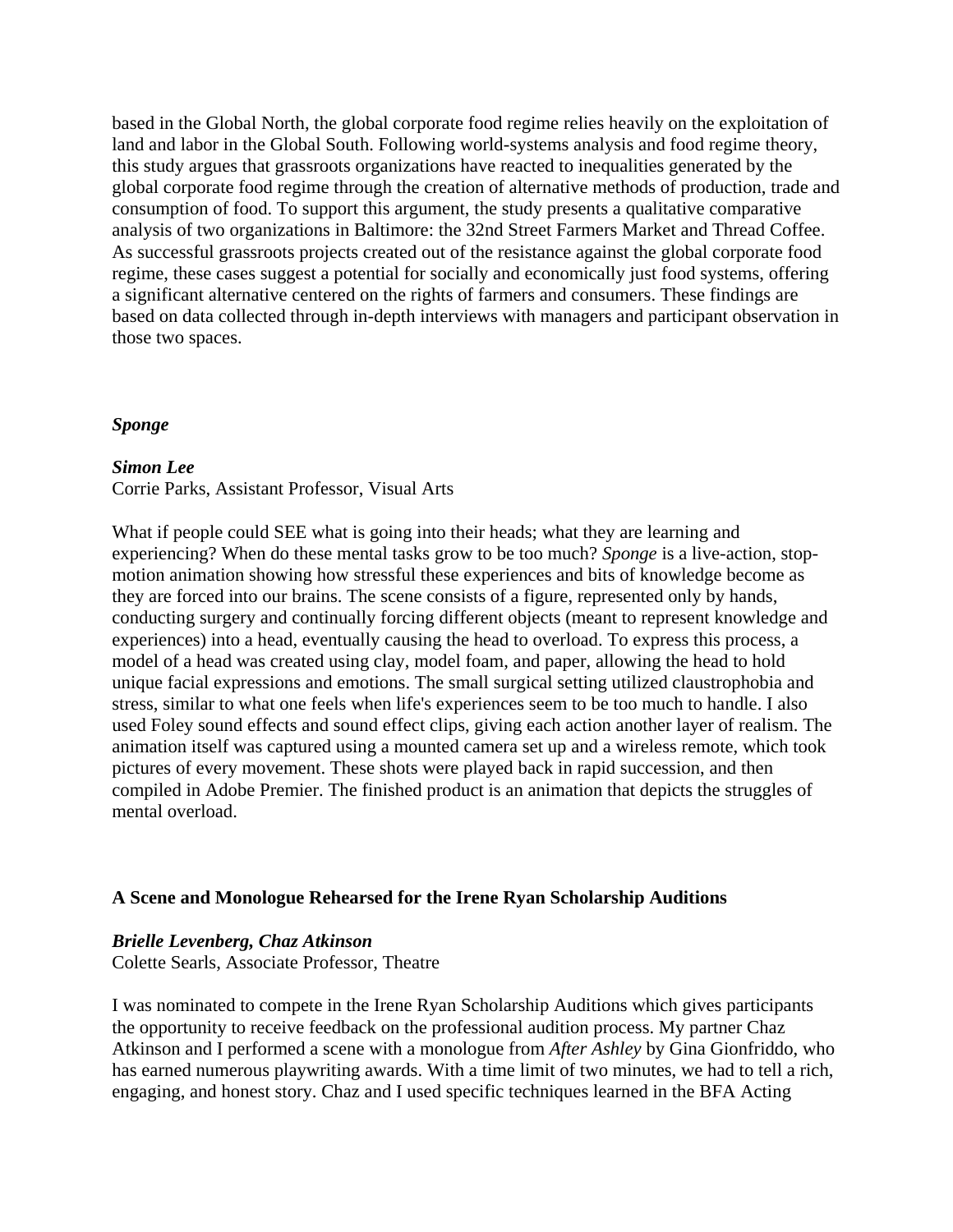based in the Global North, the global corporate food regime relies heavily on the exploitation of land and labor in the Global South. Following world-systems analysis and food regime theory, this study argues that grassroots organizations have reacted to inequalities generated by the global corporate food regime through the creation of alternative methods of production, trade and consumption of food. To support this argument, the study presents a qualitative comparative analysis of two organizations in Baltimore: the 32nd Street Farmers Market and Thread Coffee. As successful grassroots projects created out of the resistance against the global corporate food regime, these cases suggest a potential for socially and economically just food systems, offering a significant alternative centered on the rights of farmers and consumers. These findings are based on data collected through in-depth interviews with managers and participant observation in those two spaces.

***Sponge***

***Simon Lee***
Corrie Parks, Assistant Professor, Visual Arts

What if people could SEE what is going into their heads; what they are learning and experiencing? When do these mental tasks grow to be too much? *Sponge* is a live-action, stop-motion animation showing how stressful these experiences and bits of knowledge become as they are forced into our brains. The scene consists of a figure, represented only by hands, conducting surgery and continually forcing different objects (meant to represent knowledge and experiences) into a head, eventually causing the head to overload. To express this process, a model of a head was created using clay, model foam, and paper, allowing the head to hold unique facial expressions and emotions. The small surgical setting utilized claustrophobia and stress, similar to what one feels when life's experiences seem to be too much to handle. I also used Foley sound effects and sound effect clips, giving each action another layer of realism. The animation itself was captured using a mounted camera set up and a wireless remote, which took pictures of every movement. These shots were played back in rapid succession, and then compiled in Adobe Premier. The finished product is an animation that depicts the struggles of mental overload.

**A Scene and Monologue Rehearsed for the Irene Ryan Scholarship Auditions**

***Brielle Levenberg, Chaz Atkinson***
Colette Searls, Associate Professor, Theatre

I was nominated to compete in the Irene Ryan Scholarship Auditions which gives participants the opportunity to receive feedback on the professional audition process. My partner Chaz Atkinson and I performed a scene with a monologue from *After Ashley* by Gina Gionfriddo, who has earned numerous playwriting awards. With a time limit of two minutes, we had to tell a rich, engaging, and honest story. Chaz and I used specific techniques learned in the BFA Acting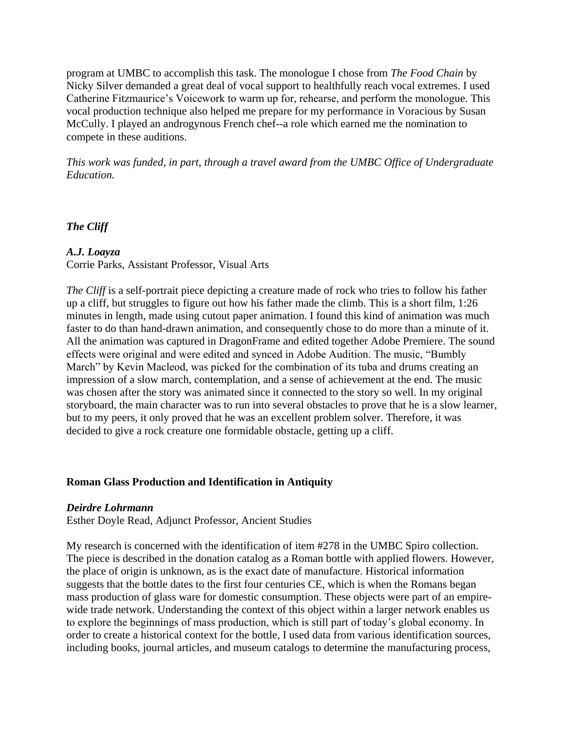program at UMBC to accomplish this task. The monologue I chose from *The Food Chain* by Nicky Silver demanded a great deal of vocal support to healthfully reach vocal extremes. I used Catherine Fitzmaurice's Voicework to warm up for, rehearse, and perform the monologue. This vocal production technique also helped me prepare for my performance in Voracious by Susan McCully. I played an androgynous French chef--a role which earned me the nomination to compete in these auditions.

*This work was funded, in part, through a travel award from the UMBC Office of Undergraduate Education.*

### *The Cliff*

***A.J. Loayza***
Corrie Parks, Assistant Professor, Visual Arts

*The Cliff* is a self-portrait piece depicting a creature made of rock who tries to follow his father up a cliff, but struggles to figure out how his father made the climb. This is a short film, 1:26 minutes in length, made using cutout paper animation. I found this kind of animation was much faster to do than hand-drawn animation, and consequently chose to do more than a minute of it. All the animation was captured in DragonFrame and edited together Adobe Premiere. The sound effects were original and were edited and synced in Adobe Audition. The music, "Bumbly March" by Kevin Macleod, was picked for the combination of its tuba and drums creating an impression of a slow march, contemplation, and a sense of achievement at the end. The music was chosen after the story was animated since it connected to the story so well. In my original storyboard, the main character was to run into several obstacles to prove that he is a slow learner, but to my peers, it only proved that he was an excellent problem solver. Therefore, it was decided to give a rock creature one formidable obstacle, getting up a cliff.

### Roman Glass Production and Identification in Antiquity

***Deirdre Lohrmann***
Esther Doyle Read, Adjunct Professor, Ancient Studies

My research is concerned with the identification of item #278 in the UMBC Spiro collection. The piece is described in the donation catalog as a Roman bottle with applied flowers. However, the place of origin is unknown, as is the exact date of manufacture. Historical information suggests that the bottle dates to the first four centuries CE, which is when the Romans began mass production of glass ware for domestic consumption. These objects were part of an empire-wide trade network. Understanding the context of this object within a larger network enables us to explore the beginnings of mass production, which is still part of today's global economy. In order to create a historical context for the bottle, I used data from various identification sources, including books, journal articles, and museum catalogs to determine the manufacturing process,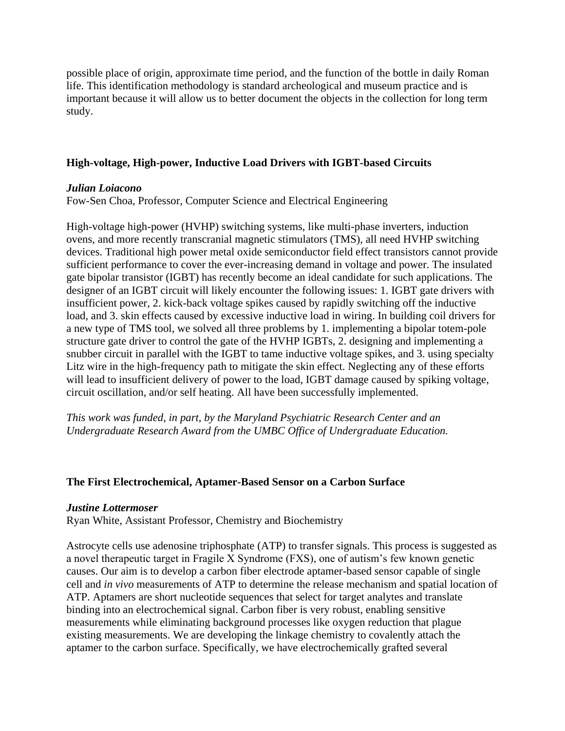possible place of origin, approximate time period, and the function of the bottle in daily Roman life. This identification methodology is standard archeological and museum practice and is important because it will allow us to better document the objects in the collection for long term study.

### High-voltage, High-power, Inductive Load Drivers with IGBT-based Circuits

***Julian Loiacono***
Fow-Sen Choa, Professor, Computer Science and Electrical Engineering

High-voltage high-power (HVHP) switching systems, like multi-phase inverters, induction ovens, and more recently transcranial magnetic stimulators (TMS), all need HVHP switching devices. Traditional high power metal oxide semiconductor field effect transistors cannot provide sufficient performance to cover the ever-increasing demand in voltage and power. The insulated gate bipolar transistor (IGBT) has recently become an ideal candidate for such applications. The designer of an IGBT circuit will likely encounter the following issues: 1. IGBT gate drivers with insufficient power, 2. kick-back voltage spikes caused by rapidly switching off the inductive load, and 3. skin effects caused by excessive inductive load in wiring. In building coil drivers for a new type of TMS tool, we solved all three problems by 1. implementing a bipolar totem-pole structure gate driver to control the gate of the HVHP IGBTs, 2. designing and implementing a snubber circuit in parallel with the IGBT to tame inductive voltage spikes, and 3. using specialty Litz wire in the high-frequency path to mitigate the skin effect. Neglecting any of these efforts will lead to insufficient delivery of power to the load, IGBT damage caused by spiking voltage, circuit oscillation, and/or self heating. All have been successfully implemented.

*This work was funded, in part, by the Maryland Psychiatric Research Center and an Undergraduate Research Award from the UMBC Office of Undergraduate Education.*

### The First Electrochemical, Aptamer-Based Sensor on a Carbon Surface

***Justine Lottermoser***
Ryan White, Assistant Professor, Chemistry and Biochemistry

Astrocyte cells use adenosine triphosphate (ATP) to transfer signals. This process is suggested as a novel therapeutic target in Fragile X Syndrome (FXS), one of autism's few known genetic causes. Our aim is to develop a carbon fiber electrode aptamer-based sensor capable of single cell and *in vivo* measurements of ATP to determine the release mechanism and spatial location of ATP. Aptamers are short nucleotide sequences that select for target analytes and translate binding into an electrochemical signal. Carbon fiber is very robust, enabling sensitive measurements while eliminating background processes like oxygen reduction that plague existing measurements. We are developing the linkage chemistry to covalently attach the aptamer to the carbon surface. Specifically, we have electrochemically grafted several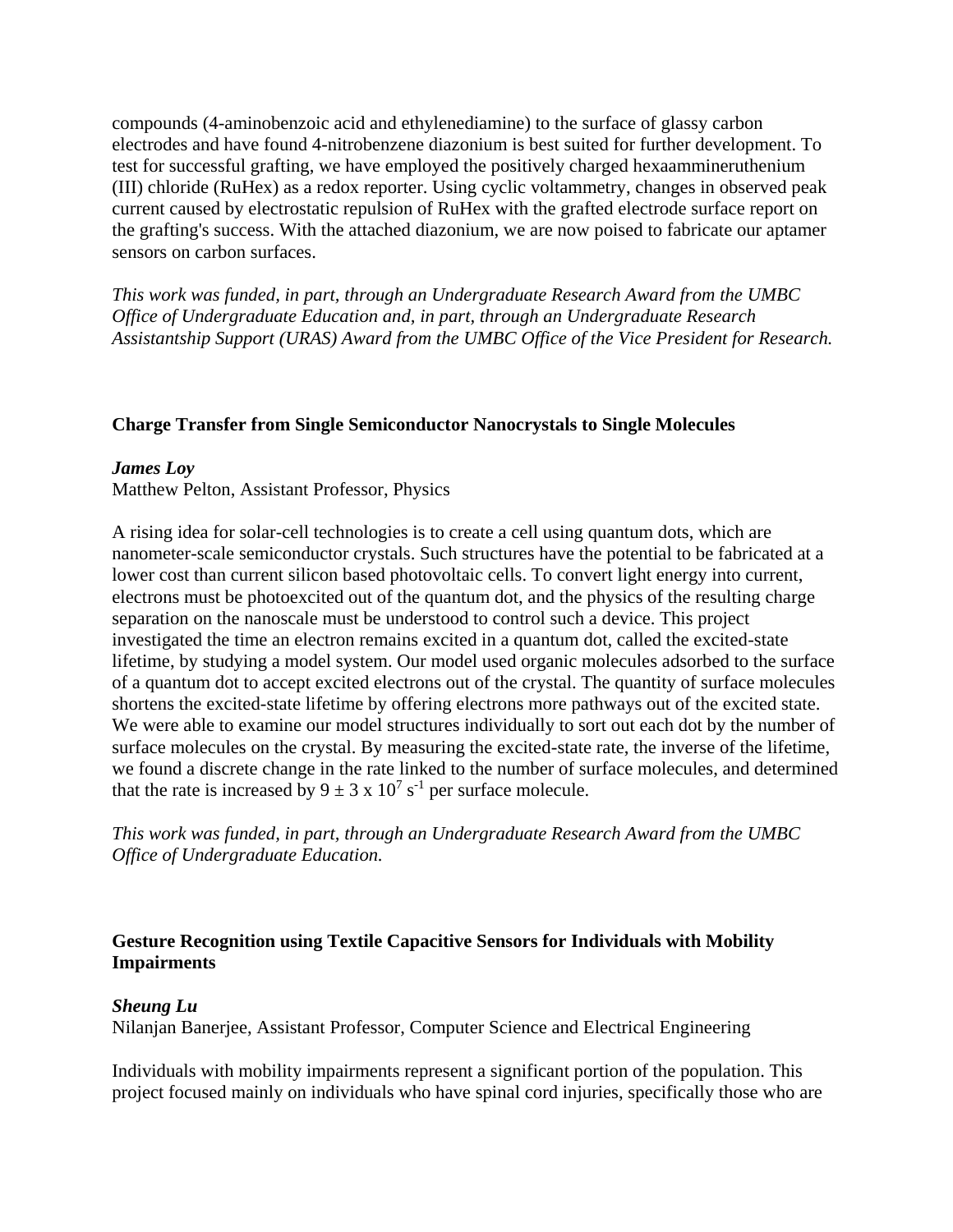compounds (4-aminobenzoic acid and ethylenediamine) to the surface of glassy carbon electrodes and have found 4-nitrobenzene diazonium is best suited for further development. To test for successful grafting, we have employed the positively charged hexaammineruthenium (III) chloride (RuHex) as a redox reporter. Using cyclic voltammetry, changes in observed peak current caused by electrostatic repulsion of RuHex with the grafted electrode surface report on the grafting's success. With the attached diazonium, we are now poised to fabricate our aptamer sensors on carbon surfaces.

*This work was funded, in part, through an Undergraduate Research Award from the UMBC Office of Undergraduate Education and, in part, through an Undergraduate Research Assistantship Support (URAS) Award from the UMBC Office of the Vice President for Research.*

### Charge Transfer from Single Semiconductor Nanocrystals to Single Molecules

***James Loy***
Matthew Pelton, Assistant Professor, Physics

A rising idea for solar-cell technologies is to create a cell using quantum dots, which are nanometer-scale semiconductor crystals. Such structures have the potential to be fabricated at a lower cost than current silicon based photovoltaic cells. To convert light energy into current, electrons must be photoexcited out of the quantum dot, and the physics of the resulting charge separation on the nanoscale must be understood to control such a device. This project investigated the time an electron remains excited in a quantum dot, called the excited-state lifetime, by studying a model system. Our model used organic molecules adsorbed to the surface of a quantum dot to accept excited electrons out of the crystal. The quantity of surface molecules shortens the excited-state lifetime by offering electrons more pathways out of the excited state. We were able to examine our model structures individually to sort out each dot by the number of surface molecules on the crystal. By measuring the excited-state rate, the inverse of the lifetime, we found a discrete change in the rate linked to the number of surface molecules, and determined that the rate is increased by $9 \pm 3 \times 10^{7}$ $s^{-1}$ per surface molecule.

*This work was funded, in part, through an Undergraduate Research Award from the UMBC Office of Undergraduate Education.*

### Gesture Recognition using Textile Capacitive Sensors for Individuals with Mobility Impairments

***Sheung Lu***
Nilanjan Banerjee, Assistant Professor, Computer Science and Electrical Engineering

Individuals with mobility impairments represent a significant portion of the population. This project focused mainly on individuals who have spinal cord injuries, specifically those who are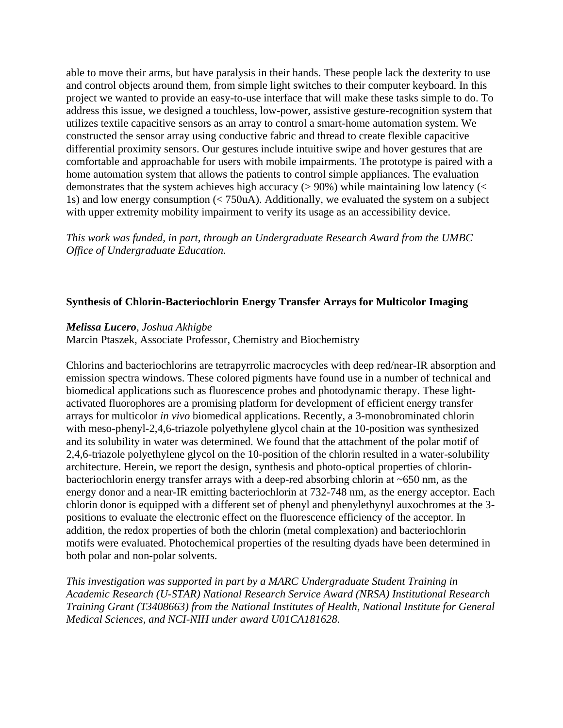able to move their arms, but have paralysis in their hands. These people lack the dexterity to use and control objects around them, from simple light switches to their computer keyboard. In this project we wanted to provide an easy-to-use interface that will make these tasks simple to do. To address this issue, we designed a touchless, low-power, assistive gesture-recognition system that utilizes textile capacitive sensors as an array to control a smart-home automation system. We constructed the sensor array using conductive fabric and thread to create flexible capacitive differential proximity sensors. Our gestures include intuitive swipe and hover gestures that are comfortable and approachable for users with mobile impairments. The prototype is paired with a home automation system that allows the patients to control simple appliances. The evaluation demonstrates that the system achieves high accuracy (> 90%) while maintaining low latency (< 1s) and low energy consumption (< 750uA). Additionally, we evaluated the system on a subject with upper extremity mobility impairment to verify its usage as an accessibility device.

*This work was funded, in part, through an Undergraduate Research Award from the UMBC Office of Undergraduate Education.*

### Synthesis of Chlorin-Bacteriochlorin Energy Transfer Arrays for Multicolor Imaging

***Melissa Lucero**, Joshua Akhigbe*

Marcin Ptaszek, Associate Professor, Chemistry and Biochemistry

Chlorins and bacteriochlorins are tetrapyrrolic macrocycles with deep red/near-IR absorption and emission spectra windows. These colored pigments have found use in a number of technical and biomedical applications such as fluorescence probes and photodynamic therapy. These light-activated fluorophores are a promising platform for development of efficient energy transfer arrays for multicolor *in vivo* biomedical applications. Recently, a 3-monobrominated chlorin with meso-phenyl-2,4,6-triazole polyethylene glycol chain at the 10-position was synthesized and its solubility in water was determined. We found that the attachment of the polar motif of 2,4,6-triazole polyethylene glycol on the 10-position of the chlorin resulted in a water-solubility architecture. Herein, we report the design, synthesis and photo-optical properties of chlorin-bacteriochlorin energy transfer arrays with a deep-red absorbing chlorin at ~650 nm, as the energy donor and a near-IR emitting bacteriochlorin at 732-748 nm, as the energy acceptor. Each chlorin donor is equipped with a different set of phenyl and phenylethynyl auxochromes at the 3-positions to evaluate the electronic effect on the fluorescence efficiency of the acceptor. In addition, the redox properties of both the chlorin (metal complexation) and bacteriochlorin motifs were evaluated. Photochemical properties of the resulting dyads have been determined in both polar and non-polar solvents.

*This investigation was supported in part by a MARC Undergraduate Student Training in Academic Research (U-STAR) National Research Service Award (NRSA) Institutional Research Training Grant (T3408663) from the National Institutes of Health, National Institute for General Medical Sciences, and NCI-NIH under award U01CA181628.*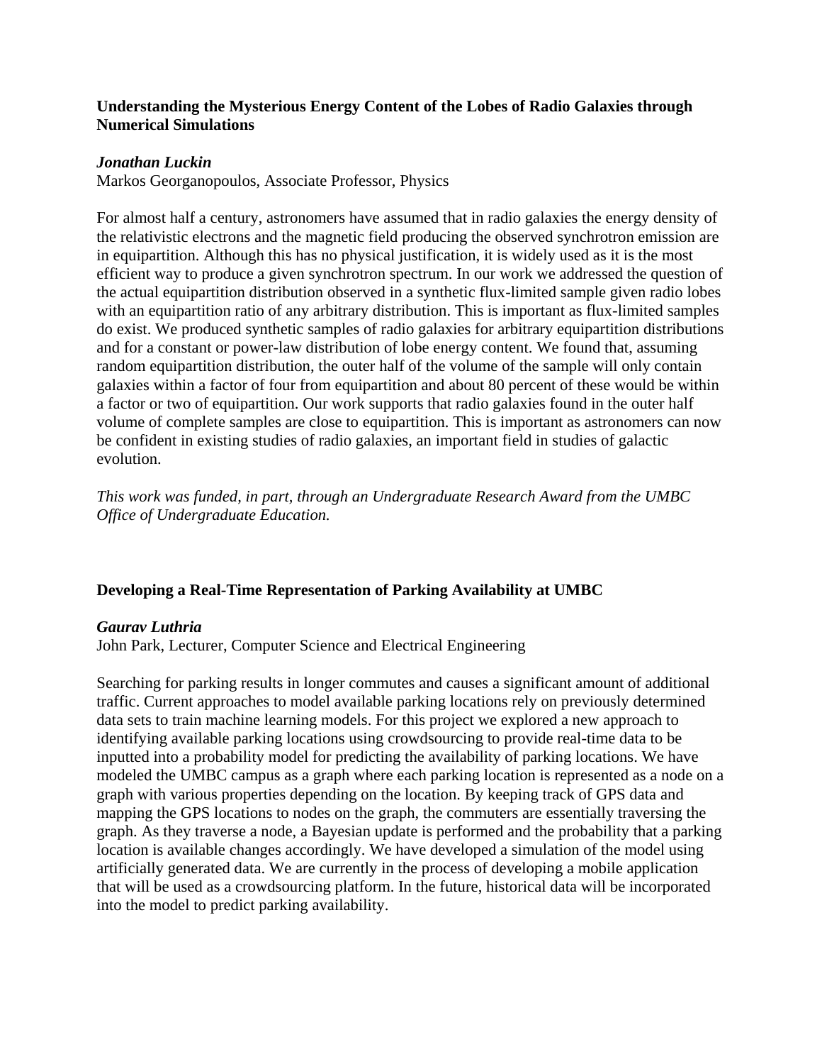**Understanding the Mysterious Energy Content of the Lobes of Radio Galaxies through Numerical Simulations**

***Jonathan Luckin***
Markos Georganopoulos, Associate Professor, Physics

For almost half a century, astronomers have assumed that in radio galaxies the energy density of the relativistic electrons and the magnetic field producing the observed synchrotron emission are in equipartition. Although this has no physical justification, it is widely used as it is the most efficient way to produce a given synchrotron spectrum. In our work we addressed the question of the actual equipartition distribution observed in a synthetic flux-limited sample given radio lobes with an equipartition ratio of any arbitrary distribution. This is important as flux-limited samples do exist. We produced synthetic samples of radio galaxies for arbitrary equipartition distributions and for a constant or power-law distribution of lobe energy content. We found that, assuming random equipartition distribution, the outer half of the volume of the sample will only contain galaxies within a factor of four from equipartition and about 80 percent of these would be within a factor or two of equipartition. Our work supports that radio galaxies found in the outer half volume of complete samples are close to equipartition. This is important as astronomers can now be confident in existing studies of radio galaxies, an important field in studies of galactic evolution.

*This work was funded, in part, through an Undergraduate Research Award from the UMBC Office of Undergraduate Education.*

**Developing a Real-Time Representation of Parking Availability at UMBC**

***Gaurav Luthria***
John Park, Lecturer, Computer Science and Electrical Engineering

Searching for parking results in longer commutes and causes a significant amount of additional traffic. Current approaches to model available parking locations rely on previously determined data sets to train machine learning models. For this project we explored a new approach to identifying available parking locations using crowdsourcing to provide real-time data to be inputted into a probability model for predicting the availability of parking locations. We have modeled the UMBC campus as a graph where each parking location is represented as a node on a graph with various properties depending on the location. By keeping track of GPS data and mapping the GPS locations to nodes on the graph, the commuters are essentially traversing the graph. As they traverse a node, a Bayesian update is performed and the probability that a parking location is available changes accordingly. We have developed a simulation of the model using artificially generated data. We are currently in the process of developing a mobile application that will be used as a crowdsourcing platform. In the future, historical data will be incorporated into the model to predict parking availability.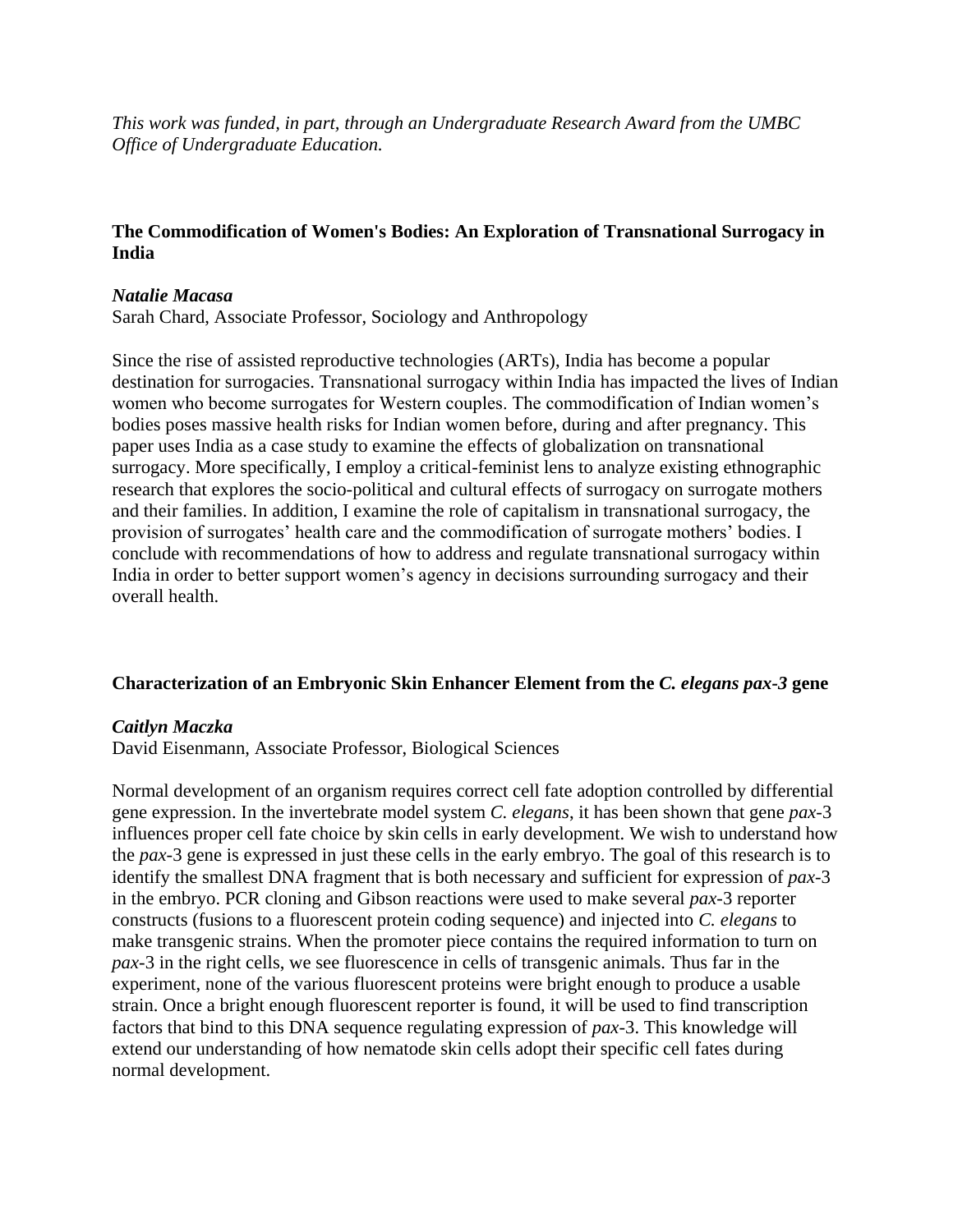*This work was funded, in part, through an Undergraduate Research Award from the UMBC Office of Undergraduate Education.*

### The Commodification of Women's Bodies: An Exploration of Transnational Surrogacy in India

***Natalie Macasa***
Sarah Chard, Associate Professor, Sociology and Anthropology

Since the rise of assisted reproductive technologies (ARTs), India has become a popular destination for surrogacies. Transnational surrogacy within India has impacted the lives of Indian women who become surrogates for Western couples. The commodification of Indian women's bodies poses massive health risks for Indian women before, during and after pregnancy. This paper uses India as a case study to examine the effects of globalization on transnational surrogacy. More specifically, I employ a critical-feminist lens to analyze existing ethnographic research that explores the socio-political and cultural effects of surrogacy on surrogate mothers and their families. In addition, I examine the role of capitalism in transnational surrogacy, the provision of surrogates' health care and the commodification of surrogate mothers' bodies. I conclude with recommendations of how to address and regulate transnational surrogacy within India in order to better support women's agency in decisions surrounding surrogacy and their overall health.

### Characterization of an Embryonic Skin Enhancer Element from the *C. elegans pax-3* gene

***Caitlyn Maczka***
David Eisenmann, Associate Professor, Biological Sciences

Normal development of an organism requires correct cell fate adoption controlled by differential gene expression. In the invertebrate model system *C. elegans*, it has been shown that gene *pax*-3 influences proper cell fate choice by skin cells in early development. We wish to understand how the *pax*-3 gene is expressed in just these cells in the early embryo. The goal of this research is to identify the smallest DNA fragment that is both necessary and sufficient for expression of *pax*-3 in the embryo. PCR cloning and Gibson reactions were used to make several *pax*-3 reporter constructs (fusions to a fluorescent protein coding sequence) and injected into *C. elegans* to make transgenic strains. When the promoter piece contains the required information to turn on *pax*-3 in the right cells, we see fluorescence in cells of transgenic animals. Thus far in the experiment, none of the various fluorescent proteins were bright enough to produce a usable strain. Once a bright enough fluorescent reporter is found, it will be used to find transcription factors that bind to this DNA sequence regulating expression of *pax*-3. This knowledge will extend our understanding of how nematode skin cells adopt their specific cell fates during normal development.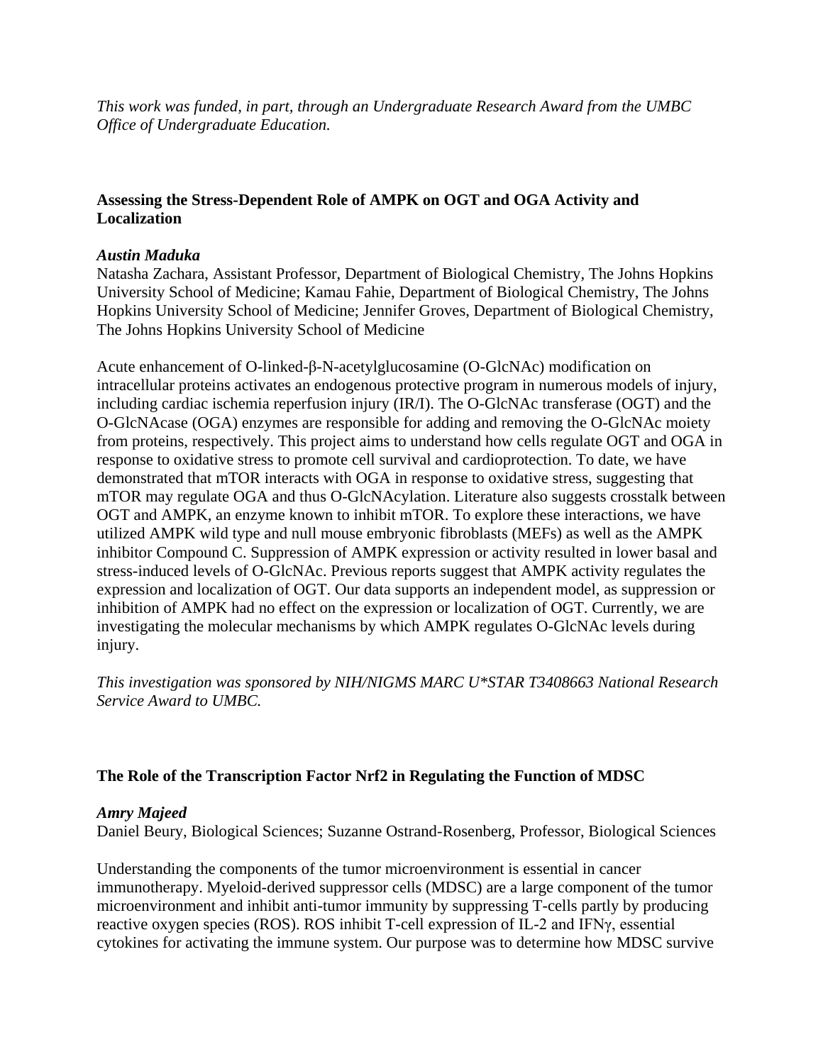*This work was funded, in part, through an Undergraduate Research Award from the UMBC Office of Undergraduate Education.*

### Assessing the Stress-Dependent Role of AMPK on OGT and OGA Activity and Localization

***Austin Maduka***

Natasha Zachara, Assistant Professor, Department of Biological Chemistry, The Johns Hopkins University School of Medicine; Kamau Fahie, Department of Biological Chemistry, The Johns Hopkins University School of Medicine; Jennifer Groves, Department of Biological Chemistry, The Johns Hopkins University School of Medicine

Acute enhancement of O-linked-β-N-acetylglucosamine (O-GlcNAc) modification on intracellular proteins activates an endogenous protective program in numerous models of injury, including cardiac ischemia reperfusion injury (IR/I). The O-GlcNAc transferase (OGT) and the O-GlcNAcase (OGA) enzymes are responsible for adding and removing the O-GlcNAc moiety from proteins, respectively. This project aims to understand how cells regulate OGT and OGA in response to oxidative stress to promote cell survival and cardioprotection. To date, we have demonstrated that mTOR interacts with OGA in response to oxidative stress, suggesting that mTOR may regulate OGA and thus O-GlcNAcylation. Literature also suggests crosstalk between OGT and AMPK, an enzyme known to inhibit mTOR. To explore these interactions, we have utilized AMPK wild type and null mouse embryonic fibroblasts (MEFs) as well as the AMPK inhibitor Compound C. Suppression of AMPK expression or activity resulted in lower basal and stress-induced levels of O-GlcNAc. Previous reports suggest that AMPK activity regulates the expression and localization of OGT. Our data supports an independent model, as suppression or inhibition of AMPK had no effect on the expression or localization of OGT. Currently, we are investigating the molecular mechanisms by which AMPK regulates O-GlcNAc levels during injury.

*This investigation was sponsored by NIH/NIGMS MARC U*STAR T3408663 National Research Service Award to UMBC.*

### The Role of the Transcription Factor Nrf2 in Regulating the Function of MDSC

***Amry Majeed***

Daniel Beury, Biological Sciences; Suzanne Ostrand-Rosenberg, Professor, Biological Sciences

Understanding the components of the tumor microenvironment is essential in cancer immunotherapy. Myeloid-derived suppressor cells (MDSC) are a large component of the tumor microenvironment and inhibit anti-tumor immunity by suppressing T-cells partly by producing reactive oxygen species (ROS). ROS inhibit T-cell expression of IL-2 and IFNγ, essential cytokines for activating the immune system. Our purpose was to determine how MDSC survive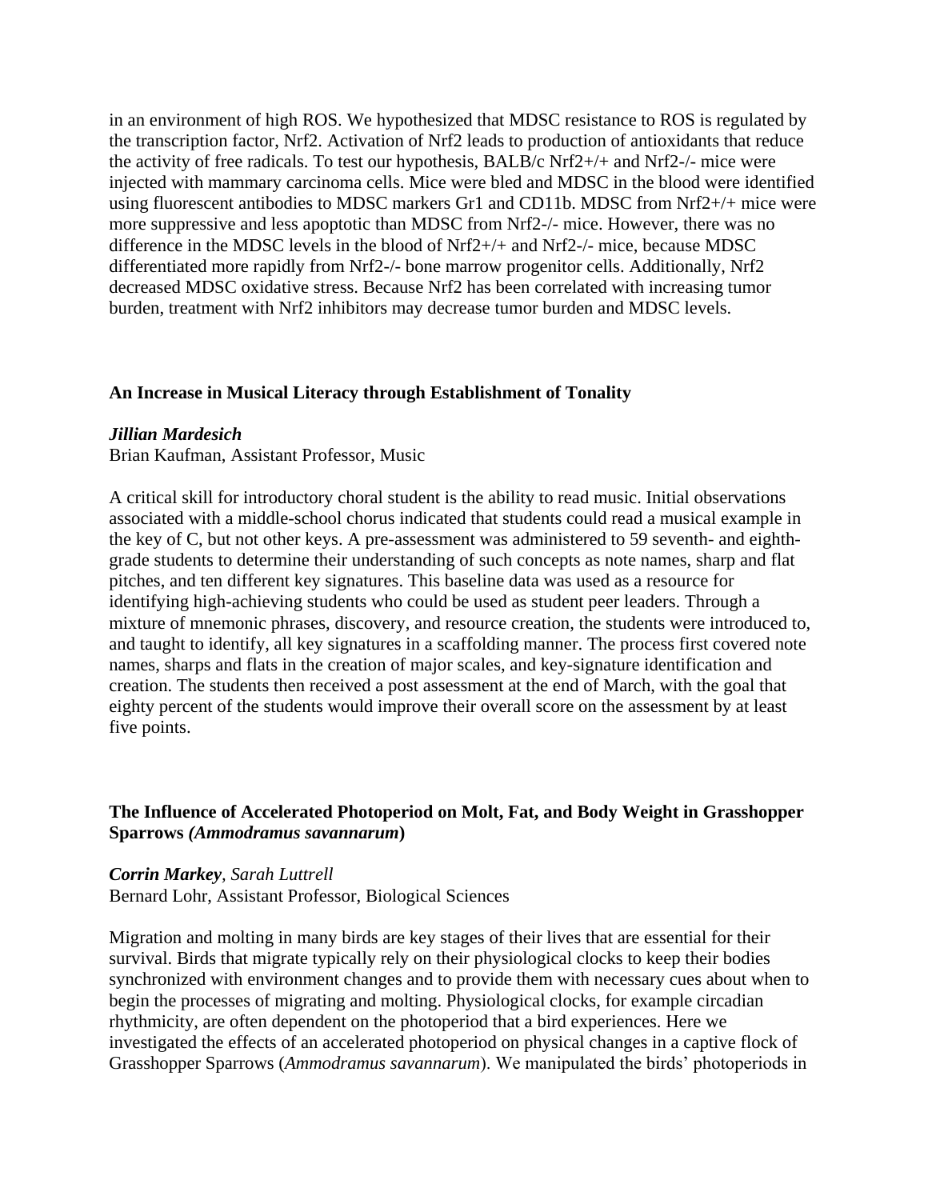in an environment of high ROS. We hypothesized that MDSC resistance to ROS is regulated by the transcription factor, Nrf2. Activation of Nrf2 leads to production of antioxidants that reduce the activity of free radicals. To test our hypothesis, BALB/c Nrf2+/+ and Nrf2-/- mice were injected with mammary carcinoma cells. Mice were bled and MDSC in the blood were identified using fluorescent antibodies to MDSC markers Gr1 and CD11b. MDSC from Nrf2+/+ mice were more suppressive and less apoptotic than MDSC from Nrf2-/- mice. However, there was no difference in the MDSC levels in the blood of Nrf2+/+ and Nrf2-/- mice, because MDSC differentiated more rapidly from Nrf2-/- bone marrow progenitor cells. Additionally, Nrf2 decreased MDSC oxidative stress. Because Nrf2 has been correlated with increasing tumor burden, treatment with Nrf2 inhibitors may decrease tumor burden and MDSC levels.

### An Increase in Musical Literacy through Establishment of Tonality

***Jillian Mardesich***
Brian Kaufman, Assistant Professor, Music

A critical skill for introductory choral student is the ability to read music. Initial observations associated with a middle-school chorus indicated that students could read a musical example in the key of C, but not other keys. A pre-assessment was administered to 59 seventh- and eighth-grade students to determine their understanding of such concepts as note names, sharp and flat pitches, and ten different key signatures. This baseline data was used as a resource for identifying high-achieving students who could be used as student peer leaders. Through a mixture of mnemonic phrases, discovery, and resource creation, the students were introduced to, and taught to identify, all key signatures in a scaffolding manner. The process first covered note names, sharps and flats in the creation of major scales, and key-signature identification and creation. The students then received a post assessment at the end of March, with the goal that eighty percent of the students would improve their overall score on the assessment by at least five points.

### The Influence of Accelerated Photoperiod on Molt, Fat, and Body Weight in Grasshopper Sparrows *(Ammodramus savannarum)*

***Corrin Markey***, *Sarah Luttrell*
Bernard Lohr, Assistant Professor, Biological Sciences

Migration and molting in many birds are key stages of their lives that are essential for their survival. Birds that migrate typically rely on their physiological clocks to keep their bodies synchronized with environment changes and to provide them with necessary cues about when to begin the processes of migrating and molting. Physiological clocks, for example circadian rhythmicity, are often dependent on the photoperiod that a bird experiences. Here we investigated the effects of an accelerated photoperiod on physical changes in a captive flock of Grasshopper Sparrows (*Ammodramus savannarum*). We manipulated the birds' photoperiods in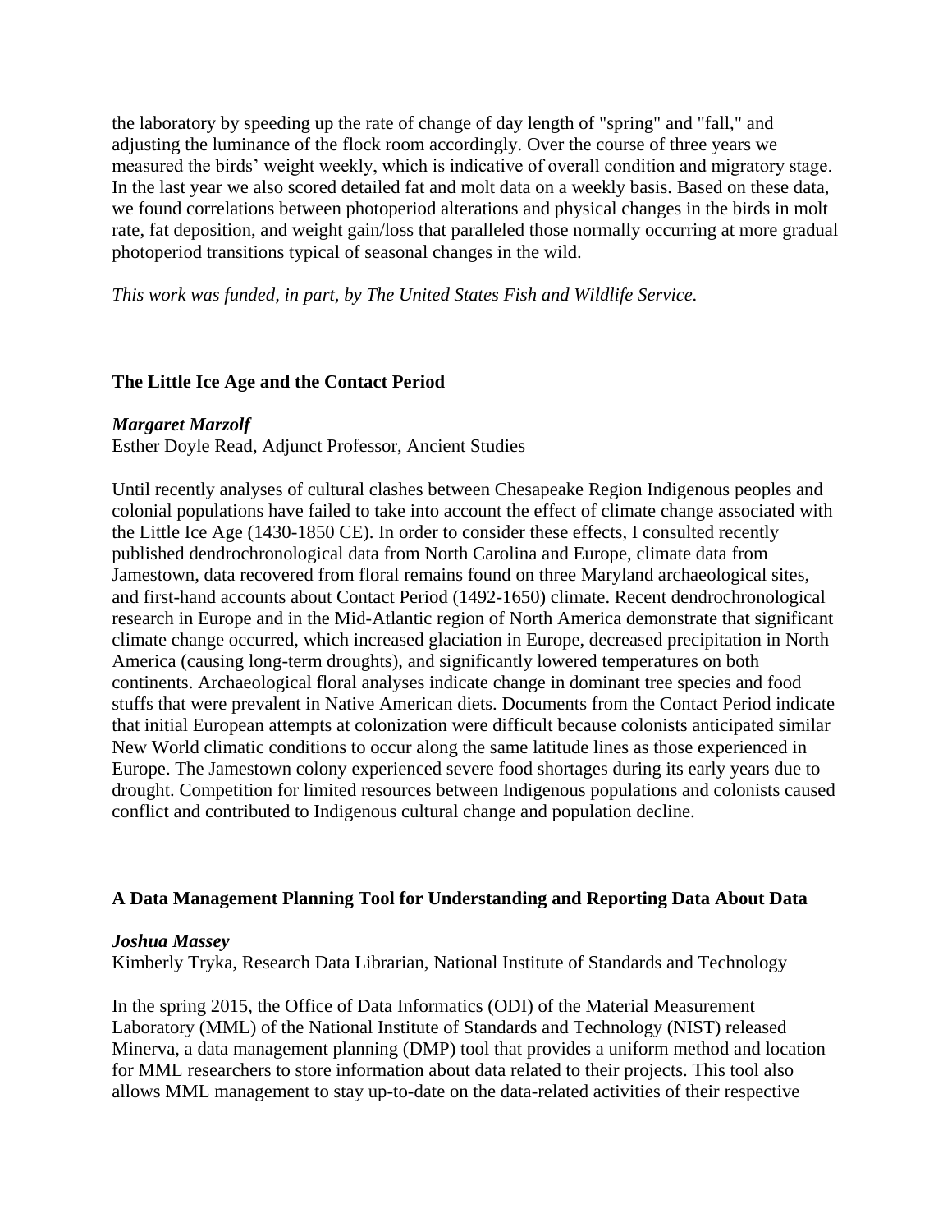the laboratory by speeding up the rate of change of day length of "spring" and "fall," and adjusting the luminance of the flock room accordingly. Over the course of three years we measured the birds' weight weekly, which is indicative of overall condition and migratory stage. In the last year we also scored detailed fat and molt data on a weekly basis. Based on these data, we found correlations between photoperiod alterations and physical changes in the birds in molt rate, fat deposition, and weight gain/loss that paralleled those normally occurring at more gradual photoperiod transitions typical of seasonal changes in the wild.

*This work was funded, in part, by The United States Fish and Wildlife Service.*

**The Little Ice Age and the Contact Period**

***Margaret Marzolf***
Esther Doyle Read, Adjunct Professor, Ancient Studies

Until recently analyses of cultural clashes between Chesapeake Region Indigenous peoples and colonial populations have failed to take into account the effect of climate change associated with the Little Ice Age (1430-1850 CE). In order to consider these effects, I consulted recently published dendrochronological data from North Carolina and Europe, climate data from Jamestown, data recovered from floral remains found on three Maryland archaeological sites, and first-hand accounts about Contact Period (1492-1650) climate. Recent dendrochronological research in Europe and in the Mid-Atlantic region of North America demonstrate that significant climate change occurred, which increased glaciation in Europe, decreased precipitation in North America (causing long-term droughts), and significantly lowered temperatures on both continents. Archaeological floral analyses indicate change in dominant tree species and food stuffs that were prevalent in Native American diets. Documents from the Contact Period indicate that initial European attempts at colonization were difficult because colonists anticipated similar New World climatic conditions to occur along the same latitude lines as those experienced in Europe. The Jamestown colony experienced severe food shortages during its early years due to drought. Competition for limited resources between Indigenous populations and colonists caused conflict and contributed to Indigenous cultural change and population decline.

**A Data Management Planning Tool for Understanding and Reporting Data About Data**

***Joshua Massey***
Kimberly Tryka, Research Data Librarian, National Institute of Standards and Technology

In the spring 2015, the Office of Data Informatics (ODI) of the Material Measurement Laboratory (MML) of the National Institute of Standards and Technology (NIST) released Minerva, a data management planning (DMP) tool that provides a uniform method and location for MML researchers to store information about data related to their projects. This tool also allows MML management to stay up-to-date on the data-related activities of their respective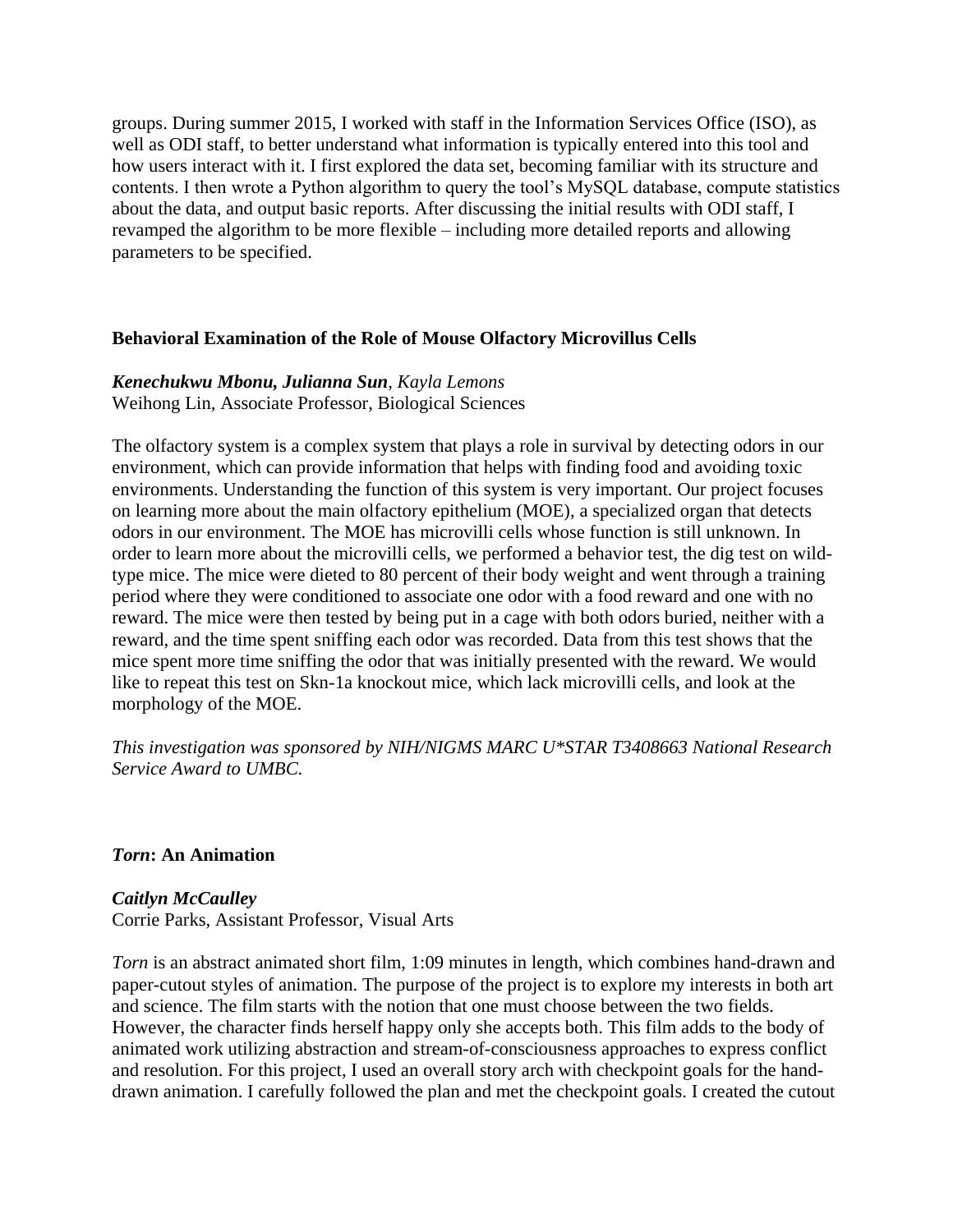groups. During summer 2015, I worked with staff in the Information Services Office (ISO), as well as ODI staff, to better understand what information is typically entered into this tool and how users interact with it. I first explored the data set, becoming familiar with its structure and contents. I then wrote a Python algorithm to query the tool's MySQL database, compute statistics about the data, and output basic reports. After discussing the initial results with ODI staff, I revamped the algorithm to be more flexible – including more detailed reports and allowing parameters to be specified.

### Behavioral Examination of the Role of Mouse Olfactory Microvillus Cells

***Kenechukwu Mbonu, Julianna Sun****, Kayla Lemons*
Weihong Lin, Associate Professor, Biological Sciences

The olfactory system is a complex system that plays a role in survival by detecting odors in our environment, which can provide information that helps with finding food and avoiding toxic environments. Understanding the function of this system is very important. Our project focuses on learning more about the main olfactory epithelium (MOE), a specialized organ that detects odors in our environment. The MOE has microvilli cells whose function is still unknown. In order to learn more about the microvilli cells, we performed a behavior test, the dig test on wild-type mice. The mice were dieted to 80 percent of their body weight and went through a training period where they were conditioned to associate one odor with a food reward and one with no reward. The mice were then tested by being put in a cage with both odors buried, neither with a reward, and the time spent sniffing each odor was recorded. Data from this test shows that the mice spent more time sniffing the odor that was initially presented with the reward. We would like to repeat this test on Skn-1a knockout mice, which lack microvilli cells, and look at the morphology of the MOE.

*This investigation was sponsored by NIH/NIGMS MARC U*STAR T3408663 National Research Service Award to UMBC.*

### *Torn*: An Animation

***Caitlyn McCaulley***
Corrie Parks, Assistant Professor, Visual Arts

*Torn* is an abstract animated short film, 1:09 minutes in length, which combines hand-drawn and paper-cutout styles of animation. The purpose of the project is to explore my interests in both art and science. The film starts with the notion that one must choose between the two fields. However, the character finds herself happy only she accepts both. This film adds to the body of animated work utilizing abstraction and stream-of-consciousness approaches to express conflict and resolution. For this project, I used an overall story arch with checkpoint goals for the hand-drawn animation. I carefully followed the plan and met the checkpoint goals. I created the cutout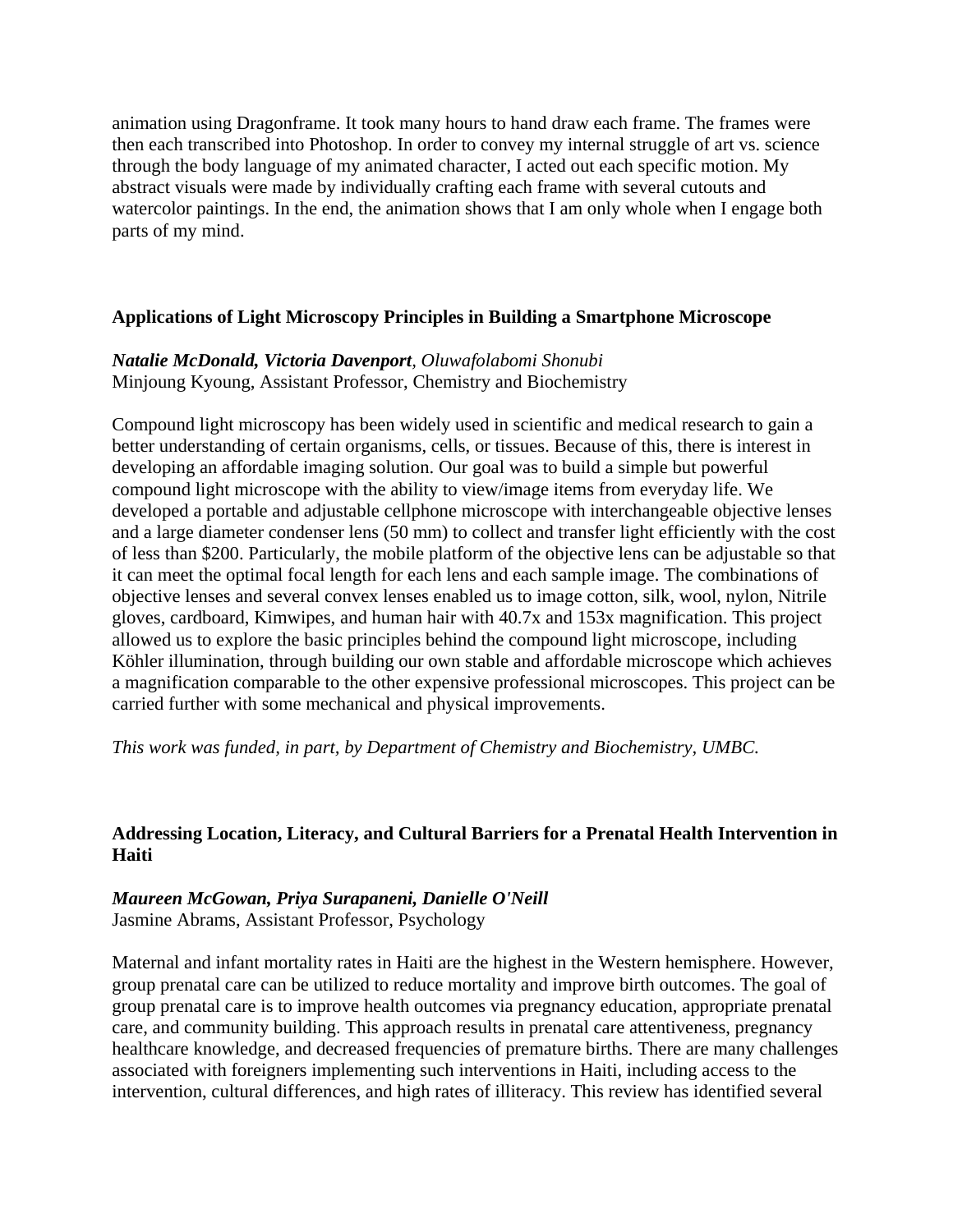animation using Dragonframe. It took many hours to hand draw each frame. The frames were then each transcribed into Photoshop. In order to convey my internal struggle of art vs. science through the body language of my animated character, I acted out each specific motion. My abstract visuals were made by individually crafting each frame with several cutouts and watercolor paintings. In the end, the animation shows that I am only whole when I engage both parts of my mind.

### Applications of Light Microscopy Principles in Building a Smartphone Microscope

***Natalie McDonald, Victoria Davenport***, *Oluwafolabomi Shonubi*
Minjoung Kyoung, Assistant Professor, Chemistry and Biochemistry

Compound light microscopy has been widely used in scientific and medical research to gain a better understanding of certain organisms, cells, or tissues. Because of this, there is interest in developing an affordable imaging solution. Our goal was to build a simple but powerful compound light microscope with the ability to view/image items from everyday life. We developed a portable and adjustable cellphone microscope with interchangeable objective lenses and a large diameter condenser lens (50 mm) to collect and transfer light efficiently with the cost of less than $200. Particularly, the mobile platform of the objective lens can be adjustable so that it can meet the optimal focal length for each lens and each sample image. The combinations of objective lenses and several convex lenses enabled us to image cotton, silk, wool, nylon, Nitrile gloves, cardboard, Kimwipes, and human hair with 40.7x and 153x magnification. This project allowed us to explore the basic principles behind the compound light microscope, including Köhler illumination, through building our own stable and affordable microscope which achieves a magnification comparable to the other expensive professional microscopes. This project can be carried further with some mechanical and physical improvements.

*This work was funded, in part, by Department of Chemistry and Biochemistry, UMBC.*

### Addressing Location, Literacy, and Cultural Barriers for a Prenatal Health Intervention in Haiti

***Maureen McGowan, Priya Surapaneni, Danielle O'Neill***
Jasmine Abrams, Assistant Professor, Psychology

Maternal and infant mortality rates in Haiti are the highest in the Western hemisphere. However, group prenatal care can be utilized to reduce mortality and improve birth outcomes. The goal of group prenatal care is to improve health outcomes via pregnancy education, appropriate prenatal care, and community building. This approach results in prenatal care attentiveness, pregnancy healthcare knowledge, and decreased frequencies of premature births. There are many challenges associated with foreigners implementing such interventions in Haiti, including access to the intervention, cultural differences, and high rates of illiteracy. This review has identified several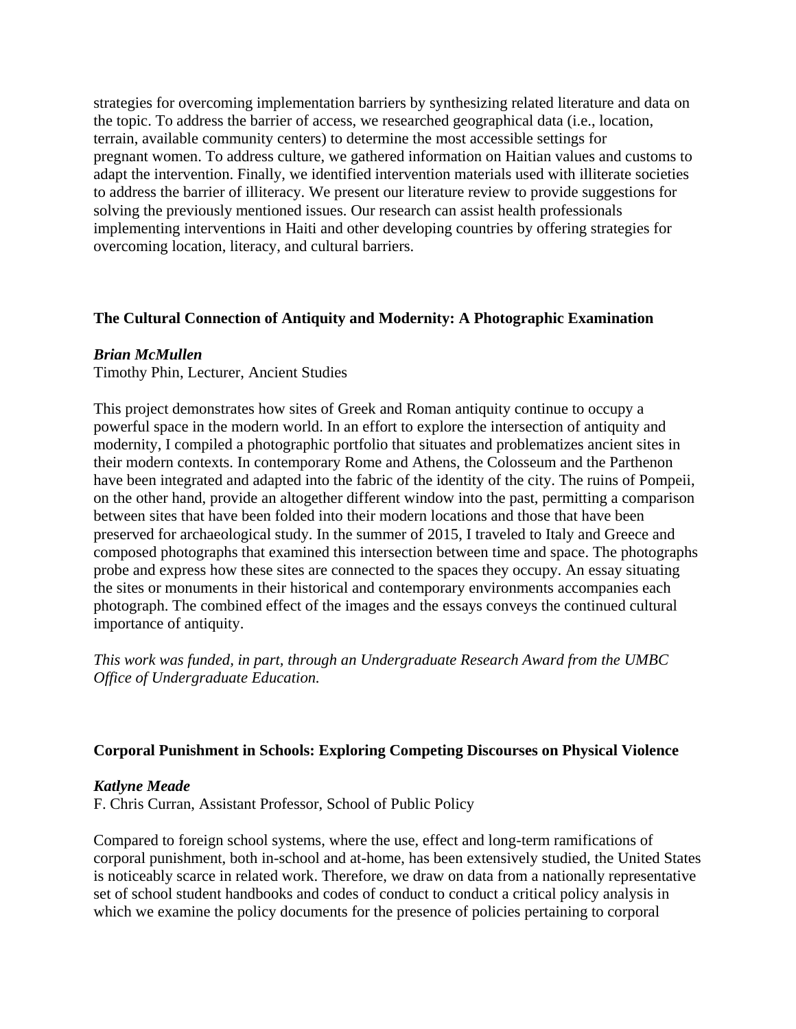strategies for overcoming implementation barriers by synthesizing related literature and data on the topic. To address the barrier of access, we researched geographical data (i.e., location, terrain, available community centers) to determine the most accessible settings for pregnant women. To address culture, we gathered information on Haitian values and customs to adapt the intervention. Finally, we identified intervention materials used with illiterate societies to address the barrier of illiteracy. We present our literature review to provide suggestions for solving the previously mentioned issues. Our research can assist health professionals implementing interventions in Haiti and other developing countries by offering strategies for overcoming location, literacy, and cultural barriers.

### The Cultural Connection of Antiquity and Modernity: A Photographic Examination

***Brian McMullen***
Timothy Phin, Lecturer, Ancient Studies

This project demonstrates how sites of Greek and Roman antiquity continue to occupy a powerful space in the modern world. In an effort to explore the intersection of antiquity and modernity, I compiled a photographic portfolio that situates and problematizes ancient sites in their modern contexts. In contemporary Rome and Athens, the Colosseum and the Parthenon have been integrated and adapted into the fabric of the identity of the city. The ruins of Pompeii, on the other hand, provide an altogether different window into the past, permitting a comparison between sites that have been folded into their modern locations and those that have been preserved for archaeological study. In the summer of 2015, I traveled to Italy and Greece and composed photographs that examined this intersection between time and space. The photographs probe and express how these sites are connected to the spaces they occupy. An essay situating the sites or monuments in their historical and contemporary environments accompanies each photograph. The combined effect of the images and the essays conveys the continued cultural importance of antiquity.

*This work was funded, in part, through an Undergraduate Research Award from the UMBC Office of Undergraduate Education.*

### Corporal Punishment in Schools: Exploring Competing Discourses on Physical Violence

***Katlyne Meade***
F. Chris Curran, Assistant Professor, School of Public Policy

Compared to foreign school systems, where the use, effect and long-term ramifications of corporal punishment, both in-school and at-home, has been extensively studied, the United States is noticeably scarce in related work. Therefore, we draw on data from a nationally representative set of school student handbooks and codes of conduct to conduct a critical policy analysis in which we examine the policy documents for the presence of policies pertaining to corporal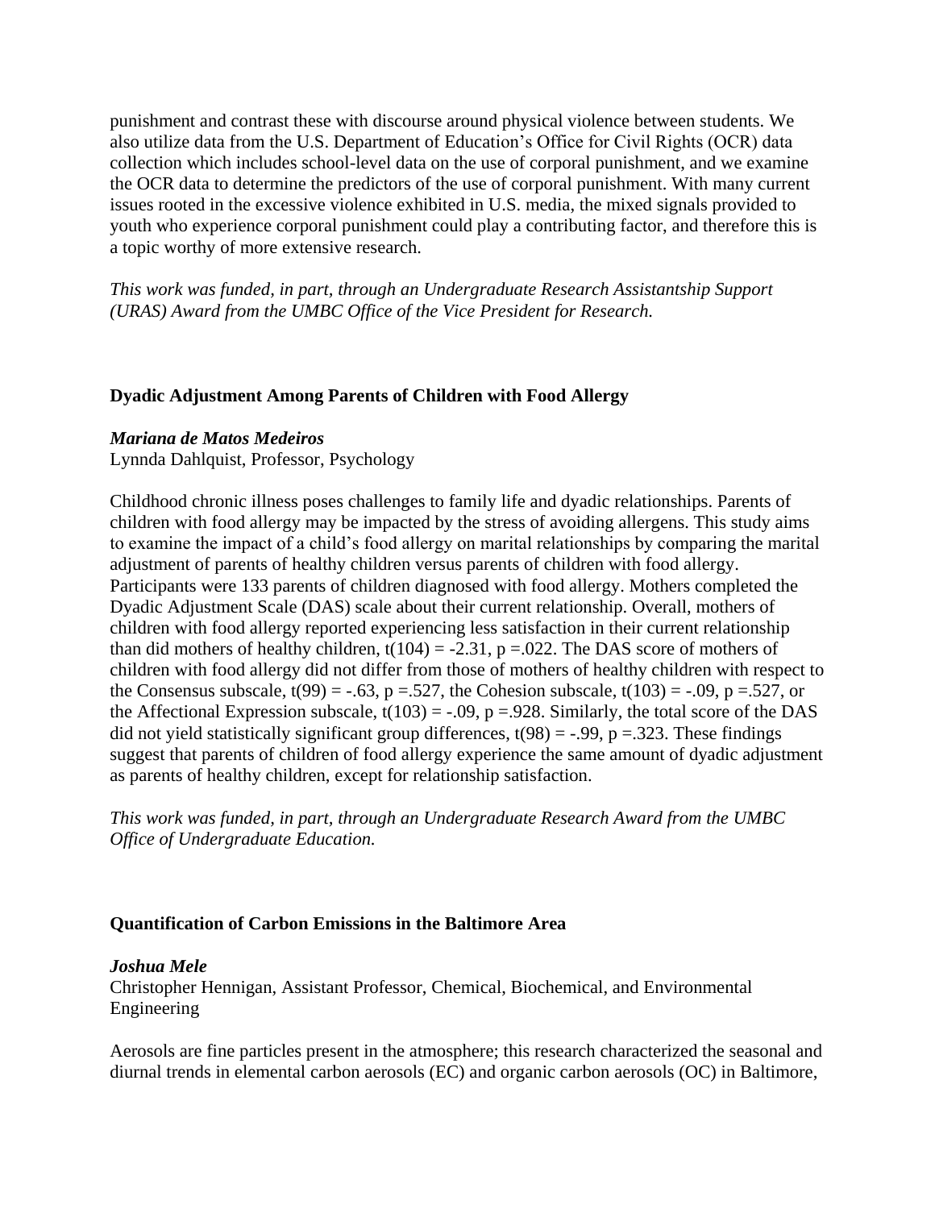punishment and contrast these with discourse around physical violence between students. We also utilize data from the U.S. Department of Education's Office for Civil Rights (OCR) data collection which includes school-level data on the use of corporal punishment, and we examine the OCR data to determine the predictors of the use of corporal punishment. With many current issues rooted in the excessive violence exhibited in U.S. media, the mixed signals provided to youth who experience corporal punishment could play a contributing factor, and therefore this is a topic worthy of more extensive research.

*This work was funded, in part, through an Undergraduate Research Assistantship Support (URAS) Award from the UMBC Office of the Vice President for Research.*

**Dyadic Adjustment Among Parents of Children with Food Allergy**

***Mariana de Matos Medeiros***
Lynnda Dahlquist, Professor, Psychology

Childhood chronic illness poses challenges to family life and dyadic relationships. Parents of children with food allergy may be impacted by the stress of avoiding allergens. This study aims to examine the impact of a child's food allergy on marital relationships by comparing the marital adjustment of parents of healthy children versus parents of children with food allergy. Participants were 133 parents of children diagnosed with food allergy. Mothers completed the Dyadic Adjustment Scale (DAS) scale about their current relationship. Overall, mothers of children with food allergy reported experiencing less satisfaction in their current relationship than did mothers of healthy children, $t(104) = -2.31$, $p = .022$. The DAS score of mothers of children with food allergy did not differ from those of mothers of healthy children with respect to the Consensus subscale, $t(99) = -.63$, $p = .527$, the Cohesion subscale, $t(103) = -.09$, $p = .527$, or the Affectional Expression subscale, $t(103) = -.09$, $p = .928$. Similarly, the total score of the DAS did not yield statistically significant group differences, $t(98) = -.99$, $p = .323$. These findings suggest that parents of children of food allergy experience the same amount of dyadic adjustment as parents of healthy children, except for relationship satisfaction.

*This work was funded, in part, through an Undergraduate Research Award from the UMBC Office of Undergraduate Education.*

**Quantification of Carbon Emissions in the Baltimore Area**

***Joshua Mele***
Christopher Hennigan, Assistant Professor, Chemical, Biochemical, and Environmental Engineering

Aerosols are fine particles present in the atmosphere; this research characterized the seasonal and diurnal trends in elemental carbon aerosols (EC) and organic carbon aerosols (OC) in Baltimore,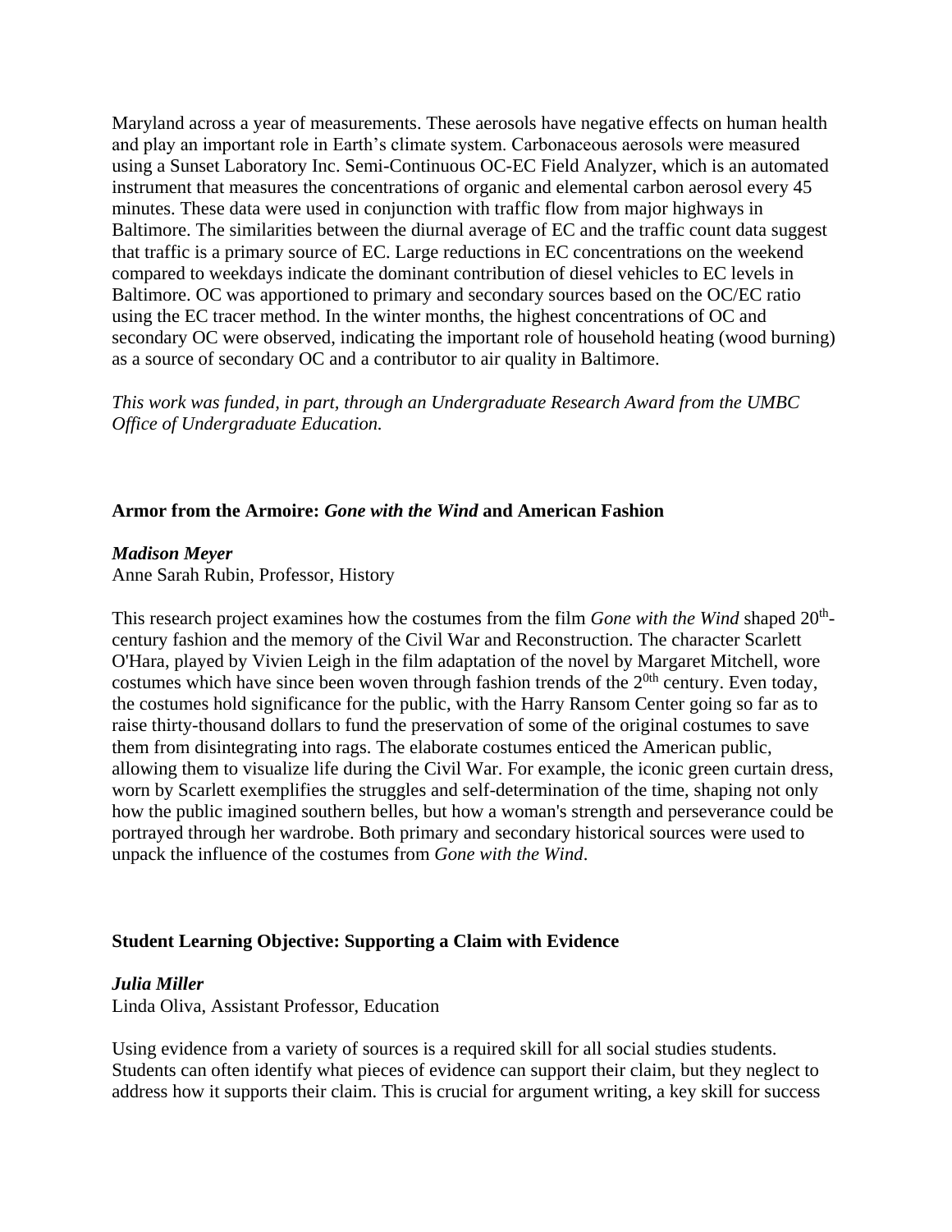Maryland across a year of measurements. These aerosols have negative effects on human health and play an important role in Earth's climate system. Carbonaceous aerosols were measured using a Sunset Laboratory Inc. Semi-Continuous OC-EC Field Analyzer, which is an automated instrument that measures the concentrations of organic and elemental carbon aerosol every 45 minutes. These data were used in conjunction with traffic flow from major highways in Baltimore. The similarities between the diurnal average of EC and the traffic count data suggest that traffic is a primary source of EC. Large reductions in EC concentrations on the weekend compared to weekdays indicate the dominant contribution of diesel vehicles to EC levels in Baltimore. OC was apportioned to primary and secondary sources based on the OC/EC ratio using the EC tracer method. In the winter months, the highest concentrations of OC and secondary OC were observed, indicating the important role of household heating (wood burning) as a source of secondary OC and a contributor to air quality in Baltimore.

*This work was funded, in part, through an Undergraduate Research Award from the UMBC Office of Undergraduate Education.*

**Armor from the Armoire: *Gone with the Wind* and American Fashion**

***Madison Meyer***
Anne Sarah Rubin, Professor, History

This research project examines how the costumes from the film *Gone with the Wind* shaped 20th-century fashion and the memory of the Civil War and Reconstruction. The character Scarlett O'Hara, played by Vivien Leigh in the film adaptation of the novel by Margaret Mitchell, wore costumes which have since been woven through fashion trends of the 20th century. Even today, the costumes hold significance for the public, with the Harry Ransom Center going so far as to raise thirty-thousand dollars to fund the preservation of some of the original costumes to save them from disintegrating into rags. The elaborate costumes enticed the American public, allowing them to visualize life during the Civil War. For example, the iconic green curtain dress, worn by Scarlett exemplifies the struggles and self-determination of the time, shaping not only how the public imagined southern belles, but how a woman's strength and perseverance could be portrayed through her wardrobe. Both primary and secondary historical sources were used to unpack the influence of the costumes from *Gone with the Wind*.

**Student Learning Objective: Supporting a Claim with Evidence**

***Julia Miller***
Linda Oliva, Assistant Professor, Education

Using evidence from a variety of sources is a required skill for all social studies students. Students can often identify what pieces of evidence can support their claim, but they neglect to address how it supports their claim. This is crucial for argument writing, a key skill for success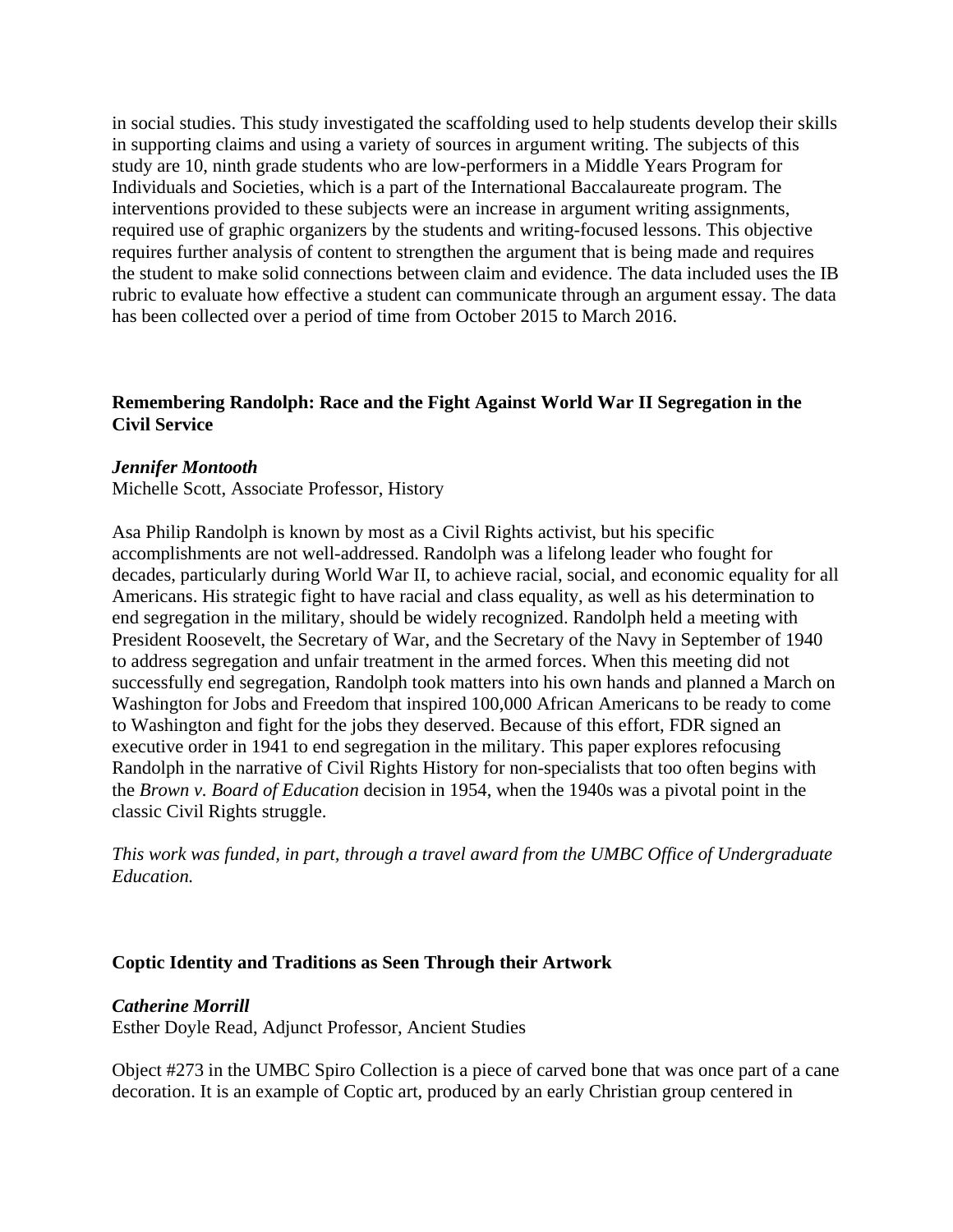in social studies. This study investigated the scaffolding used to help students develop their skills in supporting claims and using a variety of sources in argument writing. The subjects of this study are 10, ninth grade students who are low-performers in a Middle Years Program for Individuals and Societies, which is a part of the International Baccalaureate program. The interventions provided to these subjects were an increase in argument writing assignments, required use of graphic organizers by the students and writing-focused lessons. This objective requires further analysis of content to strengthen the argument that is being made and requires the student to make solid connections between claim and evidence. The data included uses the IB rubric to evaluate how effective a student can communicate through an argument essay. The data has been collected over a period of time from October 2015 to March 2016.

**Remembering Randolph: Race and the Fight Against World War II Segregation in the Civil Service**

***Jennifer Montooth***
Michelle Scott, Associate Professor, History

Asa Philip Randolph is known by most as a Civil Rights activist, but his specific accomplishments are not well-addressed. Randolph was a lifelong leader who fought for decades, particularly during World War II, to achieve racial, social, and economic equality for all Americans. His strategic fight to have racial and class equality, as well as his determination to end segregation in the military, should be widely recognized. Randolph held a meeting with President Roosevelt, the Secretary of War, and the Secretary of the Navy in September of 1940 to address segregation and unfair treatment in the armed forces. When this meeting did not successfully end segregation, Randolph took matters into his own hands and planned a March on Washington for Jobs and Freedom that inspired 100,000 African Americans to be ready to come to Washington and fight for the jobs they deserved. Because of this effort, FDR signed an executive order in 1941 to end segregation in the military. This paper explores refocusing Randolph in the narrative of Civil Rights History for non-specialists that too often begins with the *Brown v. Board of Education* decision in 1954, when the 1940s was a pivotal point in the classic Civil Rights struggle.

*This work was funded, in part, through a travel award from the UMBC Office of Undergraduate Education.*

**Coptic Identity and Traditions as Seen Through their Artwork**

***Catherine Morrill***
Esther Doyle Read, Adjunct Professor, Ancient Studies

Object #273 in the UMBC Spiro Collection is a piece of carved bone that was once part of a cane decoration. It is an example of Coptic art, produced by an early Christian group centered in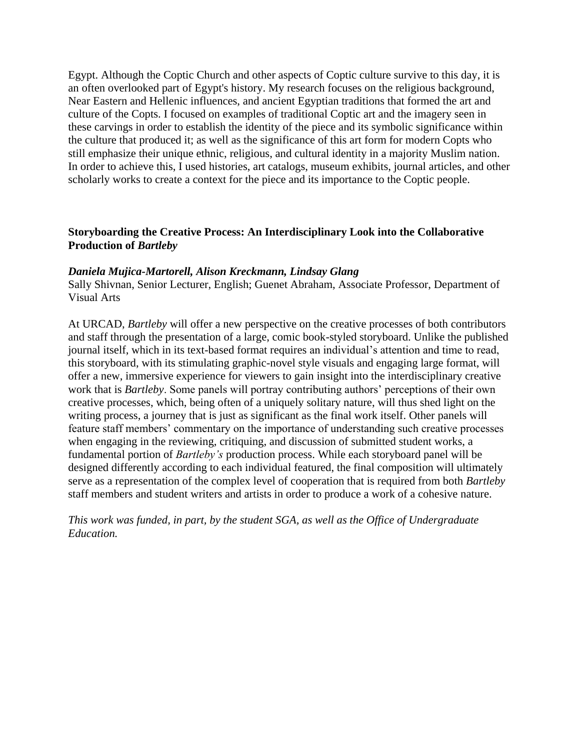Egypt. Although the Coptic Church and other aspects of Coptic culture survive to this day, it is an often overlooked part of Egypt's history. My research focuses on the religious background, Near Eastern and Hellenic influences, and ancient Egyptian traditions that formed the art and culture of the Copts. I focused on examples of traditional Coptic art and the imagery seen in these carvings in order to establish the identity of the piece and its symbolic significance within the culture that produced it; as well as the significance of this art form for modern Copts who still emphasize their unique ethnic, religious, and cultural identity in a majority Muslim nation. In order to achieve this, I used histories, art catalogs, museum exhibits, journal articles, and other scholarly works to create a context for the piece and its importance to the Coptic people.

**Storyboarding the Creative Process: An Interdisciplinary Look into the Collaborative Production of *Bartleby***

***Daniela Mujica-Martorell, Alison Kreckmann, Lindsay Glang***
Sally Shivnan, Senior Lecturer, English; Guenet Abraham, Associate Professor, Department of Visual Arts

At URCAD, *Bartleby* will offer a new perspective on the creative processes of both contributors and staff through the presentation of a large, comic book-styled storyboard. Unlike the published journal itself, which in its text-based format requires an individual's attention and time to read, this storyboard, with its stimulating graphic-novel style visuals and engaging large format, will offer a new, immersive experience for viewers to gain insight into the interdisciplinary creative work that is *Bartleby*. Some panels will portray contributing authors' perceptions of their own creative processes, which, being often of a uniquely solitary nature, will thus shed light on the writing process, a journey that is just as significant as the final work itself. Other panels will feature staff members' commentary on the importance of understanding such creative processes when engaging in the reviewing, critiquing, and discussion of submitted student works, a fundamental portion of *Bartleby's* production process. While each storyboard panel will be designed differently according to each individual featured, the final composition will ultimately serve as a representation of the complex level of cooperation that is required from both *Bartleby* staff members and student writers and artists in order to produce a work of a cohesive nature.

*This work was funded, in part, by the student SGA, as well as the Office of Undergraduate Education.*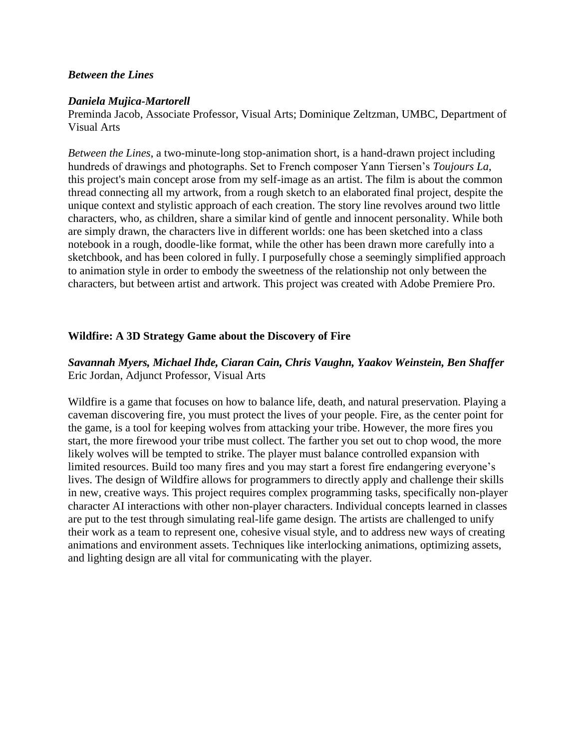### ***Between the Lines***

***Daniela Mujica-Martorell***
Preminda Jacob, Associate Professor, Visual Arts; Dominique Zeltzman, UMBC, Department of Visual Arts

*Between the Lines*, a two-minute-long stop-animation short, is a hand-drawn project including hundreds of drawings and photographs. Set to French composer Yann Tiersen's *Toujours La*, this project's main concept arose from my self-image as an artist. The film is about the common thread connecting all my artwork, from a rough sketch to an elaborated final project, despite the unique context and stylistic approach of each creation. The story line revolves around two little characters, who, as children, share a similar kind of gentle and innocent personality. While both are simply drawn, the characters live in different worlds: one has been sketched into a class notebook in a rough, doodle-like format, while the other has been drawn more carefully into a sketchbook, and has been colored in fully. I purposefully chose a seemingly simplified approach to animation style in order to embody the sweetness of the relationship not only between the characters, but between artist and artwork. This project was created with Adobe Premiere Pro.

### **Wildfire: A 3D Strategy Game about the Discovery of Fire**

***Savannah Myers, Michael Ihde, Ciaran Cain, Chris Vaughn, Yaakov Weinstein, Ben Shaffer***
Eric Jordan, Adjunct Professor, Visual Arts

Wildfire is a game that focuses on how to balance life, death, and natural preservation. Playing a caveman discovering fire, you must protect the lives of your people. Fire, as the center point for the game, is a tool for keeping wolves from attacking your tribe. However, the more fires you start, the more firewood your tribe must collect. The farther you set out to chop wood, the more likely wolves will be tempted to strike. The player must balance controlled expansion with limited resources. Build too many fires and you may start a forest fire endangering everyone's lives. The design of Wildfire allows for programmers to directly apply and challenge their skills in new, creative ways. This project requires complex programming tasks, specifically non-player character AI interactions with other non-player characters. Individual concepts learned in classes are put to the test through simulating real-life game design. The artists are challenged to unify their work as a team to represent one, cohesive visual style, and to address new ways of creating animations and environment assets. Techniques like interlocking animations, optimizing assets, and lighting design are all vital for communicating with the player.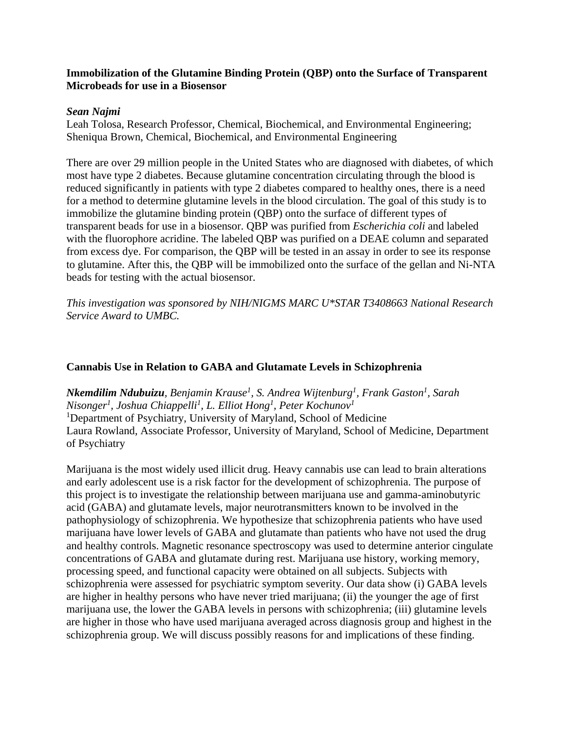**Immobilization of the Glutamine Binding Protein (QBP) onto the Surface of Transparent Microbeads for use in a Biosensor**

***Sean Najmi***
Leah Tolosa, Research Professor, Chemical, Biochemical, and Environmental Engineering; Sheniqua Brown, Chemical, Biochemical, and Environmental Engineering

There are over 29 million people in the United States who are diagnosed with diabetes, of which most have type 2 diabetes. Because glutamine concentration circulating through the blood is reduced significantly in patients with type 2 diabetes compared to healthy ones, there is a need for a method to determine glutamine levels in the blood circulation. The goal of this study is to immobilize the glutamine binding protein (QBP) onto the surface of different types of transparent beads for use in a biosensor. QBP was purified from *Escherichia coli* and labeled with the fluorophore acridine. The labeled QBP was purified on a DEAE column and separated from excess dye. For comparison, the QBP will be tested in an assay in order to see its response to glutamine. After this, the QBP will be immobilized onto the surface of the gellan and Ni-NTA beads for testing with the actual biosensor.

*This investigation was sponsored by NIH/NIGMS MARC U*STAR T3408663 National Research Service Award to UMBC.*

**Cannabis Use in Relation to GABA and Glutamate Levels in Schizophrenia**

***Nkemdilim Ndubuizu**, Benjamin Krause[1], S. Andrea Wijtenburg[1], Frank Gaston[1], Sarah Nisonger[1], Joshua Chiappelli[1], L. Elliot Hong[1], Peter Kochunov[1]*
[1]Department of Psychiatry, University of Maryland, School of Medicine
Laura Rowland, Associate Professor, University of Maryland, School of Medicine, Department of Psychiatry

Marijuana is the most widely used illicit drug. Heavy cannabis use can lead to brain alterations and early adolescent use is a risk factor for the development of schizophrenia. The purpose of this project is to investigate the relationship between marijuana use and gamma-aminobutyric acid (GABA) and glutamate levels, major neurotransmitters known to be involved in the pathophysiology of schizophrenia. We hypothesize that schizophrenia patients who have used marijuana have lower levels of GABA and glutamate than patients who have not used the drug and healthy controls. Magnetic resonance spectroscopy was used to determine anterior cingulate concentrations of GABA and glutamate during rest. Marijuana use history, working memory, processing speed, and functional capacity were obtained on all subjects. Subjects with schizophrenia were assessed for psychiatric symptom severity. Our data show (i) GABA levels are higher in healthy persons who have never tried marijuana; (ii) the younger the age of first marijuana use, the lower the GABA levels in persons with schizophrenia; (iii) glutamine levels are higher in those who have used marijuana averaged across diagnosis group and highest in the schizophrenia group. We will discuss possibly reasons for and implications of these finding.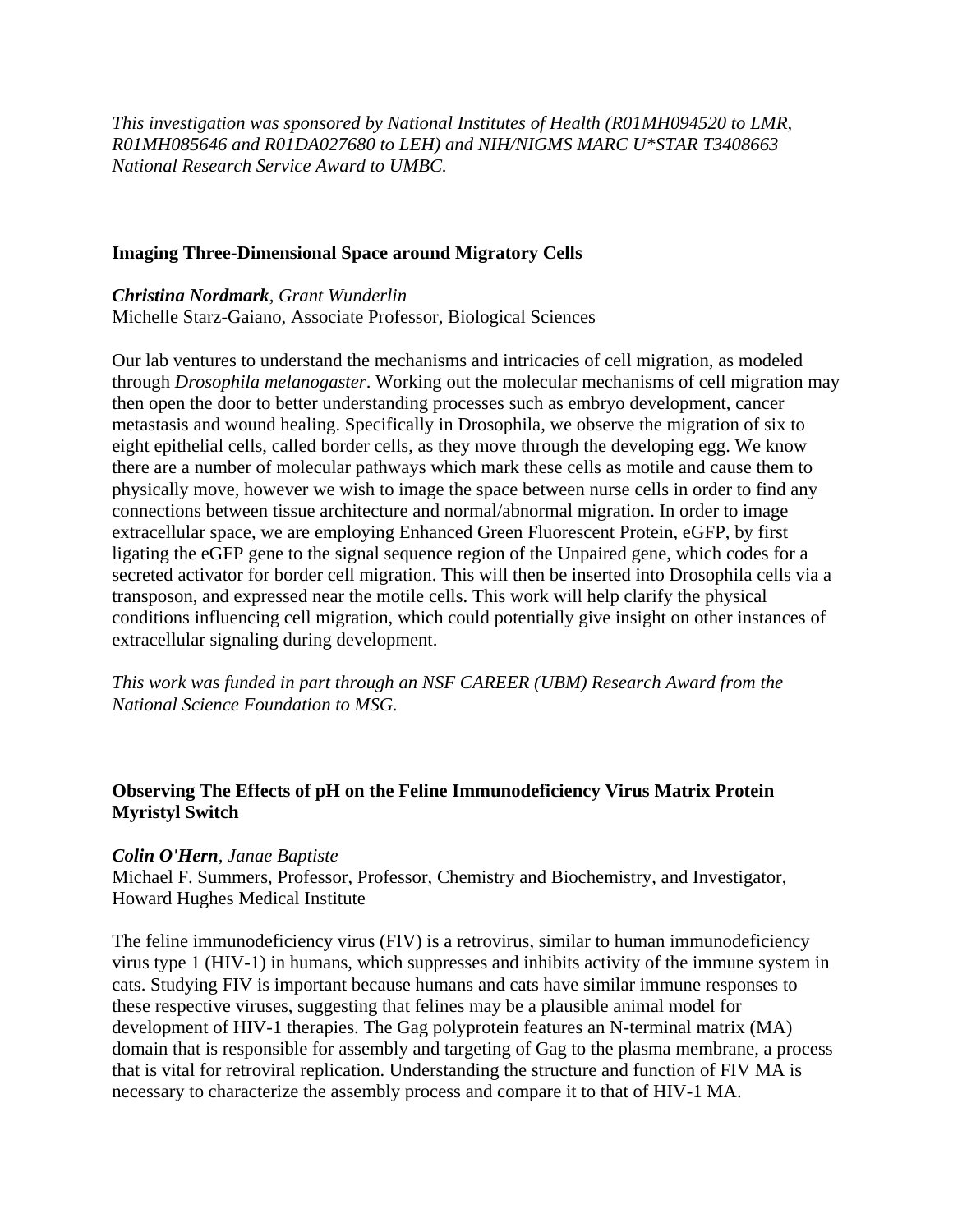*This investigation was sponsored by National Institutes of Health (R01MH094520 to LMR, R01MH085646 and R01DA027680 to LEH) and NIH/NIGMS MARC U*STAR T3408663 National Research Service Award to UMBC.*

### Imaging Three-Dimensional Space around Migratory Cells

***Christina Nordmark**, Grant Wunderlin*
Michelle Starz-Gaiano, Associate Professor, Biological Sciences

Our lab ventures to understand the mechanisms and intricacies of cell migration, as modeled through *Drosophila melanogaster*. Working out the molecular mechanisms of cell migration may then open the door to better understanding processes such as embryo development, cancer metastasis and wound healing. Specifically in Drosophila, we observe the migration of six to eight epithelial cells, called border cells, as they move through the developing egg. We know there are a number of molecular pathways which mark these cells as motile and cause them to physically move, however we wish to image the space between nurse cells in order to find any connections between tissue architecture and normal/abnormal migration. In order to image extracellular space, we are employing Enhanced Green Fluorescent Protein, eGFP, by first ligating the eGFP gene to the signal sequence region of the Unpaired gene, which codes for a secreted activator for border cell migration. This will then be inserted into Drosophila cells via a transposon, and expressed near the motile cells. This work will help clarify the physical conditions influencing cell migration, which could potentially give insight on other instances of extracellular signaling during development.

*This work was funded in part through an NSF CAREER (UBM) Research Award from the National Science Foundation to MSG.*

### Observing The Effects of pH on the Feline Immunodeficiency Virus Matrix Protein Myristyl Switch

***Colin O'Hern**, Janae Baptiste*
Michael F. Summers, Professor, Professor, Chemistry and Biochemistry, and Investigator, Howard Hughes Medical Institute

The feline immunodeficiency virus (FIV) is a retrovirus, similar to human immunodeficiency virus type 1 (HIV-1) in humans, which suppresses and inhibits activity of the immune system in cats. Studying FIV is important because humans and cats have similar immune responses to these respective viruses, suggesting that felines may be a plausible animal model for development of HIV-1 therapies. The Gag polyprotein features an N-terminal matrix (MA) domain that is responsible for assembly and targeting of Gag to the plasma membrane, a process that is vital for retroviral replication. Understanding the structure and function of FIV MA is necessary to characterize the assembly process and compare it to that of HIV-1 MA.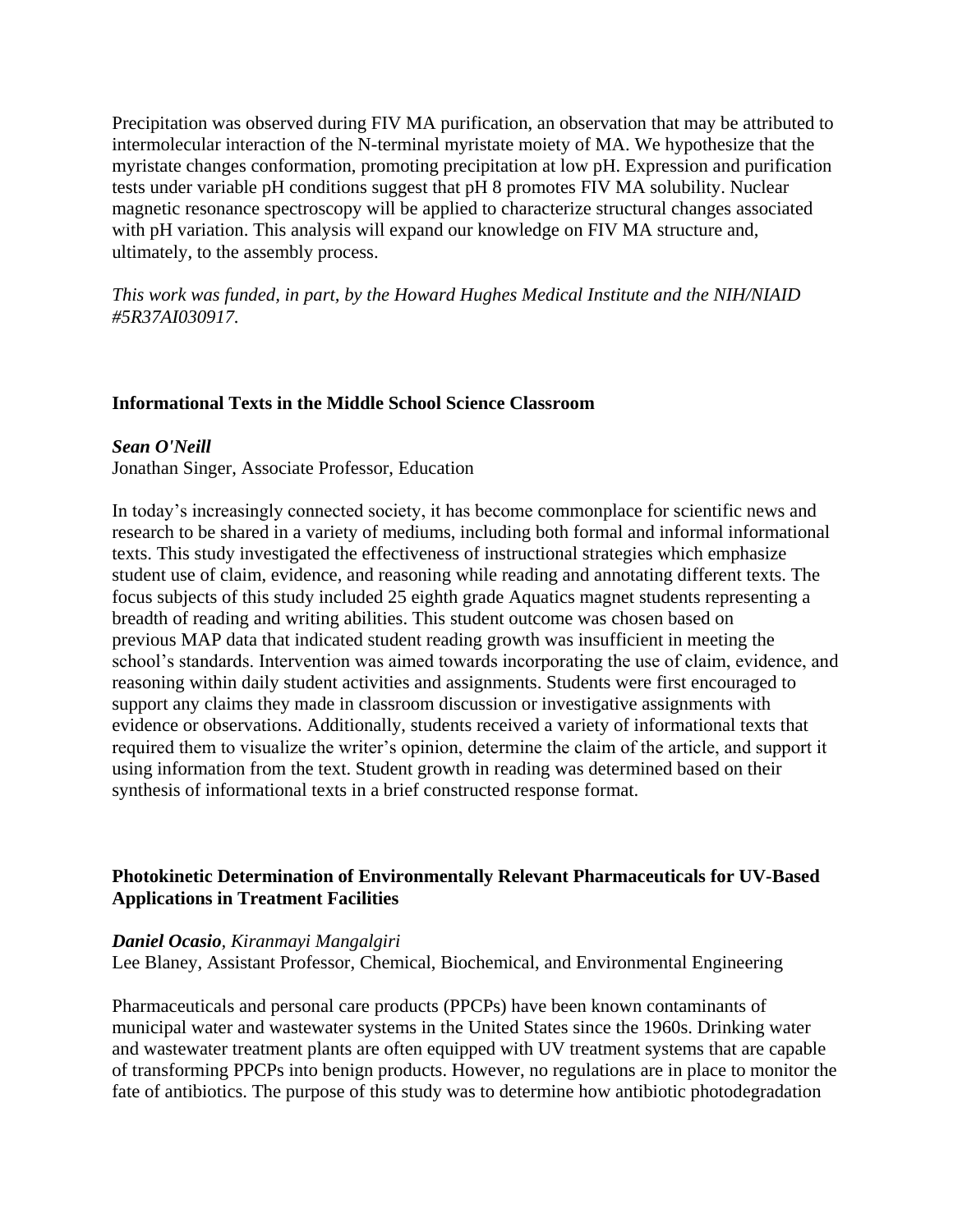Precipitation was observed during FIV MA purification, an observation that may be attributed to intermolecular interaction of the N-terminal myristate moiety of MA. We hypothesize that the myristate changes conformation, promoting precipitation at low pH. Expression and purification tests under variable pH conditions suggest that pH 8 promotes FIV MA solubility. Nuclear magnetic resonance spectroscopy will be applied to characterize structural changes associated with pH variation. This analysis will expand our knowledge on FIV MA structure and, ultimately, to the assembly process.

*This work was funded, in part, by the Howard Hughes Medical Institute and the NIH/NIAID #5R37AI030917.*

### Informational Texts in the Middle School Science Classroom

***Sean O'Neill***
Jonathan Singer, Associate Professor, Education

In today's increasingly connected society, it has become commonplace for scientific news and research to be shared in a variety of mediums, including both formal and informal informational texts. This study investigated the effectiveness of instructional strategies which emphasize student use of claim, evidence, and reasoning while reading and annotating different texts. The focus subjects of this study included 25 eighth grade Aquatics magnet students representing a breadth of reading and writing abilities. This student outcome was chosen based on previous MAP data that indicated student reading growth was insufficient in meeting the school's standards. Intervention was aimed towards incorporating the use of claim, evidence, and reasoning within daily student activities and assignments. Students were first encouraged to support any claims they made in classroom discussion or investigative assignments with evidence or observations. Additionally, students received a variety of informational texts that required them to visualize the writer's opinion, determine the claim of the article, and support it using information from the text. Student growth in reading was determined based on their synthesis of informational texts in a brief constructed response format.

### Photokinetic Determination of Environmentally Relevant Pharmaceuticals for UV-Based Applications in Treatment Facilities

***Daniel Ocasio****, Kiranmayi Mangalgiri*
Lee Blaney, Assistant Professor, Chemical, Biochemical, and Environmental Engineering

Pharmaceuticals and personal care products (PPCPs) have been known contaminants of municipal water and wastewater systems in the United States since the 1960s. Drinking water and wastewater treatment plants are often equipped with UV treatment systems that are capable of transforming PPCPs into benign products. However, no regulations are in place to monitor the fate of antibiotics. The purpose of this study was to determine how antibiotic photodegradation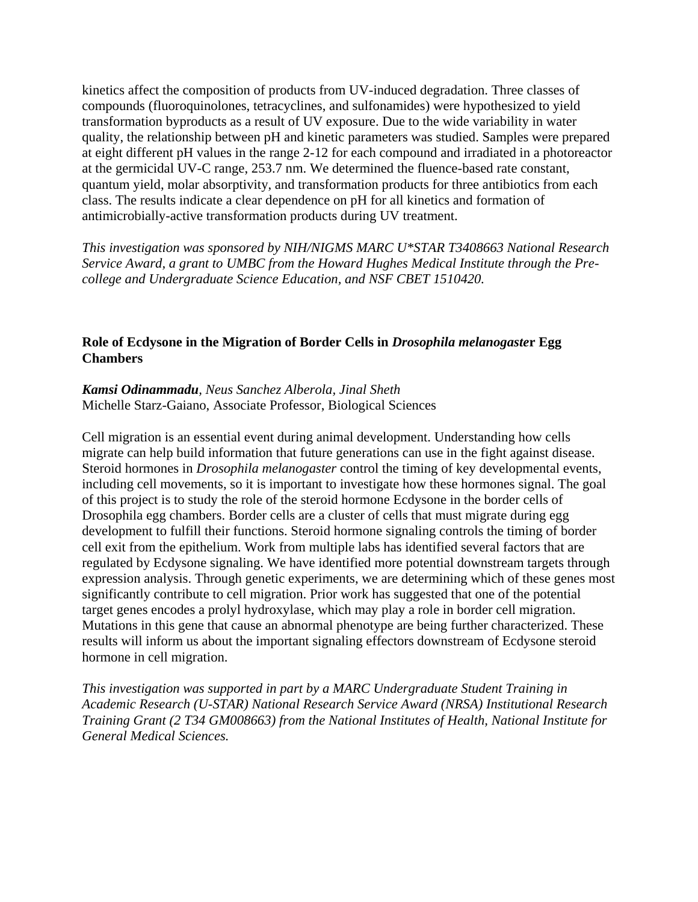kinetics affect the composition of products from UV-induced degradation. Three classes of compounds (fluoroquinolones, tetracyclines, and sulfonamides) were hypothesized to yield transformation byproducts as a result of UV exposure. Due to the wide variability in water quality, the relationship between pH and kinetic parameters was studied. Samples were prepared at eight different pH values in the range 2-12 for each compound and irradiated in a photoreactor at the germicidal UV-C range, 253.7 nm. We determined the fluence-based rate constant, quantum yield, molar absorptivity, and transformation products for three antibiotics from each class. The results indicate a clear dependence on pH for all kinetics and formation of antimicrobially-active transformation products during UV treatment.

*This investigation was sponsored by NIH/NIGMS MARC U*STAR T3408663 National Research Service Award, a grant to UMBC from the Howard Hughes Medical Institute through the Pre-college and Undergraduate Science Education, and NSF CBET 1510420.*

### Role of Ecdysone in the Migration of Border Cells in *Drosophila melanogaste*r Egg Chambers

***Kamsi Odinammadu***, *Neus Sanchez Alberola, Jinal Sheth*
Michelle Starz-Gaiano, Associate Professor, Biological Sciences

Cell migration is an essential event during animal development. Understanding how cells migrate can help build information that future generations can use in the fight against disease. Steroid hormones in *Drosophila melanogaster* control the timing of key developmental events, including cell movements, so it is important to investigate how these hormones signal. The goal of this project is to study the role of the steroid hormone Ecdysone in the border cells of Drosophila egg chambers. Border cells are a cluster of cells that must migrate during egg development to fulfill their functions. Steroid hormone signaling controls the timing of border cell exit from the epithelium. Work from multiple labs has identified several factors that are regulated by Ecdysone signaling. We have identified more potential downstream targets through expression analysis. Through genetic experiments, we are determining which of these genes most significantly contribute to cell migration. Prior work has suggested that one of the potential target genes encodes a prolyl hydroxylase, which may play a role in border cell migration. Mutations in this gene that cause an abnormal phenotype are being further characterized. These results will inform us about the important signaling effectors downstream of Ecdysone steroid hormone in cell migration.

*This investigation was supported in part by a MARC Undergraduate Student Training in Academic Research (U-STAR) National Research Service Award (NRSA) Institutional Research Training Grant (2 T34 GM008663) from the National Institutes of Health, National Institute for General Medical Sciences.*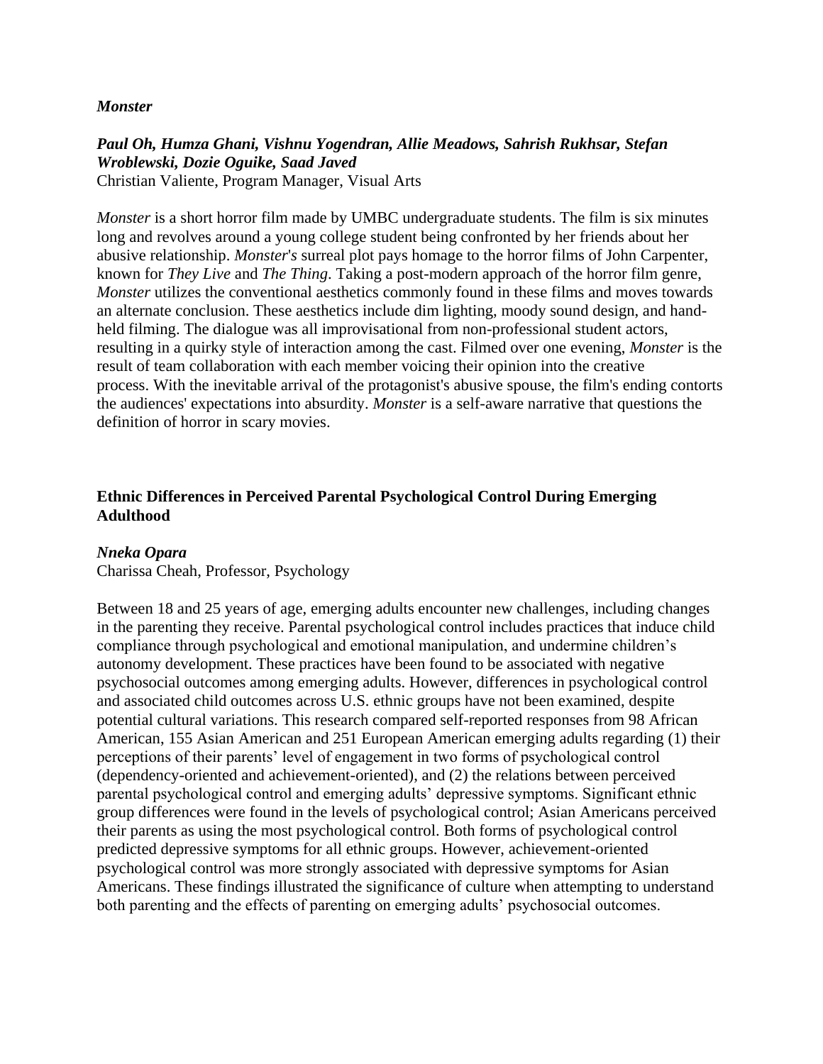### *Monster*

***Paul Oh, Humza Ghani, Vishnu Yogendran, Allie Meadows, Sahrish Rukhsar, Stefan Wroblewski, Dozie Oguike, Saad Javed***
Christian Valiente, Program Manager, Visual Arts

*Monster* is a short horror film made by UMBC undergraduate students. The film is six minutes long and revolves around a young college student being confronted by her friends about her abusive relationship. *Monster*'s surreal plot pays homage to the horror films of John Carpenter, known for *They Live* and *The Thing*. Taking a post-modern approach of the horror film genre, *Monster* utilizes the conventional aesthetics commonly found in these films and moves towards an alternate conclusion. These aesthetics include dim lighting, moody sound design, and hand-held filming. The dialogue was all improvisational from non-professional student actors, resulting in a quirky style of interaction among the cast. Filmed over one evening, *Monster* is the result of team collaboration with each member voicing their opinion into the creative process. With the inevitable arrival of the protagonist's abusive spouse, the film's ending contorts the audiences' expectations into absurdity. *Monster* is a self-aware narrative that questions the definition of horror in scary movies.

### Ethnic Differences in Perceived Parental Psychological Control During Emerging Adulthood

***Nneka Opara***
Charissa Cheah, Professor, Psychology

Between 18 and 25 years of age, emerging adults encounter new challenges, including changes in the parenting they receive. Parental psychological control includes practices that induce child compliance through psychological and emotional manipulation, and undermine children's autonomy development. These practices have been found to be associated with negative psychosocial outcomes among emerging adults. However, differences in psychological control and associated child outcomes across U.S. ethnic groups have not been examined, despite potential cultural variations. This research compared self-reported responses from 98 African American, 155 Asian American and 251 European American emerging adults regarding (1) their perceptions of their parents' level of engagement in two forms of psychological control (dependency-oriented and achievement-oriented), and (2) the relations between perceived parental psychological control and emerging adults' depressive symptoms. Significant ethnic group differences were found in the levels of psychological control; Asian Americans perceived their parents as using the most psychological control. Both forms of psychological control predicted depressive symptoms for all ethnic groups. However, achievement-oriented psychological control was more strongly associated with depressive symptoms for Asian Americans. These findings illustrated the significance of culture when attempting to understand both parenting and the effects of parenting on emerging adults' psychosocial outcomes.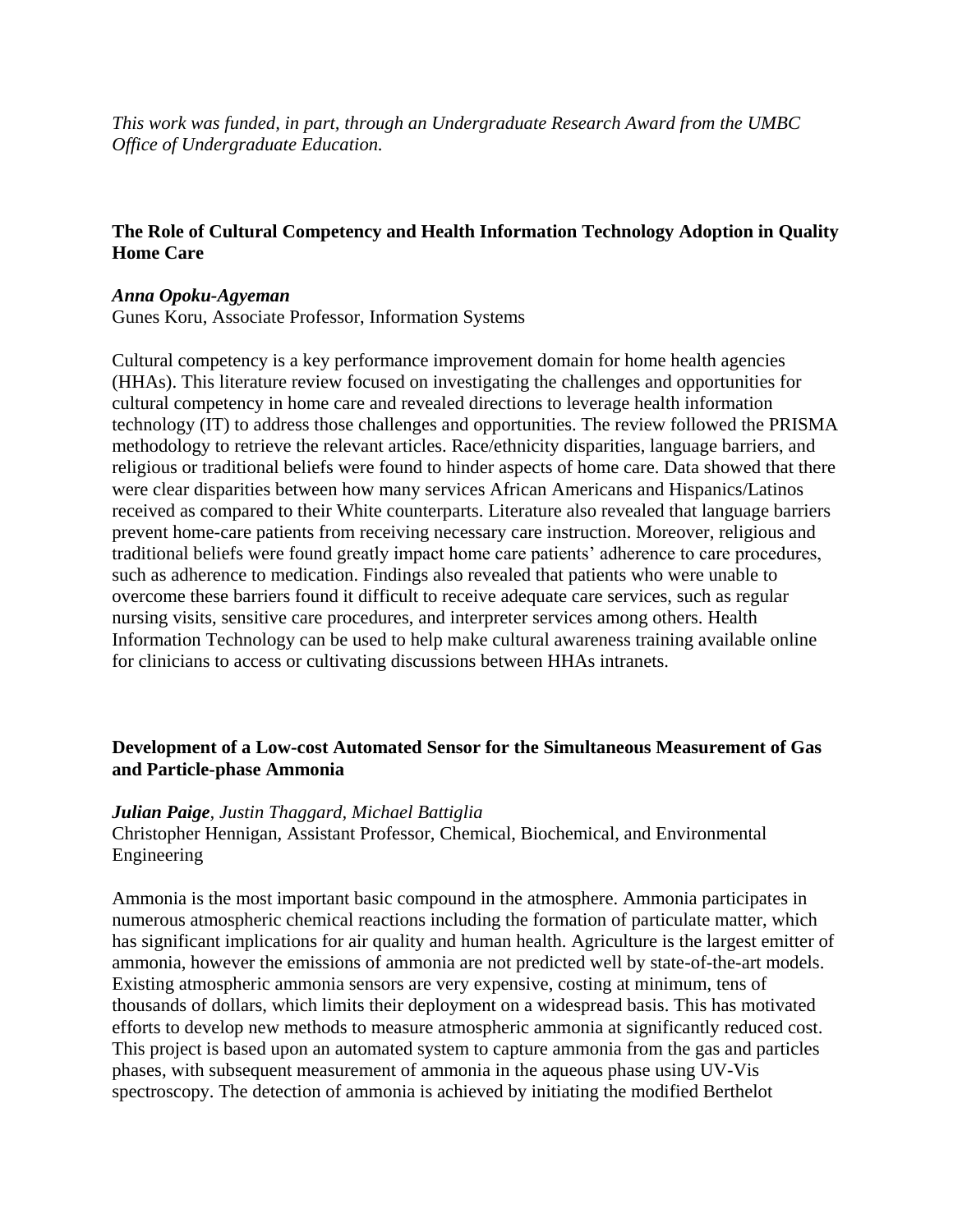*This work was funded, in part, through an Undergraduate Research Award from the UMBC Office of Undergraduate Education.*

### The Role of Cultural Competency and Health Information Technology Adoption in Quality Home Care

***Anna Opoku-Agyeman***
Gunes Koru, Associate Professor, Information Systems

Cultural competency is a key performance improvement domain for home health agencies (HHAs). This literature review focused on investigating the challenges and opportunities for cultural competency in home care and revealed directions to leverage health information technology (IT) to address those challenges and opportunities. The review followed the PRISMA methodology to retrieve the relevant articles. Race/ethnicity disparities, language barriers, and religious or traditional beliefs were found to hinder aspects of home care. Data showed that there were clear disparities between how many services African Americans and Hispanics/Latinos received as compared to their White counterparts. Literature also revealed that language barriers prevent home-care patients from receiving necessary care instruction. Moreover, religious and traditional beliefs were found greatly impact home care patients' adherence to care procedures, such as adherence to medication. Findings also revealed that patients who were unable to overcome these barriers found it difficult to receive adequate care services, such as regular nursing visits, sensitive care procedures, and interpreter services among others. Health Information Technology can be used to help make cultural awareness training available online for clinicians to access or cultivating discussions between HHAs intranets.

### Development of a Low-cost Automated Sensor for the Simultaneous Measurement of Gas and Particle-phase Ammonia

***Julian Paige****, Justin Thaggard, Michael Battiglia*
Christopher Hennigan, Assistant Professor, Chemical, Biochemical, and Environmental Engineering

Ammonia is the most important basic compound in the atmosphere. Ammonia participates in numerous atmospheric chemical reactions including the formation of particulate matter, which has significant implications for air quality and human health. Agriculture is the largest emitter of ammonia, however the emissions of ammonia are not predicted well by state-of-the-art models. Existing atmospheric ammonia sensors are very expensive, costing at minimum, tens of thousands of dollars, which limits their deployment on a widespread basis. This has motivated efforts to develop new methods to measure atmospheric ammonia at significantly reduced cost. This project is based upon an automated system to capture ammonia from the gas and particles phases, with subsequent measurement of ammonia in the aqueous phase using UV-Vis spectroscopy. The detection of ammonia is achieved by initiating the modified Berthelot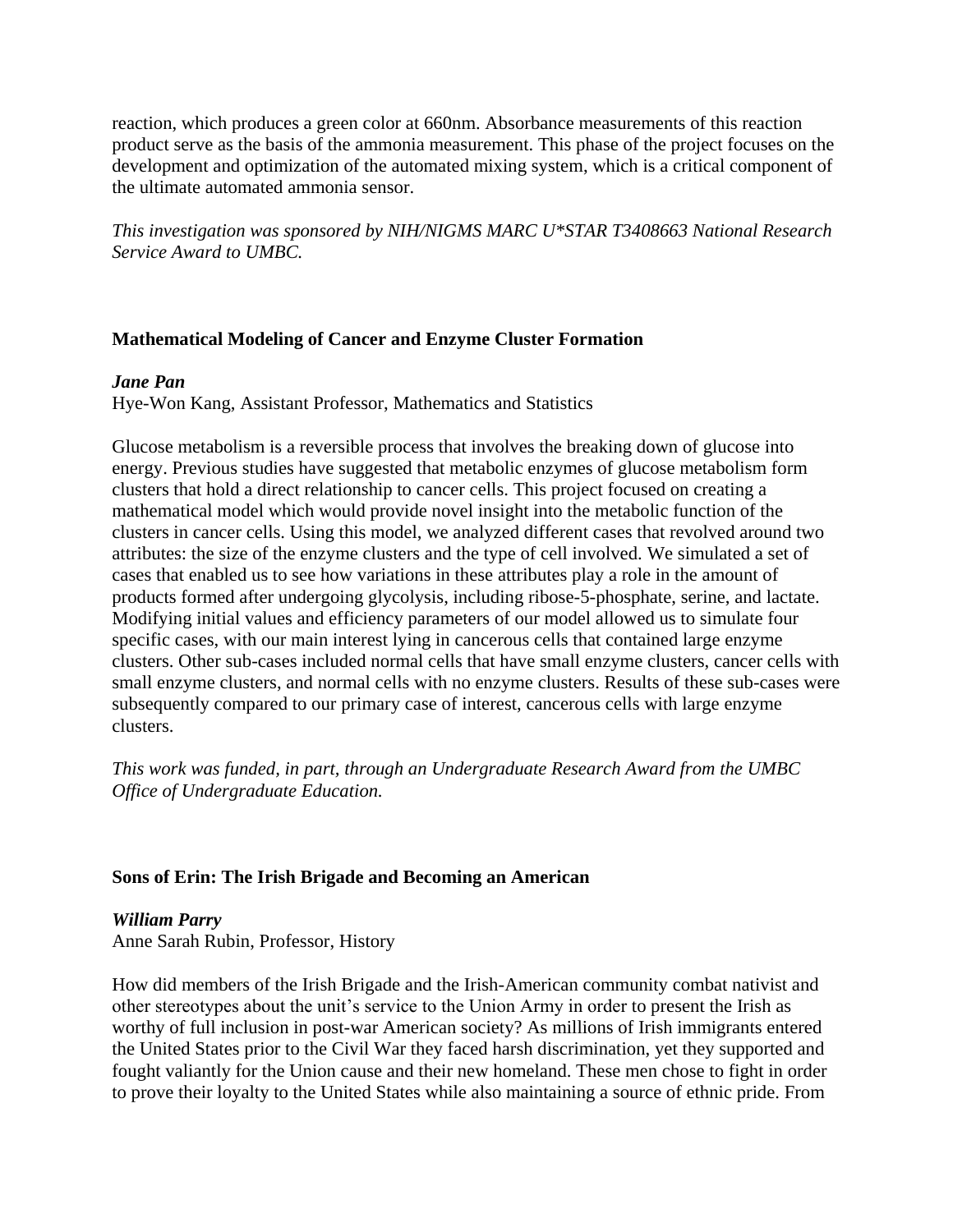reaction, which produces a green color at 660nm. Absorbance measurements of this reaction product serve as the basis of the ammonia measurement. This phase of the project focuses on the development and optimization of the automated mixing system, which is a critical component of the ultimate automated ammonia sensor.

*This investigation was sponsored by NIH/NIGMS MARC U*STAR T3408663 National Research Service Award to UMBC.*

**Mathematical Modeling of Cancer and Enzyme Cluster Formation**

***Jane Pan***
Hye-Won Kang, Assistant Professor, Mathematics and Statistics

Glucose metabolism is a reversible process that involves the breaking down of glucose into energy. Previous studies have suggested that metabolic enzymes of glucose metabolism form clusters that hold a direct relationship to cancer cells. This project focused on creating a mathematical model which would provide novel insight into the metabolic function of the clusters in cancer cells. Using this model, we analyzed different cases that revolved around two attributes: the size of the enzyme clusters and the type of cell involved. We simulated a set of cases that enabled us to see how variations in these attributes play a role in the amount of products formed after undergoing glycolysis, including ribose-5-phosphate, serine, and lactate. Modifying initial values and efficiency parameters of our model allowed us to simulate four specific cases, with our main interest lying in cancerous cells that contained large enzyme clusters. Other sub-cases included normal cells that have small enzyme clusters, cancer cells with small enzyme clusters, and normal cells with no enzyme clusters. Results of these sub-cases were subsequently compared to our primary case of interest, cancerous cells with large enzyme clusters.

*This work was funded, in part, through an Undergraduate Research Award from the UMBC Office of Undergraduate Education.*

**Sons of Erin: The Irish Brigade and Becoming an American**

***William Parry***
Anne Sarah Rubin, Professor, History

How did members of the Irish Brigade and the Irish-American community combat nativist and other stereotypes about the unit's service to the Union Army in order to present the Irish as worthy of full inclusion in post-war American society? As millions of Irish immigrants entered the United States prior to the Civil War they faced harsh discrimination, yet they supported and fought valiantly for the Union cause and their new homeland. These men chose to fight in order to prove their loyalty to the United States while also maintaining a source of ethnic pride. From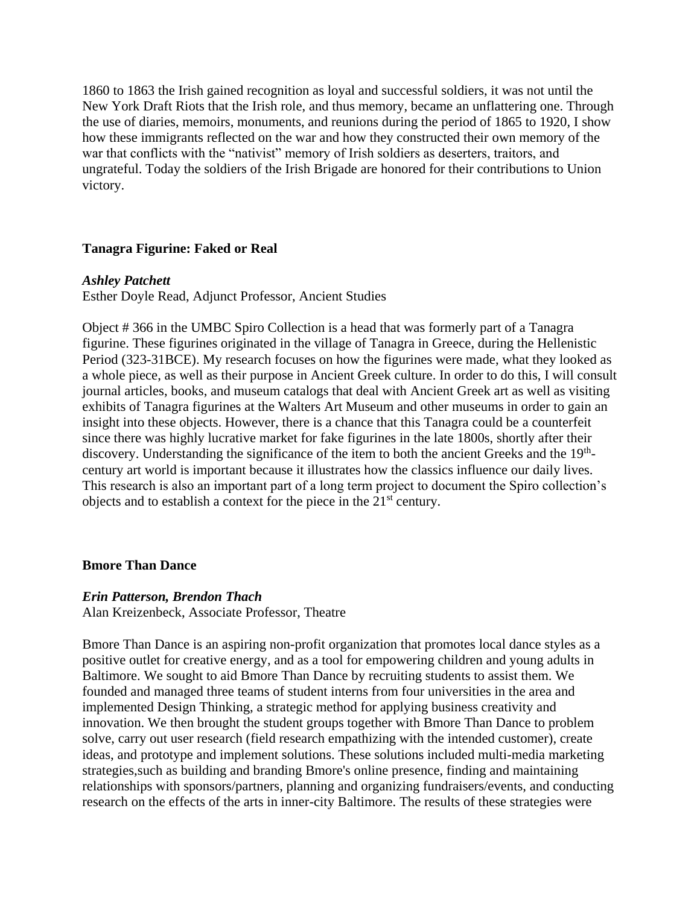1860 to 1863 the Irish gained recognition as loyal and successful soldiers, it was not until the New York Draft Riots that the Irish role, and thus memory, became an unflattering one. Through the use of diaries, memoirs, monuments, and reunions during the period of 1865 to 1920, I show how these immigrants reflected on the war and how they constructed their own memory of the war that conflicts with the "nativist" memory of Irish soldiers as deserters, traitors, and ungrateful. Today the soldiers of the Irish Brigade are honored for their contributions to Union victory.

### Tanagra Figurine: Faked or Real

***Ashley Patchett***
Esther Doyle Read, Adjunct Professor, Ancient Studies

Object # 366 in the UMBC Spiro Collection is a head that was formerly part of a Tanagra figurine. These figurines originated in the village of Tanagra in Greece, during the Hellenistic Period (323-31BCE). My research focuses on how the figurines were made, what they looked as a whole piece, as well as their purpose in Ancient Greek culture. In order to do this, I will consult journal articles, books, and museum catalogs that deal with Ancient Greek art as well as visiting exhibits of Tanagra figurines at the Walters Art Museum and other museums in order to gain an insight into these objects. However, there is a chance that this Tanagra could be a counterfeit since there was highly lucrative market for fake figurines in the late 1800s, shortly after their discovery. Understanding the significance of the item to both the ancient Greeks and the 19th-century art world is important because it illustrates how the classics influence our daily lives. This research is also an important part of a long term project to document the Spiro collection's objects and to establish a context for the piece in the 21st century.

### Bmore Than Dance

***Erin Patterson, Brendon Thach***
Alan Kreizenbeck, Associate Professor, Theatre

Bmore Than Dance is an aspiring non-profit organization that promotes local dance styles as a positive outlet for creative energy, and as a tool for empowering children and young adults in Baltimore. We sought to aid Bmore Than Dance by recruiting students to assist them. We founded and managed three teams of student interns from four universities in the area and implemented Design Thinking, a strategic method for applying business creativity and innovation. We then brought the student groups together with Bmore Than Dance to problem solve, carry out user research (field research empathizing with the intended customer), create ideas, and prototype and implement solutions. These solutions included multi-media marketing strategies,such as building and branding Bmore's online presence, finding and maintaining relationships with sponsors/partners, planning and organizing fundraisers/events, and conducting research on the effects of the arts in inner-city Baltimore. The results of these strategies were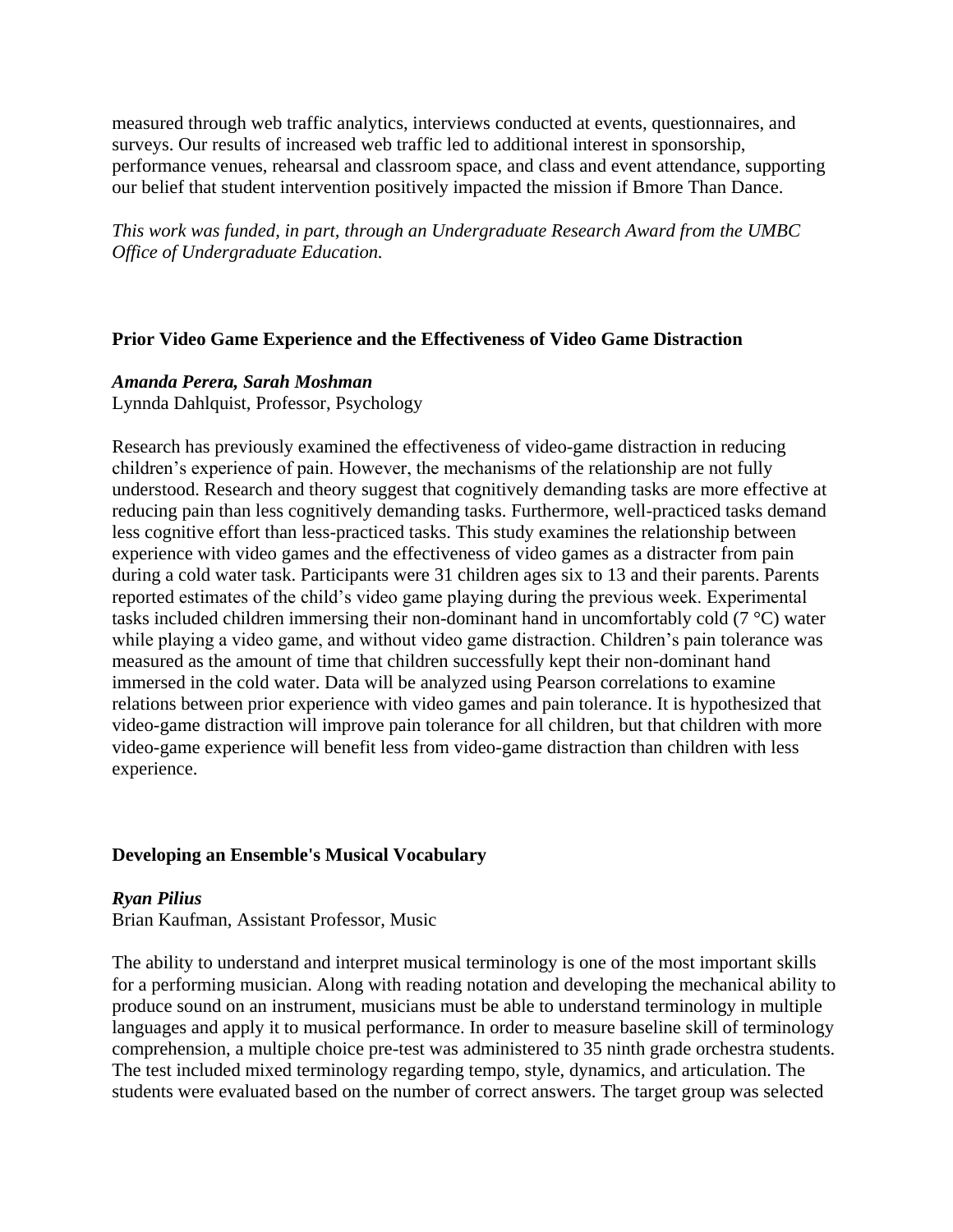measured through web traffic analytics, interviews conducted at events, questionnaires, and surveys. Our results of increased web traffic led to additional interest in sponsorship, performance venues, rehearsal and classroom space, and class and event attendance, supporting our belief that student intervention positively impacted the mission if Bmore Than Dance.

*This work was funded, in part, through an Undergraduate Research Award from the UMBC Office of Undergraduate Education.*

### Prior Video Game Experience and the Effectiveness of Video Game Distraction

***Amanda Perera, Sarah Moshman***
Lynnda Dahlquist, Professor, Psychology

Research has previously examined the effectiveness of video-game distraction in reducing children's experience of pain. However, the mechanisms of the relationship are not fully understood. Research and theory suggest that cognitively demanding tasks are more effective at reducing pain than less cognitively demanding tasks. Furthermore, well-practiced tasks demand less cognitive effort than less-practiced tasks. This study examines the relationship between experience with video games and the effectiveness of video games as a distracter from pain during a cold water task. Participants were 31 children ages six to 13 and their parents. Parents reported estimates of the child's video game playing during the previous week. Experimental tasks included children immersing their non-dominant hand in uncomfortably cold (7 °C) water while playing a video game, and without video game distraction. Children's pain tolerance was measured as the amount of time that children successfully kept their non-dominant hand immersed in the cold water. Data will be analyzed using Pearson correlations to examine relations between prior experience with video games and pain tolerance. It is hypothesized that video-game distraction will improve pain tolerance for all children, but that children with more video-game experience will benefit less from video-game distraction than children with less experience.

### Developing an Ensemble's Musical Vocabulary

***Ryan Pilius***
Brian Kaufman, Assistant Professor, Music

The ability to understand and interpret musical terminology is one of the most important skills for a performing musician. Along with reading notation and developing the mechanical ability to produce sound on an instrument, musicians must be able to understand terminology in multiple languages and apply it to musical performance. In order to measure baseline skill of terminology comprehension, a multiple choice pre-test was administered to 35 ninth grade orchestra students. The test included mixed terminology regarding tempo, style, dynamics, and articulation. The students were evaluated based on the number of correct answers. The target group was selected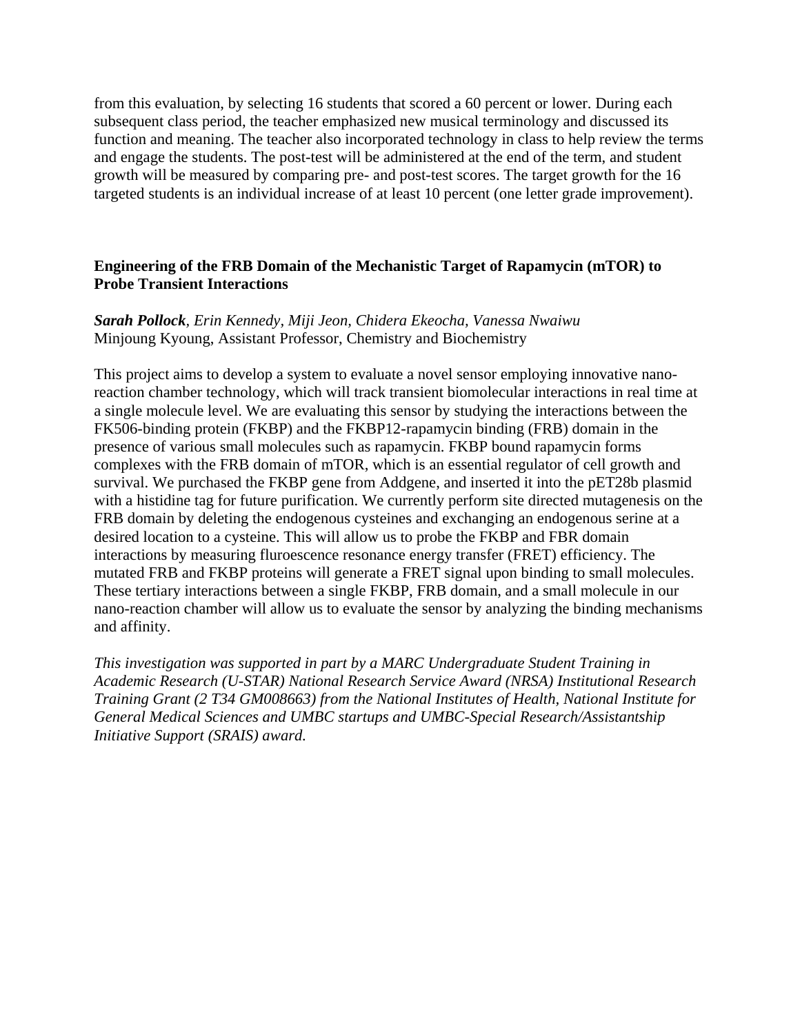from this evaluation, by selecting 16 students that scored a 60 percent or lower. During each subsequent class period, the teacher emphasized new musical terminology and discussed its function and meaning. The teacher also incorporated technology in class to help review the terms and engage the students. The post-test will be administered at the end of the term, and student growth will be measured by comparing pre- and post-test scores. The target growth for the 16 targeted students is an individual increase of at least 10 percent (one letter grade improvement).

### Engineering of the FRB Domain of the Mechanistic Target of Rapamycin (mTOR) to Probe Transient Interactions

***Sarah Pollock***, *Erin Kennedy, Miji Jeon, Chidera Ekeocha, Vanessa Nwaiwu*
Minjoung Kyoung, Assistant Professor, Chemistry and Biochemistry

This project aims to develop a system to evaluate a novel sensor employing innovative nano-reaction chamber technology, which will track transient biomolecular interactions in real time at a single molecule level. We are evaluating this sensor by studying the interactions between the FK506-binding protein (FKBP) and the FKBP12-rapamycin binding (FRB) domain in the presence of various small molecules such as rapamycin. FKBP bound rapamycin forms complexes with the FRB domain of mTOR, which is an essential regulator of cell growth and survival. We purchased the FKBP gene from Addgene, and inserted it into the pET28b plasmid with a histidine tag for future purification. We currently perform site directed mutagenesis on the FRB domain by deleting the endogenous cysteines and exchanging an endogenous serine at a desired location to a cysteine. This will allow us to probe the FKBP and FBR domain interactions by measuring fluroescence resonance energy transfer (FRET) efficiency. The mutated FRB and FKBP proteins will generate a FRET signal upon binding to small molecules. These tertiary interactions between a single FKBP, FRB domain, and a small molecule in our nano-reaction chamber will allow us to evaluate the sensor by analyzing the binding mechanisms and affinity.

*This investigation was supported in part by a MARC Undergraduate Student Training in Academic Research (U-STAR) National Research Service Award (NRSA) Institutional Research Training Grant (2 T34 GM008663) from the National Institutes of Health, National Institute for General Medical Sciences and UMBC startups and UMBC-Special Research/Assistantship Initiative Support (SRAIS) award.*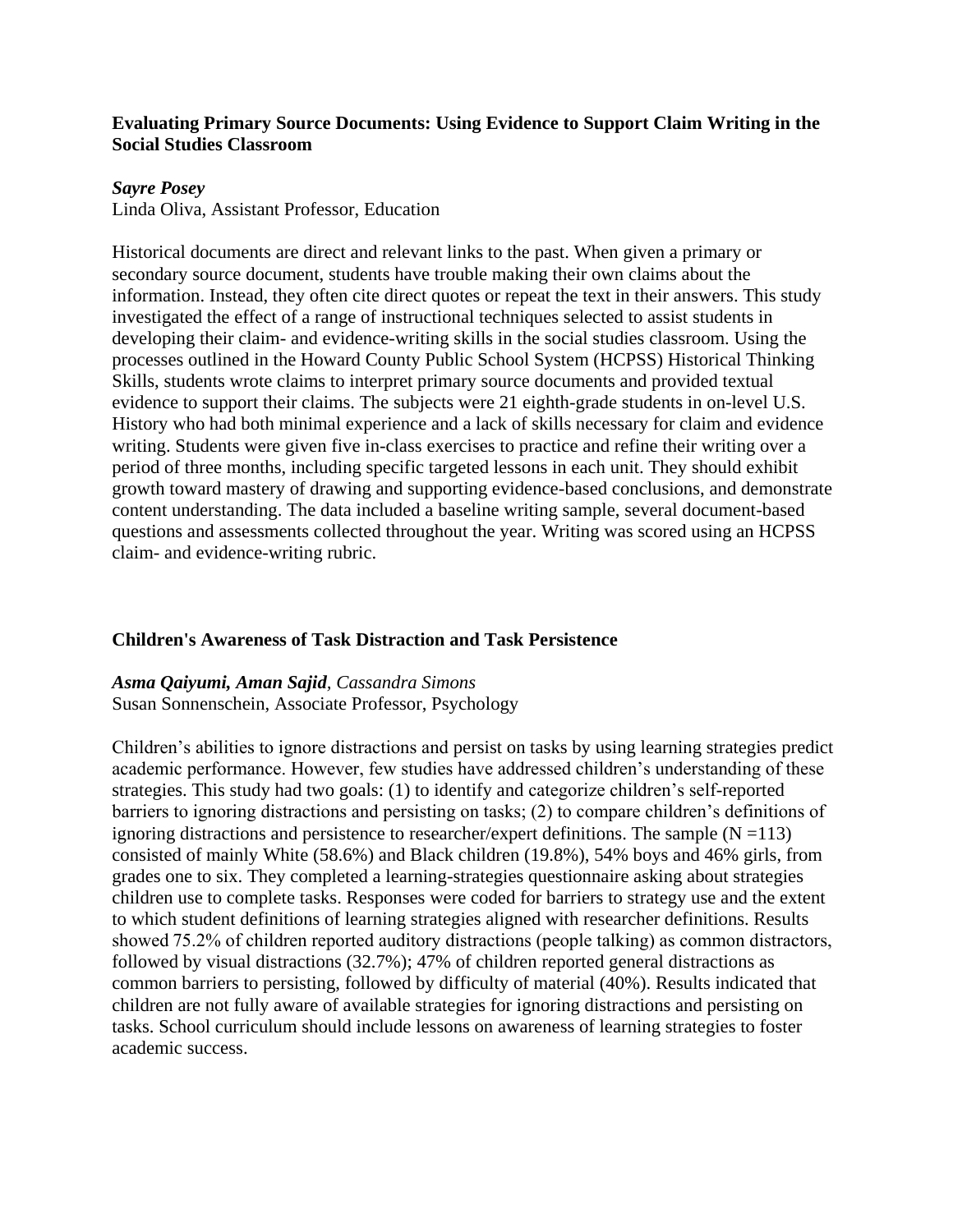**Evaluating Primary Source Documents: Using Evidence to Support Claim Writing in the Social Studies Classroom**

***Sayre Posey***
Linda Oliva, Assistant Professor, Education

Historical documents are direct and relevant links to the past. When given a primary or secondary source document, students have trouble making their own claims about the information. Instead, they often cite direct quotes or repeat the text in their answers. This study investigated the effect of a range of instructional techniques selected to assist students in developing their claim- and evidence-writing skills in the social studies classroom. Using the processes outlined in the Howard County Public School System (HCPSS) Historical Thinking Skills, students wrote claims to interpret primary source documents and provided textual evidence to support their claims. The subjects were 21 eighth-grade students in on-level U.S. History who had both minimal experience and a lack of skills necessary for claim and evidence writing. Students were given five in-class exercises to practice and refine their writing over a period of three months, including specific targeted lessons in each unit. They should exhibit growth toward mastery of drawing and supporting evidence-based conclusions, and demonstrate content understanding. The data included a baseline writing sample, several document-based questions and assessments collected throughout the year. Writing was scored using an HCPSS claim- and evidence-writing rubric.

**Children's Awareness of Task Distraction and Task Persistence**

***Asma Qaiyumi, Aman Sajid****, Cassandra Simons*
Susan Sonnenschein, Associate Professor, Psychology

Children's abilities to ignore distractions and persist on tasks by using learning strategies predict academic performance. However, few studies have addressed children's understanding of these strategies. This study had two goals: (1) to identify and categorize children's self-reported barriers to ignoring distractions and persisting on tasks; (2) to compare children's definitions of ignoring distractions and persistence to researcher/expert definitions. The sample (N =113) consisted of mainly White (58.6%) and Black children (19.8%), 54% boys and 46% girls, from grades one to six. They completed a learning-strategies questionnaire asking about strategies children use to complete tasks. Responses were coded for barriers to strategy use and the extent to which student definitions of learning strategies aligned with researcher definitions. Results showed 75.2% of children reported auditory distractions (people talking) as common distractors, followed by visual distractions (32.7%); 47% of children reported general distractions as common barriers to persisting, followed by difficulty of material (40%). Results indicated that children are not fully aware of available strategies for ignoring distractions and persisting on tasks. School curriculum should include lessons on awareness of learning strategies to foster academic success.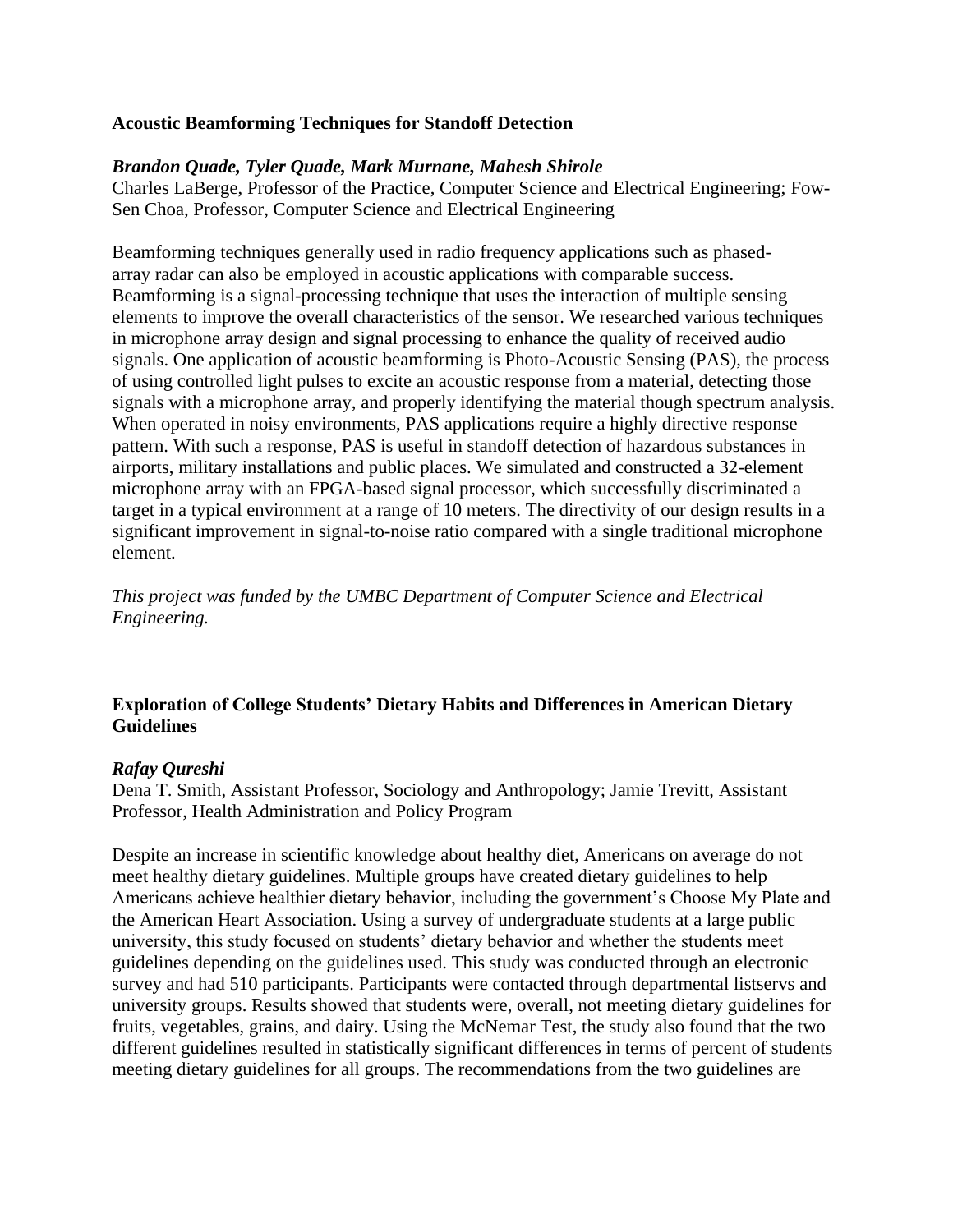### Acoustic Beamforming Techniques for Standoff Detection

***Brandon Quade, Tyler Quade, Mark Murnane, Mahesh Shirole***
Charles LaBerge, Professor of the Practice, Computer Science and Electrical Engineering; Fow-Sen Choa, Professor, Computer Science and Electrical Engineering

Beamforming techniques generally used in radio frequency applications such as phased-array radar can also be employed in acoustic applications with comparable success. Beamforming is a signal-processing technique that uses the interaction of multiple sensing elements to improve the overall characteristics of the sensor. We researched various techniques in microphone array design and signal processing to enhance the quality of received audio signals. One application of acoustic beamforming is Photo-Acoustic Sensing (PAS), the process of using controlled light pulses to excite an acoustic response from a material, detecting those signals with a microphone array, and properly identifying the material though spectrum analysis. When operated in noisy environments, PAS applications require a highly directive response pattern. With such a response, PAS is useful in standoff detection of hazardous substances in airports, military installations and public places. We simulated and constructed a 32-element microphone array with an FPGA-based signal processor, which successfully discriminated a target in a typical environment at a range of 10 meters. The directivity of our design results in a significant improvement in signal-to-noise ratio compared with a single traditional microphone element.

*This project was funded by the UMBC Department of Computer Science and Electrical Engineering.*

### Exploration of College Students' Dietary Habits and Differences in American Dietary Guidelines

***Rafay Qureshi***
Dena T. Smith, Assistant Professor, Sociology and Anthropology; Jamie Trevitt, Assistant Professor, Health Administration and Policy Program

Despite an increase in scientific knowledge about healthy diet, Americans on average do not meet healthy dietary guidelines. Multiple groups have created dietary guidelines to help Americans achieve healthier dietary behavior, including the government's Choose My Plate and the American Heart Association. Using a survey of undergraduate students at a large public university, this study focused on students' dietary behavior and whether the students meet guidelines depending on the guidelines used. This study was conducted through an electronic survey and had 510 participants. Participants were contacted through departmental listservs and university groups. Results showed that students were, overall, not meeting dietary guidelines for fruits, vegetables, grains, and dairy. Using the McNemar Test, the study also found that the two different guidelines resulted in statistically significant differences in terms of percent of students meeting dietary guidelines for all groups. The recommendations from the two guidelines are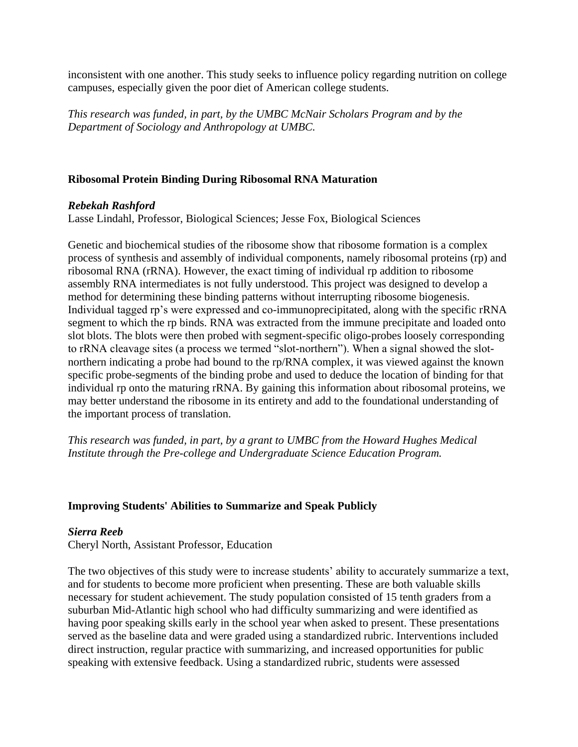inconsistent with one another. This study seeks to influence policy regarding nutrition on college campuses, especially given the poor diet of American college students.

*This research was funded, in part, by the UMBC McNair Scholars Program and by the Department of Sociology and Anthropology at UMBC.*

### Ribosomal Protein Binding During Ribosomal RNA Maturation

***Rebekah Rashford***
Lasse Lindahl, Professor, Biological Sciences; Jesse Fox, Biological Sciences

Genetic and biochemical studies of the ribosome show that ribosome formation is a complex process of synthesis and assembly of individual components, namely ribosomal proteins (rp) and ribosomal RNA (rRNA). However, the exact timing of individual rp addition to ribosome assembly RNA intermediates is not fully understood. This project was designed to develop a method for determining these binding patterns without interrupting ribosome biogenesis. Individual tagged rp's were expressed and co-immunoprecipitated, along with the specific rRNA segment to which the rp binds. RNA was extracted from the immune precipitate and loaded onto slot blots. The blots were then probed with segment-specific oligo-probes loosely corresponding to rRNA cleavage sites (a process we termed "slot-northern"). When a signal showed the slot-northern indicating a probe had bound to the rp/RNA complex, it was viewed against the known specific probe-segments of the binding probe and used to deduce the location of binding for that individual rp onto the maturing rRNA. By gaining this information about ribosomal proteins, we may better understand the ribosome in its entirety and add to the foundational understanding of the important process of translation.

*This research was funded, in part, by a grant to UMBC from the Howard Hughes Medical Institute through the Pre-college and Undergraduate Science Education Program.*

### Improving Students' Abilities to Summarize and Speak Publicly

***Sierra Reeb***
Cheryl North, Assistant Professor, Education

The two objectives of this study were to increase students' ability to accurately summarize a text, and for students to become more proficient when presenting. These are both valuable skills necessary for student achievement. The study population consisted of 15 tenth graders from a suburban Mid-Atlantic high school who had difficulty summarizing and were identified as having poor speaking skills early in the school year when asked to present. These presentations served as the baseline data and were graded using a standardized rubric. Interventions included direct instruction, regular practice with summarizing, and increased opportunities for public speaking with extensive feedback. Using a standardized rubric, students were assessed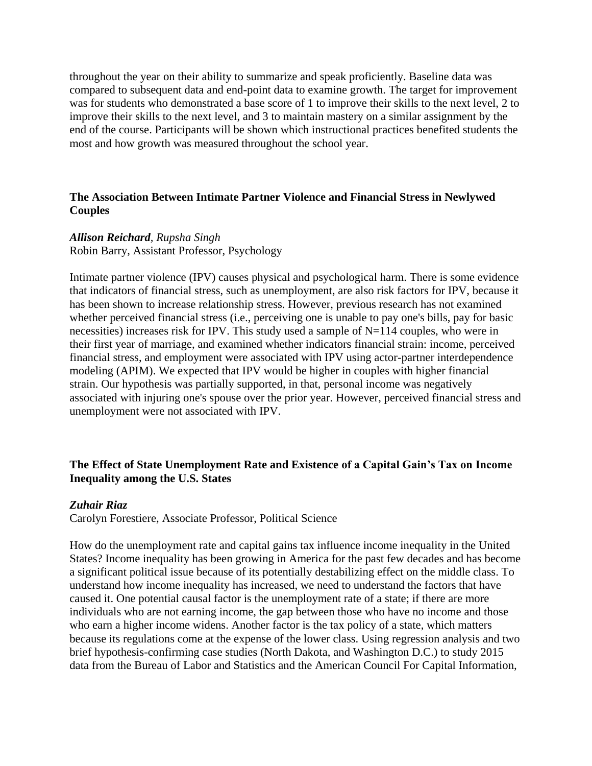throughout the year on their ability to summarize and speak proficiently. Baseline data was compared to subsequent data and end-point data to examine growth. The target for improvement was for students who demonstrated a base score of 1 to improve their skills to the next level, 2 to improve their skills to the next level, and 3 to maintain mastery on a similar assignment by the end of the course. Participants will be shown which instructional practices benefited students the most and how growth was measured throughout the school year.

### The Association Between Intimate Partner Violence and Financial Stress in Newlywed Couples

***Allison Reichard****, Rupsha Singh*
Robin Barry, Assistant Professor, Psychology

Intimate partner violence (IPV) causes physical and psychological harm. There is some evidence that indicators of financial stress, such as unemployment, are also risk factors for IPV, because it has been shown to increase relationship stress. However, previous research has not examined whether perceived financial stress (i.e., perceiving one is unable to pay one's bills, pay for basic necessities) increases risk for IPV. This study used a sample of N=114 couples, who were in their first year of marriage, and examined whether indicators financial strain: income, perceived financial stress, and employment were associated with IPV using actor-partner interdependence modeling (APIM). We expected that IPV would be higher in couples with higher financial strain. Our hypothesis was partially supported, in that, personal income was negatively associated with injuring one's spouse over the prior year. However, perceived financial stress and unemployment were not associated with IPV.

### The Effect of State Unemployment Rate and Existence of a Capital Gain's Tax on Income Inequality among the U.S. States

***Zuhair Riaz***
Carolyn Forestiere, Associate Professor, Political Science

How do the unemployment rate and capital gains tax influence income inequality in the United States? Income inequality has been growing in America for the past few decades and has become a significant political issue because of its potentially destabilizing effect on the middle class. To understand how income inequality has increased, we need to understand the factors that have caused it. One potential causal factor is the unemployment rate of a state; if there are more individuals who are not earning income, the gap between those who have no income and those who earn a higher income widens. Another factor is the tax policy of a state, which matters because its regulations come at the expense of the lower class. Using regression analysis and two brief hypothesis-confirming case studies (North Dakota, and Washington D.C.) to study 2015 data from the Bureau of Labor and Statistics and the American Council For Capital Information,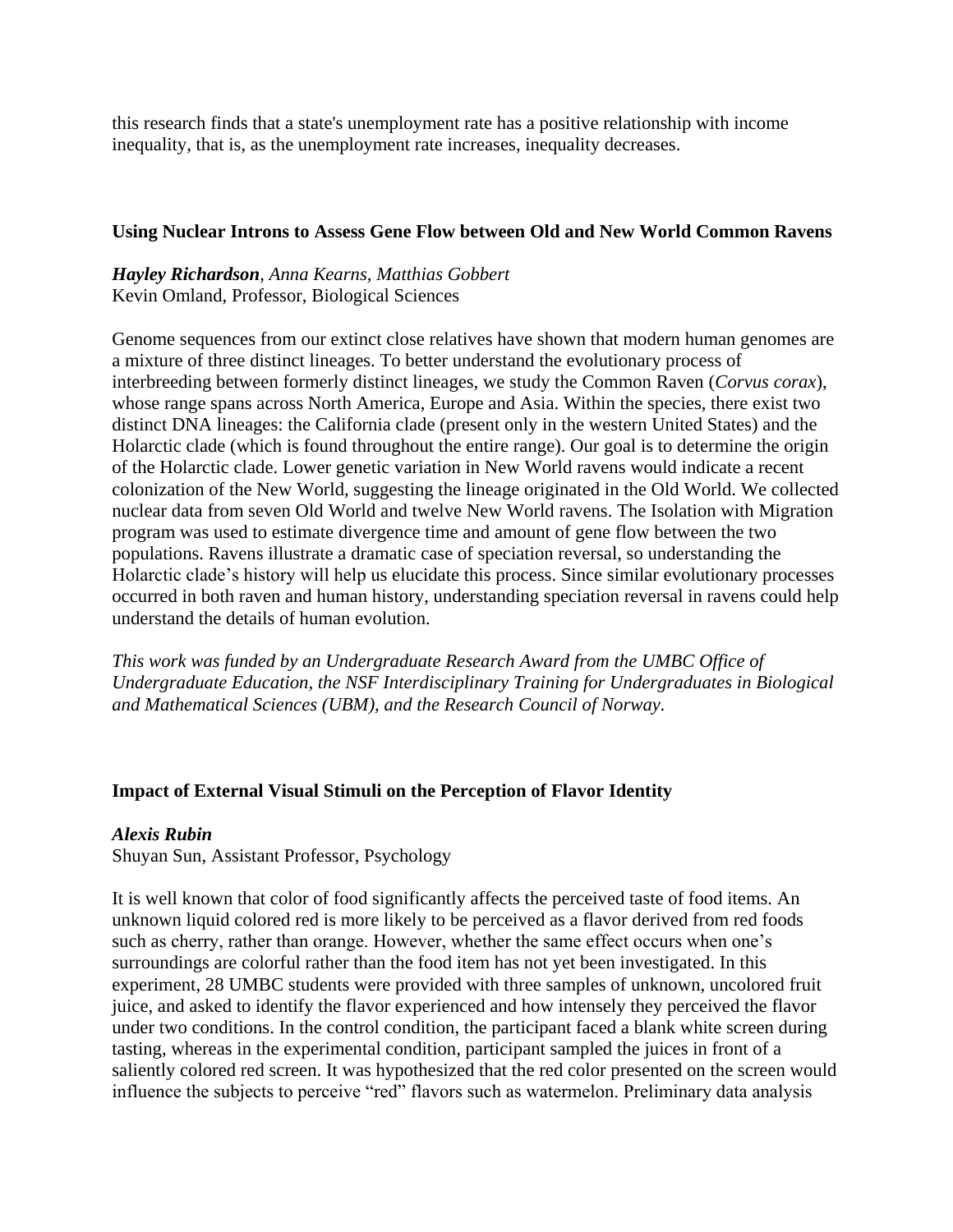this research finds that a state's unemployment rate has a positive relationship with income inequality, that is, as the unemployment rate increases, inequality decreases.

### Using Nuclear Introns to Assess Gene Flow between Old and New World Common Ravens

***Hayley Richardson****, Anna Kearns, Matthias Gobbert*
Kevin Omland, Professor, Biological Sciences

Genome sequences from our extinct close relatives have shown that modern human genomes are a mixture of three distinct lineages. To better understand the evolutionary process of interbreeding between formerly distinct lineages, we study the Common Raven (*Corvus corax*), whose range spans across North America, Europe and Asia. Within the species, there exist two distinct DNA lineages: the California clade (present only in the western United States) and the Holarctic clade (which is found throughout the entire range). Our goal is to determine the origin of the Holarctic clade. Lower genetic variation in New World ravens would indicate a recent colonization of the New World, suggesting the lineage originated in the Old World. We collected nuclear data from seven Old World and twelve New World ravens. The Isolation with Migration program was used to estimate divergence time and amount of gene flow between the two populations. Ravens illustrate a dramatic case of speciation reversal, so understanding the Holarctic clade's history will help us elucidate this process. Since similar evolutionary processes occurred in both raven and human history, understanding speciation reversal in ravens could help understand the details of human evolution.

*This work was funded by an Undergraduate Research Award from the UMBC Office of Undergraduate Education, the NSF Interdisciplinary Training for Undergraduates in Biological and Mathematical Sciences (UBM), and the Research Council of Norway.*

### Impact of External Visual Stimuli on the Perception of Flavor Identity

***Alexis Rubin***
Shuyan Sun, Assistant Professor, Psychology

It is well known that color of food significantly affects the perceived taste of food items. An unknown liquid colored red is more likely to be perceived as a flavor derived from red foods such as cherry, rather than orange. However, whether the same effect occurs when one's surroundings are colorful rather than the food item has not yet been investigated. In this experiment, 28 UMBC students were provided with three samples of unknown, uncolored fruit juice, and asked to identify the flavor experienced and how intensely they perceived the flavor under two conditions. In the control condition, the participant faced a blank white screen during tasting, whereas in the experimental condition, participant sampled the juices in front of a saliently colored red screen. It was hypothesized that the red color presented on the screen would influence the subjects to perceive "red" flavors such as watermelon. Preliminary data analysis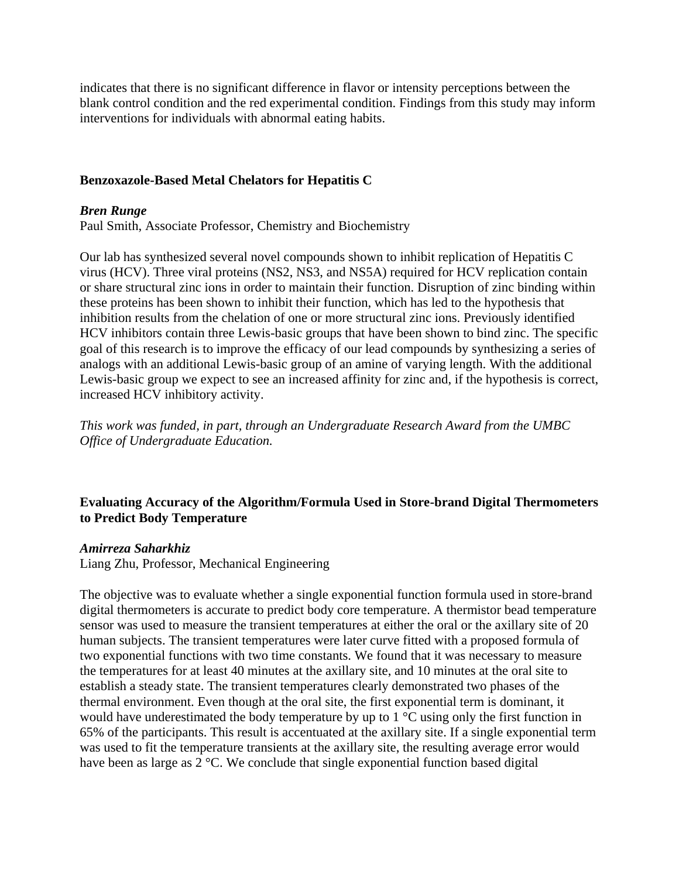indicates that there is no significant difference in flavor or intensity perceptions between the blank control condition and the red experimental condition. Findings from this study may inform interventions for individuals with abnormal eating habits.

### Benzoxazole-Based Metal Chelators for Hepatitis C

***Bren Runge***
Paul Smith, Associate Professor, Chemistry and Biochemistry

Our lab has synthesized several novel compounds shown to inhibit replication of Hepatitis C virus (HCV). Three viral proteins (NS2, NS3, and NS5A) required for HCV replication contain or share structural zinc ions in order to maintain their function. Disruption of zinc binding within these proteins has been shown to inhibit their function, which has led to the hypothesis that inhibition results from the chelation of one or more structural zinc ions. Previously identified HCV inhibitors contain three Lewis-basic groups that have been shown to bind zinc. The specific goal of this research is to improve the efficacy of our lead compounds by synthesizing a series of analogs with an additional Lewis-basic group of an amine of varying length. With the additional Lewis-basic group we expect to see an increased affinity for zinc and, if the hypothesis is correct, increased HCV inhibitory activity.

*This work was funded, in part, through an Undergraduate Research Award from the UMBC Office of Undergraduate Education.*

### Evaluating Accuracy of the Algorithm/Formula Used in Store-brand Digital Thermometers to Predict Body Temperature

***Amirreza Saharkhiz***
Liang Zhu, Professor, Mechanical Engineering

The objective was to evaluate whether a single exponential function formula used in store-brand digital thermometers is accurate to predict body core temperature. A thermistor bead temperature sensor was used to measure the transient temperatures at either the oral or the axillary site of 20 human subjects. The transient temperatures were later curve fitted with a proposed formula of two exponential functions with two time constants. We found that it was necessary to measure the temperatures for at least 40 minutes at the axillary site, and 10 minutes at the oral site to establish a steady state. The transient temperatures clearly demonstrated two phases of the thermal environment. Even though at the oral site, the first exponential term is dominant, it would have underestimated the body temperature by up to 1 °C using only the first function in 65% of the participants. This result is accentuated at the axillary site. If a single exponential term was used to fit the temperature transients at the axillary site, the resulting average error would have been as large as 2 °C. We conclude that single exponential function based digital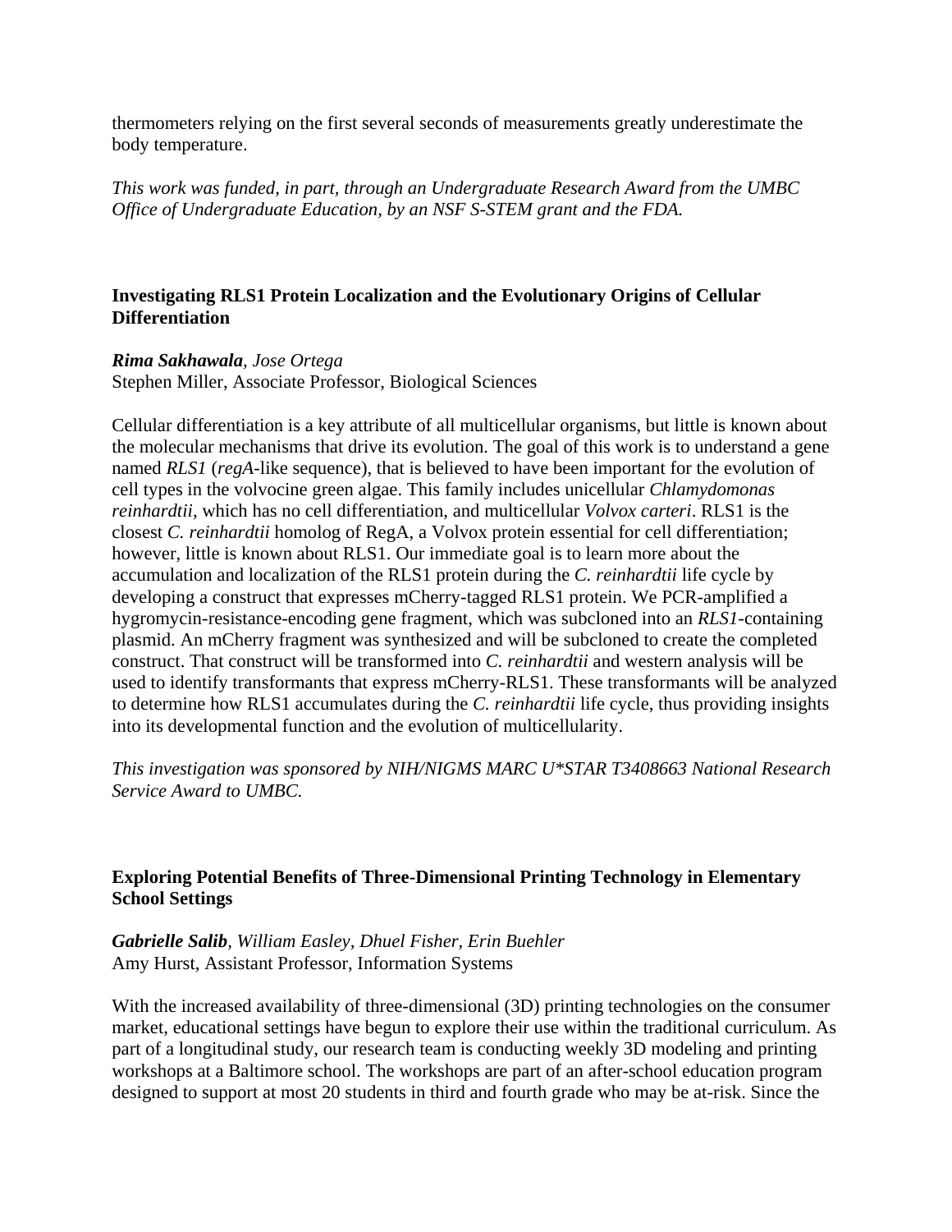thermometers relying on the first several seconds of measurements greatly underestimate the body temperature.

*This work was funded, in part, through an Undergraduate Research Award from the UMBC Office of Undergraduate Education, by an NSF S-STEM grant and the FDA.*

### Investigating RLS1 Protein Localization and the Evolutionary Origins of Cellular Differentiation

***Rima Sakhawala**, Jose Ortega*
Stephen Miller, Associate Professor, Biological Sciences

Cellular differentiation is a key attribute of all multicellular organisms, but little is known about the molecular mechanisms that drive its evolution. The goal of this work is to understand a gene named *RLS1* (*regA*-like sequence), that is believed to have been important for the evolution of cell types in the volvocine green algae. This family includes unicellular *Chlamydomonas reinhardtii*, which has no cell differentiation, and multicellular *Volvox carteri*. RLS1 is the closest *C. reinhardtii* homolog of RegA, a Volvox protein essential for cell differentiation; however, little is known about RLS1. Our immediate goal is to learn more about the accumulation and localization of the RLS1 protein during the *C. reinhardtii* life cycle by developing a construct that expresses mCherry-tagged RLS1 protein. We PCR-amplified a hygromycin-resistance-encoding gene fragment, which was subcloned into an *RLS1*-containing plasmid. An mCherry fragment was synthesized and will be subcloned to create the completed construct. That construct will be transformed into *C. reinhardtii* and western analysis will be used to identify transformants that express mCherry-RLS1. These transformants will be analyzed to determine how RLS1 accumulates during the *C. reinhardtii* life cycle, thus providing insights into its developmental function and the evolution of multicellularity.

*This investigation was sponsored by NIH/NIGMS MARC U*STAR T3408663 National Research Service Award to UMBC.*

### Exploring Potential Benefits of Three-Dimensional Printing Technology in Elementary School Settings

***Gabrielle Salib**, William Easley, Dhuel Fisher, Erin Buehler*
Amy Hurst, Assistant Professor, Information Systems

With the increased availability of three-dimensional (3D) printing technologies on the consumer market, educational settings have begun to explore their use within the traditional curriculum. As part of a longitudinal study, our research team is conducting weekly 3D modeling and printing workshops at a Baltimore school. The workshops are part of an after-school education program designed to support at most 20 students in third and fourth grade who may be at-risk. Since the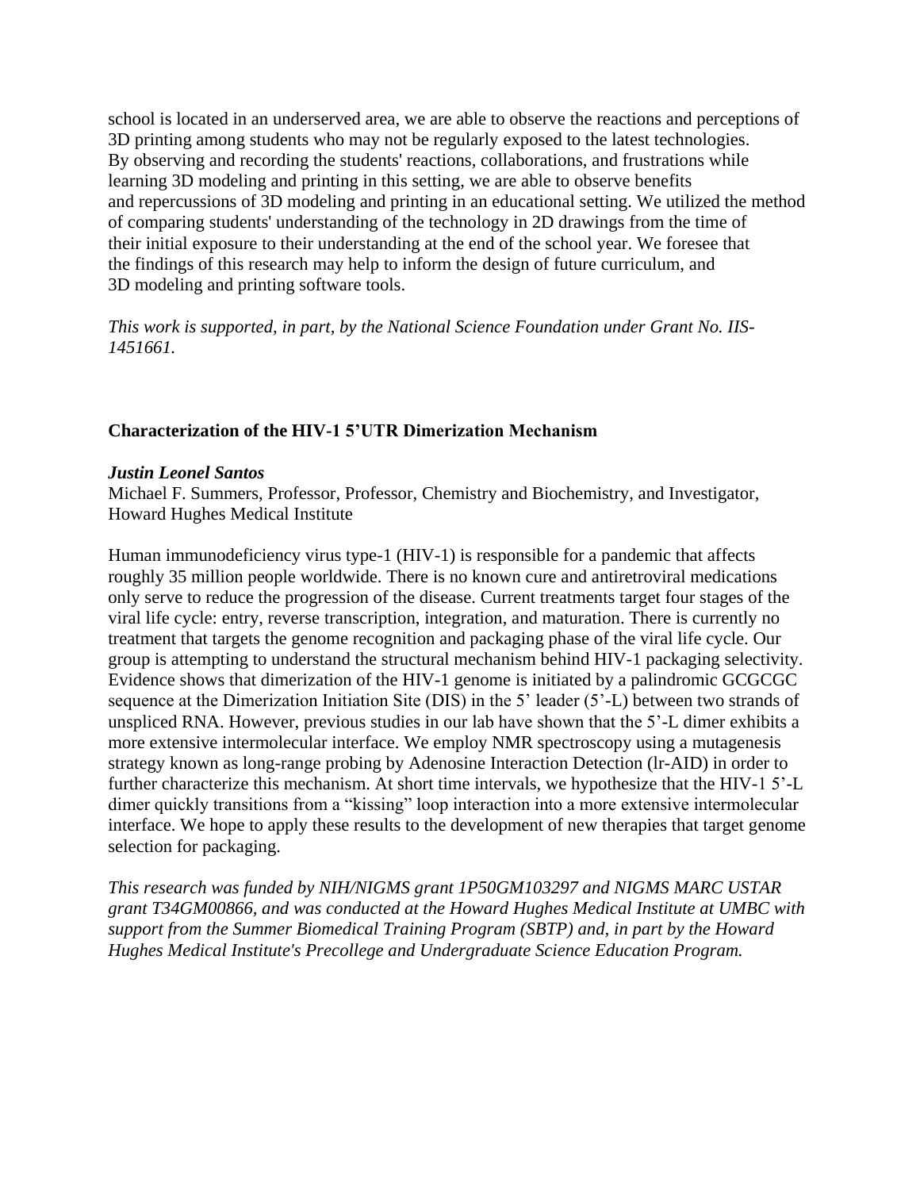school is located in an underserved area, we are able to observe the reactions and perceptions of 3D printing among students who may not be regularly exposed to the latest technologies. By observing and recording the students' reactions, collaborations, and frustrations while learning 3D modeling and printing in this setting, we are able to observe benefits and repercussions of 3D modeling and printing in an educational setting. We utilized the method of comparing students' understanding of the technology in 2D drawings from the time of their initial exposure to their understanding at the end of the school year. We foresee that the findings of this research may help to inform the design of future curriculum, and 3D modeling and printing software tools.

*This work is supported, in part, by the National Science Foundation under Grant No. IIS-1451661.*

### Characterization of the HIV-1 5'UTR Dimerization Mechanism

***Justin Leonel Santos***
Michael F. Summers, Professor, Professor, Chemistry and Biochemistry, and Investigator, Howard Hughes Medical Institute

Human immunodeficiency virus type-1 (HIV-1) is responsible for a pandemic that affects roughly 35 million people worldwide. There is no known cure and antiretroviral medications only serve to reduce the progression of the disease. Current treatments target four stages of the viral life cycle: entry, reverse transcription, integration, and maturation. There is currently no treatment that targets the genome recognition and packaging phase of the viral life cycle. Our group is attempting to understand the structural mechanism behind HIV-1 packaging selectivity. Evidence shows that dimerization of the HIV-1 genome is initiated by a palindromic GCGCGC sequence at the Dimerization Initiation Site (DIS) in the 5' leader (5'-L) between two strands of unspliced RNA. However, previous studies in our lab have shown that the 5'-L dimer exhibits a more extensive intermolecular interface. We employ NMR spectroscopy using a mutagenesis strategy known as long-range probing by Adenosine Interaction Detection (lr-AID) in order to further characterize this mechanism. At short time intervals, we hypothesize that the HIV-1 5'-L dimer quickly transitions from a "kissing" loop interaction into a more extensive intermolecular interface. We hope to apply these results to the development of new therapies that target genome selection for packaging.

*This research was funded by NIH/NIGMS grant 1P50GM103297 and NIGMS MARC USTAR grant T34GM00866, and was conducted at the Howard Hughes Medical Institute at UMBC with support from the Summer Biomedical Training Program (SBTP) and, in part by the Howard Hughes Medical Institute's Precollege and Undergraduate Science Education Program.*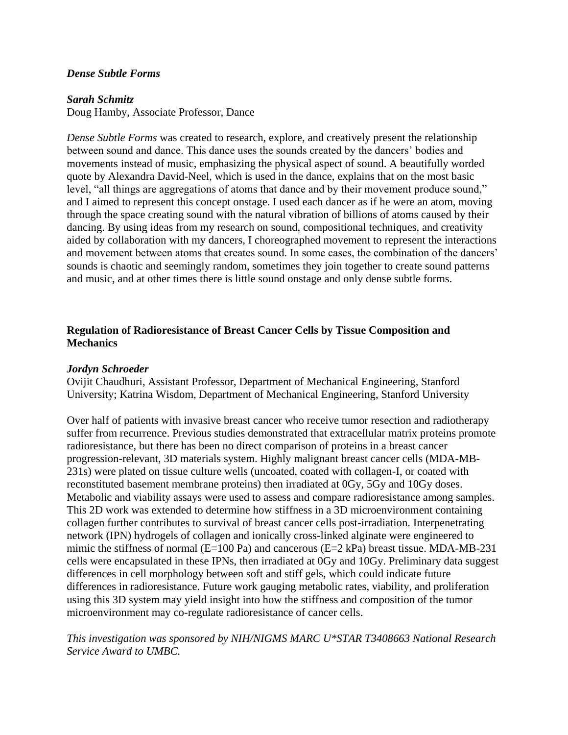***Dense Subtle Forms***

***Sarah Schmitz***
Doug Hamby, Associate Professor, Dance

*Dense Subtle Forms* was created to research, explore, and creatively present the relationship between sound and dance. This dance uses the sounds created by the dancers' bodies and movements instead of music, emphasizing the physical aspect of sound. A beautifully worded quote by Alexandra David-Neel, which is used in the dance, explains that on the most basic level, "all things are aggregations of atoms that dance and by their movement produce sound," and I aimed to represent this concept onstage. I used each dancer as if he were an atom, moving through the space creating sound with the natural vibration of billions of atoms caused by their dancing. By using ideas from my research on sound, compositional techniques, and creativity aided by collaboration with my dancers, I choreographed movement to represent the interactions and movement between atoms that creates sound. In some cases, the combination of the dancers' sounds is chaotic and seemingly random, sometimes they join together to create sound patterns and music, and at other times there is little sound onstage and only dense subtle forms.

**Regulation of Radioresistance of Breast Cancer Cells by Tissue Composition and Mechanics**

***Jordyn Schroeder***
Ovijit Chaudhuri, Assistant Professor, Department of Mechanical Engineering, Stanford University; Katrina Wisdom, Department of Mechanical Engineering, Stanford University

Over half of patients with invasive breast cancer who receive tumor resection and radiotherapy suffer from recurrence. Previous studies demonstrated that extracellular matrix proteins promote radioresistance, but there has been no direct comparison of proteins in a breast cancer progression-relevant, 3D materials system. Highly malignant breast cancer cells (MDA-MB-231s) were plated on tissue culture wells (uncoated, coated with collagen-I, or coated with reconstituted basement membrane proteins) then irradiated at 0Gy, 5Gy and 10Gy doses. Metabolic and viability assays were used to assess and compare radioresistance among samples. This 2D work was extended to determine how stiffness in a 3D microenvironment containing collagen further contributes to survival of breast cancer cells post-irradiation. Interpenetrating network (IPN) hydrogels of collagen and ionically cross-linked alginate were engineered to mimic the stiffness of normal (E=100 Pa) and cancerous (E=2 kPa) breast tissue. MDA-MB-231 cells were encapsulated in these IPNs, then irradiated at 0Gy and 10Gy. Preliminary data suggest differences in cell morphology between soft and stiff gels, which could indicate future differences in radioresistance. Future work gauging metabolic rates, viability, and proliferation using this 3D system may yield insight into how the stiffness and composition of the tumor microenvironment may co-regulate radioresistance of cancer cells.

*This investigation was sponsored by NIH/NIGMS MARC U*STAR T3408663 National Research Service Award to UMBC.*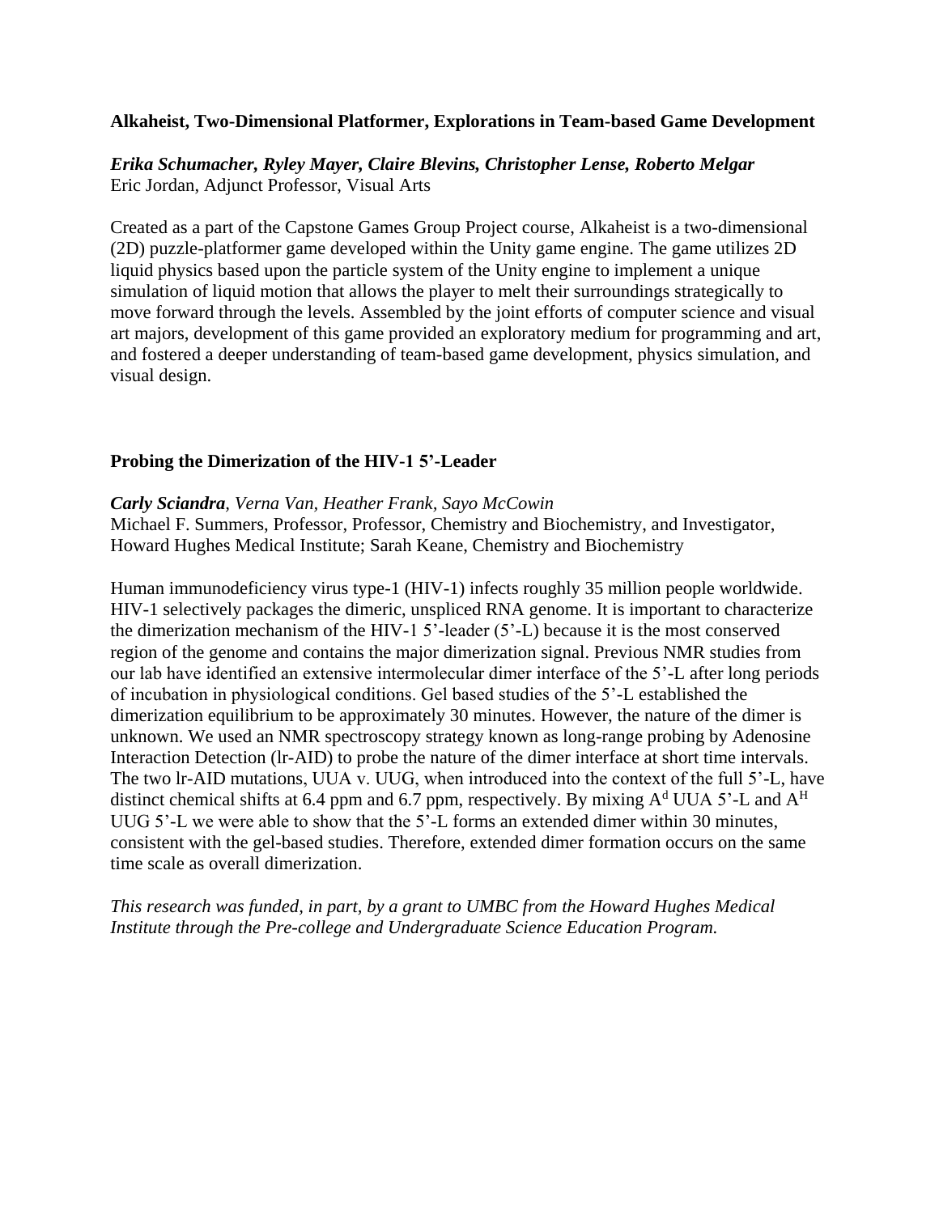### Alkaheist, Two-Dimensional Platformer, Explorations in Team-based Game Development

***Erika Schumacher, Ryley Mayer, Claire Blevins, Christopher Lense, Roberto Melgar***
Eric Jordan, Adjunct Professor, Visual Arts

Created as a part of the Capstone Games Group Project course, Alkaheist is a two-dimensional (2D) puzzle-platformer game developed within the Unity game engine. The game utilizes 2D liquid physics based upon the particle system of the Unity engine to implement a unique simulation of liquid motion that allows the player to melt their surroundings strategically to move forward through the levels. Assembled by the joint efforts of computer science and visual art majors, development of this game provided an exploratory medium for programming and art, and fostered a deeper understanding of team-based game development, physics simulation, and visual design.

### Probing the Dimerization of the HIV-1 5'-Leader

***Carly Sciandra***, *Verna Van, Heather Frank, Sayo McCowin*
Michael F. Summers, Professor, Professor, Chemistry and Biochemistry, and Investigator, Howard Hughes Medical Institute; Sarah Keane, Chemistry and Biochemistry

Human immunodeficiency virus type-1 (HIV-1) infects roughly 35 million people worldwide. HIV-1 selectively packages the dimeric, unspliced RNA genome. It is important to characterize the dimerization mechanism of the HIV-1 5'-leader (5'-L) because it is the most conserved region of the genome and contains the major dimerization signal. Previous NMR studies from our lab have identified an extensive intermolecular dimer interface of the 5'-L after long periods of incubation in physiological conditions. Gel based studies of the 5'-L established the dimerization equilibrium to be approximately 30 minutes. However, the nature of the dimer is unknown. We used an NMR spectroscopy strategy known as long-range probing by Adenosine Interaction Detection (lr-AID) to probe the nature of the dimer interface at short time intervals. The two lr-AID mutations, UUA v. UUG, when introduced into the context of the full 5'-L, have distinct chemical shifts at 6.4 ppm and 6.7 ppm, respectively. By mixing $A^d$ UUA 5'-L and $A^H$ UUG 5'-L we were able to show that the 5'-L forms an extended dimer within 30 minutes, consistent with the gel-based studies. Therefore, extended dimer formation occurs on the same time scale as overall dimerization.

*This research was funded, in part, by a grant to UMBC from the Howard Hughes Medical Institute through the Pre-college and Undergraduate Science Education Program.*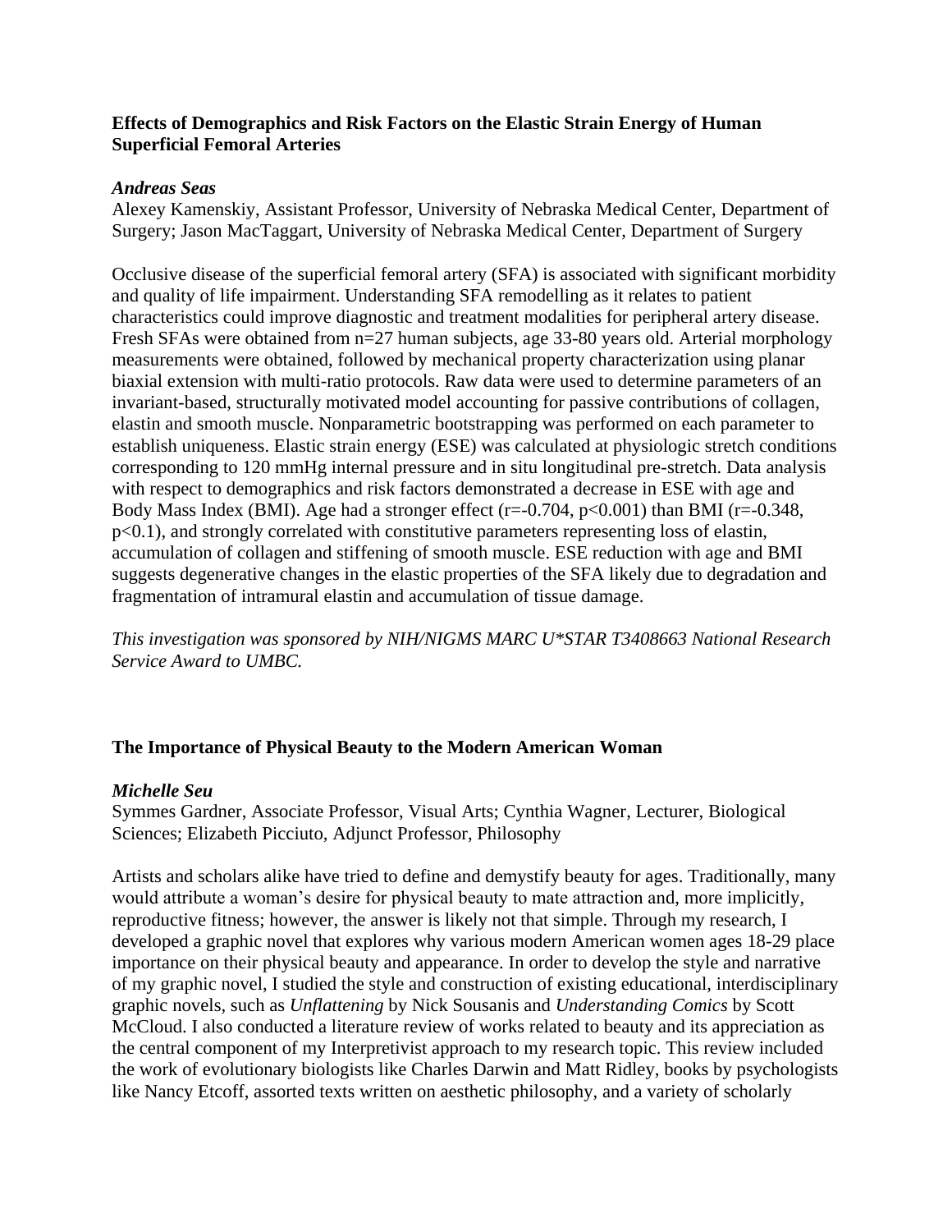### Effects of Demographics and Risk Factors on the Elastic Strain Energy of Human Superficial Femoral Arteries

***Andreas Seas***

Alexey Kamenskiy, Assistant Professor, University of Nebraska Medical Center, Department of Surgery; Jason MacTaggart, University of Nebraska Medical Center, Department of Surgery

Occlusive disease of the superficial femoral artery (SFA) is associated with significant morbidity and quality of life impairment. Understanding SFA remodelling as it relates to patient characteristics could improve diagnostic and treatment modalities for peripheral artery disease. Fresh SFAs were obtained from n=27 human subjects, age 33-80 years old. Arterial morphology measurements were obtained, followed by mechanical property characterization using planar biaxial extension with multi-ratio protocols. Raw data were used to determine parameters of an invariant-based, structurally motivated model accounting for passive contributions of collagen, elastin and smooth muscle. Nonparametric bootstrapping was performed on each parameter to establish uniqueness. Elastic strain energy (ESE) was calculated at physiologic stretch conditions corresponding to 120 mmHg internal pressure and in situ longitudinal pre-stretch. Data analysis with respect to demographics and risk factors demonstrated a decrease in ESE with age and Body Mass Index (BMI). Age had a stronger effect ($r=-0.704$, $p<0.001$) than BMI ($r=-0.348$, $p<0.1$), and strongly correlated with constitutive parameters representing loss of elastin, accumulation of collagen and stiffening of smooth muscle. ESE reduction with age and BMI suggests degenerative changes in the elastic properties of the SFA likely due to degradation and fragmentation of intramural elastin and accumulation of tissue damage.

*This investigation was sponsored by NIH/NIGMS MARC U*STAR T3408663 National Research Service Award to UMBC.*

### The Importance of Physical Beauty to the Modern American Woman

***Michelle Seu***

Symmes Gardner, Associate Professor, Visual Arts; Cynthia Wagner, Lecturer, Biological Sciences; Elizabeth Picciuto, Adjunct Professor, Philosophy

Artists and scholars alike have tried to define and demystify beauty for ages. Traditionally, many would attribute a woman's desire for physical beauty to mate attraction and, more implicitly, reproductive fitness; however, the answer is likely not that simple. Through my research, I developed a graphic novel that explores why various modern American women ages 18-29 place importance on their physical beauty and appearance. In order to develop the style and narrative of my graphic novel, I studied the style and construction of existing educational, interdisciplinary graphic novels, such as *Unflattening* by Nick Sousanis and *Understanding Comics* by Scott McCloud. I also conducted a literature review of works related to beauty and its appreciation as the central component of my Interpretivist approach to my research topic. This review included the work of evolutionary biologists like Charles Darwin and Matt Ridley, books by psychologists like Nancy Etcoff, assorted texts written on aesthetic philosophy, and a variety of scholarly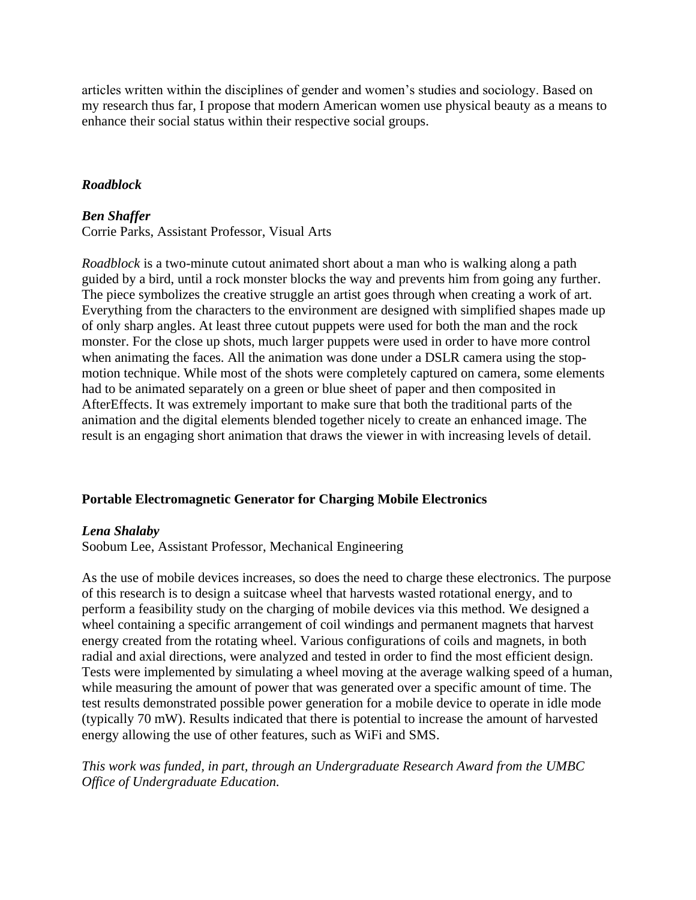articles written within the disciplines of gender and women's studies and sociology. Based on my research thus far, I propose that modern American women use physical beauty as a means to enhance their social status within their respective social groups.

### *Roadblock*

***Ben Shaffer***
Corrie Parks, Assistant Professor, Visual Arts

*Roadblock* is a two-minute cutout animated short about a man who is walking along a path guided by a bird, until a rock monster blocks the way and prevents him from going any further. The piece symbolizes the creative struggle an artist goes through when creating a work of art. Everything from the characters to the environment are designed with simplified shapes made up of only sharp angles. At least three cutout puppets were used for both the man and the rock monster. For the close up shots, much larger puppets were used in order to have more control when animating the faces. All the animation was done under a DSLR camera using the stop-motion technique. While most of the shots were completely captured on camera, some elements had to be animated separately on a green or blue sheet of paper and then composited in AfterEffects. It was extremely important to make sure that both the traditional parts of the animation and the digital elements blended together nicely to create an enhanced image. The result is an engaging short animation that draws the viewer in with increasing levels of detail.

### Portable Electromagnetic Generator for Charging Mobile Electronics

***Lena Shalaby***
Soobum Lee, Assistant Professor, Mechanical Engineering

As the use of mobile devices increases, so does the need to charge these electronics. The purpose of this research is to design a suitcase wheel that harvests wasted rotational energy, and to perform a feasibility study on the charging of mobile devices via this method. We designed a wheel containing a specific arrangement of coil windings and permanent magnets that harvest energy created from the rotating wheel. Various configurations of coils and magnets, in both radial and axial directions, were analyzed and tested in order to find the most efficient design. Tests were implemented by simulating a wheel moving at the average walking speed of a human, while measuring the amount of power that was generated over a specific amount of time. The test results demonstrated possible power generation for a mobile device to operate in idle mode (typically 70 mW). Results indicated that there is potential to increase the amount of harvested energy allowing the use of other features, such as WiFi and SMS.

*This work was funded, in part, through an Undergraduate Research Award from the UMBC Office of Undergraduate Education.*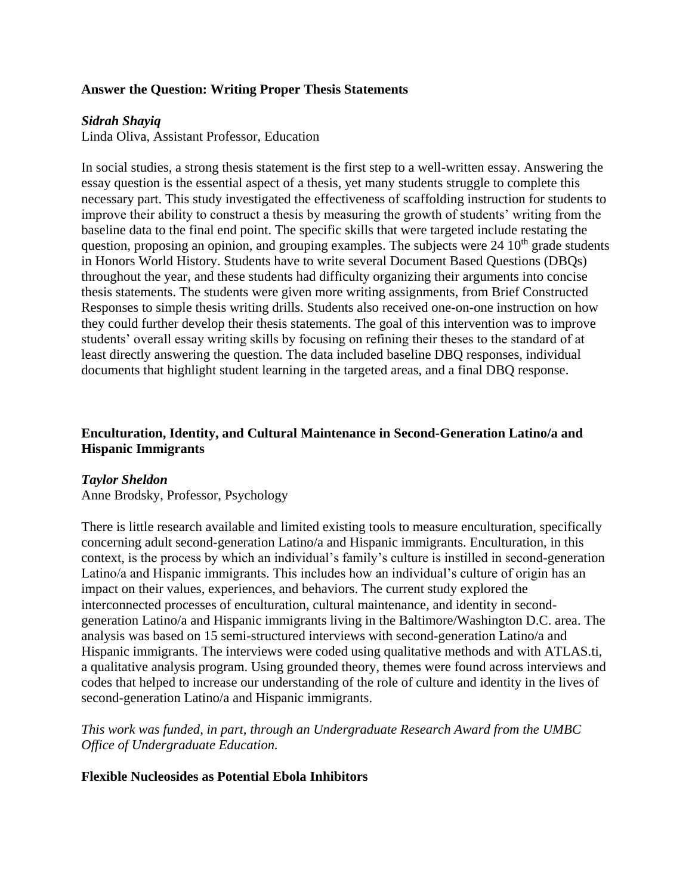**Answer the Question: Writing Proper Thesis Statements**

***Sidrah Shayiq***
Linda Oliva, Assistant Professor, Education

In social studies, a strong thesis statement is the first step to a well-written essay. Answering the essay question is the essential aspect of a thesis, yet many students struggle to complete this necessary part. This study investigated the effectiveness of scaffolding instruction for students to improve their ability to construct a thesis by measuring the growth of students' writing from the baseline data to the final end point. The specific skills that were targeted include restating the question, proposing an opinion, and grouping examples. The subjects were 24 10th grade students in Honors World History. Students have to write several Document Based Questions (DBQs) throughout the year, and these students had difficulty organizing their arguments into concise thesis statements. The students were given more writing assignments, from Brief Constructed Responses to simple thesis writing drills. Students also received one-on-one instruction on how they could further develop their thesis statements. The goal of this intervention was to improve students' overall essay writing skills by focusing on refining their theses to the standard of at least directly answering the question. The data included baseline DBQ responses, individual documents that highlight student learning in the targeted areas, and a final DBQ response.

**Enculturation, Identity, and Cultural Maintenance in Second-Generation Latino/a and Hispanic Immigrants**

***Taylor Sheldon***
Anne Brodsky, Professor, Psychology

There is little research available and limited existing tools to measure enculturation, specifically concerning adult second-generation Latino/a and Hispanic immigrants. Enculturation, in this context, is the process by which an individual's family's culture is instilled in second-generation Latino/a and Hispanic immigrants. This includes how an individual's culture of origin has an impact on their values, experiences, and behaviors. The current study explored the interconnected processes of enculturation, cultural maintenance, and identity in second-generation Latino/a and Hispanic immigrants living in the Baltimore/Washington D.C. area. The analysis was based on 15 semi-structured interviews with second-generation Latino/a and Hispanic immigrants. The interviews were coded using qualitative methods and with ATLAS.ti, a qualitative analysis program. Using grounded theory, themes were found across interviews and codes that helped to increase our understanding of the role of culture and identity in the lives of second-generation Latino/a and Hispanic immigrants.

*This work was funded, in part, through an Undergraduate Research Award from the UMBC Office of Undergraduate Education.*

**Flexible Nucleosides as Potential Ebola Inhibitors**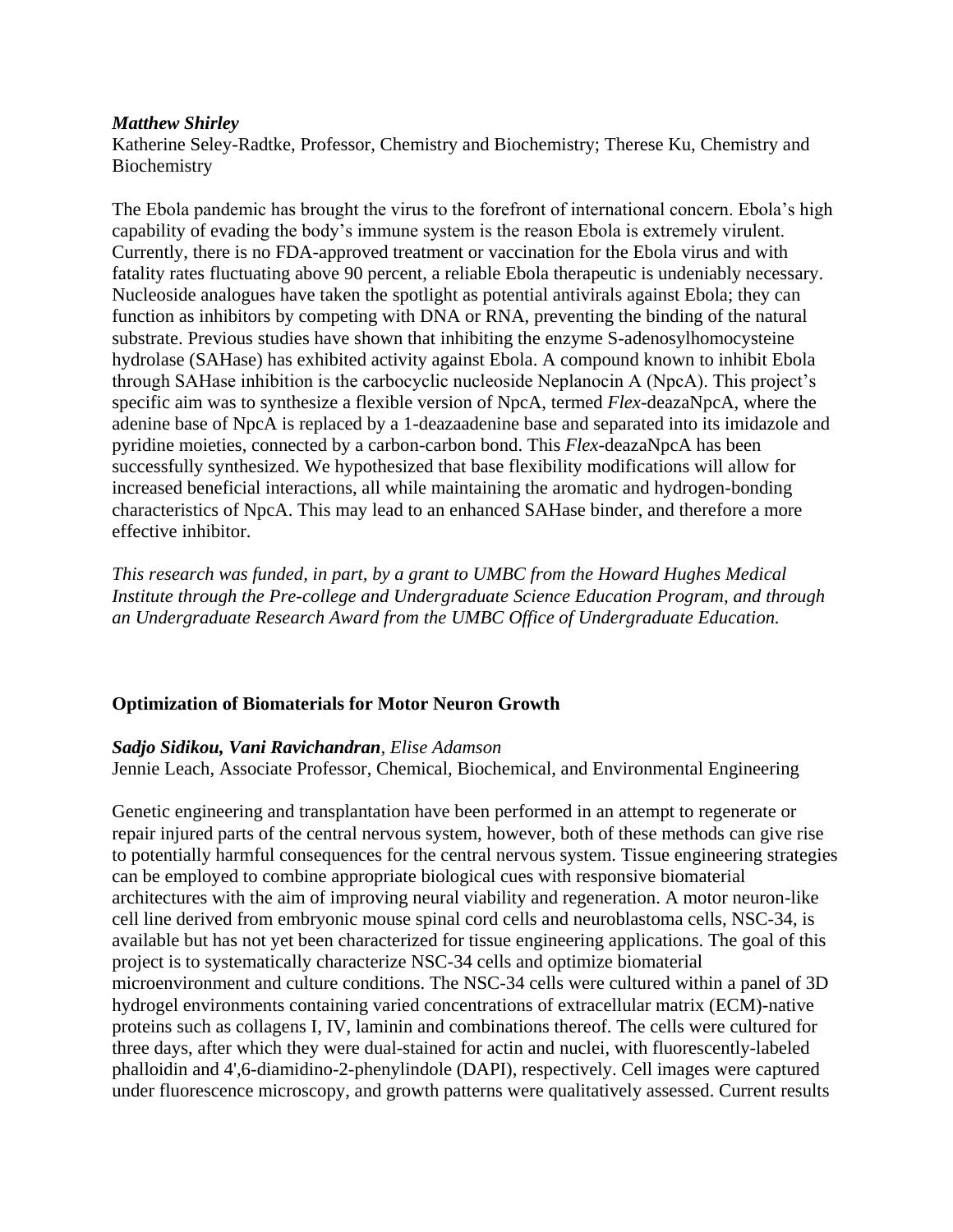***Matthew Shirley***
Katherine Seley-Radtke, Professor, Chemistry and Biochemistry; Therese Ku, Chemistry and Biochemistry

The Ebola pandemic has brought the virus to the forefront of international concern. Ebola's high capability of evading the body's immune system is the reason Ebola is extremely virulent. Currently, there is no FDA-approved treatment or vaccination for the Ebola virus and with fatality rates fluctuating above 90 percent, a reliable Ebola therapeutic is undeniably necessary. Nucleoside analogues have taken the spotlight as potential antivirals against Ebola; they can function as inhibitors by competing with DNA or RNA, preventing the binding of the natural substrate. Previous studies have shown that inhibiting the enzyme S-adenosylhomocysteine hydrolase (SAHase) has exhibited activity against Ebola. A compound known to inhibit Ebola through SAHase inhibition is the carbocyclic nucleoside Neplanocin A (NpcA). This project's specific aim was to synthesize a flexible version of NpcA, termed *Flex*-deazaNpcA, where the adenine base of NpcA is replaced by a 1-deazaadenine base and separated into its imidazole and pyridine moieties, connected by a carbon-carbon bond. This *Flex*-deazaNpcA has been successfully synthesized. We hypothesized that base flexibility modifications will allow for increased beneficial interactions, all while maintaining the aromatic and hydrogen-bonding characteristics of NpcA. This may lead to an enhanced SAHase binder, and therefore a more effective inhibitor.

*This research was funded, in part, by a grant to UMBC from the Howard Hughes Medical Institute through the Pre-college and Undergraduate Science Education Program, and through an Undergraduate Research Award from the UMBC Office of Undergraduate Education.*

**Optimization of Biomaterials for Motor Neuron Growth**

***Sadjo Sidikou, Vani Ravichandran****, Elise Adamson*
Jennie Leach, Associate Professor, Chemical, Biochemical, and Environmental Engineering

Genetic engineering and transplantation have been performed in an attempt to regenerate or repair injured parts of the central nervous system, however, both of these methods can give rise to potentially harmful consequences for the central nervous system. Tissue engineering strategies can be employed to combine appropriate biological cues with responsive biomaterial architectures with the aim of improving neural viability and regeneration. A motor neuron-like cell line derived from embryonic mouse spinal cord cells and neuroblastoma cells, NSC-34, is available but has not yet been characterized for tissue engineering applications. The goal of this project is to systematically characterize NSC-34 cells and optimize biomaterial microenvironment and culture conditions. The NSC-34 cells were cultured within a panel of 3D hydrogel environments containing varied concentrations of extracellular matrix (ECM)-native proteins such as collagens I, IV, laminin and combinations thereof. The cells were cultured for three days, after which they were dual-stained for actin and nuclei, with fluorescently-labeled phalloidin and 4',6-diamidino-2-phenylindole (DAPI), respectively. Cell images were captured under fluorescence microscopy, and growth patterns were qualitatively assessed. Current results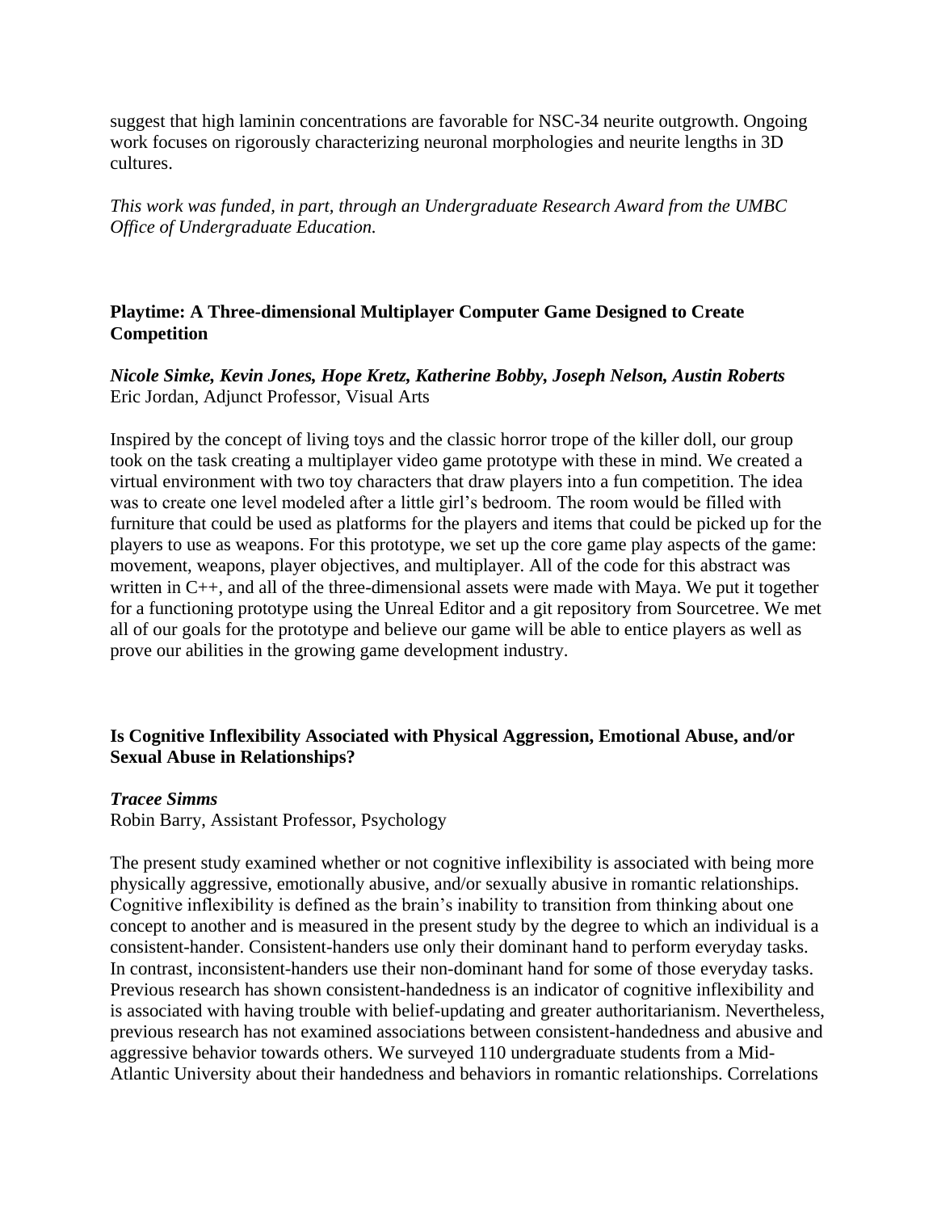suggest that high laminin concentrations are favorable for NSC-34 neurite outgrowth. Ongoing work focuses on rigorously characterizing neuronal morphologies and neurite lengths in 3D cultures.

*This work was funded, in part, through an Undergraduate Research Award from the UMBC Office of Undergraduate Education.*

**Playtime: A Three-dimensional Multiplayer Computer Game Designed to Create Competition**

***Nicole Simke, Kevin Jones, Hope Kretz, Katherine Bobby, Joseph Nelson, Austin Roberts***
Eric Jordan, Adjunct Professor, Visual Arts

Inspired by the concept of living toys and the classic horror trope of the killer doll, our group took on the task creating a multiplayer video game prototype with these in mind. We created a virtual environment with two toy characters that draw players into a fun competition. The idea was to create one level modeled after a little girl's bedroom. The room would be filled with furniture that could be used as platforms for the players and items that could be picked up for the players to use as weapons. For this prototype, we set up the core game play aspects of the game: movement, weapons, player objectives, and multiplayer. All of the code for this abstract was written in C++, and all of the three-dimensional assets were made with Maya. We put it together for a functioning prototype using the Unreal Editor and a git repository from Sourcetree. We met all of our goals for the prototype and believe our game will be able to entice players as well as prove our abilities in the growing game development industry.

**Is Cognitive Inflexibility Associated with Physical Aggression, Emotional Abuse, and/or Sexual Abuse in Relationships?**

***Tracee Simms***
Robin Barry, Assistant Professor, Psychology

The present study examined whether or not cognitive inflexibility is associated with being more physically aggressive, emotionally abusive, and/or sexually abusive in romantic relationships. Cognitive inflexibility is defined as the brain's inability to transition from thinking about one concept to another and is measured in the present study by the degree to which an individual is a consistent-hander. Consistent-handers use only their dominant hand to perform everyday tasks. In contrast, inconsistent-handers use their non-dominant hand for some of those everyday tasks. Previous research has shown consistent-handedness is an indicator of cognitive inflexibility and is associated with having trouble with belief-updating and greater authoritarianism. Nevertheless, previous research has not examined associations between consistent-handedness and abusive and aggressive behavior towards others. We surveyed 110 undergraduate students from a Mid-Atlantic University about their handedness and behaviors in romantic relationships. Correlations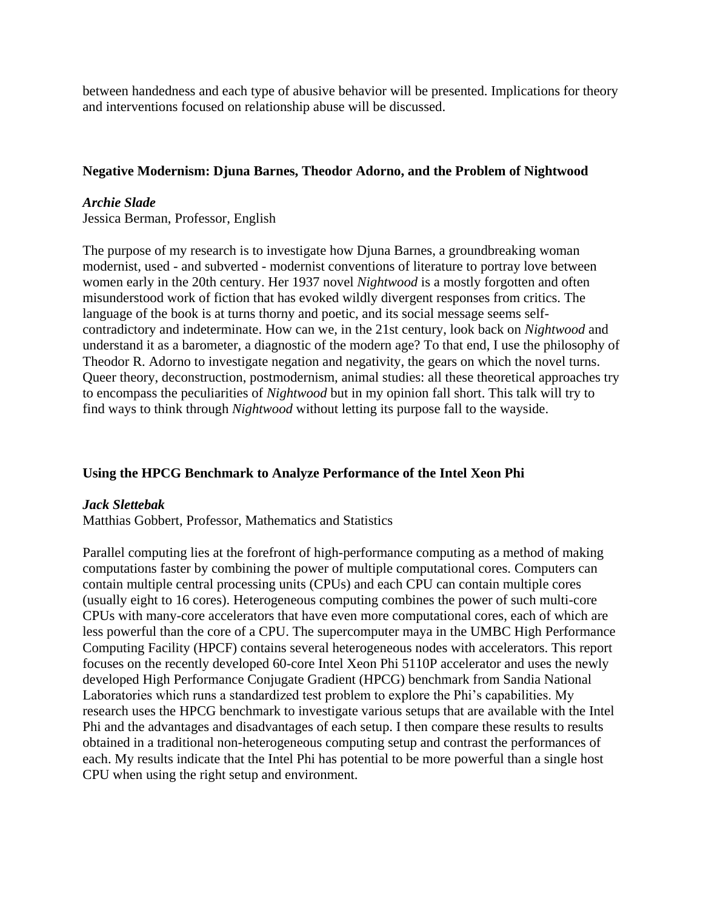between handedness and each type of abusive behavior will be presented. Implications for theory and interventions focused on relationship abuse will be discussed.

**Negative Modernism: Djuna Barnes, Theodor Adorno, and the Problem of Nightwood**

***Archie Slade***
Jessica Berman, Professor, English

The purpose of my research is to investigate how Djuna Barnes, a groundbreaking woman modernist, used - and subverted - modernist conventions of literature to portray love between women early in the 20th century. Her 1937 novel *Nightwood* is a mostly forgotten and often misunderstood work of fiction that has evoked wildly divergent responses from critics. The language of the book is at turns thorny and poetic, and its social message seems self-contradictory and indeterminate. How can we, in the 21st century, look back on *Nightwood* and understand it as a barometer, a diagnostic of the modern age? To that end, I use the philosophy of Theodor R. Adorno to investigate negation and negativity, the gears on which the novel turns. Queer theory, deconstruction, postmodernism, animal studies: all these theoretical approaches try to encompass the peculiarities of *Nightwood* but in my opinion fall short. This talk will try to find ways to think through *Nightwood* without letting its purpose fall to the wayside.

**Using the HPCG Benchmark to Analyze Performance of the Intel Xeon Phi**

***Jack Slettebak***
Matthias Gobbert, Professor, Mathematics and Statistics

Parallel computing lies at the forefront of high-performance computing as a method of making computations faster by combining the power of multiple computational cores. Computers can contain multiple central processing units (CPUs) and each CPU can contain multiple cores (usually eight to 16 cores). Heterogeneous computing combines the power of such multi-core CPUs with many-core accelerators that have even more computational cores, each of which are less powerful than the core of a CPU. The supercomputer maya in the UMBC High Performance Computing Facility (HPCF) contains several heterogeneous nodes with accelerators. This report focuses on the recently developed 60-core Intel Xeon Phi 5110P accelerator and uses the newly developed High Performance Conjugate Gradient (HPCG) benchmark from Sandia National Laboratories which runs a standardized test problem to explore the Phi's capabilities. My research uses the HPCG benchmark to investigate various setups that are available with the Intel Phi and the advantages and disadvantages of each setup. I then compare these results to results obtained in a traditional non-heterogeneous computing setup and contrast the performances of each. My results indicate that the Intel Phi has potential to be more powerful than a single host CPU when using the right setup and environment.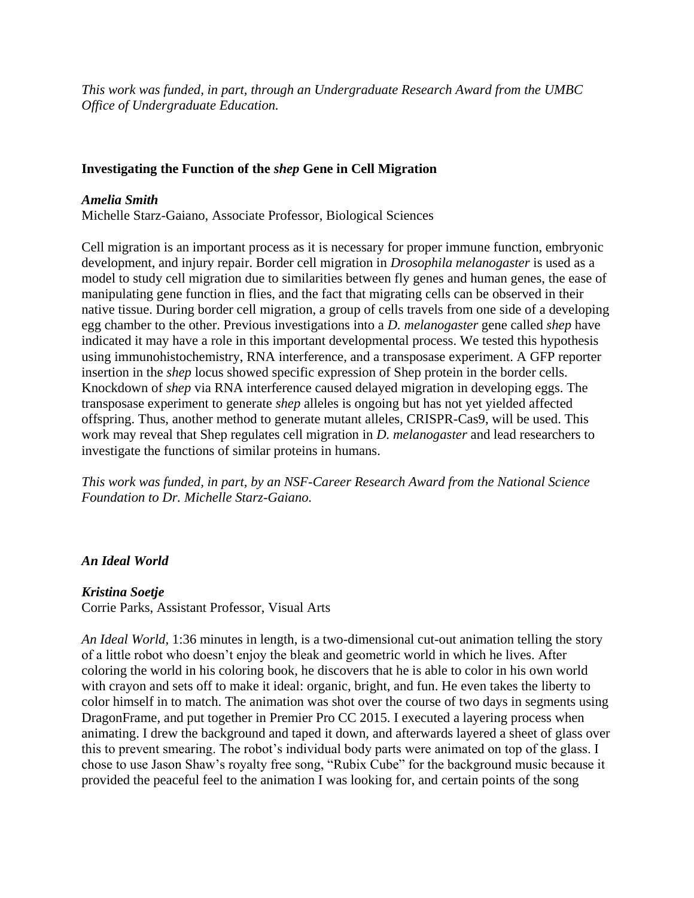*This work was funded, in part, through an Undergraduate Research Award from the UMBC Office of Undergraduate Education.*

### Investigating the Function of the *shep* Gene in Cell Migration

***Amelia Smith***
Michelle Starz-Gaiano, Associate Professor, Biological Sciences

Cell migration is an important process as it is necessary for proper immune function, embryonic development, and injury repair. Border cell migration in *Drosophila melanogaster* is used as a model to study cell migration due to similarities between fly genes and human genes, the ease of manipulating gene function in flies, and the fact that migrating cells can be observed in their native tissue. During border cell migration, a group of cells travels from one side of a developing egg chamber to the other. Previous investigations into a *D. melanogaster* gene called *shep* have indicated it may have a role in this important developmental process. We tested this hypothesis using immunohistochemistry, RNA interference, and a transposase experiment. A GFP reporter insertion in the *shep* locus showed specific expression of Shep protein in the border cells. Knockdown of *shep* via RNA interference caused delayed migration in developing eggs. The transposase experiment to generate *shep* alleles is ongoing but has not yet yielded affected offspring. Thus, another method to generate mutant alleles, CRISPR-Cas9, will be used. This work may reveal that Shep regulates cell migration in *D. melanogaster* and lead researchers to investigate the functions of similar proteins in humans.

*This work was funded, in part, by an NSF-Career Research Award from the National Science Foundation to Dr. Michelle Starz-Gaiano.*

### *An Ideal World*

***Kristina Soetje***
Corrie Parks, Assistant Professor, Visual Arts

*An Ideal World*, 1:36 minutes in length, is a two-dimensional cut-out animation telling the story of a little robot who doesn't enjoy the bleak and geometric world in which he lives. After coloring the world in his coloring book, he discovers that he is able to color in his own world with crayon and sets off to make it ideal: organic, bright, and fun. He even takes the liberty to color himself in to match. The animation was shot over the course of two days in segments using DragonFrame, and put together in Premier Pro CC 2015. I executed a layering process when animating. I drew the background and taped it down, and afterwards layered a sheet of glass over this to prevent smearing. The robot's individual body parts were animated on top of the glass. I chose to use Jason Shaw's royalty free song, "Rubix Cube" for the background music because it provided the peaceful feel to the animation I was looking for, and certain points of the song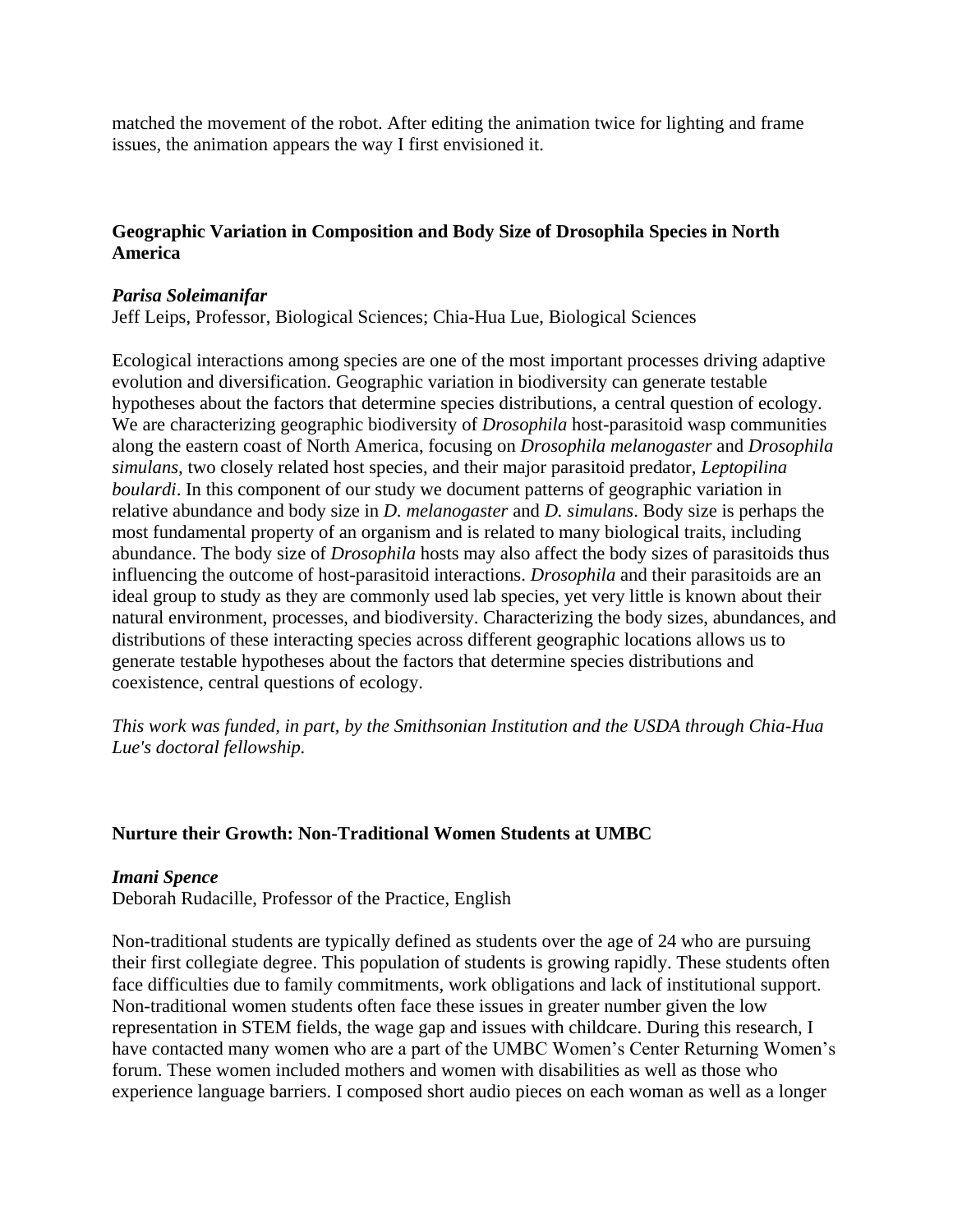matched the movement of the robot. After editing the animation twice for lighting and frame issues, the animation appears the way I first envisioned it.

### Geographic Variation in Composition and Body Size of Drosophila Species in North America

***Parisa Soleimanifar***
Jeff Leips, Professor, Biological Sciences; Chia-Hua Lue, Biological Sciences

Ecological interactions among species are one of the most important processes driving adaptive evolution and diversification. Geographic variation in biodiversity can generate testable hypotheses about the factors that determine species distributions, a central question of ecology. We are characterizing geographic biodiversity of *Drosophila* host-parasitoid wasp communities along the eastern coast of North America, focusing on *Drosophila melanogaster* and *Drosophila simulans,* two closely related host species, and their major parasitoid predator, *Leptopilina boulardi*. In this component of our study we document patterns of geographic variation in relative abundance and body size in *D. melanogaster* and *D. simulans*. Body size is perhaps the most fundamental property of an organism and is related to many biological traits, including abundance. The body size of *Drosophila* hosts may also affect the body sizes of parasitoids thus influencing the outcome of host-parasitoid interactions. *Drosophila* and their parasitoids are an ideal group to study as they are commonly used lab species, yet very little is known about their natural environment, processes, and biodiversity. Characterizing the body sizes, abundances, and distributions of these interacting species across different geographic locations allows us to generate testable hypotheses about the factors that determine species distributions and coexistence, central questions of ecology.

*This work was funded, in part, by the Smithsonian Institution and the USDA through Chia-Hua Lue's doctoral fellowship.*

### Nurture their Growth: Non-Traditional Women Students at UMBC

***Imani Spence***
Deborah Rudacille, Professor of the Practice, English

Non-traditional students are typically defined as students over the age of 24 who are pursuing their first collegiate degree. This population of students is growing rapidly. These students often face difficulties due to family commitments, work obligations and lack of institutional support. Non-traditional women students often face these issues in greater number given the low representation in STEM fields, the wage gap and issues with childcare. During this research, I have contacted many women who are a part of the UMBC Women's Center Returning Women's forum. These women included mothers and women with disabilities as well as those who experience language barriers. I composed short audio pieces on each woman as well as a longer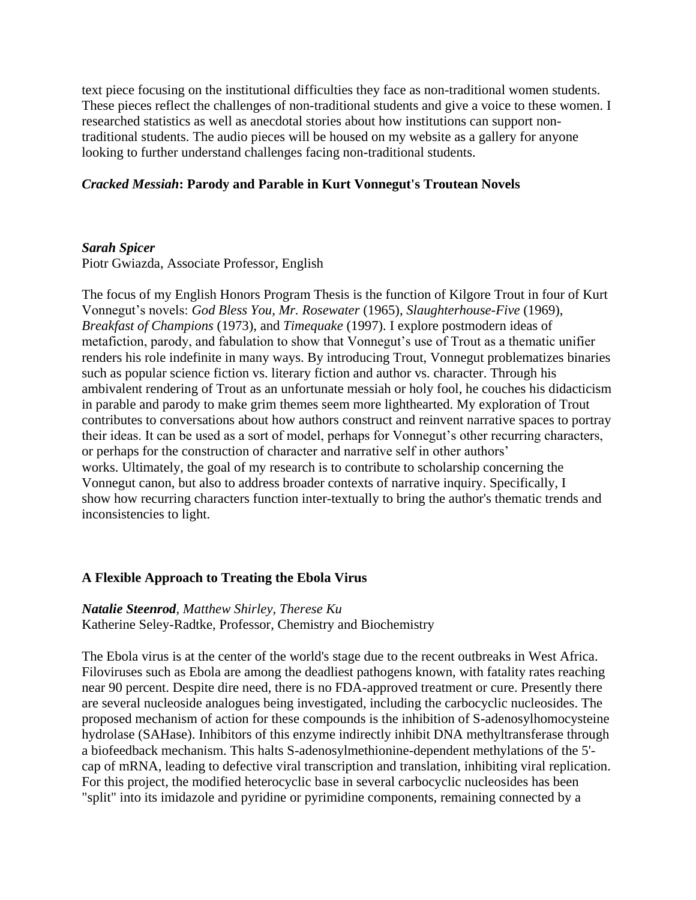text piece focusing on the institutional difficulties they face as non-traditional women students. These pieces reflect the challenges of non-traditional students and give a voice to these women. I researched statistics as well as anecdotal stories about how institutions can support non-traditional students. The audio pieces will be housed on my website as a gallery for anyone looking to further understand challenges facing non-traditional students.

### ***Cracked Messiah*: Parody and Parable in Kurt Vonnegut's Troutean Novels**

***Sarah Spicer***
Piotr Gwiazda, Associate Professor, English

The focus of my English Honors Program Thesis is the function of Kilgore Trout in four of Kurt Vonnegut's novels: *God Bless You, Mr. Rosewater* (1965), *Slaughterhouse-Five* (1969), *Breakfast of Champions* (1973), and *Timequake* (1997). I explore postmodern ideas of metafiction, parody, and fabulation to show that Vonnegut's use of Trout as a thematic unifier renders his role indefinite in many ways. By introducing Trout, Vonnegut problematizes binaries such as popular science fiction vs. literary fiction and author vs. character. Through his ambivalent rendering of Trout as an unfortunate messiah or holy fool, he couches his didacticism in parable and parody to make grim themes seem more lighthearted. My exploration of Trout contributes to conversations about how authors construct and reinvent narrative spaces to portray their ideas. It can be used as a sort of model, perhaps for Vonnegut's other recurring characters, or perhaps for the construction of character and narrative self in other authors' works. Ultimately, the goal of my research is to contribute to scholarship concerning the Vonnegut canon, but also to address broader contexts of narrative inquiry. Specifically, I show how recurring characters function inter-textually to bring the author's thematic trends and inconsistencies to light.

### **A Flexible Approach to Treating the Ebola Virus**

***Natalie Steenrod***, *Matthew Shirley, Therese Ku*
Katherine Seley-Radtke, Professor, Chemistry and Biochemistry

The Ebola virus is at the center of the world's stage due to the recent outbreaks in West Africa. Filoviruses such as Ebola are among the deadliest pathogens known, with fatality rates reaching near 90 percent. Despite dire need, there is no FDA-approved treatment or cure. Presently there are several nucleoside analogues being investigated, including the carbocyclic nucleosides. The proposed mechanism of action for these compounds is the inhibition of S-adenosylhomocysteine hydrolase (SAHase). Inhibitors of this enzyme indirectly inhibit DNA methyltransferase through a biofeedback mechanism. This halts S-adenosylmethionine-dependent methylations of the 5'-cap of mRNA, leading to defective viral transcription and translation, inhibiting viral replication. For this project, the modified heterocyclic base in several carbocyclic nucleosides has been "split" into its imidazole and pyridine or pyrimidine components, remaining connected by a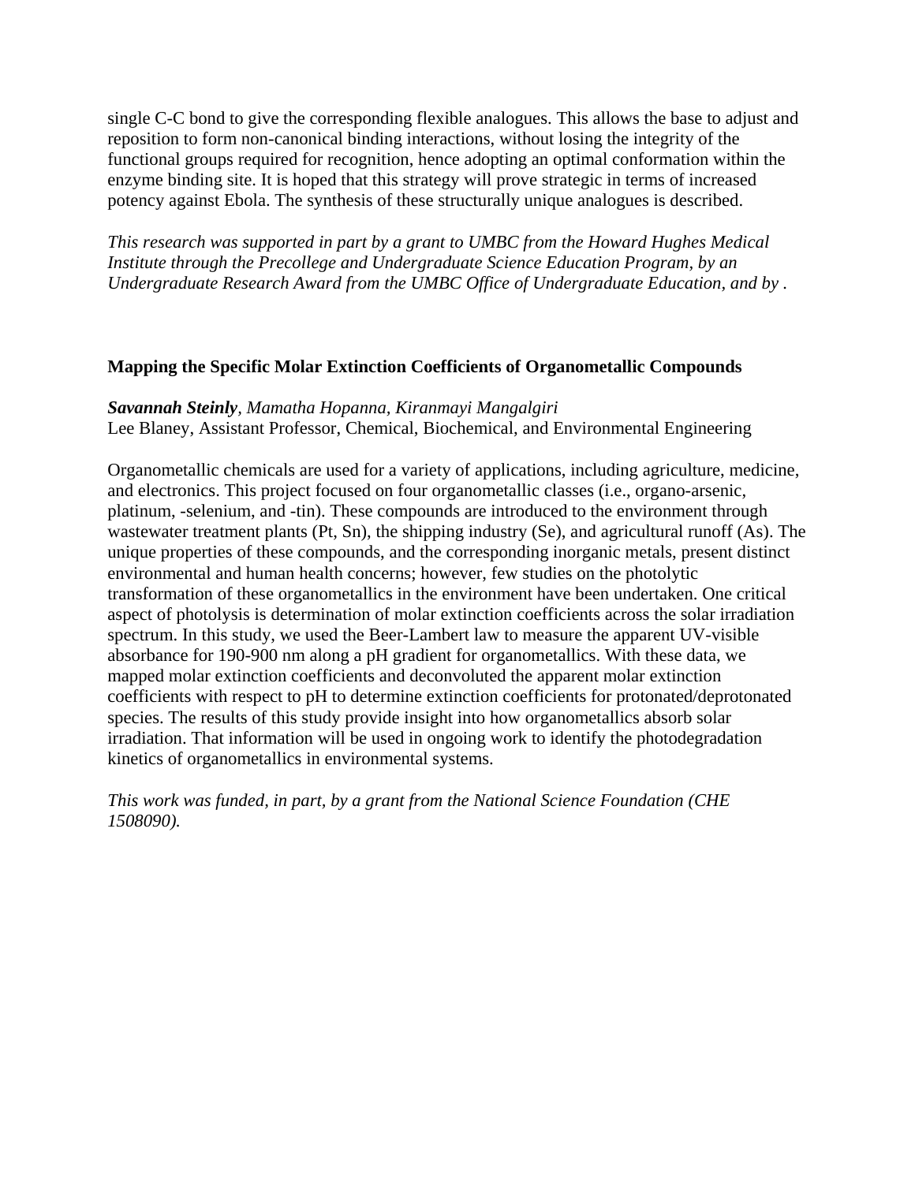single C-C bond to give the corresponding flexible analogues. This allows the base to adjust and reposition to form non-canonical binding interactions, without losing the integrity of the functional groups required for recognition, hence adopting an optimal conformation within the enzyme binding site. It is hoped that this strategy will prove strategic in terms of increased potency against Ebola. The synthesis of these structurally unique analogues is described.

*This research was supported in part by a grant to UMBC from the Howard Hughes Medical Institute through the Precollege and Undergraduate Science Education Program, by an Undergraduate Research Award from the UMBC Office of Undergraduate Education, and by .*

**Mapping the Specific Molar Extinction Coefficients of Organometallic Compounds**

***Savannah Steinly****, Mamatha Hopanna, Kiranmayi Mangalgiri*
Lee Blaney, Assistant Professor, Chemical, Biochemical, and Environmental Engineering

Organometallic chemicals are used for a variety of applications, including agriculture, medicine, and electronics. This project focused on four organometallic classes (i.e., organo-arsenic, platinum, -selenium, and -tin). These compounds are introduced to the environment through wastewater treatment plants (Pt, Sn), the shipping industry (Se), and agricultural runoff (As). The unique properties of these compounds, and the corresponding inorganic metals, present distinct environmental and human health concerns; however, few studies on the photolytic transformation of these organometallics in the environment have been undertaken. One critical aspect of photolysis is determination of molar extinction coefficients across the solar irradiation spectrum. In this study, we used the Beer-Lambert law to measure the apparent UV-visible absorbance for 190-900 nm along a pH gradient for organometallics. With these data, we mapped molar extinction coefficients and deconvoluted the apparent molar extinction coefficients with respect to pH to determine extinction coefficients for protonated/deprotonated species. The results of this study provide insight into how organometallics absorb solar irradiation. That information will be used in ongoing work to identify the photodegradation kinetics of organometallics in environmental systems.

*This work was funded, in part, by a grant from the National Science Foundation (CHE 1508090).*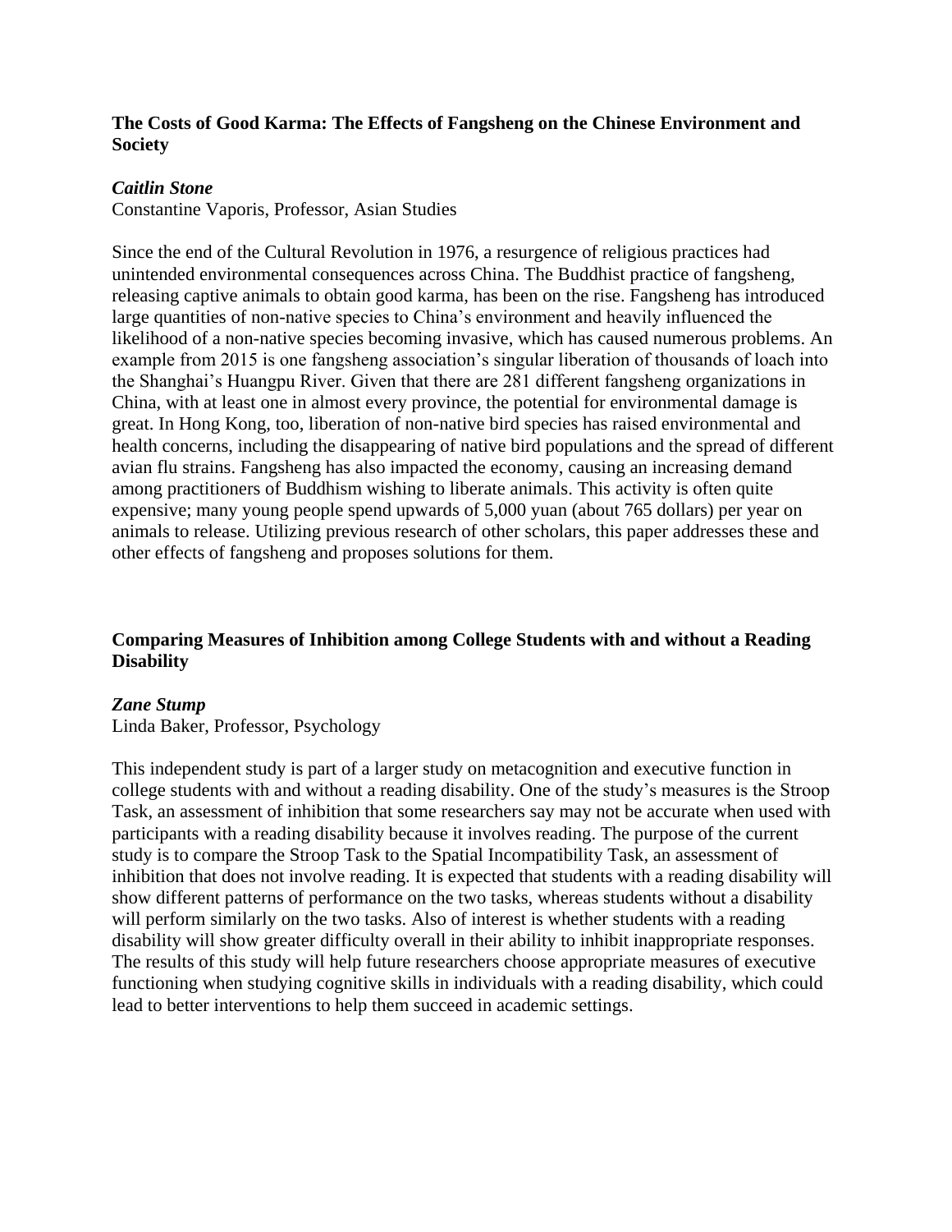### The Costs of Good Karma: The Effects of Fangsheng on the Chinese Environment and Society

***Caitlin Stone***
Constantine Vaporis, Professor, Asian Studies

Since the end of the Cultural Revolution in 1976, a resurgence of religious practices had unintended environmental consequences across China. The Buddhist practice of fangsheng, releasing captive animals to obtain good karma, has been on the rise. Fangsheng has introduced large quantities of non-native species to China's environment and heavily influenced the likelihood of a non-native species becoming invasive, which has caused numerous problems. An example from 2015 is one fangsheng association's singular liberation of thousands of loach into the Shanghai's Huangpu River. Given that there are 281 different fangsheng organizations in China, with at least one in almost every province, the potential for environmental damage is great. In Hong Kong, too, liberation of non-native bird species has raised environmental and health concerns, including the disappearing of native bird populations and the spread of different avian flu strains. Fangsheng has also impacted the economy, causing an increasing demand among practitioners of Buddhism wishing to liberate animals. This activity is often quite expensive; many young people spend upwards of 5,000 yuan (about 765 dollars) per year on animals to release. Utilizing previous research of other scholars, this paper addresses these and other effects of fangsheng and proposes solutions for them.

### Comparing Measures of Inhibition among College Students with and without a Reading Disability

***Zane Stump***
Linda Baker, Professor, Psychology

This independent study is part of a larger study on metacognition and executive function in college students with and without a reading disability. One of the study's measures is the Stroop Task, an assessment of inhibition that some researchers say may not be accurate when used with participants with a reading disability because it involves reading. The purpose of the current study is to compare the Stroop Task to the Spatial Incompatibility Task, an assessment of inhibition that does not involve reading. It is expected that students with a reading disability will show different patterns of performance on the two tasks, whereas students without a disability will perform similarly on the two tasks. Also of interest is whether students with a reading disability will show greater difficulty overall in their ability to inhibit inappropriate responses. The results of this study will help future researchers choose appropriate measures of executive functioning when studying cognitive skills in individuals with a reading disability, which could lead to better interventions to help them succeed in academic settings.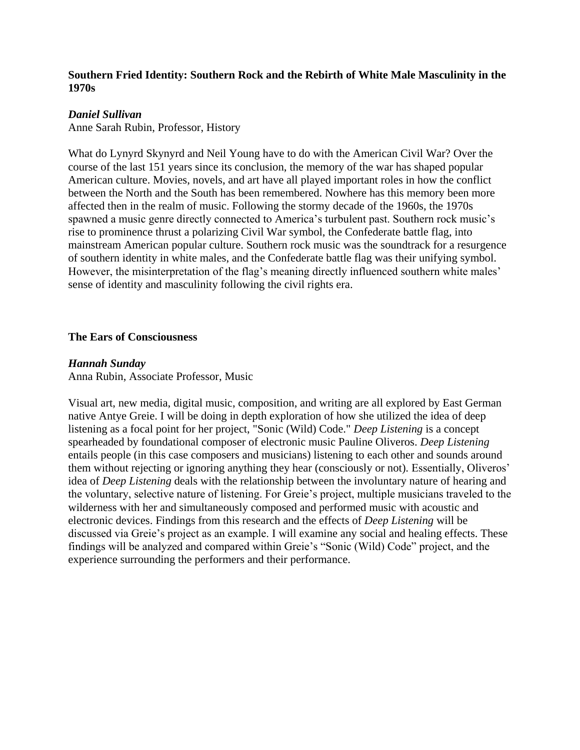**Southern Fried Identity: Southern Rock and the Rebirth of White Male Masculinity in the 1970s**

***Daniel Sullivan***
Anne Sarah Rubin, Professor, History

What do Lynyrd Skynyrd and Neil Young have to do with the American Civil War? Over the course of the last 151 years since its conclusion, the memory of the war has shaped popular American culture. Movies, novels, and art have all played important roles in how the conflict between the North and the South has been remembered. Nowhere has this memory been more affected then in the realm of music. Following the stormy decade of the 1960s, the 1970s spawned a music genre directly connected to America's turbulent past. Southern rock music's rise to prominence thrust a polarizing Civil War symbol, the Confederate battle flag, into mainstream American popular culture. Southern rock music was the soundtrack for a resurgence of southern identity in white males, and the Confederate battle flag was their unifying symbol. However, the misinterpretation of the flag's meaning directly influenced southern white males' sense of identity and masculinity following the civil rights era.

**The Ears of Consciousness**

***Hannah Sunday***
Anna Rubin, Associate Professor, Music

Visual art, new media, digital music, composition, and writing are all explored by East German native Antye Greie. I will be doing in depth exploration of how she utilized the idea of deep listening as a focal point for her project, "Sonic (Wild) Code." *Deep Listening* is a concept spearheaded by foundational composer of electronic music Pauline Oliveros. *Deep Listening* entails people (in this case composers and musicians) listening to each other and sounds around them without rejecting or ignoring anything they hear (consciously or not). Essentially, Oliveros' idea of *Deep Listening* deals with the relationship between the involuntary nature of hearing and the voluntary, selective nature of listening. For Greie's project, multiple musicians traveled to the wilderness with her and simultaneously composed and performed music with acoustic and electronic devices. Findings from this research and the effects of *Deep Listening* will be discussed via Greie's project as an example. I will examine any social and healing effects. These findings will be analyzed and compared within Greie's "Sonic (Wild) Code" project, and the experience surrounding the performers and their performance.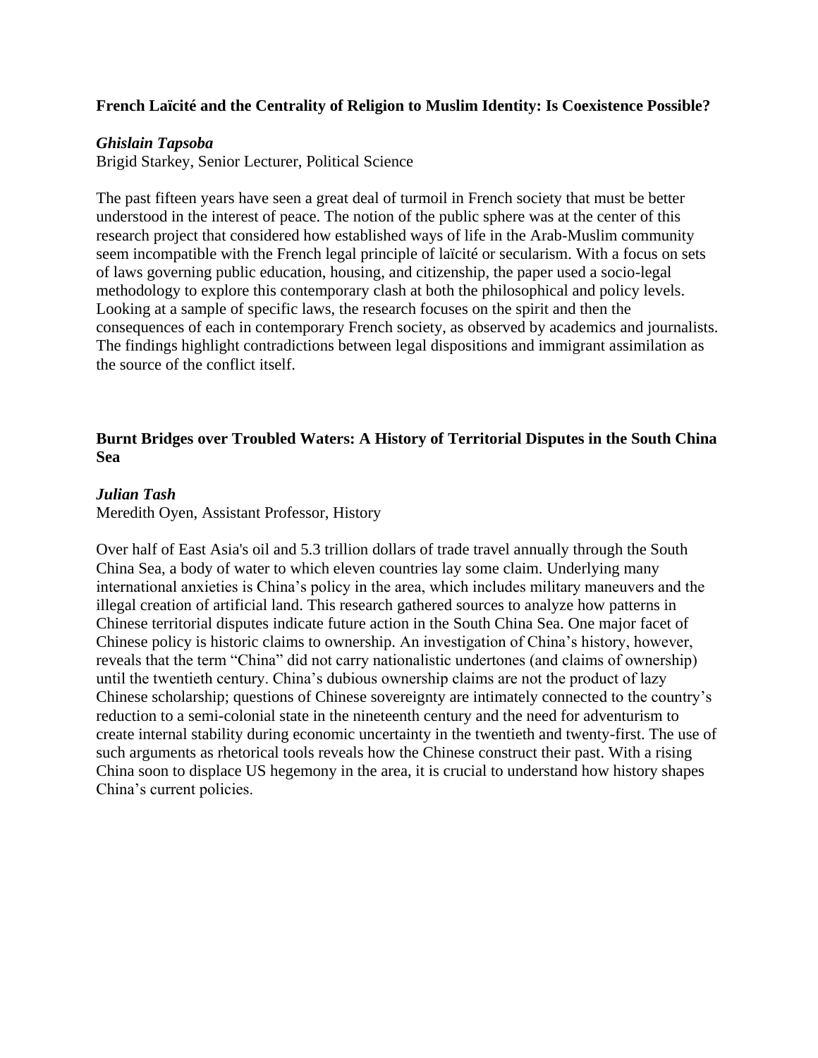**French Laïcité and the Centrality of Religion to Muslim Identity: Is Coexistence Possible?**

***Ghislain Tapsoba***
Brigid Starkey, Senior Lecturer, Political Science

The past fifteen years have seen a great deal of turmoil in French society that must be better understood in the interest of peace. The notion of the public sphere was at the center of this research project that considered how established ways of life in the Arab-Muslim community seem incompatible with the French legal principle of laïcité or secularism. With a focus on sets of laws governing public education, housing, and citizenship, the paper used a socio-legal methodology to explore this contemporary clash at both the philosophical and policy levels. Looking at a sample of specific laws, the research focuses on the spirit and then the consequences of each in contemporary French society, as observed by academics and journalists. The findings highlight contradictions between legal dispositions and immigrant assimilation as the source of the conflict itself.

**Burnt Bridges over Troubled Waters: A History of Territorial Disputes in the South China Sea**

***Julian Tash***
Meredith Oyen, Assistant Professor, History

Over half of East Asia's oil and 5.3 trillion dollars of trade travel annually through the South China Sea, a body of water to which eleven countries lay some claim. Underlying many international anxieties is China's policy in the area, which includes military maneuvers and the illegal creation of artificial land. This research gathered sources to analyze how patterns in Chinese territorial disputes indicate future action in the South China Sea. One major facet of Chinese policy is historic claims to ownership. An investigation of China's history, however, reveals that the term "China" did not carry nationalistic undertones (and claims of ownership) until the twentieth century. China's dubious ownership claims are not the product of lazy Chinese scholarship; questions of Chinese sovereignty are intimately connected to the country's reduction to a semi-colonial state in the nineteenth century and the need for adventurism to create internal stability during economic uncertainty in the twentieth and twenty-first. The use of such arguments as rhetorical tools reveals how the Chinese construct their past. With a rising China soon to displace US hegemony in the area, it is crucial to understand how history shapes China's current policies.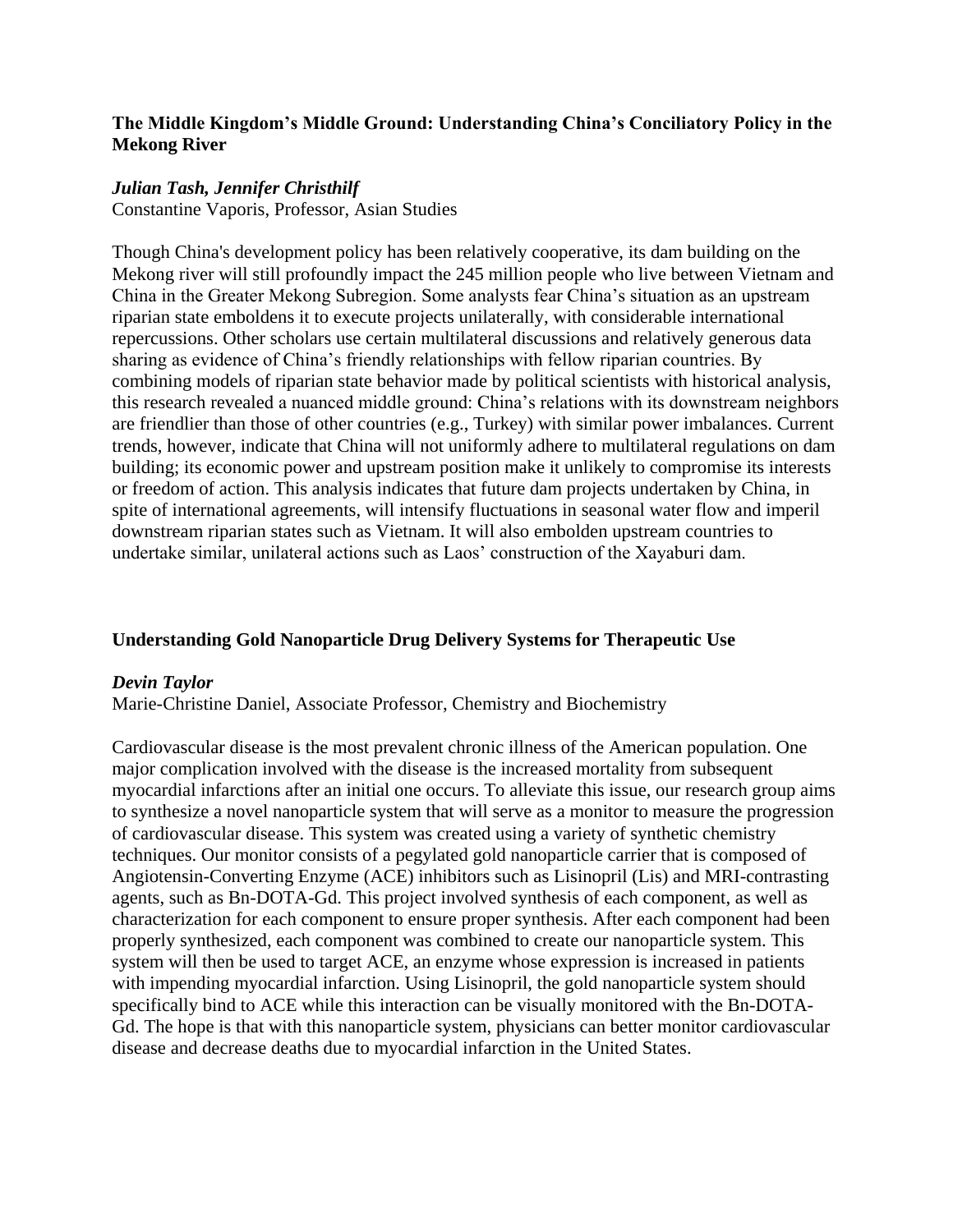### The Middle Kingdom's Middle Ground: Understanding China's Conciliatory Policy in the Mekong River

***Julian Tash, Jennifer Christhilf***
Constantine Vaporis, Professor, Asian Studies

Though China's development policy has been relatively cooperative, its dam building on the Mekong river will still profoundly impact the 245 million people who live between Vietnam and China in the Greater Mekong Subregion. Some analysts fear China's situation as an upstream riparian state emboldens it to execute projects unilaterally, with considerable international repercussions. Other scholars use certain multilateral discussions and relatively generous data sharing as evidence of China's friendly relationships with fellow riparian countries. By combining models of riparian state behavior made by political scientists with historical analysis, this research revealed a nuanced middle ground: China's relations with its downstream neighbors are friendlier than those of other countries (e.g., Turkey) with similar power imbalances. Current trends, however, indicate that China will not uniformly adhere to multilateral regulations on dam building; its economic power and upstream position make it unlikely to compromise its interests or freedom of action. This analysis indicates that future dam projects undertaken by China, in spite of international agreements, will intensify fluctuations in seasonal water flow and imperil downstream riparian states such as Vietnam. It will also embolden upstream countries to undertake similar, unilateral actions such as Laos' construction of the Xayaburi dam.

### Understanding Gold Nanoparticle Drug Delivery Systems for Therapeutic Use

***Devin Taylor***
Marie-Christine Daniel, Associate Professor, Chemistry and Biochemistry

Cardiovascular disease is the most prevalent chronic illness of the American population. One major complication involved with the disease is the increased mortality from subsequent myocardial infarctions after an initial one occurs. To alleviate this issue, our research group aims to synthesize a novel nanoparticle system that will serve as a monitor to measure the progression of cardiovascular disease. This system was created using a variety of synthetic chemistry techniques. Our monitor consists of a pegylated gold nanoparticle carrier that is composed of Angiotensin-Converting Enzyme (ACE) inhibitors such as Lisinopril (Lis) and MRI-contrasting agents, such as Bn-DOTA-Gd. This project involved synthesis of each component, as well as characterization for each component to ensure proper synthesis. After each component had been properly synthesized, each component was combined to create our nanoparticle system. This system will then be used to target ACE, an enzyme whose expression is increased in patients with impending myocardial infarction. Using Lisinopril, the gold nanoparticle system should specifically bind to ACE while this interaction can be visually monitored with the Bn-DOTA-Gd. The hope is that with this nanoparticle system, physicians can better monitor cardiovascular disease and decrease deaths due to myocardial infarction in the United States.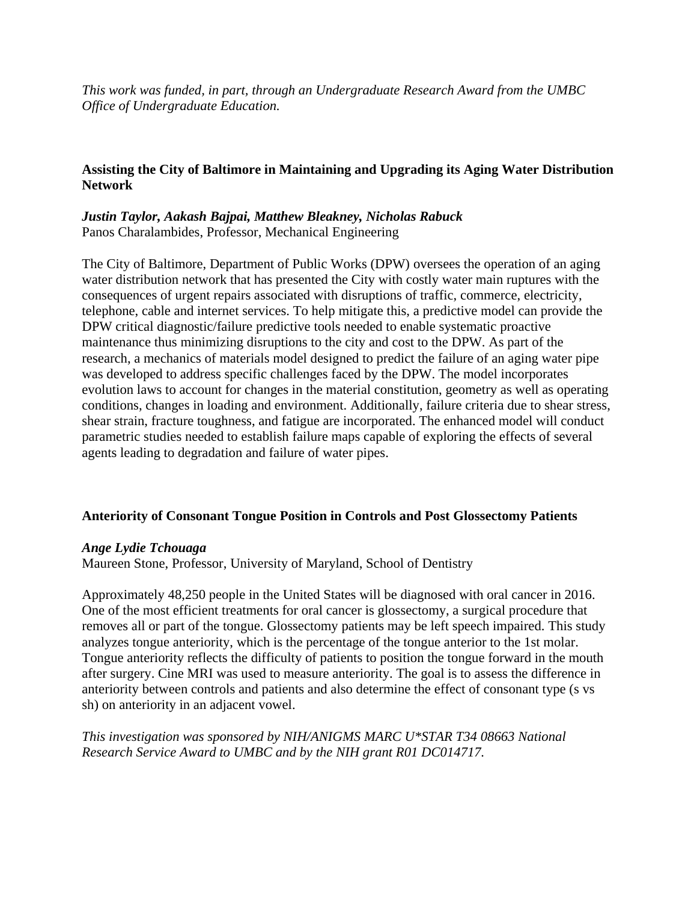*This work was funded, in part, through an Undergraduate Research Award from the UMBC Office of Undergraduate Education.*

### Assisting the City of Baltimore in Maintaining and Upgrading its Aging Water Distribution Network

***Justin Taylor, Aakash Bajpai, Matthew Bleakney, Nicholas Rabuck***
Panos Charalambides, Professor, Mechanical Engineering

The City of Baltimore, Department of Public Works (DPW) oversees the operation of an aging water distribution network that has presented the City with costly water main ruptures with the consequences of urgent repairs associated with disruptions of traffic, commerce, electricity, telephone, cable and internet services. To help mitigate this, a predictive model can provide the DPW critical diagnostic/failure predictive tools needed to enable systematic proactive maintenance thus minimizing disruptions to the city and cost to the DPW. As part of the research, a mechanics of materials model designed to predict the failure of an aging water pipe was developed to address specific challenges faced by the DPW. The model incorporates evolution laws to account for changes in the material constitution, geometry as well as operating conditions, changes in loading and environment. Additionally, failure criteria due to shear stress, shear strain, fracture toughness, and fatigue are incorporated. The enhanced model will conduct parametric studies needed to establish failure maps capable of exploring the effects of several agents leading to degradation and failure of water pipes.

### Anteriority of Consonant Tongue Position in Controls and Post Glossectomy Patients

***Ange Lydie Tchouaga***
Maureen Stone, Professor, University of Maryland, School of Dentistry

Approximately 48,250 people in the United States will be diagnosed with oral cancer in 2016. One of the most efficient treatments for oral cancer is glossectomy, a surgical procedure that removes all or part of the tongue. Glossectomy patients may be left speech impaired. This study analyzes tongue anteriority, which is the percentage of the tongue anterior to the 1st molar. Tongue anteriority reflects the difficulty of patients to position the tongue forward in the mouth after surgery. Cine MRI was used to measure anteriority. The goal is to assess the difference in anteriority between controls and patients and also determine the effect of consonant type (s vs sh) on anteriority in an adjacent vowel.

*This investigation was sponsored by NIH/ANIGMS MARC U*STAR T34 08663 National Research Service Award to UMBC and by the NIH grant R01 DC014717.*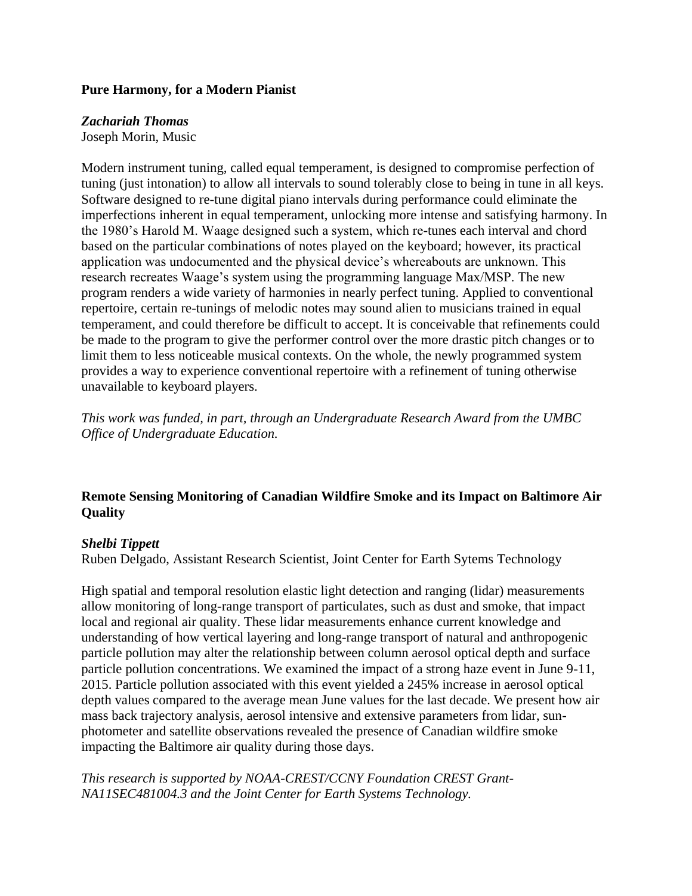### Pure Harmony, for a Modern Pianist

***Zachariah Thomas***
Joseph Morin, Music

Modern instrument tuning, called equal temperament, is designed to compromise perfection of tuning (just intonation) to allow all intervals to sound tolerably close to being in tune in all keys. Software designed to re-tune digital piano intervals during performance could eliminate the imperfections inherent in equal temperament, unlocking more intense and satisfying harmony. In the 1980's Harold M. Waage designed such a system, which re-tunes each interval and chord based on the particular combinations of notes played on the keyboard; however, its practical application was undocumented and the physical device's whereabouts are unknown. This research recreates Waage's system using the programming language Max/MSP. The new program renders a wide variety of harmonies in nearly perfect tuning. Applied to conventional repertoire, certain re-tunings of melodic notes may sound alien to musicians trained in equal temperament, and could therefore be difficult to accept. It is conceivable that refinements could be made to the program to give the performer control over the more drastic pitch changes or to limit them to less noticeable musical contexts. On the whole, the newly programmed system provides a way to experience conventional repertoire with a refinement of tuning otherwise unavailable to keyboard players.

*This work was funded, in part, through an Undergraduate Research Award from the UMBC Office of Undergraduate Education.*

### Remote Sensing Monitoring of Canadian Wildfire Smoke and its Impact on Baltimore Air Quality

***Shelbi Tippett***
Ruben Delgado, Assistant Research Scientist, Joint Center for Earth Sytems Technology

High spatial and temporal resolution elastic light detection and ranging (lidar) measurements allow monitoring of long-range transport of particulates, such as dust and smoke, that impact local and regional air quality. These lidar measurements enhance current knowledge and understanding of how vertical layering and long-range transport of natural and anthropogenic particle pollution may alter the relationship between column aerosol optical depth and surface particle pollution concentrations. We examined the impact of a strong haze event in June 9-11, 2015. Particle pollution associated with this event yielded a 245% increase in aerosol optical depth values compared to the average mean June values for the last decade. We present how air mass back trajectory analysis, aerosol intensive and extensive parameters from lidar, sun-photometer and satellite observations revealed the presence of Canadian wildfire smoke impacting the Baltimore air quality during those days.

*This research is supported by NOAA-CREST/CCNY Foundation CREST Grant-NA11SEC481004.3 and the Joint Center for Earth Systems Technology.*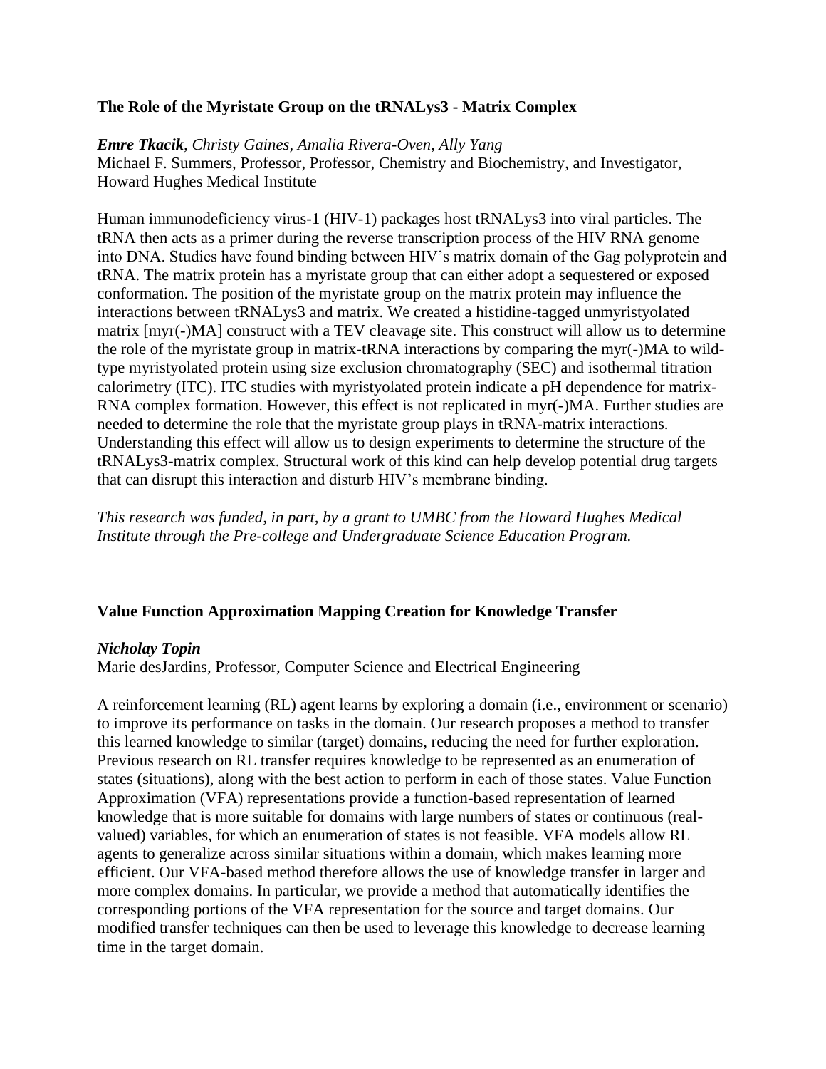### The Role of the Myristate Group on the tRNALys3 - Matrix Complex

***Emre Tkacik**, Christy Gaines, Amalia Rivera-Oven, Ally Yang*
Michael F. Summers, Professor, Professor, Chemistry and Biochemistry, and Investigator, Howard Hughes Medical Institute

Human immunodeficiency virus-1 (HIV-1) packages host tRNALys3 into viral particles. The tRNA then acts as a primer during the reverse transcription process of the HIV RNA genome into DNA. Studies have found binding between HIV's matrix domain of the Gag polyprotein and tRNA. The matrix protein has a myristate group that can either adopt a sequestered or exposed conformation. The position of the myristate group on the matrix protein may influence the interactions between tRNALys3 and matrix. We created a histidine-tagged unmyristyolated matrix [myr(-)MA] construct with a TEV cleavage site. This construct will allow us to determine the role of the myristate group in matrix-tRNA interactions by comparing the myr(-)MA to wild-type myristyolated protein using size exclusion chromatography (SEC) and isothermal titration calorimetry (ITC). ITC studies with myristyolated protein indicate a pH dependence for matrix-RNA complex formation. However, this effect is not replicated in myr(-)MA. Further studies are needed to determine the role that the myristate group plays in tRNA-matrix interactions. Understanding this effect will allow us to design experiments to determine the structure of the tRNALys3-matrix complex. Structural work of this kind can help develop potential drug targets that can disrupt this interaction and disturb HIV's membrane binding.

*This research was funded, in part, by a grant to UMBC from the Howard Hughes Medical Institute through the Pre-college and Undergraduate Science Education Program.*

### Value Function Approximation Mapping Creation for Knowledge Transfer

***Nicholay Topin***
Marie desJardins, Professor, Computer Science and Electrical Engineering

A reinforcement learning (RL) agent learns by exploring a domain (i.e., environment or scenario) to improve its performance on tasks in the domain. Our research proposes a method to transfer this learned knowledge to similar (target) domains, reducing the need for further exploration. Previous research on RL transfer requires knowledge to be represented as an enumeration of states (situations), along with the best action to perform in each of those states. Value Function Approximation (VFA) representations provide a function-based representation of learned knowledge that is more suitable for domains with large numbers of states or continuous (real-valued) variables, for which an enumeration of states is not feasible. VFA models allow RL agents to generalize across similar situations within a domain, which makes learning more efficient. Our VFA-based method therefore allows the use of knowledge transfer in larger and more complex domains. In particular, we provide a method that automatically identifies the corresponding portions of the VFA representation for the source and target domains. Our modified transfer techniques can then be used to leverage this knowledge to decrease learning time in the target domain.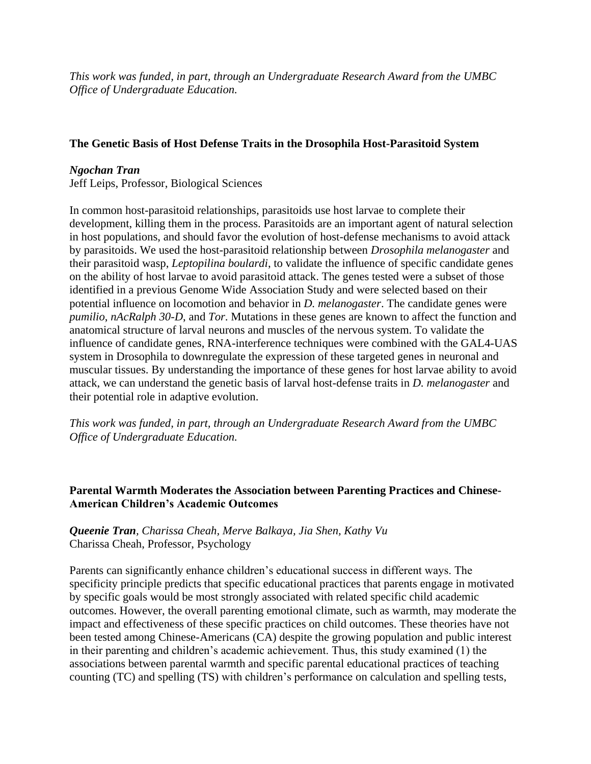*This work was funded, in part, through an Undergraduate Research Award from the UMBC Office of Undergraduate Education.*

### The Genetic Basis of Host Defense Traits in the Drosophila Host-Parasitoid System

***Ngochan Tran***
Jeff Leips, Professor, Biological Sciences

In common host-parasitoid relationships, parasitoids use host larvae to complete their development, killing them in the process. Parasitoids are an important agent of natural selection in host populations, and should favor the evolution of host-defense mechanisms to avoid attack by parasitoids. We used the host-parasitoid relationship between *Drosophila melanogaster* and their parasitoid wasp, *Leptopilina boulardi*, to validate the influence of specific candidate genes on the ability of host larvae to avoid parasitoid attack. The genes tested were a subset of those identified in a previous Genome Wide Association Study and were selected based on their potential influence on locomotion and behavior in *D. melanogaster*. The candidate genes were *pumilio*, *nAcRalph 30-D*, and *Tor*. Mutations in these genes are known to affect the function and anatomical structure of larval neurons and muscles of the nervous system. To validate the influence of candidate genes, RNA-interference techniques were combined with the GAL4-UAS system in Drosophila to downregulate the expression of these targeted genes in neuronal and muscular tissues. By understanding the importance of these genes for host larvae ability to avoid attack, we can understand the genetic basis of larval host-defense traits in *D. melanogaster* and their potential role in adaptive evolution.

*This work was funded, in part, through an Undergraduate Research Award from the UMBC Office of Undergraduate Education.*

### Parental Warmth Moderates the Association between Parenting Practices and Chinese-American Children's Academic Outcomes

***Queenie Tran**, Charissa Cheah, Merve Balkaya, Jia Shen, Kathy Vu*
Charissa Cheah, Professor, Psychology

Parents can significantly enhance children's educational success in different ways. The specificity principle predicts that specific educational practices that parents engage in motivated by specific goals would be most strongly associated with related specific child academic outcomes. However, the overall parenting emotional climate, such as warmth, may moderate the impact and effectiveness of these specific practices on child outcomes. These theories have not been tested among Chinese-Americans (CA) despite the growing population and public interest in their parenting and children's academic achievement. Thus, this study examined (1) the associations between parental warmth and specific parental educational practices of teaching counting (TC) and spelling (TS) with children's performance on calculation and spelling tests,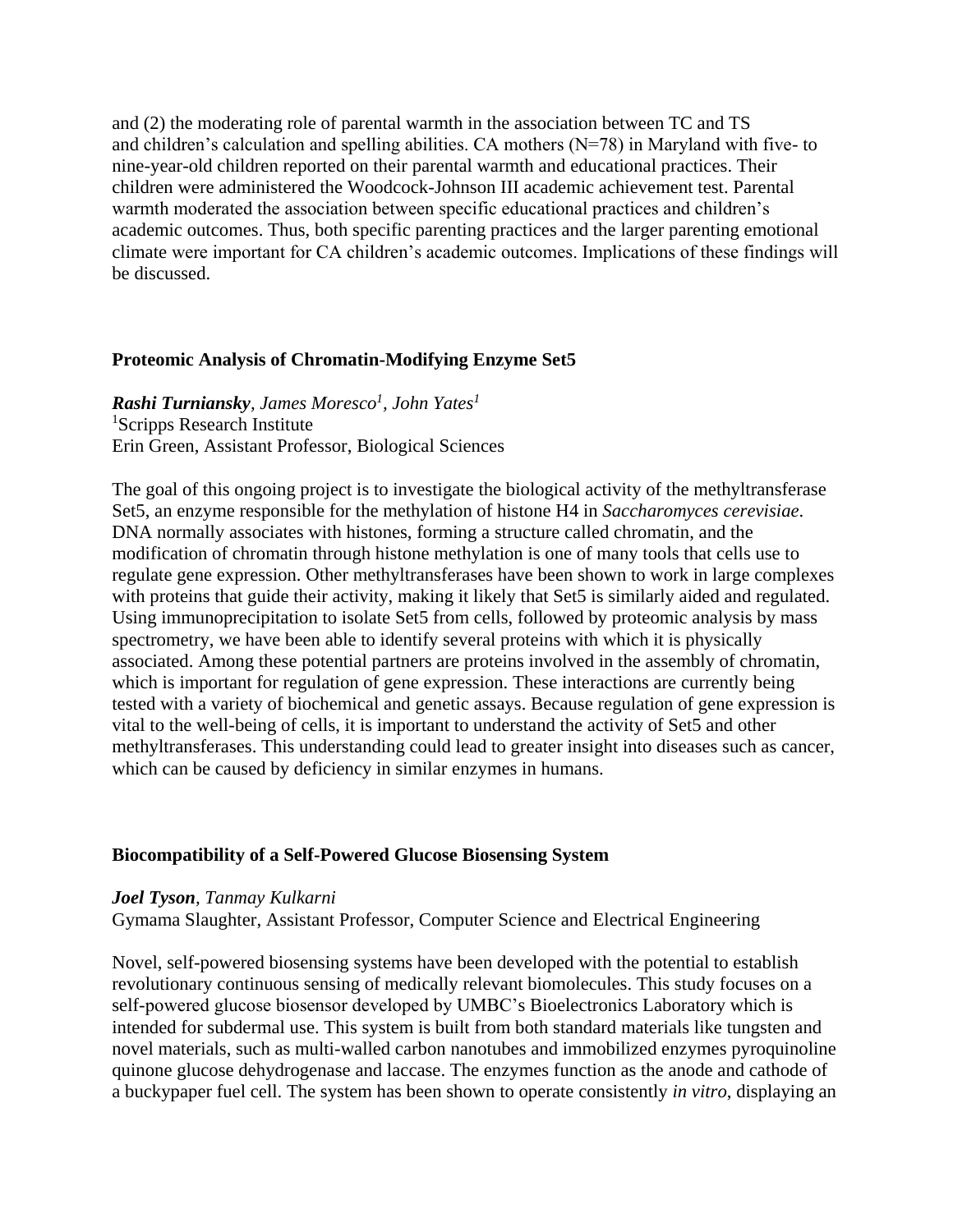and (2) the moderating role of parental warmth in the association between TC and TS and children's calculation and spelling abilities. CA mothers (N=78) in Maryland with five- to nine-year-old children reported on their parental warmth and educational practices. Their children were administered the Woodcock-Johnson III academic achievement test. Parental warmth moderated the association between specific educational practices and children's academic outcomes. Thus, both specific parenting practices and the larger parenting emotional climate were important for CA children's academic outcomes. Implications of these findings will be discussed.

### Proteomic Analysis of Chromatin-Modifying Enzyme Set5

***Rashi Turniansky***, *James Moresco*[1], *John Yates*[1]
[1]Scripps Research Institute
Erin Green, Assistant Professor, Biological Sciences

The goal of this ongoing project is to investigate the biological activity of the methyltransferase Set5, an enzyme responsible for the methylation of histone H4 in *Saccharomyces cerevisiae*. DNA normally associates with histones, forming a structure called chromatin, and the modification of chromatin through histone methylation is one of many tools that cells use to regulate gene expression. Other methyltransferases have been shown to work in large complexes with proteins that guide their activity, making it likely that Set5 is similarly aided and regulated. Using immunoprecipitation to isolate Set5 from cells, followed by proteomic analysis by mass spectrometry, we have been able to identify several proteins with which it is physically associated. Among these potential partners are proteins involved in the assembly of chromatin, which is important for regulation of gene expression. These interactions are currently being tested with a variety of biochemical and genetic assays. Because regulation of gene expression is vital to the well-being of cells, it is important to understand the activity of Set5 and other methyltransferases. This understanding could lead to greater insight into diseases such as cancer, which can be caused by deficiency in similar enzymes in humans.

### Biocompatibility of a Self-Powered Glucose Biosensing System

***Joel Tyson***, *Tanmay Kulkarni*
Gymama Slaughter, Assistant Professor, Computer Science and Electrical Engineering

Novel, self-powered biosensing systems have been developed with the potential to establish revolutionary continuous sensing of medically relevant biomolecules. This study focuses on a self-powered glucose biosensor developed by UMBC's Bioelectronics Laboratory which is intended for subdermal use. This system is built from both standard materials like tungsten and novel materials, such as multi-walled carbon nanotubes and immobilized enzymes pyroquinoline quinone glucose dehydrogenase and laccase. The enzymes function as the anode and cathode of a buckypaper fuel cell. The system has been shown to operate consistently *in vitro*, displaying an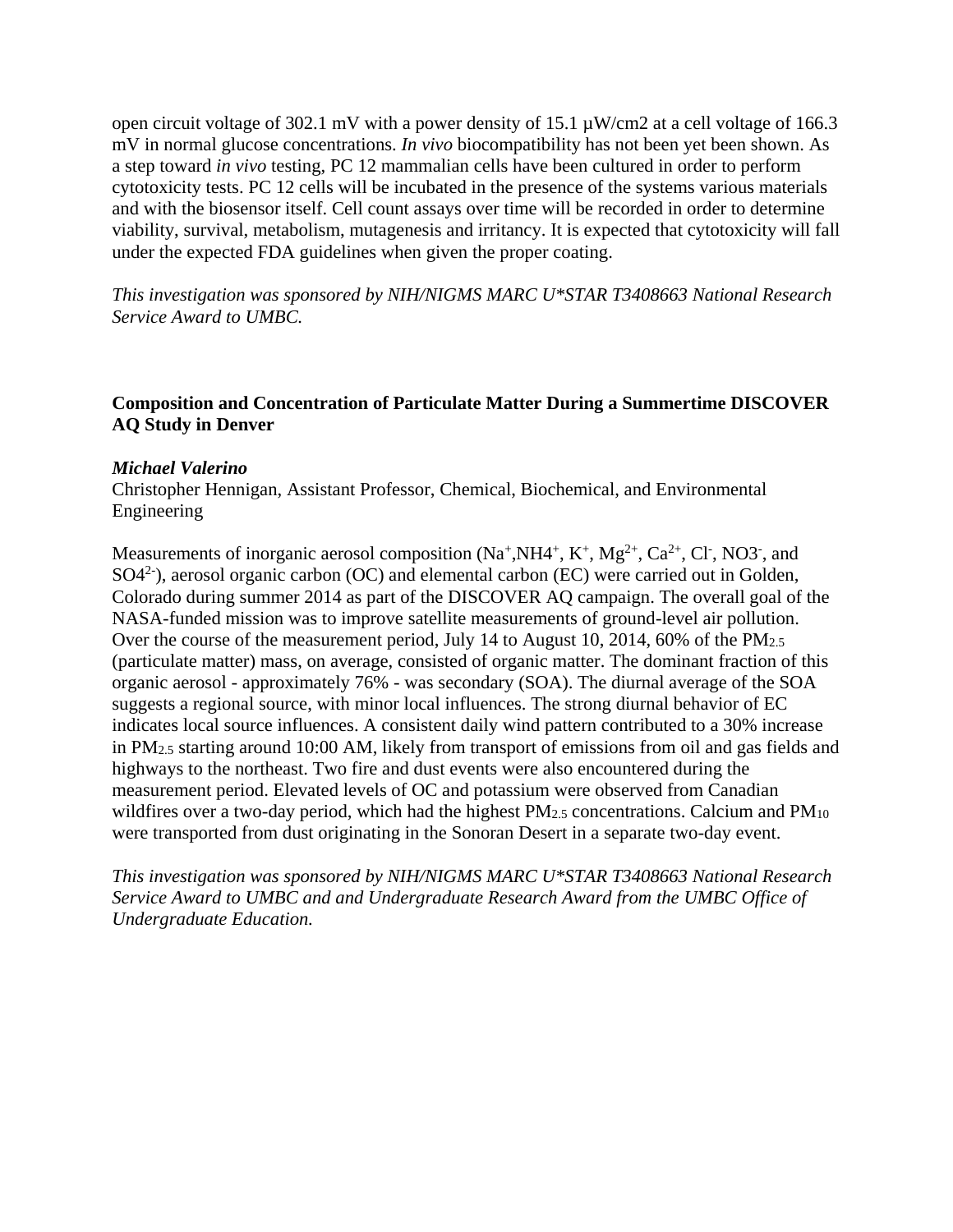open circuit voltage of 302.1 mV with a power density of 15.1 µW/cm2 at a cell voltage of 166.3 mV in normal glucose concentrations. *In vivo* biocompatibility has not been yet been shown. As a step toward *in vivo* testing, PC 12 mammalian cells have been cultured in order to perform cytotoxicity tests. PC 12 cells will be incubated in the presence of the systems various materials and with the biosensor itself. Cell count assays over time will be recorded in order to determine viability, survival, metabolism, mutagenesis and irritancy. It is expected that cytotoxicity will fall under the expected FDA guidelines when given the proper coating.

*This investigation was sponsored by NIH/NIGMS MARC U*STAR T3408663 National Research Service Award to UMBC.*

**Composition and Concentration of Particulate Matter During a Summertime DISCOVER AQ Study in Denver**

***Michael Valerino***
Christopher Hennigan, Assistant Professor, Chemical, Biochemical, and Environmental Engineering

Measurements of inorganic aerosol composition ($Na^+$,$NH4^+$, $K^+$, $Mg^{2+}$, $Ca^{2+}$, $Cl^-$, $NO3^-$, and $SO4^{2-}$), aerosol organic carbon (OC) and elemental carbon (EC) were carried out in Golden, Colorado during summer 2014 as part of the DISCOVER AQ campaign. The overall goal of the NASA-funded mission was to improve satellite measurements of ground-level air pollution. Over the course of the measurement period, July 14 to August 10, 2014, 60% of the $PM_{2.5}$ (particulate matter) mass, on average, consisted of organic matter. The dominant fraction of this organic aerosol - approximately 76% - was secondary (SOA). The diurnal average of the SOA suggests a regional source, with minor local influences. The strong diurnal behavior of EC indicates local source influences. A consistent daily wind pattern contributed to a 30% increase in $PM_{2.5}$ starting around 10:00 AM, likely from transport of emissions from oil and gas fields and highways to the northeast. Two fire and dust events were also encountered during the measurement period. Elevated levels of OC and potassium were observed from Canadian wildfires over a two-day period, which had the highest $PM_{2.5}$ concentrations. Calcium and $PM_{10}$ were transported from dust originating in the Sonoran Desert in a separate two-day event.

*This investigation was sponsored by NIH/NIGMS MARC U*STAR T3408663 National Research Service Award to UMBC and and Undergraduate Research Award from the UMBC Office of Undergraduate Education.*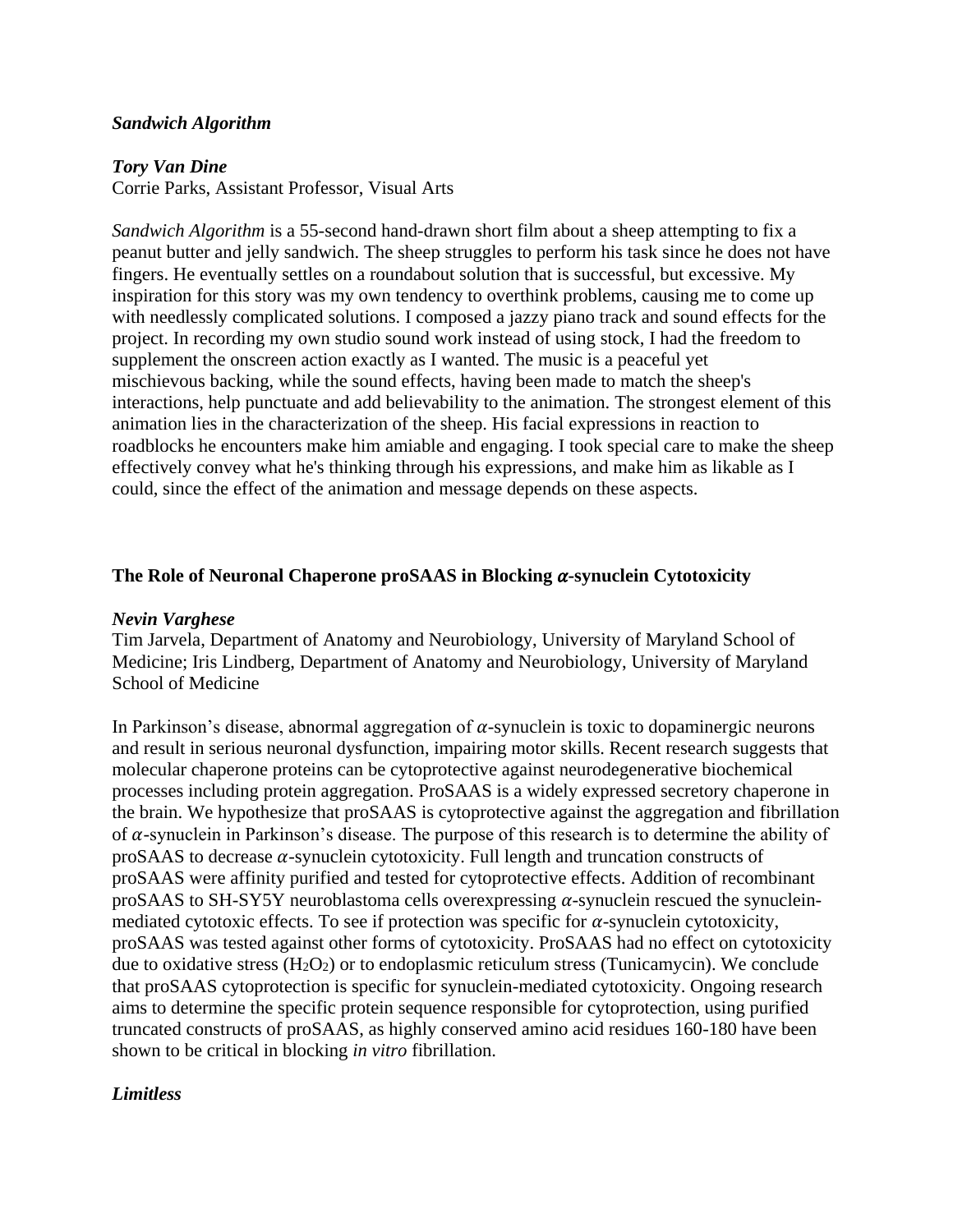***Sandwich Algorithm***

***Tory Van Dine***
Corrie Parks, Assistant Professor, Visual Arts

*Sandwich Algorithm* is a 55-second hand-drawn short film about a sheep attempting to fix a peanut butter and jelly sandwich. The sheep struggles to perform his task since he does not have fingers. He eventually settles on a roundabout solution that is successful, but excessive. My inspiration for this story was my own tendency to overthink problems, causing me to come up with needlessly complicated solutions. I composed a jazzy piano track and sound effects for the project. In recording my own studio sound work instead of using stock, I had the freedom to supplement the onscreen action exactly as I wanted. The music is a peaceful yet mischievous backing, while the sound effects, having been made to match the sheep's interactions, help punctuate and add believability to the animation. The strongest element of this animation lies in the characterization of the sheep. His facial expressions in reaction to roadblocks he encounters make him amiable and engaging. I took special care to make the sheep effectively convey what he's thinking through his expressions, and make him as likable as I could, since the effect of the animation and message depends on these aspects.

**The Role of Neuronal Chaperone proSAAS in Blocking $\alpha$-synuclein Cytotoxicity**

***Nevin Varghese***
Tim Jarvela, Department of Anatomy and Neurobiology, University of Maryland School of Medicine; Iris Lindberg, Department of Anatomy and Neurobiology, University of Maryland School of Medicine

In Parkinson's disease, abnormal aggregation of $\alpha$-synuclein is toxic to dopaminergic neurons and result in serious neuronal dysfunction, impairing motor skills. Recent research suggests that molecular chaperone proteins can be cytoprotective against neurodegenerative biochemical processes including protein aggregation. ProSAAS is a widely expressed secretory chaperone in the brain. We hypothesize that proSAAS is cytoprotective against the aggregation and fibrillation of $\alpha$-synuclein in Parkinson's disease. The purpose of this research is to determine the ability of proSAAS to decrease $\alpha$-synuclein cytotoxicity. Full length and truncation constructs of proSAAS were affinity purified and tested for cytoprotective effects. Addition of recombinant proSAAS to SH-SY5Y neuroblastoma cells overexpressing $\alpha$-synuclein rescued the synuclein-mediated cytotoxic effects. To see if protection was specific for $\alpha$-synuclein cytotoxicity, proSAAS was tested against other forms of cytotoxicity. ProSAAS had no effect on cytotoxicity due to oxidative stress ($H_2O_2$) or to endoplasmic reticulum stress (Tunicamycin). We conclude that proSAAS cytoprotection is specific for synuclein-mediated cytotoxicity. Ongoing research aims to determine the specific protein sequence responsible for cytoprotection, using purified truncated constructs of proSAAS, as highly conserved amino acid residues 160-180 have been shown to be critical in blocking *in vitro* fibrillation.

***Limitless***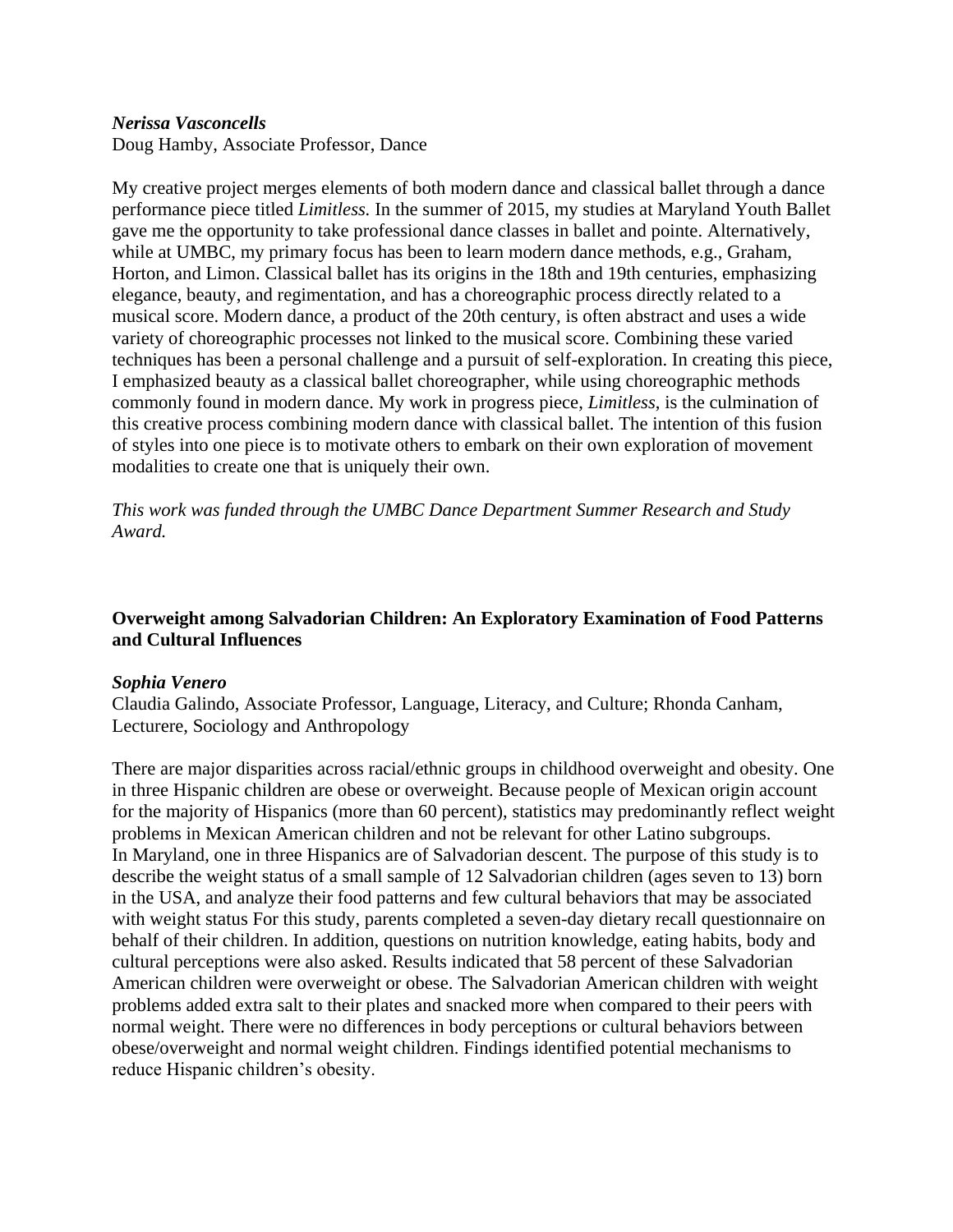***Nerissa Vasconcells***
Doug Hamby, Associate Professor, Dance

My creative project merges elements of both modern dance and classical ballet through a dance performance piece titled *Limitless.* In the summer of 2015, my studies at Maryland Youth Ballet gave me the opportunity to take professional dance classes in ballet and pointe. Alternatively, while at UMBC, my primary focus has been to learn modern dance methods, e.g., Graham, Horton, and Limon. Classical ballet has its origins in the 18th and 19th centuries, emphasizing elegance, beauty, and regimentation, and has a choreographic process directly related to a musical score. Modern dance, a product of the 20th century, is often abstract and uses a wide variety of choreographic processes not linked to the musical score. Combining these varied techniques has been a personal challenge and a pursuit of self-exploration. In creating this piece, I emphasized beauty as a classical ballet choreographer, while using choreographic methods commonly found in modern dance. My work in progress piece, *Limitless*, is the culmination of this creative process combining modern dance with classical ballet. The intention of this fusion of styles into one piece is to motivate others to embark on their own exploration of movement modalities to create one that is uniquely their own.

*This work was funded through the UMBC Dance Department Summer Research and Study Award.*

**Overweight among Salvadorian Children: An Exploratory Examination of Food Patterns and Cultural Influences**

***Sophia Venero***
Claudia Galindo, Associate Professor, Language, Literacy, and Culture; Rhonda Canham, Lecturere, Sociology and Anthropology

There are major disparities across racial/ethnic groups in childhood overweight and obesity. One in three Hispanic children are obese or overweight. Because people of Mexican origin account for the majority of Hispanics (more than 60 percent), statistics may predominantly reflect weight problems in Mexican American children and not be relevant for other Latino subgroups. In Maryland, one in three Hispanics are of Salvadorian descent. The purpose of this study is to describe the weight status of a small sample of 12 Salvadorian children (ages seven to 13) born in the USA, and analyze their food patterns and few cultural behaviors that may be associated with weight status For this study, parents completed a seven-day dietary recall questionnaire on behalf of their children. In addition, questions on nutrition knowledge, eating habits, body and cultural perceptions were also asked. Results indicated that 58 percent of these Salvadorian American children were overweight or obese. The Salvadorian American children with weight problems added extra salt to their plates and snacked more when compared to their peers with normal weight. There were no differences in body perceptions or cultural behaviors between obese/overweight and normal weight children. Findings identified potential mechanisms to reduce Hispanic children's obesity.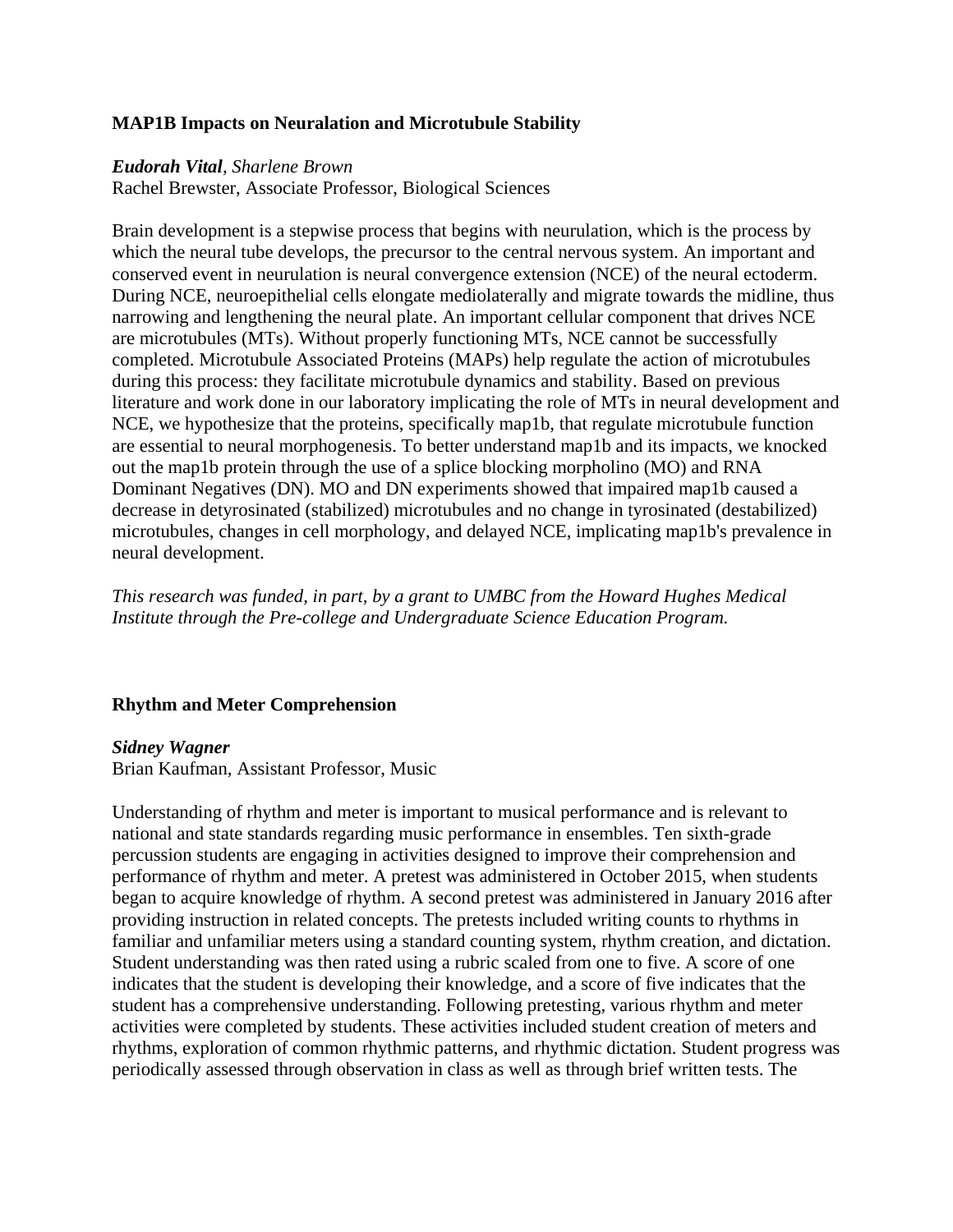### MAP1B Impacts on Neuralation and Microtubule Stability

***Eudorah Vital***, *Sharlene Brown*
Rachel Brewster, Associate Professor, Biological Sciences

Brain development is a stepwise process that begins with neurulation, which is the process by which the neural tube develops, the precursor to the central nervous system. An important and conserved event in neurulation is neural convergence extension (NCE) of the neural ectoderm. During NCE, neuroepithelial cells elongate mediolaterally and migrate towards the midline, thus narrowing and lengthening the neural plate. An important cellular component that drives NCE are microtubules (MTs). Without properly functioning MTs, NCE cannot be successfully completed. Microtubule Associated Proteins (MAPs) help regulate the action of microtubules during this process: they facilitate microtubule dynamics and stability. Based on previous literature and work done in our laboratory implicating the role of MTs in neural development and NCE, we hypothesize that the proteins, specifically map1b, that regulate microtubule function are essential to neural morphogenesis. To better understand map1b and its impacts, we knocked out the map1b protein through the use of a splice blocking morpholino (MO) and RNA Dominant Negatives (DN). MO and DN experiments showed that impaired map1b caused a decrease in detyrosinated (stabilized) microtubules and no change in tyrosinated (destabilized) microtubules, changes in cell morphology, and delayed NCE, implicating map1b's prevalence in neural development.

*This research was funded, in part, by a grant to UMBC from the Howard Hughes Medical Institute through the Pre-college and Undergraduate Science Education Program.*

### Rhythm and Meter Comprehension

***Sidney Wagner***
Brian Kaufman, Assistant Professor, Music

Understanding of rhythm and meter is important to musical performance and is relevant to national and state standards regarding music performance in ensembles. Ten sixth-grade percussion students are engaging in activities designed to improve their comprehension and performance of rhythm and meter. A pretest was administered in October 2015, when students began to acquire knowledge of rhythm. A second pretest was administered in January 2016 after providing instruction in related concepts. The pretests included writing counts to rhythms in familiar and unfamiliar meters using a standard counting system, rhythm creation, and dictation. Student understanding was then rated using a rubric scaled from one to five. A score of one indicates that the student is developing their knowledge, and a score of five indicates that the student has a comprehensive understanding. Following pretesting, various rhythm and meter activities were completed by students. These activities included student creation of meters and rhythms, exploration of common rhythmic patterns, and rhythmic dictation. Student progress was periodically assessed through observation in class as well as through brief written tests. The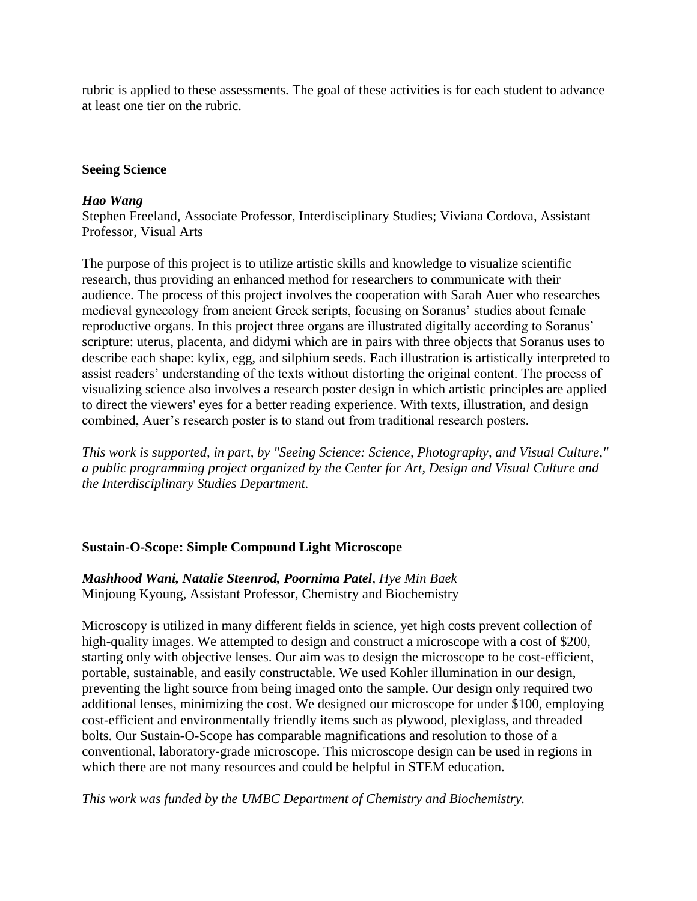rubric is applied to these assessments. The goal of these activities is for each student to advance at least one tier on the rubric.

### Seeing Science

***Hao Wang***
Stephen Freeland, Associate Professor, Interdisciplinary Studies; Viviana Cordova, Assistant Professor, Visual Arts

The purpose of this project is to utilize artistic skills and knowledge to visualize scientific research, thus providing an enhanced method for researchers to communicate with their audience. The process of this project involves the cooperation with Sarah Auer who researches medieval gynecology from ancient Greek scripts, focusing on Soranus' studies about female reproductive organs. In this project three organs are illustrated digitally according to Soranus' scripture: uterus, placenta, and didymi which are in pairs with three objects that Soranus uses to describe each shape: kylix, egg, and silphium seeds. Each illustration is artistically interpreted to assist readers' understanding of the texts without distorting the original content. The process of visualizing science also involves a research poster design in which artistic principles are applied to direct the viewers' eyes for a better reading experience. With texts, illustration, and design combined, Auer's research poster is to stand out from traditional research posters.

*This work is supported, in part, by "Seeing Science: Science, Photography, and Visual Culture," a public programming project organized by the Center for Art, Design and Visual Culture and the Interdisciplinary Studies Department.*

### Sustain-O-Scope: Simple Compound Light Microscope

***Mashhood Wani, Natalie Steenrod, Poornima Patel****, Hye Min Baek*
Minjoung Kyoung, Assistant Professor, Chemistry and Biochemistry

Microscopy is utilized in many different fields in science, yet high costs prevent collection of high-quality images. We attempted to design and construct a microscope with a cost of $200, starting only with objective lenses. Our aim was to design the microscope to be cost-efficient, portable, sustainable, and easily constructable. We used Kohler illumination in our design, preventing the light source from being imaged onto the sample. Our design only required two additional lenses, minimizing the cost. We designed our microscope for under $100, employing cost-efficient and environmentally friendly items such as plywood, plexiglass, and threaded bolts. Our Sustain-O-Scope has comparable magnifications and resolution to those of a conventional, laboratory-grade microscope. This microscope design can be used in regions in which there are not many resources and could be helpful in STEM education.

*This work was funded by the UMBC Department of Chemistry and Biochemistry.*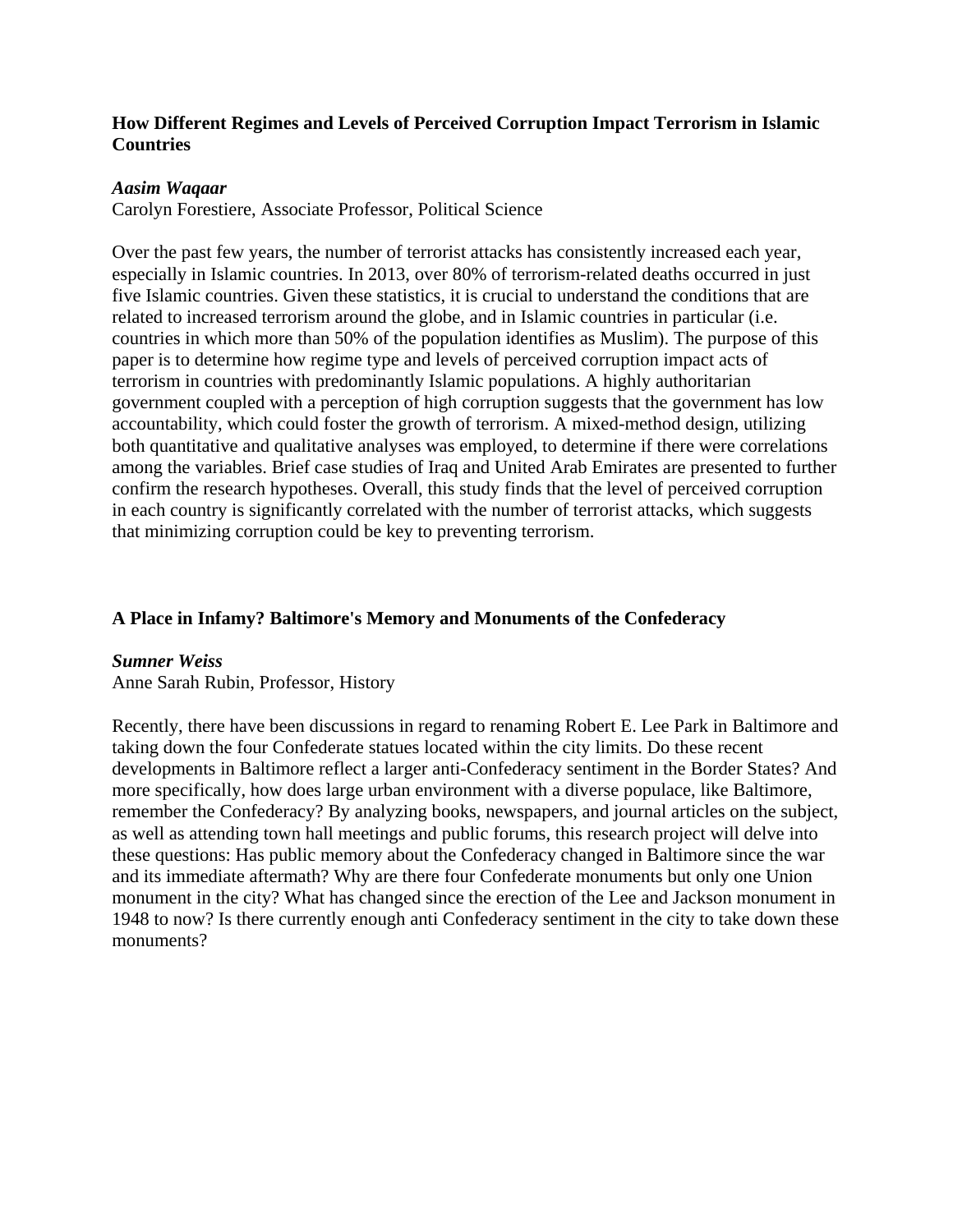### How Different Regimes and Levels of Perceived Corruption Impact Terrorism in Islamic Countries

***Aasim Waqaar***
Carolyn Forestiere, Associate Professor, Political Science

Over the past few years, the number of terrorist attacks has consistently increased each year, especially in Islamic countries. In 2013, over 80% of terrorism-related deaths occurred in just five Islamic countries. Given these statistics, it is crucial to understand the conditions that are related to increased terrorism around the globe, and in Islamic countries in particular (i.e. countries in which more than 50% of the population identifies as Muslim). The purpose of this paper is to determine how regime type and levels of perceived corruption impact acts of terrorism in countries with predominantly Islamic populations. A highly authoritarian government coupled with a perception of high corruption suggests that the government has low accountability, which could foster the growth of terrorism. A mixed-method design, utilizing both quantitative and qualitative analyses was employed, to determine if there were correlations among the variables. Brief case studies of Iraq and United Arab Emirates are presented to further confirm the research hypotheses. Overall, this study finds that the level of perceived corruption in each country is significantly correlated with the number of terrorist attacks, which suggests that minimizing corruption could be key to preventing terrorism.

### A Place in Infamy? Baltimore's Memory and Monuments of the Confederacy

***Sumner Weiss***
Anne Sarah Rubin, Professor, History

Recently, there have been discussions in regard to renaming Robert E. Lee Park in Baltimore and taking down the four Confederate statues located within the city limits. Do these recent developments in Baltimore reflect a larger anti-Confederacy sentiment in the Border States? And more specifically, how does large urban environment with a diverse populace, like Baltimore, remember the Confederacy? By analyzing books, newspapers, and journal articles on the subject, as well as attending town hall meetings and public forums, this research project will delve into these questions: Has public memory about the Confederacy changed in Baltimore since the war and its immediate aftermath? Why are there four Confederate monuments but only one Union monument in the city? What has changed since the erection of the Lee and Jackson monument in 1948 to now? Is there currently enough anti Confederacy sentiment in the city to take down these monuments?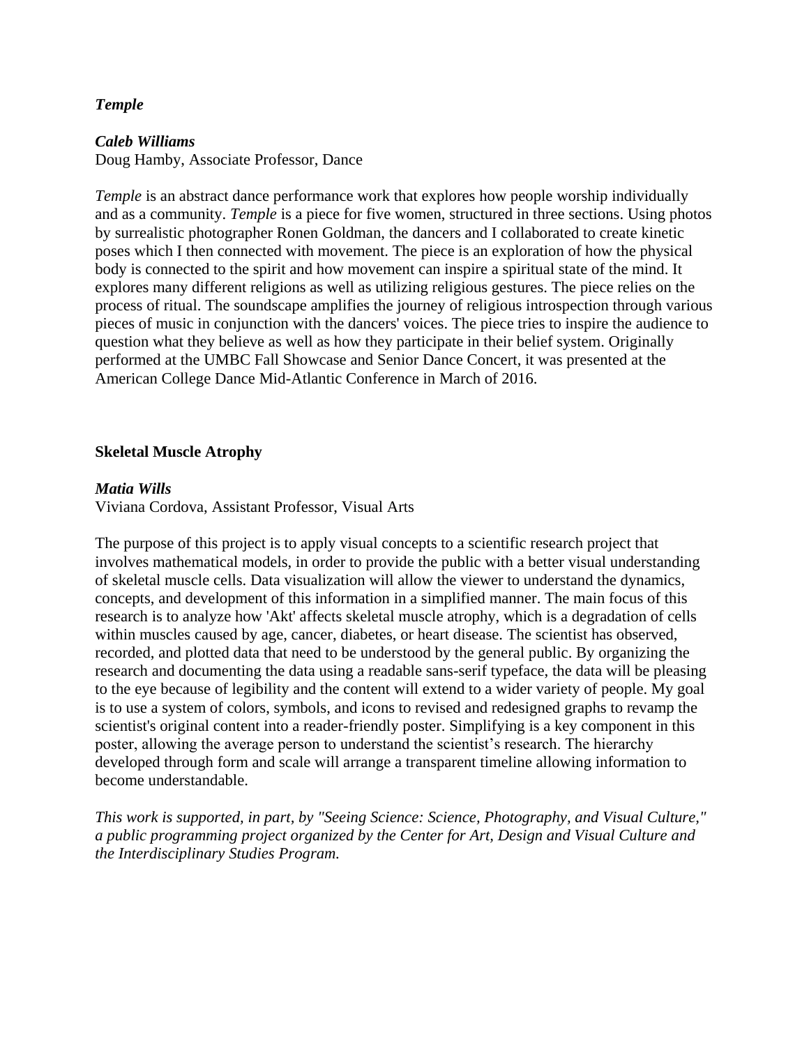### *Temple*

***Caleb Williams***
Doug Hamby, Associate Professor, Dance

*Temple* is an abstract dance performance work that explores how people worship individually and as a community. *Temple* is a piece for five women, structured in three sections. Using photos by surrealistic photographer Ronen Goldman, the dancers and I collaborated to create kinetic poses which I then connected with movement. The piece is an exploration of how the physical body is connected to the spirit and how movement can inspire a spiritual state of the mind. It explores many different religions as well as utilizing religious gestures. The piece relies on the process of ritual. The soundscape amplifies the journey of religious introspection through various pieces of music in conjunction with the dancers' voices. The piece tries to inspire the audience to question what they believe as well as how they participate in their belief system. Originally performed at the UMBC Fall Showcase and Senior Dance Concert, it was presented at the American College Dance Mid-Atlantic Conference in March of 2016.

### Skeletal Muscle Atrophy

***Matia Wills***
Viviana Cordova, Assistant Professor, Visual Arts

The purpose of this project is to apply visual concepts to a scientific research project that involves mathematical models, in order to provide the public with a better visual understanding of skeletal muscle cells. Data visualization will allow the viewer to understand the dynamics, concepts, and development of this information in a simplified manner. The main focus of this research is to analyze how 'Akt' affects skeletal muscle atrophy, which is a degradation of cells within muscles caused by age, cancer, diabetes, or heart disease. The scientist has observed, recorded, and plotted data that need to be understood by the general public. By organizing the research and documenting the data using a readable sans-serif typeface, the data will be pleasing to the eye because of legibility and the content will extend to a wider variety of people. My goal is to use a system of colors, symbols, and icons to revised and redesigned graphs to revamp the scientist's original content into a reader-friendly poster. Simplifying is a key component in this poster, allowing the average person to understand the scientist's research. The hierarchy developed through form and scale will arrange a transparent timeline allowing information to become understandable.

*This work is supported, in part, by "Seeing Science: Science, Photography, and Visual Culture," a public programming project organized by the Center for Art, Design and Visual Culture and the Interdisciplinary Studies Program.*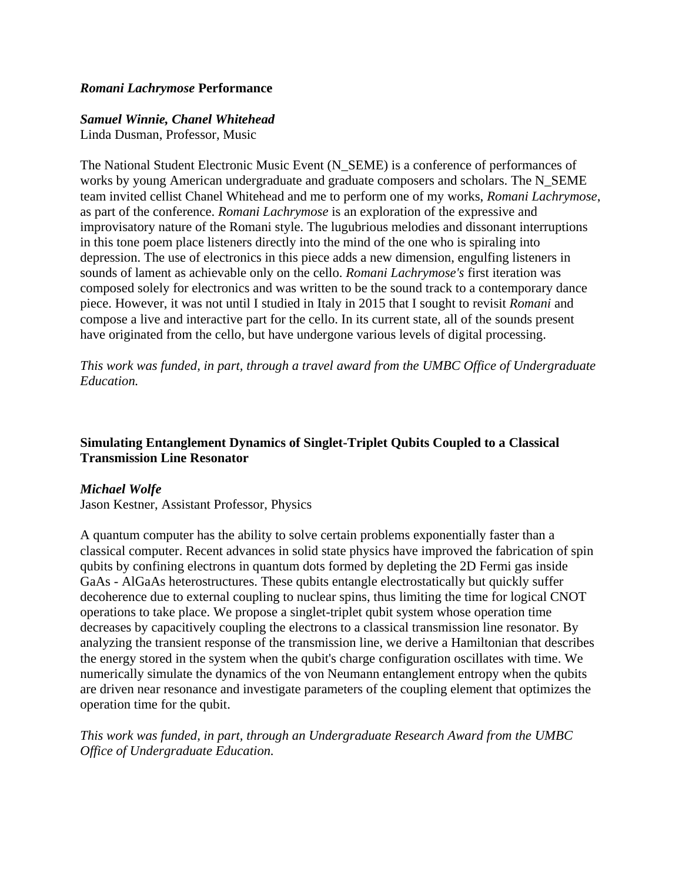### ***Romani Lachrymose*** **Performance**

***Samuel Winnie, Chanel Whitehead***
Linda Dusman, Professor, Music

The National Student Electronic Music Event (N_SEME) is a conference of performances of works by young American undergraduate and graduate composers and scholars. The N_SEME team invited cellist Chanel Whitehead and me to perform one of my works, *Romani Lachrymose*, as part of the conference. *Romani Lachrymose* is an exploration of the expressive and improvisatory nature of the Romani style. The lugubrious melodies and dissonant interruptions in this tone poem place listeners directly into the mind of the one who is spiraling into depression. The use of electronics in this piece adds a new dimension, engulfing listeners in sounds of lament as achievable only on the cello. *Romani Lachrymose's* first iteration was composed solely for electronics and was written to be the sound track to a contemporary dance piece. However, it was not until I studied in Italy in 2015 that I sought to revisit *Romani* and compose a live and interactive part for the cello. In its current state, all of the sounds present have originated from the cello, but have undergone various levels of digital processing.

*This work was funded, in part, through a travel award from the UMBC Office of Undergraduate Education.*

### **Simulating Entanglement Dynamics of Singlet-Triplet Qubits Coupled to a Classical Transmission Line Resonator**

***Michael Wolfe***
Jason Kestner, Assistant Professor, Physics

A quantum computer has the ability to solve certain problems exponentially faster than a classical computer. Recent advances in solid state physics have improved the fabrication of spin qubits by confining electrons in quantum dots formed by depleting the 2D Fermi gas inside GaAs - AlGaAs heterostructures. These qubits entangle electrostatically but quickly suffer decoherence due to external coupling to nuclear spins, thus limiting the time for logical CNOT operations to take place. We propose a singlet-triplet qubit system whose operation time decreases by capacitively coupling the electrons to a classical transmission line resonator. By analyzing the transient response of the transmission line, we derive a Hamiltonian that describes the energy stored in the system when the qubit's charge configuration oscillates with time. We numerically simulate the dynamics of the von Neumann entanglement entropy when the qubits are driven near resonance and investigate parameters of the coupling element that optimizes the operation time for the qubit.

*This work was funded, in part, through an Undergraduate Research Award from the UMBC Office of Undergraduate Education.*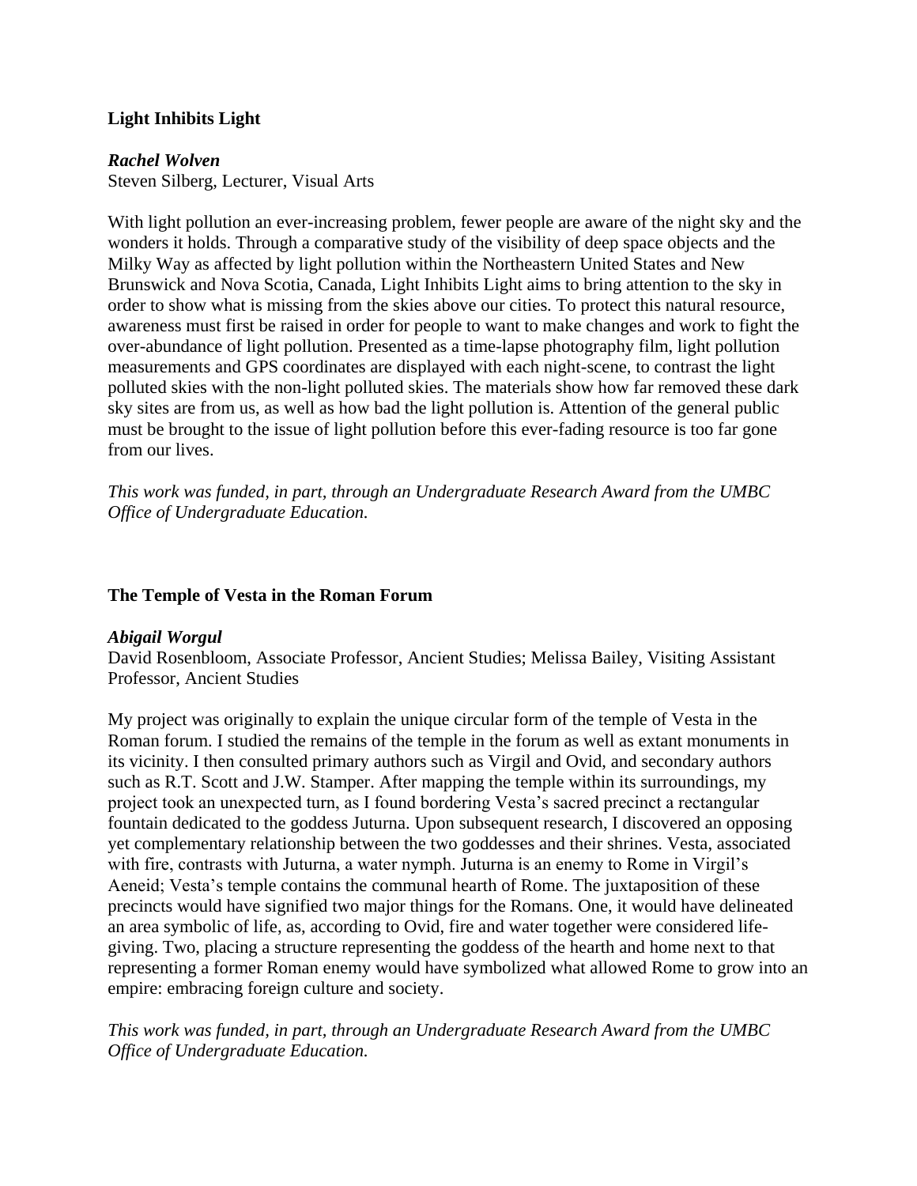### Light Inhibits Light

***Rachel Wolven***
Steven Silberg, Lecturer, Visual Arts

With light pollution an ever-increasing problem, fewer people are aware of the night sky and the wonders it holds. Through a comparative study of the visibility of deep space objects and the Milky Way as affected by light pollution within the Northeastern United States and New Brunswick and Nova Scotia, Canada, Light Inhibits Light aims to bring attention to the sky in order to show what is missing from the skies above our cities. To protect this natural resource, awareness must first be raised in order for people to want to make changes and work to fight the over-abundance of light pollution. Presented as a time-lapse photography film, light pollution measurements and GPS coordinates are displayed with each night-scene, to contrast the light polluted skies with the non-light polluted skies. The materials show how far removed these dark sky sites are from us, as well as how bad the light pollution is. Attention of the general public must be brought to the issue of light pollution before this ever-fading resource is too far gone from our lives.

*This work was funded, in part, through an Undergraduate Research Award from the UMBC Office of Undergraduate Education.*

### The Temple of Vesta in the Roman Forum

***Abigail Worgul***
David Rosenbloom, Associate Professor, Ancient Studies; Melissa Bailey, Visiting Assistant Professor, Ancient Studies

My project was originally to explain the unique circular form of the temple of Vesta in the Roman forum. I studied the remains of the temple in the forum as well as extant monuments in its vicinity. I then consulted primary authors such as Virgil and Ovid, and secondary authors such as R.T. Scott and J.W. Stamper. After mapping the temple within its surroundings, my project took an unexpected turn, as I found bordering Vesta's sacred precinct a rectangular fountain dedicated to the goddess Juturna. Upon subsequent research, I discovered an opposing yet complementary relationship between the two goddesses and their shrines. Vesta, associated with fire, contrasts with Juturna, a water nymph. Juturna is an enemy to Rome in Virgil's Aeneid; Vesta's temple contains the communal hearth of Rome. The juxtaposition of these precincts would have signified two major things for the Romans. One, it would have delineated an area symbolic of life, as, according to Ovid, fire and water together were considered life-giving. Two, placing a structure representing the goddess of the hearth and home next to that representing a former Roman enemy would have symbolized what allowed Rome to grow into an empire: embracing foreign culture and society.

*This work was funded, in part, through an Undergraduate Research Award from the UMBC Office of Undergraduate Education.*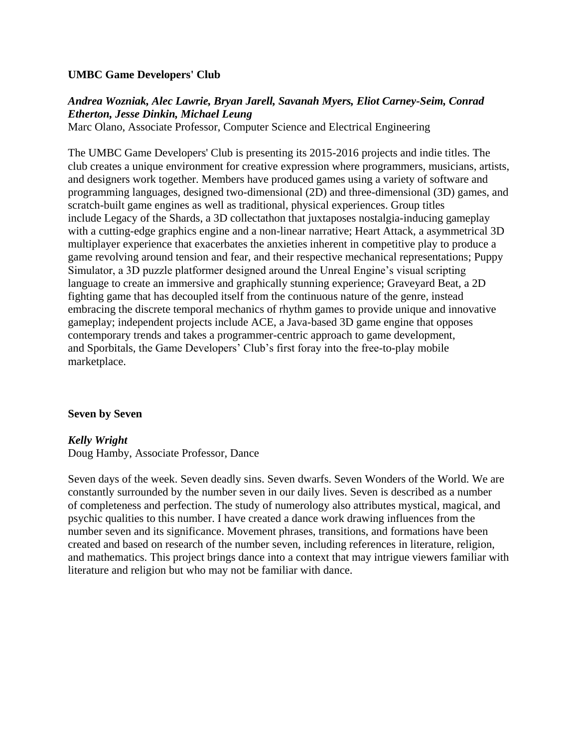**UMBC Game Developers' Club**

***Andrea Wozniak, Alec Lawrie, Bryan Jarell, Savanah Myers, Eliot Carney-Seim, Conrad Etherton, Jesse Dinkin, Michael Leung***
Marc Olano, Associate Professor, Computer Science and Electrical Engineering

The UMBC Game Developers' Club is presenting its 2015-2016 projects and indie titles. The club creates a unique environment for creative expression where programmers, musicians, artists, and designers work together. Members have produced games using a variety of software and programming languages, designed two-dimensional (2D) and three-dimensional (3D) games, and scratch-built game engines as well as traditional, physical experiences. Group titles include Legacy of the Shards, a 3D collectathon that juxtaposes nostalgia-inducing gameplay with a cutting-edge graphics engine and a non-linear narrative; Heart Attack, a asymmetrical 3D multiplayer experience that exacerbates the anxieties inherent in competitive play to produce a game revolving around tension and fear, and their respective mechanical representations; Puppy Simulator, a 3D puzzle platformer designed around the Unreal Engine's visual scripting language to create an immersive and graphically stunning experience; Graveyard Beat, a 2D fighting game that has decoupled itself from the continuous nature of the genre, instead embracing the discrete temporal mechanics of rhythm games to provide unique and innovative gameplay; independent projects include ACE, a Java-based 3D game engine that opposes contemporary trends and takes a programmer-centric approach to game development, and Sporbitals, the Game Developers' Club's first foray into the free-to-play mobile marketplace.

**Seven by Seven**

***Kelly Wright***
Doug Hamby, Associate Professor, Dance

Seven days of the week. Seven deadly sins. Seven dwarfs. Seven Wonders of the World. We are constantly surrounded by the number seven in our daily lives. Seven is described as a number of completeness and perfection. The study of numerology also attributes mystical, magical, and psychic qualities to this number. I have created a dance work drawing influences from the number seven and its significance. Movement phrases, transitions, and formations have been created and based on research of the number seven, including references in literature, religion, and mathematics. This project brings dance into a context that may intrigue viewers familiar with literature and religion but who may not be familiar with dance.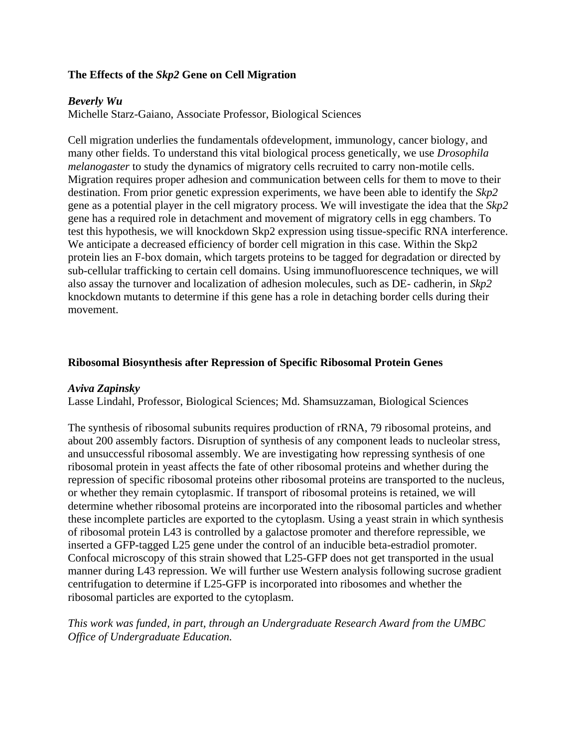### The Effects of the *Skp2* Gene on Cell Migration

***Beverly Wu***
Michelle Starz-Gaiano, Associate Professor, Biological Sciences

Cell migration underlies the fundamentals ofdevelopment, immunology, cancer biology, and many other fields. To understand this vital biological process genetically, we use *Drosophila melanogaster* to study the dynamics of migratory cells recruited to carry non-motile cells. Migration requires proper adhesion and communication between cells for them to move to their destination. From prior genetic expression experiments, we have been able to identify the *Skp2* gene as a potential player in the cell migratory process. We will investigate the idea that the *Skp2* gene has a required role in detachment and movement of migratory cells in egg chambers. To test this hypothesis, we will knockdown Skp2 expression using tissue-specific RNA interference. We anticipate a decreased efficiency of border cell migration in this case. Within the Skp2 protein lies an F-box domain, which targets proteins to be tagged for degradation or directed by sub-cellular trafficking to certain cell domains. Using immunofluorescence techniques, we will also assay the turnover and localization of adhesion molecules, such as DE- cadherin, in *Skp2* knockdown mutants to determine if this gene has a role in detaching border cells during their movement.

### Ribosomal Biosynthesis after Repression of Specific Ribosomal Protein Genes

***Aviva Zapinsky***
Lasse Lindahl, Professor, Biological Sciences; Md. Shamsuzzaman, Biological Sciences

The synthesis of ribosomal subunits requires production of rRNA, 79 ribosomal proteins, and about 200 assembly factors. Disruption of synthesis of any component leads to nucleolar stress, and unsuccessful ribosomal assembly. We are investigating how repressing synthesis of one ribosomal protein in yeast affects the fate of other ribosomal proteins and whether during the repression of specific ribosomal proteins other ribosomal proteins are transported to the nucleus, or whether they remain cytoplasmic. If transport of ribosomal proteins is retained, we will determine whether ribosomal proteins are incorporated into the ribosomal particles and whether these incomplete particles are exported to the cytoplasm. Using a yeast strain in which synthesis of ribosomal protein L43 is controlled by a galactose promoter and therefore repressible, we inserted a GFP-tagged L25 gene under the control of an inducible beta-estradiol promoter. Confocal microscopy of this strain showed that L25-GFP does not get transported in the usual manner during L43 repression. We will further use Western analysis following sucrose gradient centrifugation to determine if L25-GFP is incorporated into ribosomes and whether the ribosomal particles are exported to the cytoplasm.

*This work was funded, in part, through an Undergraduate Research Award from the UMBC Office of Undergraduate Education.*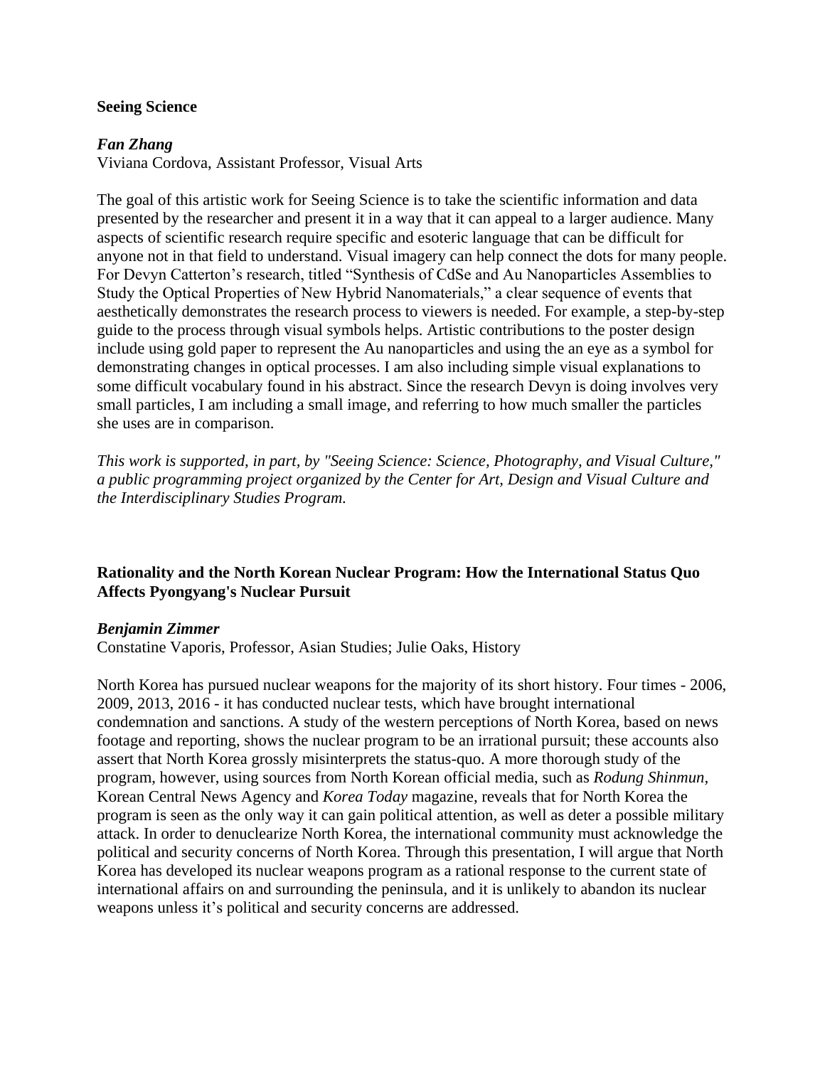**Seeing Science**

***Fan Zhang***
Viviana Cordova, Assistant Professor, Visual Arts

The goal of this artistic work for Seeing Science is to take the scientific information and data presented by the researcher and present it in a way that it can appeal to a larger audience. Many aspects of scientific research require specific and esoteric language that can be difficult for anyone not in that field to understand. Visual imagery can help connect the dots for many people. For Devyn Catterton's research, titled "Synthesis of CdSe and Au Nanoparticles Assemblies to Study the Optical Properties of New Hybrid Nanomaterials," a clear sequence of events that aesthetically demonstrates the research process to viewers is needed. For example, a step-by-step guide to the process through visual symbols helps. Artistic contributions to the poster design include using gold paper to represent the Au nanoparticles and using the an eye as a symbol for demonstrating changes in optical processes. I am also including simple visual explanations to some difficult vocabulary found in his abstract. Since the research Devyn is doing involves very small particles, I am including a small image, and referring to how much smaller the particles she uses are in comparison.

*This work is supported, in part, by "Seeing Science: Science, Photography, and Visual Culture," a public programming project organized by the Center for Art, Design and Visual Culture and the Interdisciplinary Studies Program.*

**Rationality and the North Korean Nuclear Program: How the International Status Quo Affects Pyongyang's Nuclear Pursuit**

***Benjamin Zimmer***
Constatine Vaporis, Professor, Asian Studies; Julie Oaks, History

North Korea has pursued nuclear weapons for the majority of its short history. Four times - 2006, 2009, 2013, 2016 - it has conducted nuclear tests, which have brought international condemnation and sanctions. A study of the western perceptions of North Korea, based on news footage and reporting, shows the nuclear program to be an irrational pursuit; these accounts also assert that North Korea grossly misinterprets the status-quo. A more thorough study of the program, however, using sources from North Korean official media, such as *Rodung Shinmun,* Korean Central News Agency and *Korea Today* magazine, reveals that for North Korea the program is seen as the only way it can gain political attention, as well as deter a possible military attack. In order to denuclearize North Korea, the international community must acknowledge the political and security concerns of North Korea. Through this presentation, I will argue that North Korea has developed its nuclear weapons program as a rational response to the current state of international affairs on and surrounding the peninsula, and it is unlikely to abandon its nuclear weapons unless it's political and security concerns are addressed.